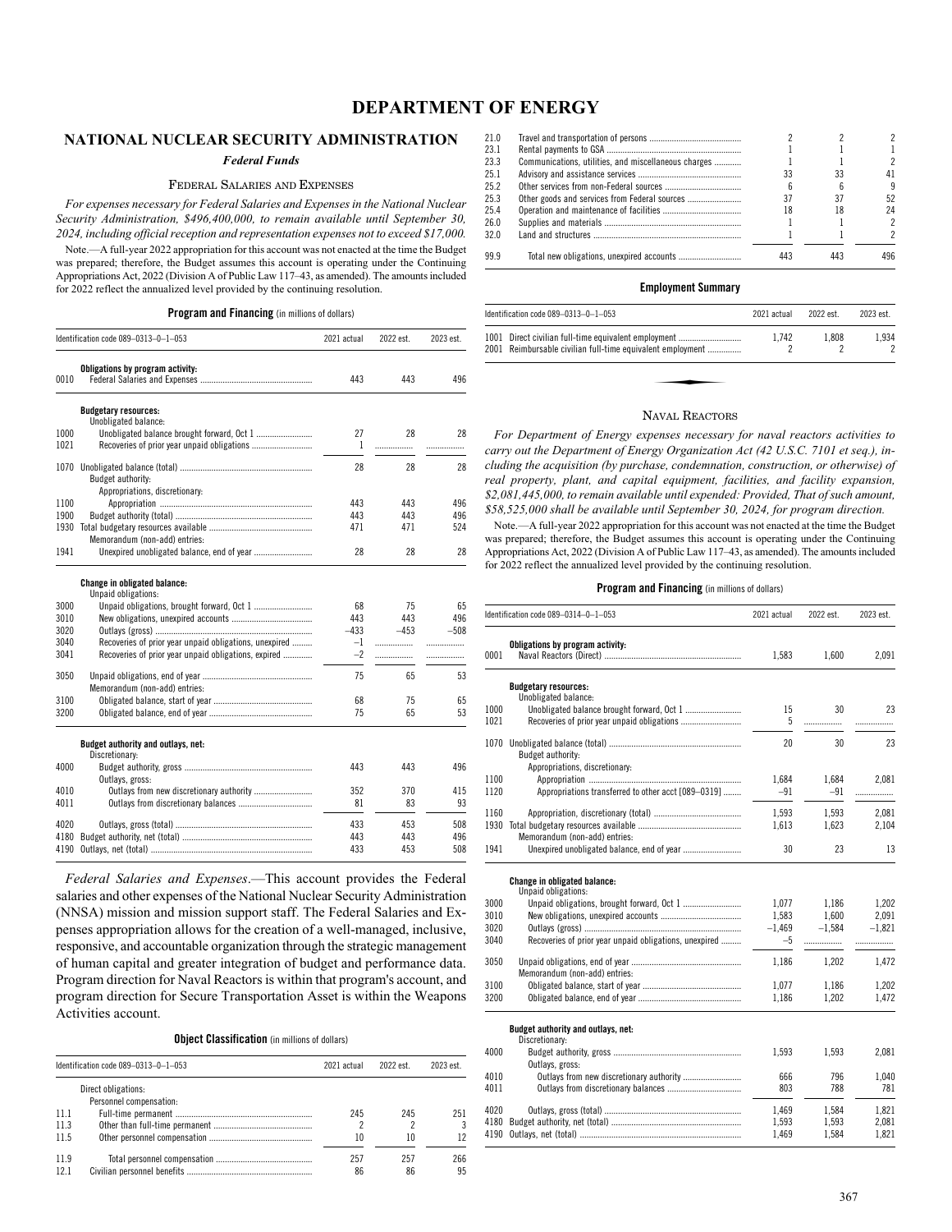# DEPARTMENT OF ENERGY

## NATIONAL NUCLEAR SECURITY ADMINISTRATION

### *Federal Funds*

#### Federal Salaries and Expenses

*For expenses necessary for Federal Salaries and Expenses in the National Nuclear Security Administration, $496,400,000, to remain available until September 30, 2024, including official reception and representation expenses not to exceed $17,000.*

Note.—A full-year 2022 appropriation for this account was not enacted at the time the Budget was prepared; therefore, the Budget assumes this account is operating under the Continuing Appropriations Act, 2022 (Division A of Public Law 117–43, as amended). The amounts included for 2022 reflect the annualized level provided by the continuing resolution.

**Program and Financing** (in millions of dollars)

| Identification code 089–0313–0–1–053 | | 2021 actual | 2022 est. | 2023 est. |
|---|---|---|---|---|
| | **Obligations by program activity:** | | | |
| 0010 | Federal Salaries and Expenses | 443 | 443 | 496 |
| | **Budgetary resources:** | | | |
| | Unobligated balance: | | | |
| 1000 | Unobligated balance brought forward, Oct 1 | 27 | 28 | 28 |
| 1021 | Recoveries of prior year unpaid obligations | 1 | | |
| 1070 | Unobligated balance (total) | 28 | 28 | 28 |
| | Budget authority: | | | |
| | Appropriations, discretionary: | | | |
| 1100 | Appropriation | 443 | 443 | 496 |
| 1900 | Budget authority (total) | 443 | 443 | 496 |
| 1930 | Total budgetary resources available | 471 | 471 | 524 |
| | Memorandum (non-add) entries: | | | |
| 1941 | Unexpired unobligated balance, end of year | 28 | 28 | 28 |
| | **Change in obligated balance:** | | | |
| | Unpaid obligations: | | | |
| 3000 | Unpaid obligations, brought forward, Oct 1 | 68 | 75 | 65 |
| 3010 | New obligations, unexpired accounts | 443 | 443 | 496 |
| 3020 | Outlays (gross) | –433 | –453 | –508 |
| 3040 | Recoveries of prior year unpaid obligations, unexpired | –1 | | |
| 3041 | Recoveries of prior year unpaid obligations, expired | –2 | | |
| 3050 | Unpaid obligations, end of year | 75 | 65 | 53 |
| | Memorandum (non-add) entries: | | | |
| 3100 | Obligated balance, start of year | 68 | 75 | 65 |
| 3200 | Obligated balance, end of year | 75 | 65 | 53 |
| | **Budget authority and outlays, net:** | | | |
| | Discretionary: | | | |
| 4000 | Budget authority, gross | 443 | 443 | 496 |
| | Outlays, gross: | | | |
| 4010 | Outlays from new discretionary authority | 352 | 370 | 415 |
| 4011 | Outlays from discretionary balances | 81 | 83 | 93 |
| 4020 | Outlays, gross (total) | 433 | 453 | 508 |
| 4180 | Budget authority, net (total) | 443 | 443 | 496 |
| 4190 | Outlays, net (total) | 433 | 453 | 508 |

*Federal Salaries and Expenses*.—This account provides the Federal salaries and other expenses of the National Nuclear Security Administration (NNSA) mission and mission support staff. The Federal Salaries and Expenses appropriation allows for the creation of a well-managed, inclusive, responsive, and accountable organization through the strategic management of human capital and greater integration of budget and performance data. Program direction for Naval Reactors is within that program's account, and program direction for Secure Transportation Asset is within the Weapons Activities account.

**Object Classification** (in millions of dollars)

| Identification code 089–0313–0–1–053 | | 2021 actual | 2022 est. | 2023 est. |
|---|---|---|---|---|
| | Direct obligations: | | | |
| | Personnel compensation: | | | |
| 11.1 | Full-time permanent | 245 | 245 | 251 |
| 11.3 | Other than full-time permanent | 2 | 2 | 3 |
| 11.5 | Other personnel compensation | 10 | 10 | 12 |
| 11.9 | Total personnel compensation | 257 | 257 | 266 |
| 12.1 | Civilian personnel benefits | 86 | 86 | 95 |
| 21.0 | Travel and transportation of persons | 2 | 2 | 2 |
| 23.1 | Rental payments to GSA | 1 | 1 | 1 |
| 23.3 | Communications, utilities, and miscellaneous charges | 1 | 1 | 2 |
| 25.1 | Advisory and assistance services | 33 | 33 | 41 |
| 25.2 | Other services from non-Federal sources | 6 | 6 | 9 |
| 25.3 | Other goods and services from Federal sources | 37 | 37 | 52 |
| 25.4 | Operation and maintenance of facilities | 18 | 18 | 24 |
| 26.0 | Supplies and materials | 1 | 1 | 2 |
| 32.0 | Land and structures | 1 | 1 | 2 |
| 99.9 | Total new obligations, unexpired accounts | 443 | 443 | 496 |

**Employment Summary**

| Identification code 089–0313–0–1–053 | | 2021 actual | 2022 est. | 2023 est. |
|---|---|---|---|---|
| 1001 | Direct civilian full-time equivalent employment | 1,742 | 1,808 | 1,934 |
| 2001 | Reimbursable civilian full-time equivalent employment | 2 | 2 | 2 |

#### Naval Reactors

*For Department of Energy expenses necessary for naval reactors activities to carry out the Department of Energy Organization Act (42 U.S.C. 7101 et seq.), including the acquisition (by purchase, condemnation, construction, or otherwise) of real property, plant, and capital equipment, facilities, and facility expansion, $2,081,445,000, to remain available until expended: Provided, That of such amount, $58,525,000 shall be available until September 30, 2024, for program direction.*

Note.—A full-year 2022 appropriation for this account was not enacted at the time the Budget was prepared; therefore, the Budget assumes this account is operating under the Continuing Appropriations Act, 2022 (Division A of Public Law 117–43, as amended). The amounts included for 2022 reflect the annualized level provided by the continuing resolution.

**Program and Financing** (in millions of dollars)

| Identification code 089–0314–0–1–053 | | 2021 actual | 2022 est. | 2023 est. |
|---|---|---|---|---|
| | **Obligations by program activity:** | | | |
| 0001 | Naval Reactors (Direct) | 1,583 | 1,600 | 2,091 |
| | **Budgetary resources:** | | | |
| | Unobligated balance: | | | |
| 1000 | Unobligated balance brought forward, Oct 1 | 15 | 30 | 23 |
| 1021 | Recoveries of prior year unpaid obligations | 5 | | |
| 1070 | Unobligated balance (total) | 20 | 30 | 23 |
| | Budget authority: | | | |
| | Appropriations, discretionary: | | | |
| 1100 | Appropriation | 1,684 | 1,684 | 2,081 |
| 1120 | Appropriations transferred to other acct [089–0319] | –91 | –91 | |
| 1160 | Appropriation, discretionary (total) | 1,593 | 1,593 | 2,081 |
| 1930 | Total budgetary resources available | 1,613 | 1,623 | 2,104 |
| | Memorandum (non-add) entries: | | | |
| 1941 | Unexpired unobligated balance, end of year | 30 | 23 | 13 |
| | **Change in obligated balance:** | | | |
| | Unpaid obligations: | | | |
| 3000 | Unpaid obligations, brought forward, Oct 1 | 1,077 | 1,186 | 1,202 |
| 3010 | New obligations, unexpired accounts | 1,583 | 1,600 | 2,091 |
| 3020 | Outlays (gross) | –1,469 | –1,584 | –1,821 |
| 3040 | Recoveries of prior year unpaid obligations, unexpired | –5 | | |
| 3050 | Unpaid obligations, end of year | 1,186 | 1,202 | 1,472 |
| | Memorandum (non-add) entries: | | | |
| 3100 | Obligated balance, start of year | 1,077 | 1,186 | 1,202 |
| 3200 | Obligated balance, end of year | 1,186 | 1,202 | 1,472 |
| | **Budget authority and outlays, net:** | | | |
| | Discretionary: | | | |
| 4000 | Budget authority, gross | 1,593 | 1,593 | 2,081 |
| | Outlays, gross: | | | |
| 4010 | Outlays from new discretionary authority | 666 | 796 | 1,040 |
| 4011 | Outlays from discretionary balances | 803 | 788 | 781 |
| 4020 | Outlays, gross (total) | 1,469 | 1,584 | 1,821 |
| 4180 | Budget authority, net (total) | 1,593 | 1,593 | 2,081 |
| 4190 | Outlays, net (total) | 1,469 | 1,584 | 1,821 |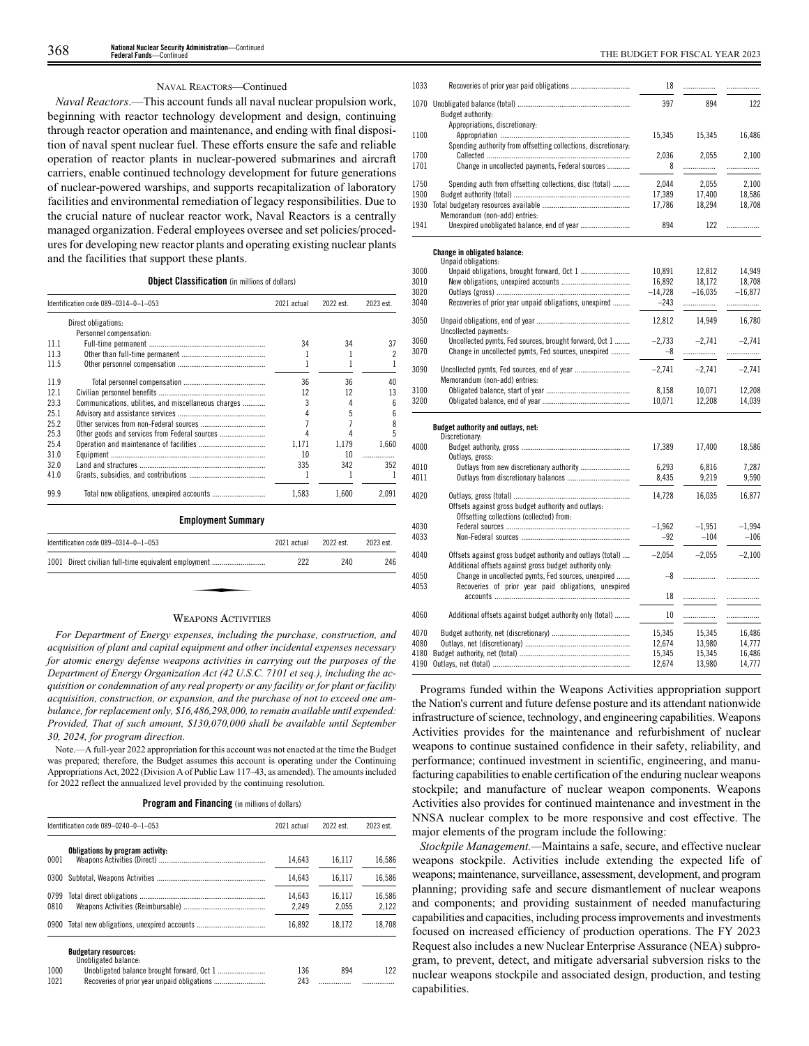NAVAL REACTORS—Continued

*Naval Reactors*.—This account funds all naval nuclear propulsion work, beginning with reactor technology development and design, continuing through reactor operation and maintenance, and ending with final disposition of naval spent nuclear fuel. These efforts ensure the safe and reliable operation of reactor plants in nuclear-powered submarines and aircraft carriers, enable continued technology development for future generations of nuclear-powered warships, and supports recapitalization of laboratory facilities and environmental remediation of legacy responsibilities. Due to the crucial nature of nuclear reactor work, Naval Reactors is a centrally managed organization. Federal employees oversee and set policies/procedures for developing new reactor plants and operating existing nuclear plants and the facilities that support these plants.

**Object Classification** (in millions of dollars)

| Identification code 089–0314–0–1–053 | | 2021 actual | 2022 est. | 2023 est. |
|---|---|---|---|---|
| | Direct obligations: | | | |
| | Personnel compensation: | | | |
| 11.1 | Full-time permanent | 34 | 34 | 37 |
| 11.3 | Other than full-time permanent | 1 | 1 | 2 |
| 11.5 | Other personnel compensation | 1 | 1 | 1 |
| 11.9 | Total personnel compensation | 36 | 36 | 40 |
| 12.1 | Civilian personnel benefits | 12 | 12 | 13 |
| 23.3 | Communications, utilities, and miscellaneous charges | 3 | 4 | 6 |
| 25.1 | Advisory and assistance services | 4 | 5 | 6 |
| 25.2 | Other services from non-Federal sources | 7 | 7 | 8 |
| 25.3 | Other goods and services from Federal sources | 4 | 4 | 5 |
| 25.4 | Operation and maintenance of facilities | 1,171 | 1,179 | 1,660 |
| 31.0 | Equipment | 10 | 10 | |
| 32.0 | Land and structures | 335 | 342 | 352 |
| 41.0 | Grants, subsidies, and contributions | 1 | 1 | 1 |
| 99.9 | Total new obligations, unexpired accounts | 1,583 | 1,600 | 2,091 |

**Employment Summary**

| Identification code 089–0314–0–1–053 | | 2021 actual | 2022 est. | 2023 est. |
|---|---|---|---|---|
| 1001 | Direct civilian full-time equivalent employment | 222 | 240 | 246 |

WEAPONS ACTIVITIES

*For Department of Energy expenses, including the purchase, construction, and acquisition of plant and capital equipment and other incidental expenses necessary for atomic energy defense weapons activities in carrying out the purposes of the Department of Energy Organization Act (42 U.S.C. 7101 et seq.), including the acquisition or condemnation of any real property or any facility or for plant or facility acquisition, construction, or expansion, and the purchase of not to exceed one ambulance, for replacement only, $16,486,298,000, to remain available until expended: Provided, That of such amount, $130,070,000 shall be available until September 30, 2024, for program direction.*

Note.—A full-year 2022 appropriation for this account was not enacted at the time the Budget was prepared; therefore, the Budget assumes this account is operating under the Continuing Appropriations Act, 2022 (Division A of Public Law 117–43, as amended). The amounts included for 2022 reflect the annualized level provided by the continuing resolution.

**Program and Financing** (in millions of dollars)

| Identification code 089–0240–0–1–053 | | 2021 actual | 2022 est. | 2023 est. |
|---|---|---|---|---|
| | **Obligations by program activity:** | | | |
| 0001 | Weapons Activities (Direct) | 14,643 | 16,117 | 16,586 |
| 0300 | Subtotal, Weapons Activities | 14,643 | 16,117 | 16,586 |
| 0799 | Total direct obligations | 14,643 | 16,117 | 16,586 |
| 0810 | Weapons Activities (Reimbursable) | 2,249 | 2,055 | 2,122 |
| 0900 | Total new obligations, unexpired accounts | 16,892 | 18,172 | 18,708 |
| | **Budgetary resources:** | | | |
| | Unobligated balance: | | | |
| 1000 | Unobligated balance brought forward, Oct 1 | 136 | 894 | 122 |
| 1021 | Recoveries of prior year unpaid obligations | 243 | | |
| 1033 | Recoveries of prior year paid obligations | 18 | | |
| 1070 | Unobligated balance (total) | 397 | 894 | 122 |
| | Budget authority: | | | |
| | Appropriations, discretionary: | | | |
| 1100 | Appropriation | 15,345 | 15,345 | 16,486 |
| | Spending authority from offsetting collections, discretionary: | | | |
| 1700 | Collected | 2,036 | 2,055 | 2,100 |
| 1701 | Change in uncollected payments, Federal sources | 8 | | |
| 1750 | Spending auth from offsetting collections, disc (total) | 2,044 | 2,055 | 2,100 |
| 1900 | Budget authority (total) | 17,389 | 17,400 | 18,586 |
| 1930 | Total budgetary resources available | 17,786 | 18,294 | 18,708 |
| | Memorandum (non-add) entries: | | | |
| 1941 | Unexpired unobligated balance, end of year | 894 | 122 | |
| | **Change in obligated balance:** | | | |
| | Unpaid obligations: | | | |
| 3000 | Unpaid obligations, brought forward, Oct 1 | 10,891 | 12,812 | 14,949 |
| 3010 | New obligations, unexpired accounts | 16,892 | 18,172 | 18,708 |
| 3020 | Outlays (gross) | −14,728 | −16,035 | −16,877 |
| 3040 | Recoveries of prior year unpaid obligations, unexpired | −243 | | |
| 3050 | Unpaid obligations, end of year | 12,812 | 14,949 | 16,780 |
| | Uncollected payments: | | | |
| 3060 | Uncollected pymts, Fed sources, brought forward, Oct 1 | −2,733 | −2,741 | −2,741 |
| 3070 | Change in uncollected pymts, Fed sources, unexpired | −8 | | |
| 3090 | Uncollected pymts, Fed sources, end of year | −2,741 | −2,741 | −2,741 |
| | Memorandum (non-add) entries: | | | |
| 3100 | Obligated balance, start of year | 8,158 | 10,071 | 12,208 |
| 3200 | Obligated balance, end of year | 10,071 | 12,208 | 14,039 |
| | **Budget authority and outlays, net:** | | | |
| | Discretionary: | | | |
| 4000 | Budget authority, gross | 17,389 | 17,400 | 18,586 |
| | Outlays, gross: | | | |
| 4010 | Outlays from new discretionary authority | 6,293 | 6,816 | 7,287 |
| 4011 | Outlays from discretionary balances | 8,435 | 9,219 | 9,590 |
| 4020 | Outlays, gross (total) | 14,728 | 16,035 | 16,877 |
| | Offsets against gross budget authority and outlays: | | | |
| | Offsetting collections (collected) from: | | | |
| 4030 | Federal sources | −1,962 | −1,951 | −1,994 |
| 4033 | Non-Federal sources | −92 | −104 | −106 |
| 4040 | Offsets against gross budget authority and outlays (total) | −2,054 | −2,055 | −2,100 |
| | Additional offsets against gross budget authority only: | | | |
| 4050 | Change in uncollected pymts, Fed sources, unexpired | −8 | | |
| 4053 | Recoveries of prior year paid obligations, unexpired accounts | 18 | | |
| 4060 | Additional offsets against budget authority only (total) | 10 | | |
| 4070 | Budget authority, net (discretionary) | 15,345 | 15,345 | 16,486 |
| 4080 | Outlays, net (discretionary) | 12,674 | 13,980 | 14,777 |
| 4180 | Budget authority, net (total) | 15,345 | 15,345 | 16,486 |
| 4190 | Outlays, net (total) | 12,674 | 13,980 | 14,777 |

Programs funded within the Weapons Activities appropriation support the Nation's current and future defense posture and its attendant nationwide infrastructure of science, technology, and engineering capabilities. Weapons Activities provides for the maintenance and refurbishment of nuclear weapons to continue sustained confidence in their safety, reliability, and performance; continued investment in scientific, engineering, and manufacturing capabilities to enable certification of the enduring nuclear weapons stockpile; and manufacture of nuclear weapon components. Weapons Activities also provides for continued maintenance and investment in the NNSA nuclear complex to be more responsive and cost effective. The major elements of the program include the following:

*Stockpile Management*.—Maintains a safe, secure, and effective nuclear weapons stockpile. Activities include extending the expected life of weapons; maintenance, surveillance, assessment, development, and program planning; providing safe and secure dismantlement of nuclear weapons and components; and providing sustainment of needed manufacturing capabilities and capacities, including process improvements and investments focused on increased efficiency of production operations. The FY 2023 Request also includes a new Nuclear Enterprise Assurance (NEA) subprogram, to prevent, detect, and mitigate adversarial subversion risks to the nuclear weapons stockpile and associated design, production, and testing capabilities.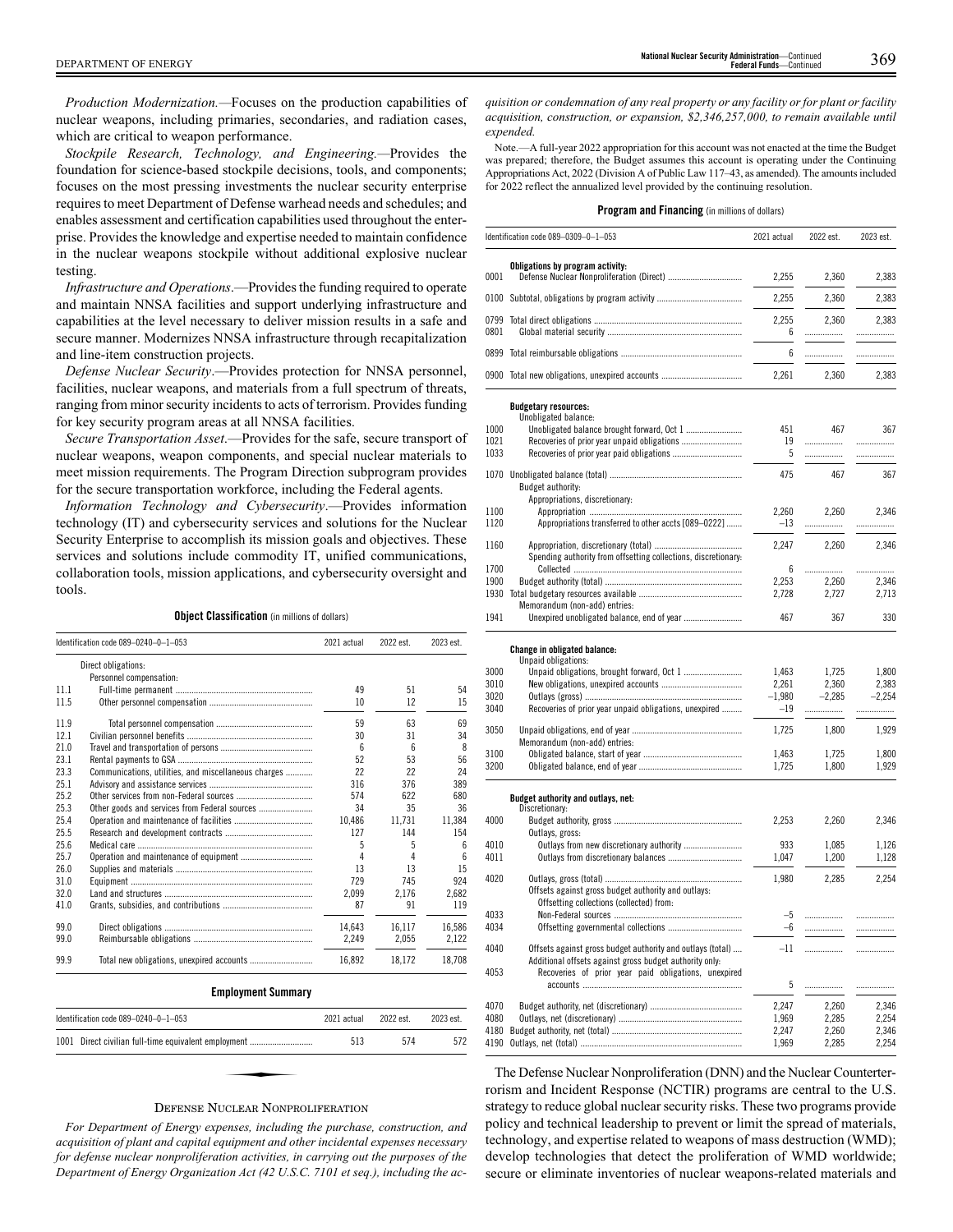*Production Modernization.*—Focuses on the production capabilities of nuclear weapons, including primaries, secondaries, and radiation cases, which are critical to weapon performance.

*Stockpile Research, Technology, and Engineering.*—Provides the foundation for science-based stockpile decisions, tools, and components; focuses on the most pressing investments the nuclear security enterprise requires to meet Department of Defense warhead needs and schedules; and enables assessment and certification capabilities used throughout the enterprise. Provides the knowledge and expertise needed to maintain confidence in the nuclear weapons stockpile without additional explosive nuclear testing.

*Infrastructure and Operations*.—Provides the funding required to operate and maintain NNSA facilities and support underlying infrastructure and capabilities at the level necessary to deliver mission results in a safe and secure manner. Modernizes NNSA infrastructure through recapitalization and line-item construction projects.

*Defense Nuclear Security*.—Provides protection for NNSA personnel, facilities, nuclear weapons, and materials from a full spectrum of threats, ranging from minor security incidents to acts of terrorism. Provides funding for key security program areas at all NNSA facilities.

*Secure Transportation Asset*.—Provides for the safe, secure transport of nuclear weapons, weapon components, and special nuclear materials to meet mission requirements. The Program Direction subprogram provides for the secure transportation workforce, including the Federal agents.

*Information Technology and Cybersecurity*.—Provides information technology (IT) and cybersecurity services and solutions for the Nuclear Security Enterprise to accomplish its mission goals and objectives. These services and solutions include commodity IT, unified communications, collaboration tools, mission applications, and cybersecurity oversight and tools.

**Object Classification** (in millions of dollars)

| Identification code 089–0240–0–1–053 | | 2021 actual | 2022 est. | 2023 est. |
|---|---|---|---|---|
| | Direct obligations: | | | |
| | Personnel compensation: | | | |
| 11.1 | Full-time permanent | 49 | 51 | 54 |
| 11.5 | Other personnel compensation | 10 | 12 | 15 |
| 11.9 | Total personnel compensation | 59 | 63 | 69 |
| 12.1 | Civilian personnel benefits | 30 | 31 | 34 |
| 21.0 | Travel and transportation of persons | 6 | 6 | 8 |
| 23.1 | Rental payments to GSA | 52 | 53 | 56 |
| 23.3 | Communications, utilities, and miscellaneous charges | 22 | 22 | 24 |
| 25.1 | Advisory and assistance services | 316 | 376 | 389 |
| 25.2 | Other services from non-Federal sources | 574 | 622 | 680 |
| 25.3 | Other goods and services from Federal sources | 34 | 35 | 36 |
| 25.4 | Operation and maintenance of facilities | 10,486 | 11,731 | 11,384 |
| 25.5 | Research and development contracts | 127 | 144 | 154 |
| 25.6 | Medical care | 5 | 5 | 6 |
| 25.7 | Operation and maintenance of equipment | 4 | 4 | 6 |
| 26.0 | Supplies and materials | 13 | 13 | 15 |
| 31.0 | Equipment | 729 | 745 | 924 |
| 32.0 | Land and structures | 2,099 | 2,176 | 2,682 |
| 41.0 | Grants, subsidies, and contributions | 87 | 91 | 119 |
| 99.0 | Direct obligations | 14,643 | 16,117 | 16,586 |
| 99.0 | Reimbursable obligations | 2,249 | 2,055 | 2,122 |
| 99.9 | Total new obligations, unexpired accounts | 16,892 | 18,172 | 18,708 |

**Employment Summary**

| Identification code 089–0240–0–1–053 | | 2021 actual | 2022 est. | 2023 est. |
|---|---|---|---|---|
| 1001 | Direct civilian full-time equivalent employment | 513 | 574 | 572 |

## Defense Nuclear Nonproliferation

*For Department of Energy expenses, including the purchase, construction, and acquisition of plant and capital equipment and other incidental expenses necessary for defense nuclear nonproliferation activities, in carrying out the purposes of the Department of Energy Organization Act (42 U.S.C. 7101 et seq.), including the acquisition or condemnation of any real property or any facility or for plant or facility acquisition, construction, or expansion, $2,346,257,000, to remain available until expended.*

Note.—A full-year 2022 appropriation for this account was not enacted at the time the Budget was prepared; therefore, the Budget assumes this account is operating under the Continuing Appropriations Act, 2022 (Division A of Public Law 117–43, as amended). The amounts included for 2022 reflect the annualized level provided by the continuing resolution.

**Program and Financing** (in millions of dollars)

| Identification code 089–0309–0–1–053 | | 2021 actual | 2022 est. | 2023 est. |
|---|---|---|---|---|
| | **Obligations by program activity:** | | | |
| 0001 | Defense Nuclear Nonproliferation (Direct) | 2,255 | 2,360 | 2,383 |
| 0100 | Subtotal, obligations by program activity | 2,255 | 2,360 | 2,383 |
| 0799 | Total direct obligations | 2,255 | 2,360 | 2,383 |
| 0801 | Global material security | 6 | ................ | ................ |
| 0899 | Total reimbursable obligations | 6 | ................ | ................ |
| 0900 | Total new obligations, unexpired accounts | 2,261 | 2,360 | 2,383 |
| | **Budgetary resources:** | | | |
| | Unobligated balance: | | | |
| 1000 | Unobligated balance brought forward, Oct 1 | 451 | 467 | 367 |
| 1021 | Recoveries of prior year unpaid obligations | 19 | ................ | ................ |
| 1033 | Recoveries of prior year paid obligations | 5 | ................ | ................ |
| 1070 | Unobligated balance (total) | 475 | 467 | 367 |
| | Budget authority: | | | |
| | Appropriations, discretionary: | | | |
| 1100 | Appropriation | 2,260 | 2,260 | 2,346 |
| 1120 | Appropriations transferred to other accts [089–0222] | –13 | ................ | ................ |
| 1160 | Appropriation, discretionary (total) | 2,247 | 2,260 | 2,346 |
| | Spending authority from offsetting collections, discretionary: | | | |
| 1700 | Collected | 6 | ................ | ................ |
| 1900 | Budget authority (total) | 2,253 | 2,260 | 2,346 |
| 1930 | Total budgetary resources available | 2,728 | 2,727 | 2,713 |
| | Memorandum (non-add) entries: | | | |
| 1941 | Unexpired unobligated balance, end of year | 467 | 367 | 330 |
| | **Change in obligated balance:** | | | |
| | Unpaid obligations: | | | |
| 3000 | Unpaid obligations, brought forward, Oct 1 | 1,463 | 1,725 | 1,800 |
| 3010 | New obligations, unexpired accounts | 2,261 | 2,360 | 2,383 |
| 3020 | Outlays (gross) | –1,980 | –2,285 | –2,254 |
| 3040 | Recoveries of prior year unpaid obligations, unexpired | –19 | ................ | ................ |
| 3050 | Unpaid obligations, end of year | 1,725 | 1,800 | 1,929 |
| | Memorandum (non-add) entries: | | | |
| 3100 | Obligated balance, start of year | 1,463 | 1,725 | 1,800 |
| 3200 | Obligated balance, end of year | 1,725 | 1,800 | 1,929 |
| | **Budget authority and outlays, net:** | | | |
| | Discretionary: | | | |
| 4000 | Budget authority, gross | 2,253 | 2,260 | 2,346 |
| | Outlays, gross: | | | |
| 4010 | Outlays from new discretionary authority | 933 | 1,085 | 1,126 |
| 4011 | Outlays from discretionary balances | 1,047 | 1,200 | 1,128 |
| 4020 | Outlays, gross (total) | 1,980 | 2,285 | 2,254 |
| | Offsets against gross budget authority and outlays: | | | |
| | Offsetting collections (collected) from: | | | |
| 4033 | Non-Federal sources | –5 | ................ | ................ |
| 4034 | Offsetting governmental collections | –6 | ................ | ................ |
| 4040 | Offsets against gross budget authority and outlays (total) | –11 | ................ | ................ |
| | Additional offsets against gross budget authority only: | | | |
| 4053 | Recoveries of prior year paid obligations, unexpired accounts | 5 | ................ | ................ |
| 4070 | Budget authority, net (discretionary) | 2,247 | 2,260 | 2,346 |
| 4080 | Outlays, net (discretionary) | 1,969 | 2,285 | 2,254 |
| 4180 | Budget authority, net (total) | 2,247 | 2,260 | 2,346 |
| 4190 | Outlays, net (total) | 1,969 | 2,285 | 2,254 |

The Defense Nuclear Nonproliferation (DNN) and the Nuclear Counterterrorism and Incident Response (NCTIR) programs are central to the U.S. strategy to reduce global nuclear security risks. These two programs provide policy and technical leadership to prevent or limit the spread of materials, technology, and expertise related to weapons of mass destruction (WMD); develop technologies that detect the proliferation of WMD worldwide; secure or eliminate inventories of nuclear weapons-related materials and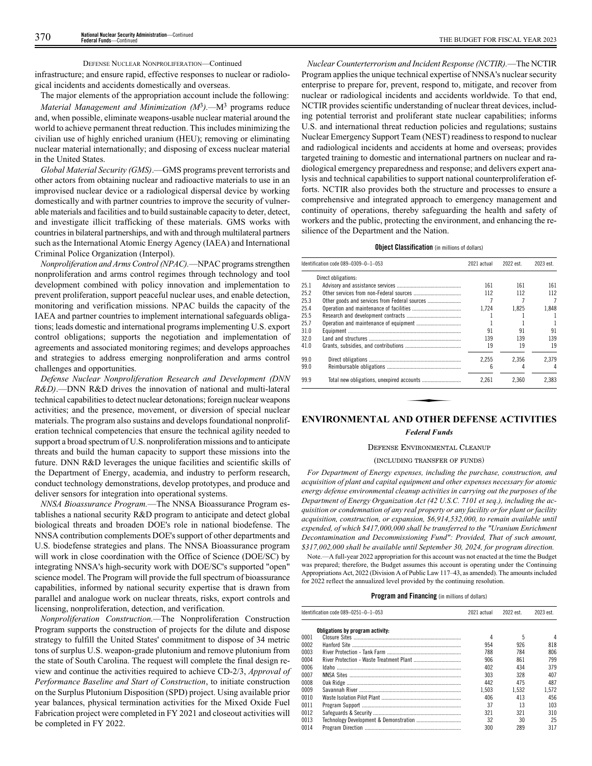DEFENSE NUCLEAR NONPROLIFERATION—Continued

infrastructure; and ensure rapid, effective responses to nuclear or radiological incidents and accidents domestically and overseas.

The major elements of the appropriation account include the following:

*Material Management and Minimization ($M^3$).*—$M^3$ programs reduce and, when possible, eliminate weapons-usable nuclear material around the world to achieve permanent threat reduction. This includes minimizing the civilian use of highly enriched uranium (HEU); removing or eliminating nuclear material internationally; and disposing of excess nuclear material in the United States.

*Global Material Security (GMS).*—GMS programs prevent terrorists and other actors from obtaining nuclear and radioactive materials to use in an improvised nuclear device or a radiological dispersal device by working domestically and with partner countries to improve the security of vulnerable materials and facilities and to build sustainable capacity to deter, detect, and investigate illicit trafficking of these materials. GMS works with countries in bilateral partnerships, and with and through multilateral partners such as the International Atomic Energy Agency (IAEA) and International Criminal Police Organization (Interpol).

*Nonproliferation and Arms Control (NPAC).*—NPAC programs strengthen nonproliferation and arms control regimes through technology and tool development combined with policy innovation and implementation to prevent proliferation, support peaceful nuclear uses, and enable detection, monitoring and verification missions. NPAC builds the capacity of the IAEA and partner countries to implement international safeguards obligations; leads domestic and international programs implementing U.S. export control obligations; supports the negotiation and implementation of agreements and associated monitoring regimes; and develops approaches and strategies to address emerging nonproliferation and arms control challenges and opportunities.

*Defense Nuclear Nonproliferation Research and Development (DNN R&D).*—DNN R&D drives the innovation of national and multi-lateral technical capabilities to detect nuclear detonations; foreign nuclear weapons activities; and the presence, movement, or diversion of special nuclear materials. The program also sustains and develops foundational nonproliferation technical competencies that ensure the technical agility needed to support a broad spectrum of U.S. nonproliferation missions and to anticipate threats and build the human capacity to support these missions into the future. DNN R&D leverages the unique facilities and scientific skills of the Department of Energy, academia, and industry to perform research, conduct technology demonstrations, develop prototypes, and produce and deliver sensors for integration into operational systems.

*NNSA Bioassurance Program.*—The NNSA Bioassurance Program establishes a national security R&D program to anticipate and detect global biological threats and broaden DOE's role in national biodefense. The NNSA contribution complements DOE's support of other departments and U.S. biodefense strategies and plans. The NNSA Bioassurance program will work in close coordination with the Office of Science (DOE/SC) by integrating NNSA's high-security work with DOE/SC's supported "open" science model. The Program will provide the full spectrum of bioassurance capabilities, informed by national security expertise that is drawn from parallel and analogue work on nuclear threats, risks, export controls and licensing, nonproliferation, detection, and verification.

*Nonproliferation Construction.*—The Nonproliferation Construction Program supports the construction of projects for the dilute and dispose strategy to fulfill the United States' commitment to dispose of 34 metric tons of surplus U.S. weapon-grade plutonium and remove plutonium from the state of South Carolina. The request will complete the final design review and continue the activities required to achieve CD-2/3, *Approval of Performance Baseline and Start of Construction*, to initiate construction on the Surplus Plutonium Disposition (SPD) project. Using available prior year balances, physical termination activities for the Mixed Oxide Fuel Fabrication project were completed in FY 2021 and closeout activities will be completed in FY 2022.

*Nuclear Counterterrorism and Incident Response (NCTIR).*—The NCTIR Program applies the unique technical expertise of NNSA's nuclear security enterprise to prepare for, prevent, respond to, mitigate, and recover from nuclear or radiological incidents and accidents worldwide. To that end, NCTIR provides scientific understanding of nuclear threat devices, including potential terrorist and proliferant state nuclear capabilities; informs U.S. and international threat reduction policies and regulations; sustains Nuclear Emergency Support Team (NEST) readiness to respond to nuclear and radiological incidents and accidents at home and overseas; provides targeted training to domestic and international partners on nuclear and radiological emergency preparedness and response; and delivers expert analysis and technical capabilities to support national counterproliferation efforts. NCTIR also provides both the structure and processes to ensure a comprehensive and integrated approach to emergency management and continuity of operations, thereby safeguarding the health and safety of workers and the public, protecting the environment, and enhancing the resilience of the Department and the Nation.

**Object Classification** (in millions of dollars)

| Identification code 089–0309–0–1–053 | | 2021 actual | 2022 est. | 2023 est. |
|---|---|---|---|---|
| | Direct obligations: | | | |
| 25.1 | Advisory and assistance services | 161 | 161 | 161 |
| 25.2 | Other services from non-Federal sources | 112 | 112 | 112 |
| 25.3 | Other goods and services from Federal sources | 7 | 7 | 7 |
| 25.4 | Operation and maintenance of facilities | 1,724 | 1,825 | 1,848 |
| 25.5 | Research and development contracts | 1 | 1 | 1 |
| 25.7 | Operation and maintenance of equipment | 1 | 1 | 1 |
| 31.0 | Equipment | 91 | 91 | 91 |
| 32.0 | Land and structures | 139 | 139 | 139 |
| 41.0 | Grants, subsidies, and contributions | 19 | 19 | 19 |
| 99.0 | Direct obligations | 2,255 | 2,356 | 2,379 |
| 99.0 | Reimbursable obligations | 6 | 4 | 4 |
| 99.9 | Total new obligations, unexpired accounts | 2,261 | 2,360 | 2,383 |

## ENVIRONMENTAL AND OTHER DEFENSE ACTIVITIES

### *Federal Funds*

DEFENSE ENVIRONMENTAL CLEANUP

(INCLUDING TRANSFER OF FUNDS)

*For Department of Energy expenses, including the purchase, construction, and acquisition of plant and capital equipment and other expenses necessary for atomic energy defense environmental cleanup activities in carrying out the purposes of the Department of Energy Organization Act (42 U.S.C. 7101 et seq.), including the acquisition or condemnation of any real property or any facility or for plant or facility acquisition, construction, or expansion, $6,914,532,000, to remain available until expended, of which $417,000,000 shall be transferred to the "Uranium Enrichment Decontamination and Decommissioning Fund": Provided, That of such amount, $317,002,000 shall be available until September 30, 2024, for program direction.*

Note.—A full-year 2022 appropriation for this account was not enacted at the time the Budget was prepared; therefore, the Budget assumes this account is operating under the Continuing Appropriations Act, 2022 (Division A of Public Law 117–43, as amended). The amounts included for 2022 reflect the annualized level provided by the continuing resolution.

**Program and Financing** (in millions of dollars)

| Identification code 089–0251–0–1–053 | | 2021 actual | 2022 est. | 2023 est. |
|---|---|---|---|---|
| | **Obligations by program activity:** | | | |
| 0001 | Closure Sites | 4 | 5 | 4 |
| 0002 | Hanford Site | 954 | 926 | 818 |
| 0003 | River Protection - Tank Farm | 788 | 784 | 806 |
| 0004 | River Protection - Waste Treatment Plant | 906 | 861 | 799 |
| 0006 | Idaho | 402 | 434 | 379 |
| 0007 | NNSA Sites | 303 | 328 | 407 |
| 0008 | Oak Ridge | 442 | 475 | 487 |
| 0009 | Savannah River | 1,503 | 1,532 | 1,572 |
| 0010 | Waste Isolation Pilot Plant | 406 | 413 | 456 |
| 0011 | Program Support | 37 | 13 | 103 |
| 0012 | Safeguards & Security | 321 | 321 | 310 |
| 0013 | Technology Development & Demonstration | 32 | 30 | 25 |
| 0014 | Program Direction | 300 | 289 | 317 |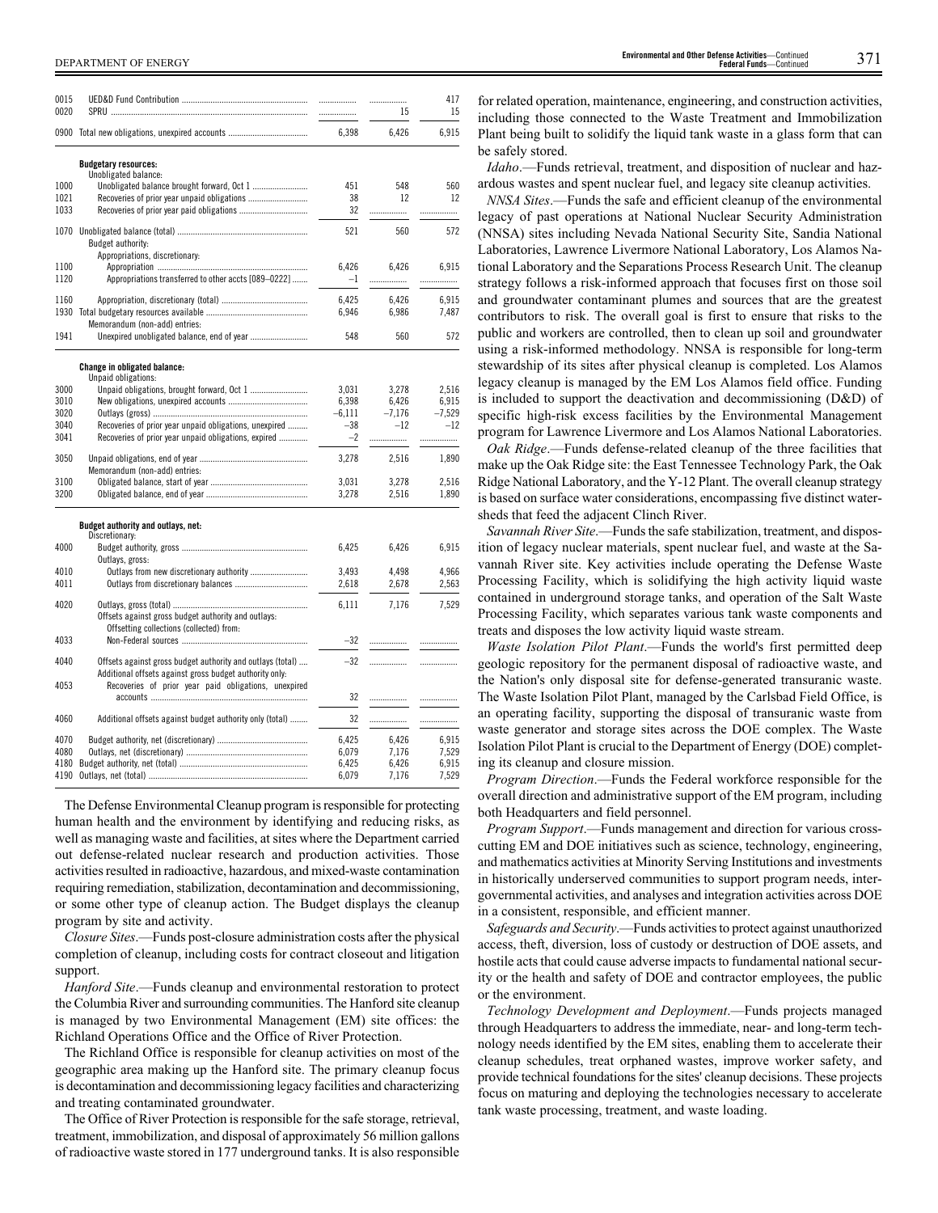| | | | | |
|---|---|---|---|---|
| 0015 | UED&D Fund Contribution | | | 417 |
| 0020 | SPRU | | 15 | 15 |
| 0900 | Total new obligations, unexpired accounts | 6,398 | 6,426 | 6,915 |
| | **Budgetary resources:** | | | |
| | Unobligated balance: | | | |
| 1000 | Unobligated balance brought forward, Oct 1 | 451 | 548 | 560 |
| 1021 | Recoveries of prior year unpaid obligations | 38 | 12 | 12 |
| 1033 | Recoveries of prior year paid obligations | 32 | | |
| 1070 | Unobligated balance (total) | 521 | 560 | 572 |
| | Budget authority: | | | |
| | Appropriations, discretionary: | | | |
| 1100 | Appropriation | 6,426 | 6,426 | 6,915 |
| 1120 | Appropriations transferred to other accts [089–0222] | –1 | | |
| 1160 | Appropriation, discretionary (total) | 6,425 | 6,426 | 6,915 |
| 1930 | Total budgetary resources available | 6,946 | 6,986 | 7,487 |
| | Memorandum (non-add) entries: | | | |
| 1941 | Unexpired unobligated balance, end of year | 548 | 560 | 572 |
| | **Change in obligated balance:** | | | |
| | Unpaid obligations: | | | |
| 3000 | Unpaid obligations, brought forward, Oct 1 | 3,031 | 3,278 | 2,516 |
| 3010 | New obligations, unexpired accounts | 6,398 | 6,426 | 6,915 |
| 3020 | Outlays (gross) | –6,111 | –7,176 | –7,529 |
| 3040 | Recoveries of prior year unpaid obligations, unexpired | –38 | –12 | –12 |
| 3041 | Recoveries of prior year unpaid obligations, expired | –2 | | |
| 3050 | Unpaid obligations, end of year | 3,278 | 2,516 | 1,890 |
| | Memorandum (non-add) entries: | | | |
| 3100 | Obligated balance, start of year | 3,031 | 3,278 | 2,516 |
| 3200 | Obligated balance, end of year | 3,278 | 2,516 | 1,890 |
| | **Budget authority and outlays, net:** | | | |
| | Discretionary: | | | |
| 4000 | Budget authority, gross | 6,425 | 6,426 | 6,915 |
| | Outlays, gross: | | | |
| 4010 | Outlays from new discretionary authority | 3,493 | 4,498 | 4,966 |
| 4011 | Outlays from discretionary balances | 2,618 | 2,678 | 2,563 |
| 4020 | Outlays, gross (total) | 6,111 | 7,176 | 7,529 |
| | Offsets against gross budget authority and outlays: | | | |
| | Offsetting collections (collected) from: | | | |
| 4033 | Non-Federal sources | –32 | | |
| 4040 | Offsets against gross budget authority and outlays (total) | –32 | | |
| | Additional offsets against gross budget authority only: | | | |
| 4053 | Recoveries of prior year paid obligations, unexpired accounts | 32 | | |
| 4060 | Additional offsets against budget authority only (total) | 32 | | |
| 4070 | Budget authority, net (discretionary) | 6,425 | 6,426 | 6,915 |
| 4080 | Outlays, net (discretionary) | 6,079 | 7,176 | 7,529 |
| 4180 | Budget authority, net (total) | 6,425 | 6,426 | 6,915 |
| 4190 | Outlays, net (total) | 6,079 | 7,176 | 7,529 |

The Defense Environmental Cleanup program is responsible for protecting human health and the environment by identifying and reducing risks, as well as managing waste and facilities, at sites where the Department carried out defense-related nuclear research and production activities. Those activities resulted in radioactive, hazardous, and mixed-waste contamination requiring remediation, stabilization, decontamination and decommissioning, or some other type of cleanup action. The Budget displays the cleanup program by site and activity.

*Closure Sites*.—Funds post-closure administration costs after the physical completion of cleanup, including costs for contract closeout and litigation support.

*Hanford Site*.—Funds cleanup and environmental restoration to protect the Columbia River and surrounding communities. The Hanford site cleanup is managed by two Environmental Management (EM) site offices: the Richland Operations Office and the Office of River Protection.

The Richland Office is responsible for cleanup activities on most of the geographic area making up the Hanford site. The primary cleanup focus is decontamination and decommissioning legacy facilities and characterizing and treating contaminated groundwater.

The Office of River Protection is responsible for the safe storage, retrieval, treatment, immobilization, and disposal of approximately 56 million gallons of radioactive waste stored in 177 underground tanks. It is also responsible for related operation, maintenance, engineering, and construction activities, including those connected to the Waste Treatment and Immobilization Plant being built to solidify the liquid tank waste in a glass form that can be safely stored.

*Idaho*.—Funds retrieval, treatment, and disposition of nuclear and hazardous wastes and spent nuclear fuel, and legacy site cleanup activities.

*NNSA Sites*.—Funds the safe and efficient cleanup of the environmental legacy of past operations at National Nuclear Security Administration (NNSA) sites including Nevada National Security Site, Sandia National Laboratories, Lawrence Livermore National Laboratory, Los Alamos National Laboratory and the Separations Process Research Unit. The cleanup strategy follows a risk-informed approach that focuses first on those soil and groundwater contaminant plumes and sources that are the greatest contributors to risk. The overall goal is first to ensure that risks to the public and workers are controlled, then to clean up soil and groundwater using a risk-informed methodology. NNSA is responsible for long-term stewardship of its sites after physical cleanup is completed. Los Alamos legacy cleanup is managed by the EM Los Alamos field office. Funding is included to support the deactivation and decommissioning (D&D) of specific high-risk excess facilities by the Environmental Management program for Lawrence Livermore and Los Alamos National Laboratories.

*Oak Ridge*.—Funds defense-related cleanup of the three facilities that make up the Oak Ridge site: the East Tennessee Technology Park, the Oak Ridge National Laboratory, and the Y-12 Plant. The overall cleanup strategy is based on surface water considerations, encompassing five distinct watersheds that feed the adjacent Clinch River.

*Savannah River Site*.—Funds the safe stabilization, treatment, and disposition of legacy nuclear materials, spent nuclear fuel, and waste at the Savannah River site. Key activities include operating the Defense Waste Processing Facility, which is solidifying the high activity liquid waste contained in underground storage tanks, and operation of the Salt Waste Processing Facility, which separates various tank waste components and treats and disposes the low activity liquid waste stream.

*Waste Isolation Pilot Plant*.—Funds the world's first permitted deep geologic repository for the permanent disposal of radioactive waste, and the Nation's only disposal site for defense-generated transuranic waste. The Waste Isolation Pilot Plant, managed by the Carlsbad Field Office, is an operating facility, supporting the disposal of transuranic waste from waste generator and storage sites across the DOE complex. The Waste Isolation Pilot Plant is crucial to the Department of Energy (DOE) completing its cleanup and closure mission.

*Program Direction*.—Funds the Federal workforce responsible for the overall direction and administrative support of the EM program, including both Headquarters and field personnel.

*Program Support*.—Funds management and direction for various crosscutting EM and DOE initiatives such as science, technology, engineering, and mathematics activities at Minority Serving Institutions and investments in historically underserved communities to support program needs, intergovernmental activities, and analyses and integration activities across DOE in a consistent, responsible, and efficient manner.

*Safeguards and Security*.—Funds activities to protect against unauthorized access, theft, diversion, loss of custody or destruction of DOE assets, and hostile acts that could cause adverse impacts to fundamental national security or the health and safety of DOE and contractor employees, the public or the environment.

*Technology Development and Deployment*.—Funds projects managed through Headquarters to address the immediate, near- and long-term technology needs identified by the EM sites, enabling them to accelerate their cleanup schedules, treat orphaned wastes, improve worker safety, and provide technical foundations for the sites' cleanup decisions. These projects focus on maturing and deploying the technologies necessary to accelerate tank waste processing, treatment, and waste loading.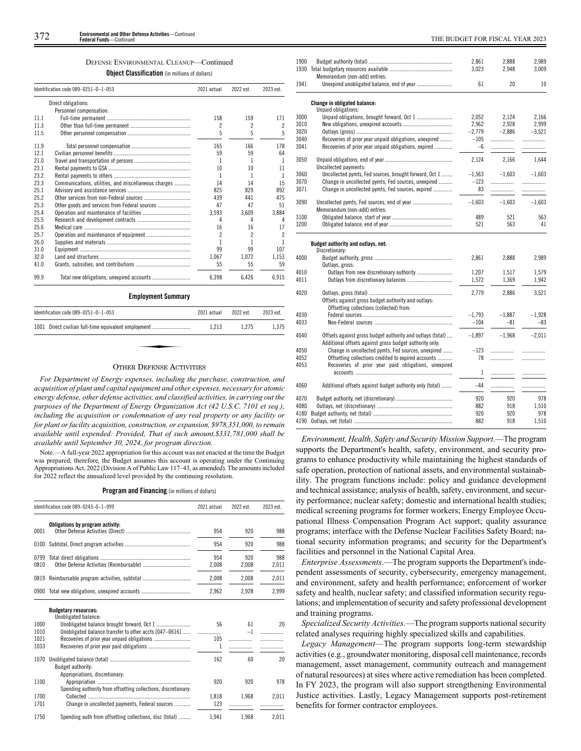DEFENSE ENVIRONMENTAL CLEANUP—Continued

**Object Classification** (in millions of dollars)

| Identification code 089–0251–0–1–053 | | 2021 actual | 2022 est. | 2023 est. |
|---|---|---|---|---|
| | Direct obligations: | | | |
| | Personnel compensation: | | | |
| 11.1 | Full-time permanent | 158 | 159 | 171 |
| 11.3 | Other than full-time permanent | 2 | 2 | 2 |
| 11.5 | Other personnel compensation | 5 | 5 | 5 |
| 11.9 | Total personnel compensation | 165 | 166 | 178 |
| 12.1 | Civilian personnel benefits | 59 | 59 | 64 |
| 21.0 | Travel and transportation of persons | 1 | 1 | 1 |
| 23.1 | Rental payments to GSA | 10 | 10 | 11 |
| 23.2 | Rental payments to others | 1 | 1 | 1 |
| 23.3 | Communications, utilities, and miscellaneous charges | 14 | 14 | 15 |
| 25.1 | Advisory and assistance services | 825 | 829 | 892 |
| 25.2 | Other services from non-Federal sources | 439 | 441 | 475 |
| 25.3 | Other goods and services from Federal sources | 47 | 47 | 51 |
| 25.4 | Operation and maintenance of facilities | 3,593 | 3,609 | 3,884 |
| 25.5 | Research and development contracts | 4 | 4 | 4 |
| 25.6 | Medical care | 16 | 16 | 17 |
| 25.7 | Operation and maintenance of equipment | 2 | 2 | 2 |
| 26.0 | Supplies and materials | 1 | 1 | 1 |
| 31.0 | Equipment | 99 | 99 | 107 |
| 32.0 | Land and structures | 1,067 | 1,072 | 1,153 |
| 41.0 | Grants, subsidies, and contributions | 55 | 55 | 59 |
| 99.9 | Total new obligations, unexpired accounts | 6,398 | 6,426 | 6,915 |

**Employment Summary**

| Identification code 089–0251–0–1–053 | | 2021 actual | 2022 est. | 2023 est. |
|---|---|---|---|---|
| 1001 | Direct civilian full-time equivalent employment | 1,213 | 1,275 | 1,375 |

OTHER DEFENSE ACTIVITIES

*For Department of Energy expenses, including the purchase, construction, and acquisition of plant and capital equipment and other expenses, necessary for atomic energy defense, other defense activities, and classified activities, in carrying out the purposes of the Department of Energy Organization Act (42 U.S.C. 7101 et seq.), including the acquisition or condemnation of any real property or any facility or for plant or facility acquisition, construction, or expansion, $978,351,000, to remain available until expended: Provided, That of such amount,$331,781,000 shall be available until September 30, 2024, for program direction.*

Note.—A full-year 2022 appropriation for this account was not enacted at the time the Budget was prepared; therefore, the Budget assumes this account is operating under the Continuing Appropriations Act, 2022 (Division A of Public Law 117–43, as amended). The amounts included for 2022 reflect the annualized level provided by the continuing resolution.

**Program and Financing** (in millions of dollars)

| Identification code 089–0243–0–1–999 | | 2021 actual | 2022 est. | 2023 est. |
|---|---|---|---|---|
| | **Obligations by program activity:** | | | |
| 0001 | Other Defense Activities (Direct) | 954 | 920 | 988 |
| 0100 | Subtotal, Direct program activities | 954 | 920 | 988 |
| 0799 | Total direct obligations | 954 | 920 | 988 |
| 0810 | Other Defense Activities (Reimbursable) | 2,008 | 2,008 | 2,011 |
| 0819 | Reimbursable program activities, subtotal | 2,008 | 2,008 | 2,011 |
| 0900 | Total new obligations, unexpired accounts | 2,962 | 2,928 | 2,999 |
| | **Budgetary resources:** | | | |
| | Unobligated balance: | | | |
| 1000 | Unobligated balance brought forward, Oct 1 | 56 | 61 | 20 |
| 1010 | Unobligated balance transfer to other accts [047–0616] | | –1 | |
| 1021 | Recoveries of prior year unpaid obligations | 105 | | |
| 1033 | Recoveries of prior year paid obligations | 1 | | |
| 1070 | Unobligated balance (total) | 162 | 60 | 20 |
| | Budget authority: | | | |
| | Appropriations, discretionary: | | | |
| 1100 | Appropriation | 920 | 920 | 978 |
| | Spending authority from offsetting collections, discretionary: | | | |
| 1700 | Collected | 1,818 | 1,968 | 2,011 |
| 1701 | Change in uncollected payments, Federal sources | 123 | | |
| 1750 | Spending auth from offsetting collections, disc (total) | 1,941 | 1,968 | 2,011 |
| 1900 | Budget authority (total) | 2,861 | 2,888 | 2,989 |
| 1930 | Total budgetary resources available | 3,023 | 2,948 | 3,009 |
| | Memorandum (non-add) entries: | | | |
| 1941 | Unexpired unobligated balance, end of year | 61 | 20 | 10 |
| | **Change in obligated balance:** | | | |
| | Unpaid obligations: | | | |
| 3000 | Unpaid obligations, brought forward, Oct 1 | 2,052 | 2,124 | 2,166 |
| 3010 | New obligations, unexpired accounts | 2,962 | 2,928 | 2,999 |
| 3020 | Outlays (gross) | –2,779 | –2,886 | –3,521 |
| 3040 | Recoveries of prior year unpaid obligations, unexpired | –105 | | |
| 3041 | Recoveries of prior year unpaid obligations, expired | –6 | | |
| 3050 | Unpaid obligations, end of year | 2,124 | 2,166 | 1,644 |
| | Uncollected payments: | | | |
| 3060 | Uncollected pymts, Fed sources, brought forward, Oct 1 | –1,563 | –1,603 | –1,603 |
| 3070 | Change in uncollected pymts, Fed sources, unexpired | –123 | | |
| 3071 | Change in uncollected pymts, Fed sources, expired | 83 | | |
| 3090 | Uncollected pymts, Fed sources, end of year | –1,603 | –1,603 | –1,603 |
| | Memorandum (non-add) entries: | | | |
| 3100 | Obligated balance, start of year | 489 | 521 | 563 |
| 3200 | Obligated balance, end of year | 521 | 563 | 41 |
| | **Budget authority and outlays, net:** | | | |
| | Discretionary: | | | |
| 4000 | Budget authority, gross | 2,861 | 2,888 | 2,989 |
| | Outlays, gross: | | | |
| 4010 | Outlays from new discretionary authority | 1,207 | 1,517 | 1,579 |
| 4011 | Outlays from discretionary balances | 1,572 | 1,369 | 1,942 |
| 4020 | Outlays, gross (total) | 2,779 | 2,886 | 3,521 |
| | Offsets against gross budget authority and outlays: | | | |
| | Offsetting collections (collected) from: | | | |
| 4030 | Federal sources | –1,793 | –1,887 | –1,928 |
| 4033 | Non-Federal sources | –104 | –81 | –83 |
| 4040 | Offsets against gross budget authority and outlays (total) | –1,897 | –1,968 | –2,011 |
| | Additional offsets against gross budget authority only: | | | |
| 4050 | Change in uncollected pymts, Fed sources, unexpired | –123 | | |
| 4052 | Offsetting collections credited to expired accounts | 78 | | |
| 4053 | Recoveries of prior year paid obligations, unexpired accounts | 1 | | |
| 4060 | Additional offsets against budget authority only (total) | –44 | | |
| 4070 | Budget authority, net (discretionary) | 920 | 920 | 978 |
| 4080 | Outlays, net (discretionary) | 882 | 918 | 1,510 |
| 4180 | Budget authority, net (total) | 920 | 920 | 978 |
| 4190 | Outlays, net (total) | 882 | 918 | 1,510 |

*Environment, Health, Safety and Security Mission Support*.—The program supports the Department's health, safety, environment, and security programs to enhance productivity while maintaining the highest standards of safe operation, protection of national assets, and environmental sustainability. The program functions include: policy and guidance development and technical assistance; analysis of health, safety, environment, and security performance; nuclear safety; domestic and international health studies; medical screening programs for former workers; Energy Employee Occupational Illness Compensation Program Act support; quality assurance programs; interface with the Defense Nuclear Facilities Safety Board; national security information programs; and security for the Department's facilities and personnel in the National Capital Area.

*Enterprise Assessments*.—The program supports the Department's independent assessments of security, cybersecurity, emergency management, and environment, safety and health performance; enforcement of worker safety and health, nuclear safety; and classified information security regulations; and implementation of security and safety professional development and training programs.

*Specialized Security Activities*.—The program supports national security related analyses requiring highly specialized skills and capabilities.

*Legacy Management*—The program supports long-term stewardship activities (e.g., groundwater monitoring, disposal cell maintenance, records management, asset management, community outreach and management of natural resources) at sites where active remediation has been completed. In FY 2023, the program will also support strengthening Environmental Justice activities. Lastly, Legacy Management supports post-retirement benefits for former contractor employees.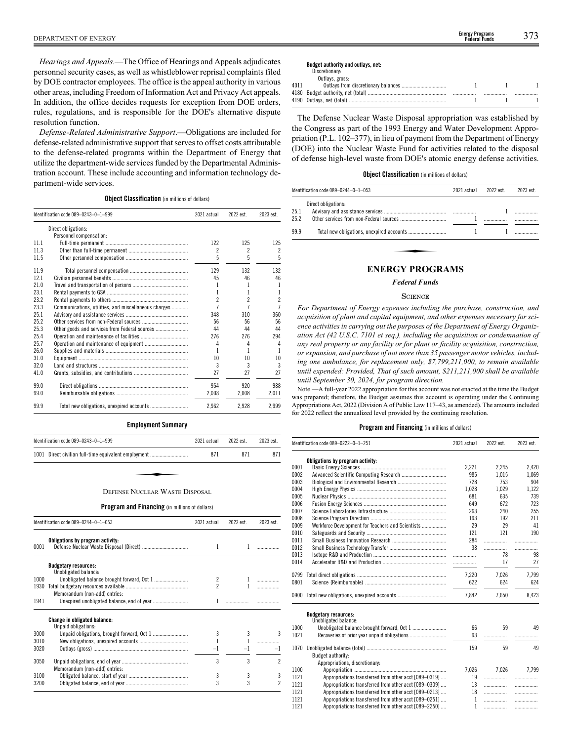*Hearings and Appeals*.—The Office of Hearings and Appeals adjudicates personnel security cases, as well as whistleblower reprisal complaints filed by DOE contractor employees. The office is the appeal authority in various other areas, including Freedom of Information Act and Privacy Act appeals. In addition, the office decides requests for exception from DOE orders, rules, regulations, and is responsible for the DOE's alternative dispute resolution function.

*Defense-Related Administrative Support*.—Obligations are included for defense-related administrative support that serves to offset costs attributable to the defense-related programs within the Department of Energy that utilize the department-wide services funded by the Departmental Administration account. These include accounting and information technology department-wide services.

**Object Classification** (in millions of dollars)

| Identification code 089–0243–0–1–999 | | 2021 actual | 2022 est. | 2023 est. |
|---|---|---|---|---|
| | Direct obligations: | | | |
| | Personnel compensation: | | | |
| 11.1 | Full-time permanent | 122 | 125 | 125 |
| 11.3 | Other than full-time permanent | 2 | 2 | 2 |
| 11.5 | Other personnel compensation | 5 | 5 | 5 |
| 11.9 | Total personnel compensation | 129 | 132 | 132 |
| 12.1 | Civilian personnel benefits | 45 | 46 | 46 |
| 21.0 | Travel and transportation of persons | 1 | 1 | 1 |
| 23.1 | Rental payments to GSA | 1 | 1 | 1 |
| 23.2 | Rental payments to others | 2 | 2 | 2 |
| 23.3 | Communications, utilities, and miscellaneous charges | 7 | 7 | 7 |
| 25.1 | Advisory and assistance services | 348 | 310 | 360 |
| 25.2 | Other services from non-Federal sources | 56 | 56 | 56 |
| 25.3 | Other goods and services from Federal sources | 44 | 44 | 44 |
| 25.4 | Operation and maintenance of facilities | 276 | 276 | 294 |
| 25.7 | Operation and maintenance of equipment | 4 | 4 | 4 |
| 26.0 | Supplies and materials | 1 | 1 | 1 |
| 31.0 | Equipment | 10 | 10 | 10 |
| 32.0 | Land and structures | 3 | 3 | 3 |
| 41.0 | Grants, subsidies, and contributions | 27 | 27 | 27 |
| 99.0 | Direct obligations | 954 | 920 | 988 |
| 99.0 | Reimbursable obligations | 2,008 | 2,008 | 2,011 |
| 99.9 | Total new obligations, unexpired accounts | 2,962 | 2,928 | 2,999 |

**Employment Summary**

| Identification code 089–0243–0–1–999 | | 2021 actual | 2022 est. | 2023 est. |
|---|---|---|---|---|
| 1001 | Direct civilian full-time equivalent employment | 871 | 871 | 871 |

## Defense Nuclear Waste Disposal

**Program and Financing** (in millions of dollars)

| Identification code 089–0244–0–1–053 | | 2021 actual | 2022 est. | 2023 est. |
|---|---|---|---|---|
| | **Obligations by program activity:** | | | |
| 0001 | Defense Nuclear Waste Disposal (Direct) | 1 | 1 | |
| | **Budgetary resources:** | | | |
| | Unobligated balance: | | | |
| 1000 | Unobligated balance brought forward, Oct 1 | 2 | 1 | |
| 1930 | Total budgetary resources available | 2 | 1 | |
| | Memorandum (non-add) entries: | | | |
| 1941 | Unexpired unobligated balance, end of year | 1 | | |
| | **Change in obligated balance:** | | | |
| | Unpaid obligations: | | | |
| 3000 | Unpaid obligations, brought forward, Oct 1 | 3 | 3 | 3 |
| 3010 | New obligations, unexpired accounts | 1 | 1 | |
| 3020 | Outlays (gross) | –1 | –1 | –1 |
| 3050 | Unpaid obligations, end of year | 3 | 3 | 2 |
| | Memorandum (non-add) entries: | | | |
| 3100 | Obligated balance, start of year | 3 | 3 | 3 |
| 3200 | Obligated balance, end of year | 3 | 3 | 2 |
| | **Budget authority and outlays, net:** | | | |
| | Discretionary: | | | |
| | Outlays, gross: | | | |
| 4011 | Outlays from discretionary balances | 1 | 1 | 1 |
| 4180 | Budget authority, net (total) | | | |
| 4190 | Outlays, net (total) | 1 | 1 | 1 |

The Defense Nuclear Waste Disposal appropriation was established by the Congress as part of the 1993 Energy and Water Development Appropriation (P.L. 102–377), in lieu of payment from the Department of Energy (DOE) into the Nuclear Waste Fund for activities related to the disposal of defense high-level waste from DOE's atomic energy defense activities.

**Object Classification** (in millions of dollars)

| Identification code 089–0244–0–1–053 | | 2021 actual | 2022 est. | 2023 est. |
|---|---|---|---|---|
| | Direct obligations: | | | |
| 25.1 | Advisory and assistance services | | 1 | |
| 25.2 | Other services from non-Federal sources | 1 | | |
| 99.9 | Total new obligations, unexpired accounts | 1 | 1 | |

# ENERGY PROGRAMS

## *Federal Funds*

## Science

*For Department of Energy expenses including the purchase, construction, and acquisition of plant and capital equipment, and other expenses necessary for science activities in carrying out the purposes of the Department of Energy Organization Act (42 U.S.C. 7101 et seq.), including the acquisition or condemnation of any real property or any facility or for plant or facility acquisition, construction, or expansion, and purchase of not more than 35 passenger motor vehicles, including one ambulance, for replacement only, $7,799,211,000, to remain available until expended: Provided, That of such amount, $211,211,000 shall be available until September 30, 2024, for program direction.*

Note.—A full-year 2022 appropriation for this account was not enacted at the time the Budget was prepared; therefore, the Budget assumes this account is operating under the Continuing Appropriations Act, 2022 (Division A of Public Law 117–43, as amended). The amounts included for 2022 reflect the annualized level provided by the continuing resolution.

**Program and Financing** (in millions of dollars)

| Identification code 089–0222–0–1–251 | | 2021 actual | 2022 est. | 2023 est. |
|---|---|---|---|---|
| | **Obligations by program activity:** | | | |
| 0001 | Basic Energy Sciences | 2,221 | 2,245 | 2,420 |
| 0002 | Advanced Scientific Computing Research | 985 | 1,015 | 1,069 |
| 0003 | Biological and Environmental Research | 728 | 753 | 904 |
| 0004 | High Energy Physics | 1,028 | 1,029 | 1,122 |
| 0005 | Nuclear Physics | 681 | 635 | 739 |
| 0006 | Fusion Energy Sciences | 649 | 672 | 723 |
| 0007 | Science Laboratories Infrastructure | 263 | 240 | 255 |
| 0008 | Science Program Direction | 193 | 192 | 211 |
| 0009 | Workforce Development for Teachers and Scientists | 29 | 29 | 41 |
| 0010 | Safeguards and Security | 121 | 121 | 190 |
| 0011 | Small Business Innovation Research | 284 | | |
| 0012 | Small Business Technology Transfer | 38 | | |
| 0013 | Isotope R&D and Production | | 78 | 98 |
| 0014 | Accelerator R&D and Production | | 17 | 27 |
| 0799 | Total direct obligations | 7,220 | 7,026 | 7,799 |
| 0801 | Science (Reimbursable) | 622 | 624 | 624 |
| 0900 | Total new obligations, unexpired accounts | 7,842 | 7,650 | 8,423 |
| | **Budgetary resources:** | | | |
| | Unobligated balance: | | | |
| 1000 | Unobligated balance brought forward, Oct 1 | 66 | 59 | 49 |
| 1021 | Recoveries of prior year unpaid obligations | 93 | | |
| 1070 | Unobligated balance (total) | 159 | 59 | 49 |
| | Budget authority: | | | |
| | Appropriations, discretionary: | | | |
| 1100 | Appropriation | 7,026 | 7,026 | 7,799 |
| 1121 | Appropriations transferred from other acct [089–0319] | 19 | | |
| 1121 | Appropriations transferred from other acct [089–0309] | 13 | | |
| 1121 | Appropriations transferred from other acct [089–0213] | 18 | | |
| 1121 | Appropriations transferred from other acct [089–0251] | 1 | | |
| 1121 | Appropriations transferred from other acct [089–2250] | 1 | | |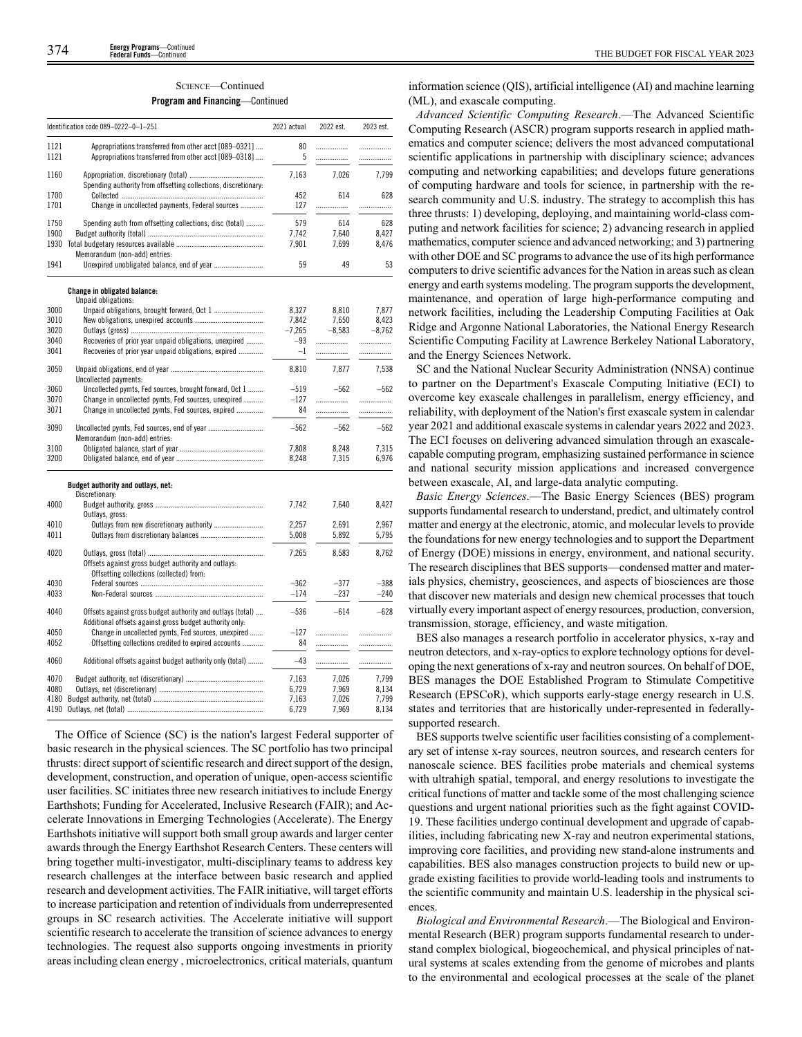SCIENCE—Continued

**Program and Financing**—Continued

| Identification code 089–0222–0–1–251 | | 2021 actual | 2022 est. | 2023 est. |
|---|---|---|---|---|
| 1121 | Appropriations transferred from other acct [089–0321] | 80 | | |
| 1121 | Appropriations transferred from other acct [089–0318] | 5 | | |
| 1160 | Appropriation, discretionary (total) | 7,163 | 7,026 | 7,799 |
| | Spending authority from offsetting collections, discretionary: | | | |
| 1700 | Collected | 452 | 614 | 628 |
| 1701 | Change in uncollected payments, Federal sources | 127 | | |
| 1750 | Spending auth from offsetting collections, disc (total) | 579 | 614 | 628 |
| 1900 | Budget authority (total) | 7,742 | 7,640 | 8,427 |
| 1930 | Total budgetary resources available | 7,901 | 7,699 | 8,476 |
| | Memorandum (non-add) entries: | | | |
| 1941 | Unexpired unobligated balance, end of year | 59 | 49 | 53 |
| | **Change in obligated balance:** | | | |
| | Unpaid obligations: | | | |
| 3000 | Unpaid obligations, brought forward, Oct 1 | 8,327 | 8,810 | 7,877 |
| 3010 | New obligations, unexpired accounts | 7,842 | 7,650 | 8,423 |
| 3020 | Outlays (gross) | –7,265 | –8,583 | –8,762 |
| 3040 | Recoveries of prior year unpaid obligations, unexpired | –93 | | |
| 3041 | Recoveries of prior year unpaid obligations, expired | –1 | | |
| 3050 | Unpaid obligations, end of year | 8,810 | 7,877 | 7,538 |
| | Uncollected payments: | | | |
| 3060 | Uncollected pymts, Fed sources, brought forward, Oct 1 | –519 | –562 | –562 |
| 3070 | Change in uncollected pymts, Fed sources, unexpired | –127 | | |
| 3071 | Change in uncollected pymts, Fed sources, expired | 84 | | |
| 3090 | Uncollected pymts, Fed sources, end of year | –562 | –562 | –562 |
| | Memorandum (non-add) entries: | | | |
| 3100 | Obligated balance, start of year | 7,808 | 8,248 | 7,315 |
| 3200 | Obligated balance, end of year | 8,248 | 7,315 | 6,976 |
| | **Budget authority and outlays, net:** | | | |
| | Discretionary: | | | |
| 4000 | Budget authority, gross | 7,742 | 7,640 | 8,427 |
| | Outlays, gross: | | | |
| 4010 | Outlays from new discretionary authority | 2,257 | 2,691 | 2,967 |
| 4011 | Outlays from discretionary balances | 5,008 | 5,892 | 5,795 |
| 4020 | Outlays, gross (total) | 7,265 | 8,583 | 8,762 |
| | Offsets against gross budget authority and outlays: | | | |
| | Offsetting collections (collected) from: | | | |
| 4030 | Federal sources | –362 | –377 | –388 |
| 4033 | Non-Federal sources | –174 | –237 | –240 |
| 4040 | Offsets against gross budget authority and outlays (total) | –536 | –614 | –628 |
| | Additional offsets against gross budget authority only: | | | |
| 4050 | Change in uncollected pymts, Fed sources, unexpired | –127 | | |
| 4052 | Offsetting collections credited to expired accounts | 84 | | |
| 4060 | Additional offsets against budget authority only (total) | –43 | | |
| 4070 | Budget authority, net (discretionary) | 7,163 | 7,026 | 7,799 |
| 4080 | Outlays, net (discretionary) | 6,729 | 7,969 | 8,134 |
| 4180 | Budget authority, net (total) | 7,163 | 7,026 | 7,799 |
| 4190 | Outlays, net (total) | 6,729 | 7,969 | 8,134 |

The Office of Science (SC) is the nation's largest Federal supporter of basic research in the physical sciences. The SC portfolio has two principal thrusts: direct support of scientific research and direct support of the design, development, construction, and operation of unique, open-access scientific user facilities. SC initiates three new research initiatives to include Energy Earthshots; Funding for Accelerated, Inclusive Research (FAIR); and Accelerate Innovations in Emerging Technologies (Accelerate). The Energy Earthshots initiative will support both small group awards and larger center awards through the Energy Earthshot Research Centers. These centers will bring together multi-investigator, multi-disciplinary teams to address key research challenges at the interface between basic research and applied research and development activities. The FAIR initiative, will target efforts to increase participation and retention of individuals from underrepresented groups in SC research activities. The Accelerate initiative will support scientific research to accelerate the transition of science advances to energy technologies. The request also supports ongoing investments in priority areas including clean energy , microelectronics, critical materials, quantum information science (QIS), artificial intelligence (AI) and machine learning (ML), and exascale computing.

*Advanced Scientific Computing Research*.—The Advanced Scientific Computing Research (ASCR) program supports research in applied mathematics and computer science; delivers the most advanced computational scientific applications in partnership with disciplinary science; advances computing and networking capabilities; and develops future generations of computing hardware and tools for science, in partnership with the research community and U.S. industry. The strategy to accomplish this has three thrusts: 1) developing, deploying, and maintaining world-class computing and network facilities for science; 2) advancing research in applied mathematics, computer science and advanced networking; and 3) partnering with other DOE and SC programs to advance the use of its high performance computers to drive scientific advances for the Nation in areas such as clean energy and earth systems modeling. The program supports the development, maintenance, and operation of large high-performance computing and network facilities, including the Leadership Computing Facilities at Oak Ridge and Argonne National Laboratories, the National Energy Research Scientific Computing Facility at Lawrence Berkeley National Laboratory, and the Energy Sciences Network.

SC and the National Nuclear Security Administration (NNSA) continue to partner on the Department's Exascale Computing Initiative (ECI) to overcome key exascale challenges in parallelism, energy efficiency, and reliability, with deployment of the Nation's first exascale system in calendar year 2021 and additional exascale systems in calendar years 2022 and 2023. The ECI focuses on delivering advanced simulation through an exascale-capable computing program, emphasizing sustained performance in science and national security mission applications and increased convergence between exascale, AI, and large-data analytic computing.

*Basic Energy Sciences*.—The Basic Energy Sciences (BES) program supports fundamental research to understand, predict, and ultimately control matter and energy at the electronic, atomic, and molecular levels to provide the foundations for new energy technologies and to support the Department of Energy (DOE) missions in energy, environment, and national security. The research disciplines that BES supports—condensed matter and materials physics, chemistry, geosciences, and aspects of biosciences are those that discover new materials and design new chemical processes that touch virtually every important aspect of energy resources, production, conversion, transmission, storage, efficiency, and waste mitigation.

BES also manages a research portfolio in accelerator physics, x-ray and neutron detectors, and x-ray-optics to explore technology options for developing the next generations of x-ray and neutron sources. On behalf of DOE, BES manages the DOE Established Program to Stimulate Competitive Research (EPSCoR), which supports early-stage energy research in U.S. states and territories that are historically under-represented in federally-supported research.

BES supports twelve scientific user facilities consisting of a complementary set of intense x-ray sources, neutron sources, and research centers for nanoscale science. BES facilities probe materials and chemical systems with ultrahigh spatial, temporal, and energy resolutions to investigate the critical functions of matter and tackle some of the most challenging science questions and urgent national priorities such as the fight against COVID-19. These facilities undergo continual development and upgrade of capabilities, including fabricating new X-ray and neutron experimental stations, improving core facilities, and providing new stand-alone instruments and capabilities. BES also manages construction projects to build new or upgrade existing facilities to provide world-leading tools and instruments to the scientific community and maintain U.S. leadership in the physical sciences.

*Biological and Environmental Research*.—The Biological and Environmental Research (BER) program supports fundamental research to understand complex biological, biogeochemical, and physical principles of natural systems at scales extending from the genome of microbes and plants to the environmental and ecological processes at the scale of the planet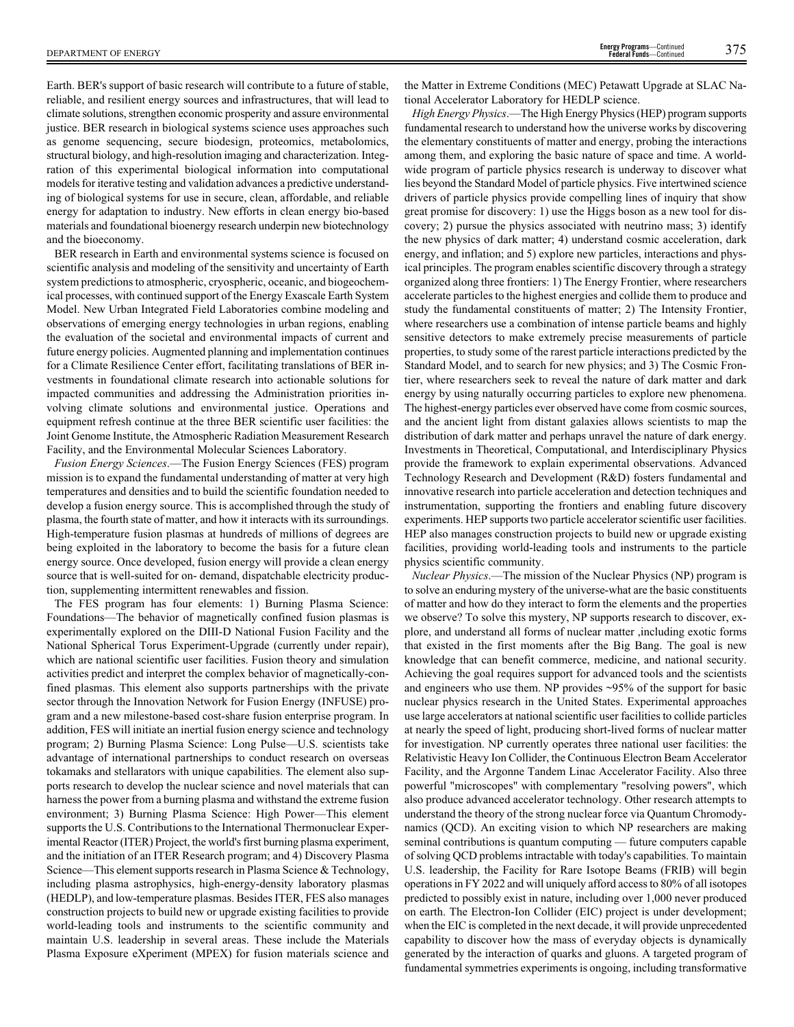Earth. BER's support of basic research will contribute to a future of stable, reliable, and resilient energy sources and infrastructures, that will lead to climate solutions, strengthen economic prosperity and assure environmental justice. BER research in biological systems science uses approaches such as genome sequencing, secure biodesign, proteomics, metabolomics, structural biology, and high-resolution imaging and characterization. Integration of this experimental biological information into computational models for iterative testing and validation advances a predictive understanding of biological systems for use in secure, clean, affordable, and reliable energy for adaptation to industry. New efforts in clean energy bio-based materials and foundational bioenergy research underpin new biotechnology and the bioeconomy.

BER research in Earth and environmental systems science is focused on scientific analysis and modeling of the sensitivity and uncertainty of Earth system predictions to atmospheric, cryospheric, oceanic, and biogeochemical processes, with continued support of the Energy Exascale Earth System Model. New Urban Integrated Field Laboratories combine modeling and observations of emerging energy technologies in urban regions, enabling the evaluation of the societal and environmental impacts of current and future energy policies. Augmented planning and implementation continues for a Climate Resilience Center effort, facilitating translations of BER investments in foundational climate research into actionable solutions for impacted communities and addressing the Administration priorities involving climate solutions and environmental justice. Operations and equipment refresh continue at the three BER scientific user facilities: the Joint Genome Institute, the Atmospheric Radiation Measurement Research Facility, and the Environmental Molecular Sciences Laboratory.

*Fusion Energy Sciences*.—The Fusion Energy Sciences (FES) program mission is to expand the fundamental understanding of matter at very high temperatures and densities and to build the scientific foundation needed to develop a fusion energy source. This is accomplished through the study of plasma, the fourth state of matter, and how it interacts with its surroundings. High-temperature fusion plasmas at hundreds of millions of degrees are being exploited in the laboratory to become the basis for a future clean energy source. Once developed, fusion energy will provide a clean energy source that is well-suited for on- demand, dispatchable electricity production, supplementing intermittent renewables and fission.

The FES program has four elements: 1) Burning Plasma Science: Foundations—The behavior of magnetically confined fusion plasmas is experimentally explored on the DIII-D National Fusion Facility and the National Spherical Torus Experiment-Upgrade (currently under repair), which are national scientific user facilities. Fusion theory and simulation activities predict and interpret the complex behavior of magnetically-confined plasmas. This element also supports partnerships with the private sector through the Innovation Network for Fusion Energy (INFUSE) program and a new milestone-based cost-share fusion enterprise program. In addition, FES will initiate an inertial fusion energy science and technology program; 2) Burning Plasma Science: Long Pulse—U.S. scientists take advantage of international partnerships to conduct research on overseas tokamaks and stellarators with unique capabilities. The element also supports research to develop the nuclear science and novel materials that can harness the power from a burning plasma and withstand the extreme fusion environment; 3) Burning Plasma Science: High Power—This element supports the U.S. Contributions to the International Thermonuclear Experimental Reactor (ITER) Project, the world's first burning plasma experiment, and the initiation of an ITER Research program; and 4) Discovery Plasma Science—This element supports research in Plasma Science & Technology, including plasma astrophysics, high-energy-density laboratory plasmas (HEDLP), and low-temperature plasmas. Besides ITER, FES also manages construction projects to build new or upgrade existing facilities to provide world-leading tools and instruments to the scientific community and maintain U.S. leadership in several areas. These include the Materials Plasma Exposure eXperiment (MPEX) for fusion materials science and the Matter in Extreme Conditions (MEC) Petawatt Upgrade at SLAC National Accelerator Laboratory for HEDLP science.

*High Energy Physics*.—The High Energy Physics (HEP) program supports fundamental research to understand how the universe works by discovering the elementary constituents of matter and energy, probing the interactions among them, and exploring the basic nature of space and time. A worldwide program of particle physics research is underway to discover what lies beyond the Standard Model of particle physics. Five intertwined science drivers of particle physics provide compelling lines of inquiry that show great promise for discovery: 1) use the Higgs boson as a new tool for discovery; 2) pursue the physics associated with neutrino mass; 3) identify the new physics of dark matter; 4) understand cosmic acceleration, dark energy, and inflation; and 5) explore new particles, interactions and physical principles. The program enables scientific discovery through a strategy organized along three frontiers: 1) The Energy Frontier, where researchers accelerate particles to the highest energies and collide them to produce and study the fundamental constituents of matter; 2) The Intensity Frontier, where researchers use a combination of intense particle beams and highly sensitive detectors to make extremely precise measurements of particle properties, to study some of the rarest particle interactions predicted by the Standard Model, and to search for new physics; and 3) The Cosmic Frontier, where researchers seek to reveal the nature of dark matter and dark energy by using naturally occurring particles to explore new phenomena. The highest-energy particles ever observed have come from cosmic sources, and the ancient light from distant galaxies allows scientists to map the distribution of dark matter and perhaps unravel the nature of dark energy. Investments in Theoretical, Computational, and Interdisciplinary Physics provide the framework to explain experimental observations. Advanced Technology Research and Development (R&D) fosters fundamental and innovative research into particle acceleration and detection techniques and instrumentation, supporting the frontiers and enabling future discovery experiments. HEP supports two particle accelerator scientific user facilities. HEP also manages construction projects to build new or upgrade existing facilities, providing world-leading tools and instruments to the particle physics scientific community.

*Nuclear Physics*.—The mission of the Nuclear Physics (NP) program is to solve an enduring mystery of the universe-what are the basic constituents of matter and how do they interact to form the elements and the properties we observe? To solve this mystery, NP supports research to discover, explore, and understand all forms of nuclear matter ,including exotic forms that existed in the first moments after the Big Bang. The goal is new knowledge that can benefit commerce, medicine, and national security. Achieving the goal requires support for advanced tools and the scientists and engineers who use them. NP provides ~95% of the support for basic nuclear physics research in the United States. Experimental approaches use large accelerators at national scientific user facilities to collide particles at nearly the speed of light, producing short-lived forms of nuclear matter for investigation. NP currently operates three national user facilities: the Relativistic Heavy Ion Collider, the Continuous Electron Beam Accelerator Facility, and the Argonne Tandem Linac Accelerator Facility. Also three powerful "microscopes" with complementary "resolving powers", which also produce advanced accelerator technology. Other research attempts to understand the theory of the strong nuclear force via Quantum Chromodynamics (QCD). An exciting vision to which NP researchers are making seminal contributions is quantum computing — future computers capable of solving QCD problems intractable with today's capabilities. To maintain U.S. leadership, the Facility for Rare Isotope Beams (FRIB) will begin operations in FY 2022 and will uniquely afford access to 80% of all isotopes predicted to possibly exist in nature, including over 1,000 never produced on earth. The Electron-Ion Collider (EIC) project is under development; when the EIC is completed in the next decade, it will provide unprecedented capability to discover how the mass of everyday objects is dynamically generated by the interaction of quarks and gluons. A targeted program of fundamental symmetries experiments is ongoing, including transformative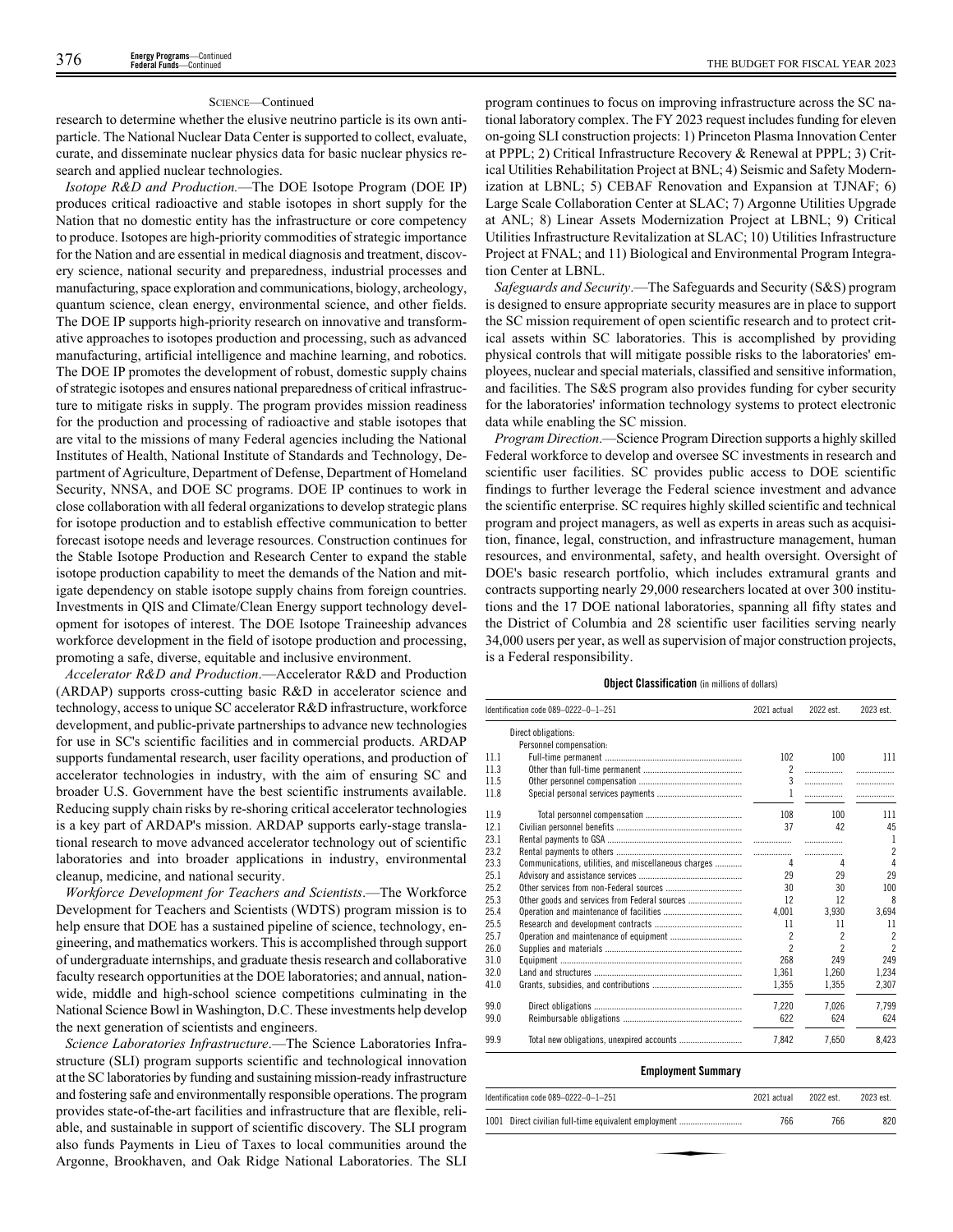SCIENCE—Continued

research to determine whether the elusive neutrino particle is its own antiparticle. The National Nuclear Data Center is supported to collect, evaluate, curate, and disseminate nuclear physics data for basic nuclear physics research and applied nuclear technologies.

*Isotope R&D and Production.*—The DOE Isotope Program (DOE IP) produces critical radioactive and stable isotopes in short supply for the Nation that no domestic entity has the infrastructure or core competency to produce. Isotopes are high-priority commodities of strategic importance for the Nation and are essential in medical diagnosis and treatment, discovery science, national security and preparedness, industrial processes and manufacturing, space exploration and communications, biology, archeology, quantum science, clean energy, environmental science, and other fields. The DOE IP supports high-priority research on innovative and transformative approaches to isotopes production and processing, such as advanced manufacturing, artificial intelligence and machine learning, and robotics. The DOE IP promotes the development of robust, domestic supply chains of strategic isotopes and ensures national preparedness of critical infrastructure to mitigate risks in supply. The program provides mission readiness for the production and processing of radioactive and stable isotopes that are vital to the missions of many Federal agencies including the National Institutes of Health, National Institute of Standards and Technology, Department of Agriculture, Department of Defense, Department of Homeland Security, NNSA, and DOE SC programs. DOE IP continues to work in close collaboration with all federal organizations to develop strategic plans for isotope production and to establish effective communication to better forecast isotope needs and leverage resources. Construction continues for the Stable Isotope Production and Research Center to expand the stable isotope production capability to meet the demands of the Nation and mitigate dependency on stable isotope supply chains from foreign countries. Investments in QIS and Climate/Clean Energy support technology development for isotopes of interest. The DOE Isotope Traineeship advances workforce development in the field of isotope production and processing, promoting a safe, diverse, equitable and inclusive environment.

*Accelerator R&D and Production*.—Accelerator R&D and Production (ARDAP) supports cross-cutting basic R&D in accelerator science and technology, access to unique SC accelerator R&D infrastructure, workforce development, and public-private partnerships to advance new technologies for use in SC's scientific facilities and in commercial products. ARDAP supports fundamental research, user facility operations, and production of accelerator technologies in industry, with the aim of ensuring SC and broader U.S. Government have the best scientific instruments available. Reducing supply chain risks by re-shoring critical accelerator technologies is a key part of ARDAP's mission. ARDAP supports early-stage translational research to move advanced accelerator technology out of scientific laboratories and into broader applications in industry, environmental cleanup, medicine, and national security.

*Workforce Development for Teachers and Scientists*.—The Workforce Development for Teachers and Scientists (WDTS) program mission is to help ensure that DOE has a sustained pipeline of science, technology, engineering, and mathematics workers. This is accomplished through support of undergraduate internships, and graduate thesis research and collaborative faculty research opportunities at the DOE laboratories; and annual, nationwide, middle and high-school science competitions culminating in the National Science Bowl in Washington, D.C. These investments help develop the next generation of scientists and engineers.

*Science Laboratories Infrastructure*.—The Science Laboratories Infrastructure (SLI) program supports scientific and technological innovation at the SC laboratories by funding and sustaining mission-ready infrastructure and fostering safe and environmentally responsible operations. The program provides state-of-the-art facilities and infrastructure that are flexible, reliable, and sustainable in support of scientific discovery. The SLI program also funds Payments in Lieu of Taxes to local communities around the Argonne, Brookhaven, and Oak Ridge National Laboratories. The SLI program continues to focus on improving infrastructure across the SC national laboratory complex. The FY 2023 request includes funding for eleven on-going SLI construction projects: 1) Princeton Plasma Innovation Center at PPPL; 2) Critical Infrastructure Recovery & Renewal at PPPL; 3) Critical Utilities Rehabilitation Project at BNL; 4) Seismic and Safety Modernization at LBNL; 5) CEBAF Renovation and Expansion at TJNAF; 6) Large Scale Collaboration Center at SLAC; 7) Argonne Utilities Upgrade at ANL; 8) Linear Assets Modernization Project at LBNL; 9) Critical Utilities Infrastructure Revitalization at SLAC; 10) Utilities Infrastructure Project at FNAL; and 11) Biological and Environmental Program Integration Center at LBNL.

*Safeguards and Security*.—The Safeguards and Security (S&S) program is designed to ensure appropriate security measures are in place to support the SC mission requirement of open scientific research and to protect critical assets within SC laboratories. This is accomplished by providing physical controls that will mitigate possible risks to the laboratories' employees, nuclear and special materials, classified and sensitive information, and facilities. The S&S program also provides funding for cyber security for the laboratories' information technology systems to protect electronic data while enabling the SC mission.

*Program Direction*.—Science Program Direction supports a highly skilled Federal workforce to develop and oversee SC investments in research and scientific user facilities. SC provides public access to DOE scientific findings to further leverage the Federal science investment and advance the scientific enterprise. SC requires highly skilled scientific and technical program and project managers, as well as experts in areas such as acquisition, finance, legal, construction, and infrastructure management, human resources, and environmental, safety, and health oversight. Oversight of DOE's basic research portfolio, which includes extramural grants and contracts supporting nearly 29,000 researchers located at over 300 institutions and the 17 DOE national laboratories, spanning all fifty states and the District of Columbia and 28 scientific user facilities serving nearly 34,000 users per year, as well as supervision of major construction projects, is a Federal responsibility.

**Object Classification** (in millions of dollars)

| Identification code 089–0222–0–1–251 | | 2021 actual | 2022 est. | 2023 est. |
|---|---|---|---|---|
| | Direct obligations: | | | |
| | Personnel compensation: | | | |
| 11.1 | Full-time permanent | 102 | 100 | 111 |
| 11.3 | Other than full-time permanent | 2 | | |
| 11.5 | Other personnel compensation | 3 | | |
| 11.8 | Special personal services payments | 1 | | |
| 11.9 | Total personnel compensation | 108 | 100 | 111 |
| 12.1 | Civilian personnel benefits | 37 | 42 | 45 |
| 23.1 | Rental payments to GSA | | | 1 |
| 23.2 | Rental payments to others | | | 2 |
| 23.3 | Communications, utilities, and miscellaneous charges | 4 | 4 | 4 |
| 25.1 | Advisory and assistance services | 29 | 29 | 29 |
| 25.2 | Other services from non-Federal sources | 30 | 30 | 100 |
| 25.3 | Other goods and services from Federal sources | 12 | 12 | 8 |
| 25.4 | Operation and maintenance of facilities | 4,001 | 3,930 | 3,694 |
| 25.5 | Research and development contracts | 11 | 11 | 11 |
| 25.7 | Operation and maintenance of equipment | 2 | 2 | 2 |
| 26.0 | Supplies and materials | 2 | 2 | 2 |
| 31.0 | Equipment | 268 | 249 | 249 |
| 32.0 | Land and structures | 1,361 | 1,260 | 1,234 |
| 41.0 | Grants, subsidies, and contributions | 1,355 | 1,355 | 2,307 |
| 99.0 | Direct obligations | 7,220 | 7,026 | 7,799 |
| 99.0 | Reimbursable obligations | 622 | 624 | 624 |
| 99.9 | Total new obligations, unexpired accounts | 7,842 | 7,650 | 8,423 |

**Employment Summary**

| Identification code 089–0222–0–1–251 | 2021 actual | 2022 est. | 2023 est. |
|---|---|---|---|
| 1001 Direct civilian full-time equivalent employment | 766 | 766 | 820 |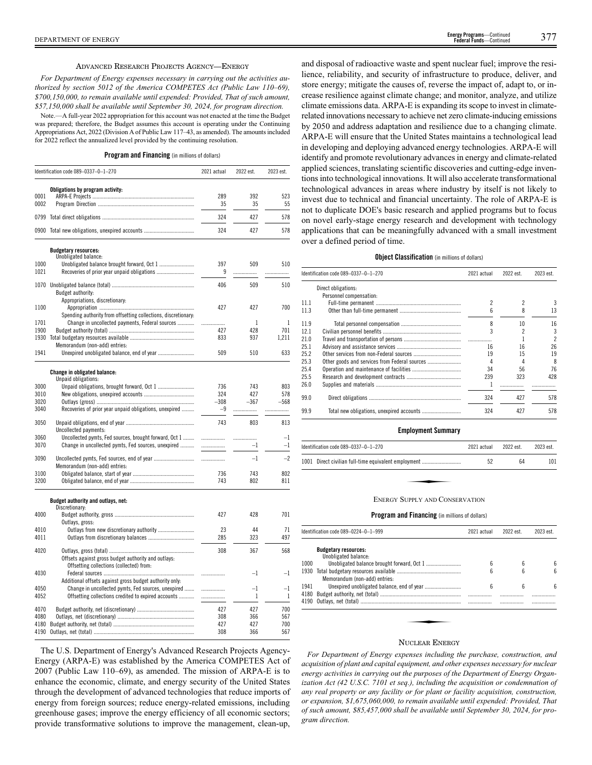## ADVANCED RESEARCH PROJECTS AGENCY—ENERGY

*For Department of Energy expenses necessary in carrying out the activities authorized by section 5012 of the America COMPETES Act (Public Law 110–69), $700,150,000, to remain available until expended: Provided, That of such amount, $57,150,000 shall be available until September 30, 2024, for program direction.*

Note.—A full-year 2022 appropriation for this account was not enacted at the time the Budget was prepared; therefore, the Budget assumes this account is operating under the Continuing Appropriations Act, 2022 (Division A of Public Law 117–43, as amended). The amounts included for 2022 reflect the annualized level provided by the continuing resolution.

**Program and Financing** (in millions of dollars)

| Identification code 089–0337–0–1–270 | | 2021 actual | 2022 est. | 2023 est. |
|---|---|---|---|---|
| | **Obligations by program activity:** | | | |
| 0001 | ARPA-E Projects | 289 | 392 | 523 |
| 0002 | Program Direction | 35 | 35 | 55 |
| 0799 | Total direct obligations | 324 | 427 | 578 |
| 0900 | Total new obligations, unexpired accounts | 324 | 427 | 578 |
| | **Budgetary resources:** | | | |
| | Unobligated balance: | | | |
| 1000 | Unobligated balance brought forward, Oct 1 | 397 | 509 | 510 |
| 1021 | Recoveries of prior year unpaid obligations | 9 | | |
| 1070 | Unobligated balance (total) | 406 | 509 | 510 |
| | Budget authority: | | | |
| | Appropriations, discretionary: | | | |
| 1100 | Appropriation | 427 | 427 | 700 |
| | Spending authority from offsetting collections, discretionary: | | | |
| 1701 | Change in uncollected payments, Federal sources | | 1 | 1 |
| 1900 | Budget authority (total) | 427 | 428 | 701 |
| 1930 | Total budgetary resources available | 833 | 937 | 1,211 |
| | Memorandum (non-add) entries: | | | |
| 1941 | Unexpired unobligated balance, end of year | 509 | 510 | 633 |
| | **Change in obligated balance:** | | | |
| | Unpaid obligations: | | | |
| 3000 | Unpaid obligations, brought forward, Oct 1 | 736 | 743 | 803 |
| 3010 | New obligations, unexpired accounts | 324 | 427 | 578 |
| 3020 | Outlays (gross) | –308 | –367 | –568 |
| 3040 | Recoveries of prior year unpaid obligations, unexpired | –9 | | |
| 3050 | Unpaid obligations, end of year | 743 | 803 | 813 |
| | Uncollected payments: | | | |
| 3060 | Uncollected pymts, Fed sources, brought forward, Oct 1 | | | –1 |
| 3070 | Change in uncollected pymts, Fed sources, unexpired | | –1 | –1 |
| 3090 | Uncollected pymts, Fed sources, end of year | | –1 | –2 |
| | Memorandum (non-add) entries: | | | |
| 3100 | Obligated balance, start of year | 736 | 743 | 802 |
| 3200 | Obligated balance, end of year | 743 | 802 | 811 |
| | **Budget authority and outlays, net:** | | | |
| | Discretionary: | | | |
| 4000 | Budget authority, gross | 427 | 428 | 701 |
| | Outlays, gross: | | | |
| 4010 | Outlays from new discretionary authority | 23 | 44 | 71 |
| 4011 | Outlays from discretionary balances | 285 | 323 | 497 |
| 4020 | Outlays, gross (total) | 308 | 367 | 568 |
| | Offsets against gross budget authority and outlays: | | | |
| | Offsetting collections (collected) from: | | | |
| 4030 | Federal sources | | –1 | –1 |
| | Additional offsets against gross budget authority only: | | | |
| 4050 | Change in uncollected pymts, Fed sources, unexpired | | –1 | –1 |
| 4052 | Offsetting collections credited to expired accounts | | 1 | 1 |
| 4070 | Budget authority, net (discretionary) | 427 | 427 | 700 |
| 4080 | Outlays, net (discretionary) | 308 | 366 | 567 |
| 4180 | Budget authority, net (total) | 427 | 427 | 700 |
| 4190 | Outlays, net (total) | 308 | 366 | 567 |

The U.S. Department of Energy's Advanced Research Projects Agency-Energy (ARPA-E) was established by the America COMPETES Act of 2007 (Public Law 110–69), as amended. The mission of ARPA-E is to enhance the economic, climate, and energy security of the United States through the development of advanced technologies that reduce imports of energy from foreign sources; reduce energy-related emissions, including greenhouse gases; improve the energy efficiency of all economic sectors; provide transformative solutions to improve the management, clean-up, and disposal of radioactive waste and spent nuclear fuel; improve the resilience, reliability, and security of infrastructure to produce, deliver, and store energy; mitigate the causes of, reverse the impact of, adapt to, or increase resilience against climate change; and monitor, analyze, and utilize climate emissions data. ARPA-E is expanding its scope to invest in climate-related innovations necessary to achieve net zero climate-inducing emissions by 2050 and address adaptation and resilience due to a changing climate. ARPA-E will ensure that the United States maintains a technological lead in developing and deploying advanced energy technologies. ARPA-E will identify and promote revolutionary advances in energy and climate-related applied sciences, translating scientific discoveries and cutting-edge inventions into technological innovations. It will also accelerate transformational technological advances in areas where industry by itself is not likely to invest due to technical and financial uncertainty. The role of ARPA-E is not to duplicate DOE's basic research and applied programs but to focus on novel early-stage energy research and development with technology applications that can be meaningfully advanced with a small investment over a defined period of time.

**Object Classification** (in millions of dollars)

| Identification code 089–0337–0–1–270 | | 2021 actual | 2022 est. | 2023 est. |
|---|---|---|---|---|
| | Direct obligations: | | | |
| | Personnel compensation: | | | |
| 11.1 | Full-time permanent | 2 | 2 | 3 |
| 11.3 | Other than full-time permanent | 6 | 8 | 13 |
| 11.9 | Total personnel compensation | 8 | 10 | 16 |
| 12.1 | Civilian personnel benefits | 3 | 2 | 3 |
| 21.0 | Travel and transportation of persons | | 1 | 2 |
| 25.1 | Advisory and assistance services | 16 | 16 | 26 |
| 25.2 | Other services from non-Federal sources | 19 | 15 | 19 |
| 25.3 | Other goods and services from Federal sources | 4 | 4 | 8 |
| 25.4 | Operation and maintenance of facilities | 34 | 56 | 76 |
| 25.5 | Research and development contracts | 239 | 323 | 428 |
| 26.0 | Supplies and materials | 1 | | |
| 99.0 | Direct obligations | 324 | 427 | 578 |
| 99.9 | Total new obligations, unexpired accounts | 324 | 427 | 578 |

**Employment Summary**

| Identification code 089–0337–0–1–270 | | 2021 actual | 2022 est. | 2023 est. |
|---|---|---|---|---|
| 1001 | Direct civilian full-time equivalent employment | 52 | 64 | 101 |

## ENERGY SUPPLY AND CONSERVATION

**Program and Financing** (in millions of dollars)

| Identification code 089–0224–0–1–999 | | 2021 actual | 2022 est. | 2023 est. |
|---|---|---|---|---|
| | **Budgetary resources:** | | | |
| | Unobligated balance: | | | |
| 1000 | Unobligated balance brought forward, Oct 1 | 6 | 6 | 6 |
| 1930 | Total budgetary resources available | 6 | 6 | 6 |
| | Memorandum (non-add) entries: | | | |
| 1941 | Unexpired unobligated balance, end of year | 6 | 6 | 6 |
| 4180 | Budget authority, net (total) | | | |
| 4190 | Outlays, net (total) | | | |

## NUCLEAR ENERGY

*For Department of Energy expenses including the purchase, construction, and acquisition of plant and capital equipment, and other expenses necessary for nuclear energy activities in carrying out the purposes of the Department of Energy Organization Act (42 U.S.C. 7101 et seq.), including the acquisition or condemnation of any real property or any facility or for plant or facility acquisition, construction, or expansion, $1,675,060,000, to remain available until expended: Provided, That of such amount, $85,457,000 shall be available until September 30, 2024, for program direction.*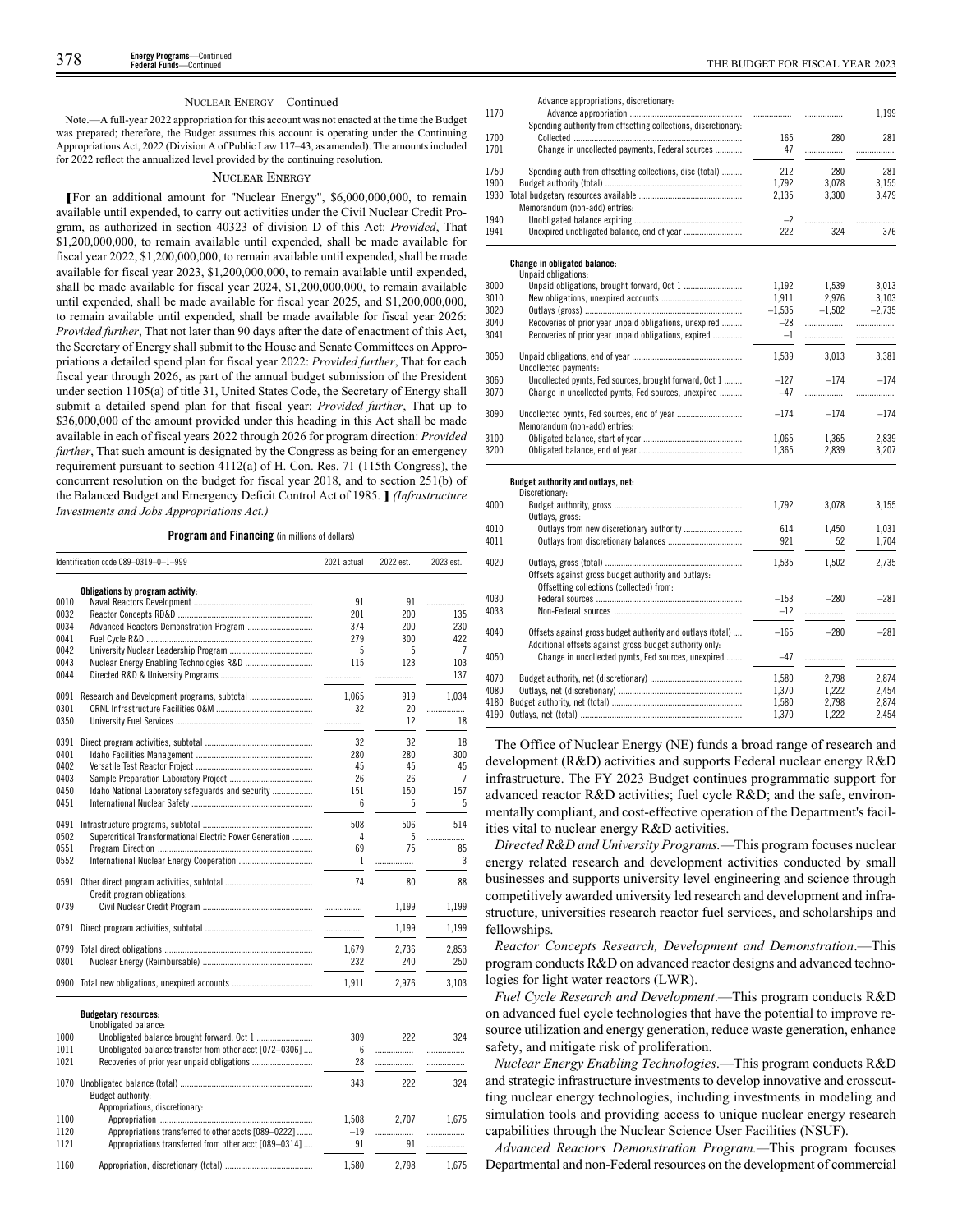NUCLEAR ENERGY—Continued

Note.—A full-year 2022 appropriation for this account was not enacted at the time the Budget was prepared; therefore, the Budget assumes this account is operating under the Continuing Appropriations Act, 2022 (Division A of Public Law 117–43, as amended). The amounts included for 2022 reflect the annualized level provided by the continuing resolution.

## NUCLEAR ENERGY

[For an additional amount for "Nuclear Energy", $6,000,000,000, to remain available until expended, to carry out activities under the Civil Nuclear Credit Program, as authorized in section 40323 of division D of this Act: *Provided*, That $1,200,000,000, to remain available until expended, shall be made available for fiscal year 2022, $1,200,000,000, to remain available until expended, shall be made available for fiscal year 2023, $1,200,000,000, to remain available until expended, shall be made available for fiscal year 2024, $1,200,000,000, to remain available until expended, shall be made available for fiscal year 2025, and $1,200,000,000, to remain available until expended, shall be made available for fiscal year 2026: *Provided further*, That not later than 90 days after the date of enactment of this Act, the Secretary of Energy shall submit to the House and Senate Committees on Appropriations a detailed spend plan for fiscal year 2022: *Provided further*, That for each fiscal year through 2026, as part of the annual budget submission of the President under section 1105(a) of title 31, United States Code, the Secretary of Energy shall submit a detailed spend plan for that fiscal year: *Provided further*, That up to $36,000,000 of the amount provided under this heading in this Act shall be made available in each of fiscal years 2022 through 2026 for program direction: *Provided further*, That such amount is designated by the Congress as being for an emergency requirement pursuant to section 4112(a) of H. Con. Res. 71 (115th Congress), the concurrent resolution on the budget for fiscal year 2018, and to section 251(b) of the Balanced Budget and Emergency Deficit Control Act of 1985. ] *(Infrastructure Investments and Jobs Appropriations Act.)*

**Program and Financing** (in millions of dollars)

| | Identification code 089–0319–0–1–999 | 2021 actual | 2022 est. | 2023 est. |
|---|---|---|---|---|
| | **Obligations by program activity:** | | | |
| 0010 | Naval Reactors Development | 91 | 91 | |
| 0032 | Reactor Concepts RD&D | 201 | 200 | 135 |
| 0034 | Advanced Reactors Demonstration Program | 374 | 200 | 230 |
| 0041 | Fuel Cycle R&D | 279 | 300 | 422 |
| 0042 | University Nuclear Leadership Program | 5 | 5 | 7 |
| 0043 | Nuclear Energy Enabling Technologies R&D | 115 | 123 | 103 |
| 0044 | Directed R&D & University Programs | | | 137 |
| 0091 | Research and Development programs, subtotal | 1,065 | 919 | 1,034 |
| 0301 | ORNL Infrastructure Facilities O&M | 32 | 20 | |
| 0350 | University Fuel Services | | 12 | 18 |
| 0391 | Direct program activities, subtotal | 32 | 32 | 18 |
| 0401 | Idaho Facilities Management | 280 | 280 | 300 |
| 0402 | Versatile Test Reactor Project | 45 | 45 | 45 |
| 0403 | Sample Preparation Laboratory Project | 26 | 26 | 7 |
| 0450 | Idaho National Laboratory safeguards and security | 151 | 150 | 157 |
| 0451 | International Nuclear Safety | 6 | 5 | 5 |
| 0491 | Infrastructure programs, subtotal | 508 | 506 | 514 |
| 0502 | Supercritical Transformational Electric Power Generation | 4 | 5 | |
| 0551 | Program Direction | 69 | 75 | 85 |
| 0552 | International Nuclear Energy Cooperation | 1 | | 3 |
| 0591 | Other direct program activities, subtotal | 74 | 80 | 88 |
| | Credit program obligations: | | | |
| 0739 | Civil Nuclear Credit Program | | 1,199 | 1,199 |
| 0791 | Direct program activities, subtotal | | 1,199 | 1,199 |
| 0799 | Total direct obligations | 1,679 | 2,736 | 2,853 |
| 0801 | Nuclear Energy (Reimbursable) | 232 | 240 | 250 |
| 0900 | Total new obligations, unexpired accounts | 1,911 | 2,976 | 3,103 |
| | **Budgetary resources:** | | | |
| | Unobligated balance: | | | |
| 1000 | Unobligated balance brought forward, Oct 1 | 309 | 222 | 324 |
| 1011 | Unobligated balance transfer from other acct [072–0306] | 6 | | |
| 1021 | Recoveries of prior year unpaid obligations | 28 | | |
| 1070 | Unobligated balance (total) | 343 | 222 | 324 |
| | Budget authority: | | | |
| | Appropriations, discretionary: | | | |
| 1100 | Appropriation | 1,508 | 2,707 | 1,675 |
| 1120 | Appropriations transferred to other accts [089–0222] | –19 | | |
| 1121 | Appropriations transferred from other acct [089–0314] | 91 | 91 | |
| 1160 | Appropriation, discretionary (total) | 1,580 | 2,798 | 1,675 |
| | Advance appropriations, discretionary: | | | |
| 1170 | Advance appropriation | | | 1,199 |
| | Spending authority from offsetting collections, discretionary: | | | |
| 1700 | Collected | 165 | 280 | 281 |
| 1701 | Change in uncollected payments, Federal sources | 47 | | |
| 1750 | Spending auth from offsetting collections, disc (total) | 212 | 280 | 281 |
| 1900 | Budget authority (total) | 1,792 | 3,078 | 3,155 |
| 1930 | Total budgetary resources available | 2,135 | 3,300 | 3,479 |
| | Memorandum (non-add) entries: | | | |
| 1940 | Unobligated balance expiring | –2 | | |
| 1941 | Unexpired unobligated balance, end of year | 222 | 324 | 376 |
| | **Change in obligated balance:** | | | |
| | Unpaid obligations: | | | |
| 3000 | Unpaid obligations, brought forward, Oct 1 | 1,192 | 1,539 | 3,013 |
| 3010 | New obligations, unexpired accounts | 1,911 | 2,976 | 3,103 |
| 3020 | Outlays (gross) | –1,535 | –1,502 | –2,735 |
| 3040 | Recoveries of prior year unpaid obligations, unexpired | –28 | | |
| 3041 | Recoveries of prior year unpaid obligations, expired | –1 | | |
| 3050 | Unpaid obligations, end of year | 1,539 | 3,013 | 3,381 |
| | Uncollected payments: | | | |
| 3060 | Uncollected pymts, Fed sources, brought forward, Oct 1 | –127 | –174 | –174 |
| 3070 | Change in uncollected pymts, Fed sources, unexpired | –47 | | |
| 3090 | Uncollected pymts, Fed sources, end of year | –174 | –174 | –174 |
| | Memorandum (non-add) entries: | | | |
| 3100 | Obligated balance, start of year | 1,065 | 1,365 | 2,839 |
| 3200 | Obligated balance, end of year | 1,365 | 2,839 | 3,207 |
| | **Budget authority and outlays, net:** | | | |
| | Discretionary: | | | |
| 4000 | Budget authority, gross | 1,792 | 3,078 | 3,155 |
| | Outlays, gross: | | | |
| 4010 | Outlays from new discretionary authority | 614 | 1,450 | 1,031 |
| 4011 | Outlays from discretionary balances | 921 | 52 | 1,704 |
| 4020 | Outlays, gross (total) | 1,535 | 1,502 | 2,735 |
| | Offsets against gross budget authority and outlays: | | | |
| | Offsetting collections (collected) from: | | | |
| 4030 | Federal sources | –153 | –280 | –281 |
| 4033 | Non-Federal sources | –12 | | |
| 4040 | Offsets against gross budget authority and outlays (total) | –165 | –280 | –281 |
| | Additional offsets against gross budget authority only: | | | |
| 4050 | Change in uncollected pymts, Fed sources, unexpired | –47 | | |
| 4070 | Budget authority, net (discretionary) | 1,580 | 2,798 | 2,874 |
| 4080 | Outlays, net (discretionary) | 1,370 | 1,222 | 2,454 |
| 4180 | Budget authority, net (total) | 1,580 | 2,798 | 2,874 |
| 4190 | Outlays, net (total) | 1,370 | 1,222 | 2,454 |

The Office of Nuclear Energy (NE) funds a broad range of research and development (R&D) activities and supports Federal nuclear energy R&D infrastructure. The FY 2023 Budget continues programmatic support for advanced reactor R&D activities; fuel cycle R&D; and the safe, environmentally compliant, and cost-effective operation of the Department's facilities vital to nuclear energy R&D activities.

*Directed R&D and University Programs.*—This program focuses nuclear energy related research and development activities conducted by small businesses and supports university level engineering and science through competitively awarded university led research and development and infrastructure, universities research reactor fuel services, and scholarships and fellowships.

*Reactor Concepts Research, Development and Demonstration*.—This program conducts R&D on advanced reactor designs and advanced technologies for light water reactors (LWR).

*Fuel Cycle Research and Development*.—This program conducts R&D on advanced fuel cycle technologies that have the potential to improve resource utilization and energy generation, reduce waste generation, enhance safety, and mitigate risk of proliferation.

*Nuclear Energy Enabling Technologies*.—This program conducts R&D and strategic infrastructure investments to develop innovative and crosscutting nuclear energy technologies, including investments in modeling and simulation tools and providing access to unique nuclear energy research capabilities through the Nuclear Science User Facilities (NSUF).

*Advanced Reactors Demonstration Program.*—This program focuses Departmental and non-Federal resources on the development of commercial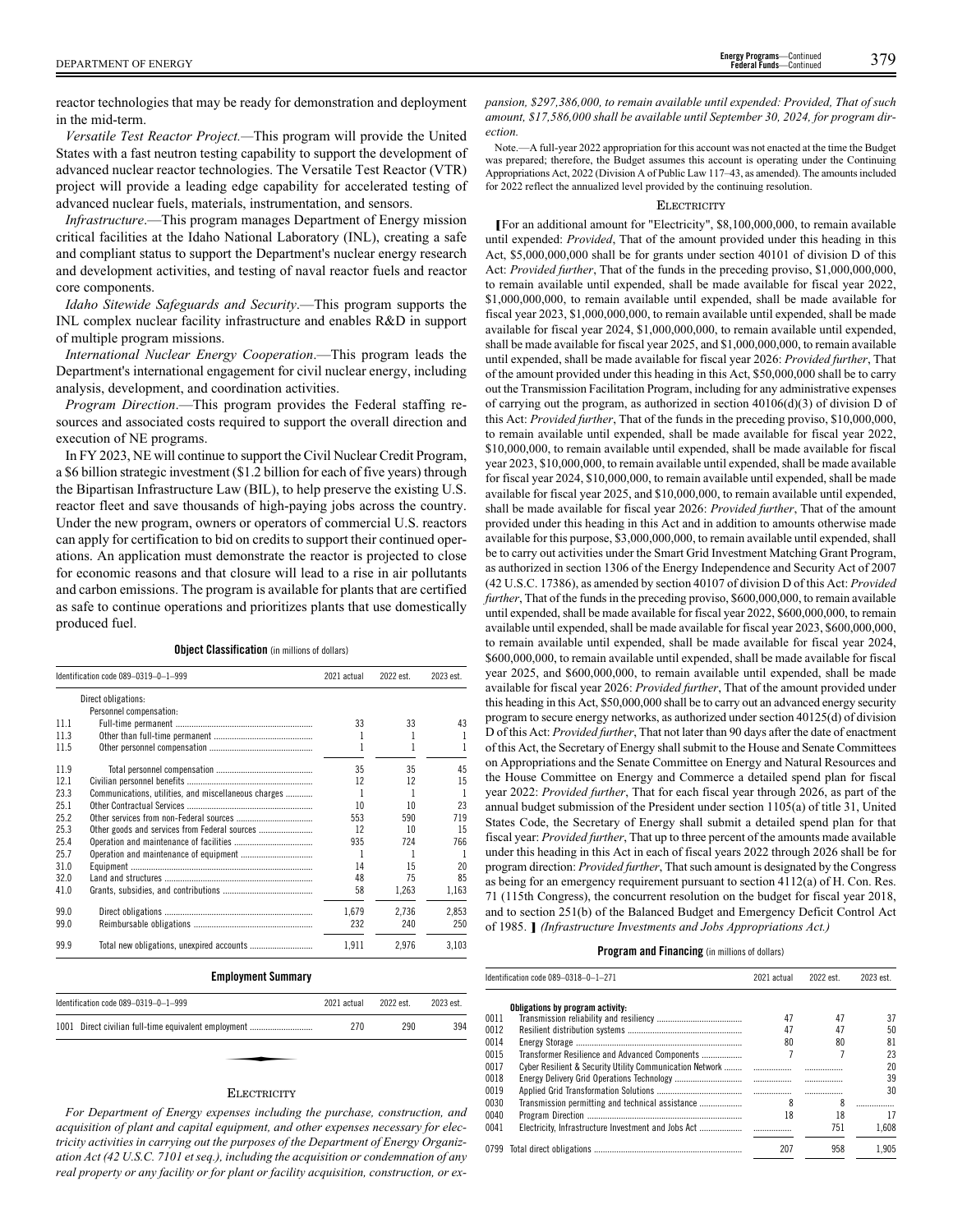reactor technologies that may be ready for demonstration and deployment in the mid-term.

*Versatile Test Reactor Project.*—This program will provide the United States with a fast neutron testing capability to support the development of advanced nuclear reactor technologies. The Versatile Test Reactor (VTR) project will provide a leading edge capability for accelerated testing of advanced nuclear fuels, materials, instrumentation, and sensors.

*Infrastructure*.—This program manages Department of Energy mission critical facilities at the Idaho National Laboratory (INL), creating a safe and compliant status to support the Department's nuclear energy research and development activities, and testing of naval reactor fuels and reactor core components.

*Idaho Sitewide Safeguards and Security*.—This program supports the INL complex nuclear facility infrastructure and enables R&D in support of multiple program missions.

*International Nuclear Energy Cooperation*.—This program leads the Department's international engagement for civil nuclear energy, including analysis, development, and coordination activities.

*Program Direction*.—This program provides the Federal staffing resources and associated costs required to support the overall direction and execution of NE programs.

In FY 2023, NE will continue to support the Civil Nuclear Credit Program, a $6 billion strategic investment ($1.2 billion for each of five years) through the Bipartisan Infrastructure Law (BIL), to help preserve the existing U.S. reactor fleet and save thousands of high-paying jobs across the country. Under the new program, owners or operators of commercial U.S. reactors can apply for certification to bid on credits to support their continued operations. An application must demonstrate the reactor is projected to close for economic reasons and that closure will lead to a rise in air pollutants and carbon emissions. The program is available for plants that are certified as safe to continue operations and prioritizes plants that use domestically produced fuel.

**Object Classification** (in millions of dollars)

| Identification code 089–0319–0–1–999 | | 2021 actual | 2022 est. | 2023 est. |
|---|---|---|---|---|
| | Direct obligations: | | | |
| | Personnel compensation: | | | |
| 11.1 | Full-time permanent | 33 | 33 | 43 |
| 11.3 | Other than full-time permanent | 1 | 1 | 1 |
| 11.5 | Other personnel compensation | 1 | 1 | 1 |
| 11.9 | Total personnel compensation | 35 | 35 | 45 |
| 12.1 | Civilian personnel benefits | 12 | 12 | 15 |
| 23.3 | Communications, utilities, and miscellaneous charges | 1 | 1 | 1 |
| 25.1 | Other Contractual Services | 10 | 10 | 23 |
| 25.2 | Other services from non-Federal sources | 553 | 590 | 719 |
| 25.3 | Other goods and services from Federal sources | 12 | 10 | 15 |
| 25.4 | Operation and maintenance of facilities | 935 | 724 | 766 |
| 25.7 | Operation and maintenance of equipment | 1 | 1 | 1 |
| 31.0 | Equipment | 14 | 15 | 20 |
| 32.0 | Land and structures | 48 | 75 | 85 |
| 41.0 | Grants, subsidies, and contributions | 58 | 1,263 | 1,163 |
| 99.0 | Direct obligations | 1,679 | 2,736 | 2,853 |
| 99.0 | Reimbursable obligations | 232 | 240 | 250 |
| 99.9 | Total new obligations, unexpired accounts | 1,911 | 2,976 | 3,103 |

**Employment Summary**

| Identification code 089–0319–0–1–999 | | 2021 actual | 2022 est. | 2023 est. |
|---|---|---|---|---|
| 1001 | Direct civilian full-time equivalent employment | 270 | 290 | 394 |

## Electricity

*For Department of Energy expenses including the purchase, construction, and acquisition of plant and capital equipment, and other expenses necessary for electricity activities in carrying out the purposes of the Department of Energy Organization Act (42 U.S.C. 7101 et seq.), including the acquisition or condemnation of any real property or any facility or for plant or facility acquisition, construction, or expansion, $297,386,000, to remain available until expended: Provided, That of such amount, $17,586,000 shall be available until September 30, 2024, for program direction.*

Note.—A full-year 2022 appropriation for this account was not enacted at the time the Budget was prepared; therefore, the Budget assumes this account is operating under the Continuing Appropriations Act, 2022 (Division A of Public Law 117–43, as amended). The amounts included for 2022 reflect the annualized level provided by the continuing resolution.

## Electricity

[For an additional amount for "Electricity", $8,100,000,000, to remain available until expended: *Provided*, That of the amount provided under this heading in this Act, $5,000,000,000 shall be for grants under section 40101 of division D of this Act: *Provided further*, That of the funds in the preceding proviso, $1,000,000,000, to remain available until expended, shall be made available for fiscal year 2022, $1,000,000,000, to remain available until expended, shall be made available for fiscal year 2023, $1,000,000,000, to remain available until expended, shall be made available for fiscal year 2024, $1,000,000,000, to remain available until expended, shall be made available for fiscal year 2025, and $1,000,000,000, to remain available until expended, shall be made available for fiscal year 2026: *Provided further*, That of the amount provided under this heading in this Act, $50,000,000 shall be to carry out the Transmission Facilitation Program, including for any administrative expenses of carrying out the program, as authorized in section 40106(d)(3) of division D of this Act: *Provided further*, That of the funds in the preceding proviso, $10,000,000, to remain available until expended, shall be made available for fiscal year 2022, $10,000,000, to remain available until expended, shall be made available for fiscal year 2023, $10,000,000, to remain available until expended, shall be made available for fiscal year 2024, $10,000,000, to remain available until expended, shall be made available for fiscal year 2025, and $10,000,000, to remain available until expended, shall be made available for fiscal year 2026: *Provided further*, That of the amount provided under this heading in this Act and in addition to amounts otherwise made available for this purpose, $3,000,000,000, to remain available until expended, shall be to carry out activities under the Smart Grid Investment Matching Grant Program, as authorized in section 1306 of the Energy Independence and Security Act of 2007 (42 U.S.C. 17386), as amended by section 40107 of division D of this Act: *Provided further*, That of the funds in the preceding proviso, $600,000,000, to remain available until expended, shall be made available for fiscal year 2022, $600,000,000, to remain available until expended, shall be made available for fiscal year 2023, $600,000,000, to remain available until expended, shall be made available for fiscal year 2024, $600,000,000, to remain available until expended, shall be made available for fiscal year 2025, and $600,000,000, to remain available until expended, shall be made available for fiscal year 2026: *Provided further*, That of the amount provided under this heading in this Act, $50,000,000 shall be to carry out an advanced energy security program to secure energy networks, as authorized under section 40125(d) of division D of this Act: *Provided further*, That not later than 90 days after the date of enactment of this Act, the Secretary of Energy shall submit to the House and Senate Committees on Appropriations and the Senate Committee on Energy and Natural Resources and the House Committee on Energy and Commerce a detailed spend plan for fiscal year 2022: *Provided further*, That for each fiscal year through 2026, as part of the annual budget submission of the President under section 1105(a) of title 31, United States Code, the Secretary of Energy shall submit a detailed spend plan for that fiscal year: *Provided further*, That up to three percent of the amounts made available under this heading in this Act in each of fiscal years 2022 through 2026 shall be for program direction: *Provided further*, That such amount is designated by the Congress as being for an emergency requirement pursuant to section 4112(a) of H. Con. Res. 71 (115th Congress), the concurrent resolution on the budget for fiscal year 2018, and to section 251(b) of the Balanced Budget and Emergency Deficit Control Act of 1985. ] *(Infrastructure Investments and Jobs Appropriations Act.)*

**Program and Financing** (in millions of dollars)

| Identification code 089–0318–0–1–271 | | 2021 actual | 2022 est. | 2023 est. |
|---|---|---|---|---|
| | **Obligations by program activity:** | | | |
| 0011 | Transmission reliability and resiliency | 47 | 47 | 37 |
| 0012 | Resilient distribution systems | 47 | 47 | 50 |
| 0014 | Energy Storage | 80 | 80 | 81 |
| 0015 | Transformer Resilience and Advanced Components | 7 | 7 | 23 |
| 0017 | Cyber Resilient & Security Utility Communication Network | | | 20 |
| 0018 | Energy Delivery Grid Operations Technology | | | 39 |
| 0019 | Applied Grid Transformation Solutions | | | 30 |
| 0030 | Transmission permitting and technical assistance | 8 | 8 | |
| 0040 | Program Direction | 18 | 18 | 17 |
| 0041 | Electricity, Infrastructure Investment and Jobs Act | | 751 | 1,608 |
| 0799 | Total direct obligations | 207 | 958 | 1,905 |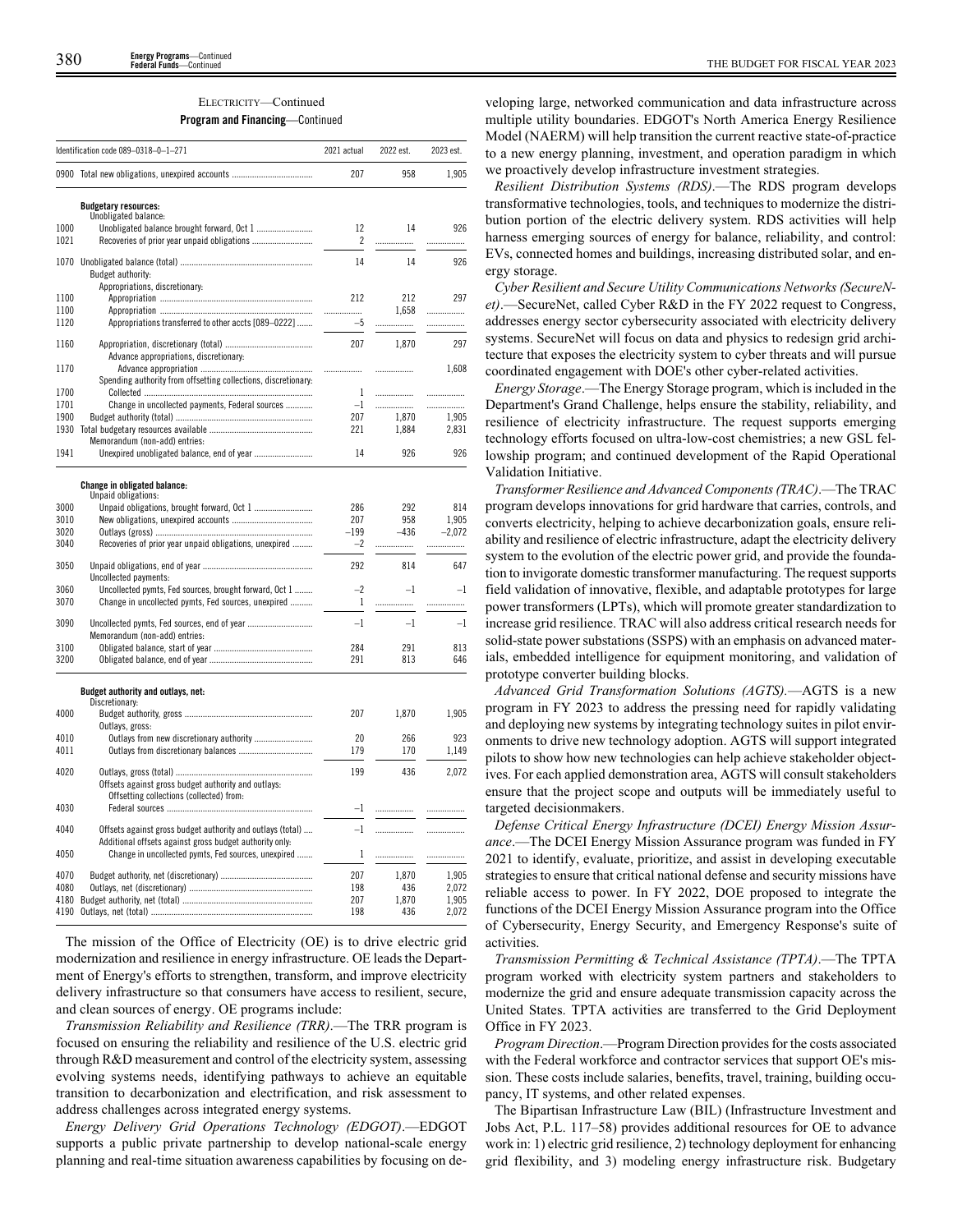ELECTRICITY—Continued

**Program and Financing**—Continued

| Identification code 089–0318–0–1–271 | | 2021 actual | 2022 est. | 2023 est. |
|---|---|---|---|---|
| 0900 | Total new obligations, unexpired accounts | 207 | 958 | 1,905 |
| | **Budgetary resources:** | | | |
| | Unobligated balance: | | | |
| 1000 | Unobligated balance brought forward, Oct 1 | 12 | 14 | 926 |
| 1021 | Recoveries of prior year unpaid obligations | 2 | | |
| 1070 | Unobligated balance (total) | 14 | 14 | 926 |
| | Budget authority: | | | |
| | Appropriations, discretionary: | | | |
| 1100 | Appropriation | 212 | 212 | 297 |
| 1100 | Appropriation | | 1,658 | |
| 1120 | Appropriations transferred to other accts [089–0222] | –5 | | |
| 1160 | Appropriation, discretionary (total) | 207 | 1,870 | 297 |
| | Advance appropriations, discretionary: | | | |
| 1170 | Advance appropriation | | | 1,608 |
| | Spending authority from offsetting collections, discretionary: | | | |
| 1700 | Collected | 1 | | |
| 1701 | Change in uncollected payments, Federal sources | –1 | | |
| 1900 | Budget authority (total) | 207 | 1,870 | 1,905 |
| 1930 | Total budgetary resources available | 221 | 1,884 | 2,831 |
| | Memorandum (non-add) entries: | | | |
| 1941 | Unexpired unobligated balance, end of year | 14 | 926 | 926 |
| | **Change in obligated balance:** | | | |
| | Unpaid obligations: | | | |
| 3000 | Unpaid obligations, brought forward, Oct 1 | 286 | 292 | 814 |
| 3010 | New obligations, unexpired accounts | 207 | 958 | 1,905 |
| 3020 | Outlays (gross) | –199 | –436 | –2,072 |
| 3040 | Recoveries of prior year unpaid obligations, unexpired | –2 | | |
| 3050 | Unpaid obligations, end of year | 292 | 814 | 647 |
| | Uncollected payments: | | | |
| 3060 | Uncollected pymts, Fed sources, brought forward, Oct 1 | –2 | –1 | –1 |
| 3070 | Change in uncollected pymts, Fed sources, unexpired | 1 | | |
| 3090 | Uncollected pymts, Fed sources, end of year | –1 | –1 | –1 |
| | Memorandum (non-add) entries: | | | |
| 3100 | Obligated balance, start of year | 284 | 291 | 813 |
| 3200 | Obligated balance, end of year | 291 | 813 | 646 |
| | **Budget authority and outlays, net:** | | | |
| | Discretionary: | | | |
| 4000 | Budget authority, gross | 207 | 1,870 | 1,905 |
| | Outlays, gross: | | | |
| 4010 | Outlays from new discretionary authority | 20 | 266 | 923 |
| 4011 | Outlays from discretionary balances | 179 | 170 | 1,149 |
| 4020 | Outlays, gross (total) | 199 | 436 | 2,072 |
| | Offsets against gross budget authority and outlays: | | | |
| | Offsetting collections (collected) from: | | | |
| 4030 | Federal sources | –1 | | |
| 4040 | Offsets against gross budget authority and outlays (total) | –1 | | |
| | Additional offsets against gross budget authority only: | | | |
| 4050 | Change in uncollected pymts, Fed sources, unexpired | 1 | | |
| 4070 | Budget authority, net (discretionary) | 207 | 1,870 | 1,905 |
| 4080 | Outlays, net (discretionary) | 198 | 436 | 2,072 |
| 4180 | Budget authority, net (total) | 207 | 1,870 | 1,905 |
| 4190 | Outlays, net (total) | 198 | 436 | 2,072 |

The mission of the Office of Electricity (OE) is to drive electric grid modernization and resilience in energy infrastructure. OE leads the Department of Energy's efforts to strengthen, transform, and improve electricity delivery infrastructure so that consumers have access to resilient, secure, and clean sources of energy. OE programs include:

*Transmission Reliability and Resilience (TRR)*.—The TRR program is focused on ensuring the reliability and resilience of the U.S. electric grid through R&D measurement and control of the electricity system, assessing evolving systems needs, identifying pathways to achieve an equitable transition to decarbonization and electrification, and risk assessment to address challenges across integrated energy systems.

*Energy Delivery Grid Operations Technology (EDGOT)*.—EDGOT supports a public private partnership to develop national-scale energy planning and real-time situation awareness capabilities by focusing on developing large, networked communication and data infrastructure across multiple utility boundaries. EDGOT's North America Energy Resilience Model (NAERM) will help transition the current reactive state-of-practice to a new energy planning, investment, and operation paradigm in which we proactively develop infrastructure investment strategies.

*Resilient Distribution Systems (RDS)*.—The RDS program develops transformative technologies, tools, and techniques to modernize the distribution portion of the electric delivery system. RDS activities will help harness emerging sources of energy for balance, reliability, and control: EVs, connected homes and buildings, increasing distributed solar, and energy storage.

*Cyber Resilient and Secure Utility Communications Networks (SecureNet)*.—SecureNet, called Cyber R&D in the FY 2022 request to Congress, addresses energy sector cybersecurity associated with electricity delivery systems. SecureNet will focus on data and physics to redesign grid architecture that exposes the electricity system to cyber threats and will pursue coordinated engagement with DOE's other cyber-related activities.

*Energy Storage*.—The Energy Storage program, which is included in the Department's Grand Challenge, helps ensure the stability, reliability, and resilience of electricity infrastructure. The request supports emerging technology efforts focused on ultra-low-cost chemistries; a new GSL fellowship program; and continued development of the Rapid Operational Validation Initiative.

*Transformer Resilience and Advanced Components (TRAC)*.—The TRAC program develops innovations for grid hardware that carries, controls, and converts electricity, helping to achieve decarbonization goals, ensure reliability and resilience of electric infrastructure, adapt the electricity delivery system to the evolution of the electric power grid, and provide the foundation to invigorate domestic transformer manufacturing. The request supports field validation of innovative, flexible, and adaptable prototypes for large power transformers (LPTs), which will promote greater standardization to increase grid resilience. TRAC will also address critical research needs for solid-state power substations (SSPS) with an emphasis on advanced materials, embedded intelligence for equipment monitoring, and validation of prototype converter building blocks.

*Advanced Grid Transformation Solutions (AGTS)*.—AGTS is a new program in FY 2023 to address the pressing need for rapidly validating and deploying new systems by integrating technology suites in pilot environments to drive new technology adoption. AGTS will support integrated pilots to show how new technologies can help achieve stakeholder objectives. For each applied demonstration area, AGTS will consult stakeholders ensure that the project scope and outputs will be immediately useful to targeted decisionmakers.

*Defense Critical Energy Infrastructure (DCEI) Energy Mission Assurance*.—The DCEI Energy Mission Assurance program was funded in FY 2021 to identify, evaluate, prioritize, and assist in developing executable strategies to ensure that critical national defense and security missions have reliable access to power. In FY 2022, DOE proposed to integrate the functions of the DCEI Energy Mission Assurance program into the Office of Cybersecurity, Energy Security, and Emergency Response's suite of activities.

*Transmission Permitting & Technical Assistance (TPTA)*.—The TPTA program worked with electricity system partners and stakeholders to modernize the grid and ensure adequate transmission capacity across the United States. TPTA activities are transferred to the Grid Deployment Office in FY 2023.

*Program Direction*.—Program Direction provides for the costs associated with the Federal workforce and contractor services that support OE's mission. These costs include salaries, benefits, travel, training, building occupancy, IT systems, and other related expenses.

The Bipartisan Infrastructure Law (BIL) (Infrastructure Investment and Jobs Act, P.L. 117–58) provides additional resources for OE to advance work in: 1) electric grid resilience, 2) technology deployment for enhancing grid flexibility, and 3) modeling energy infrastructure risk. Budgetary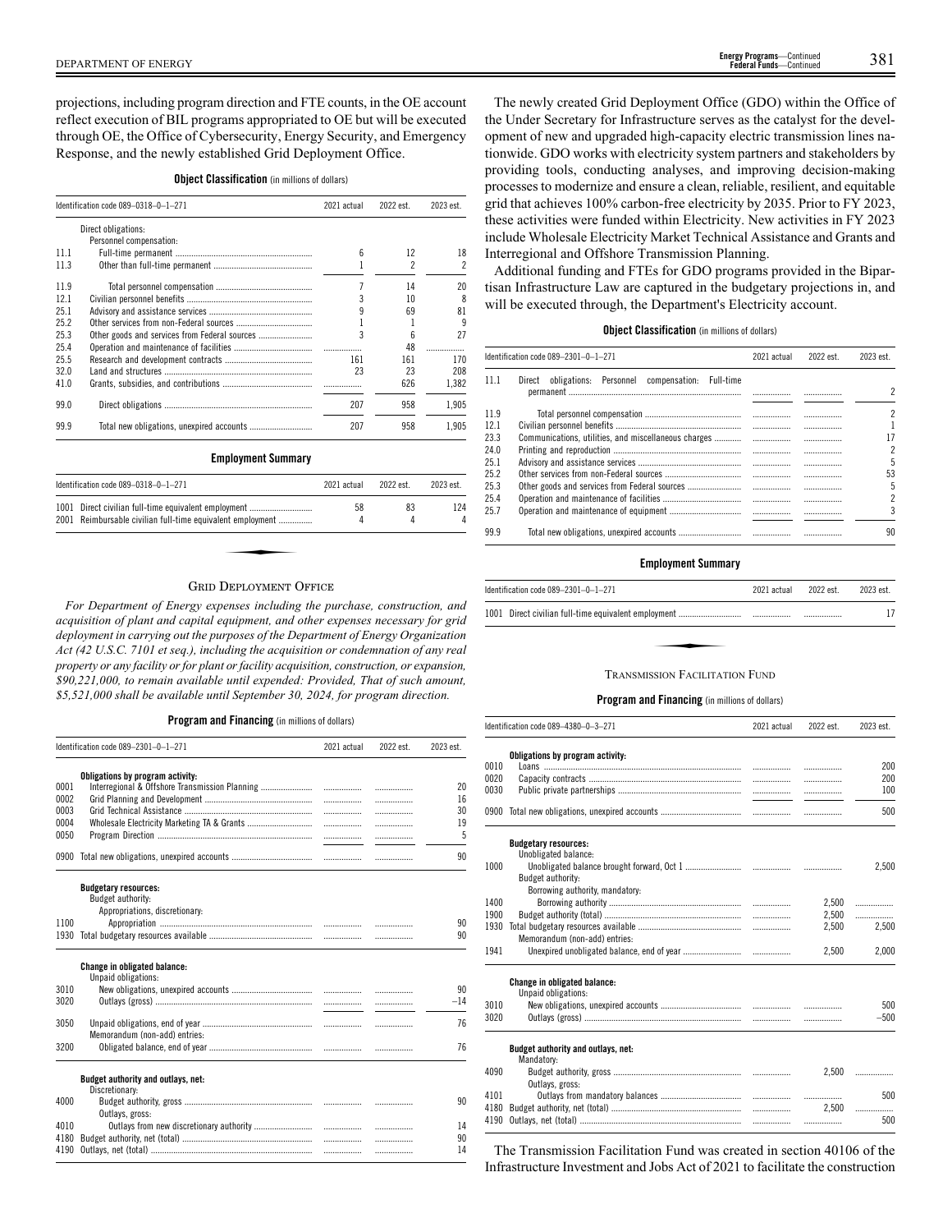projections, including program direction and FTE counts, in the OE account reflect execution of BIL programs appropriated to OE but will be executed through OE, the Office of Cybersecurity, Energy Security, and Emergency Response, and the newly established Grid Deployment Office.

**Object Classification** (in millions of dollars)

| Identification code 089–0318–0–1–271 | | 2021 actual | 2022 est. | 2023 est. |
|---|---|---|---|---|
| | Direct obligations: | | | |
| | Personnel compensation: | | | |
| 11.1 | Full-time permanent | 6 | 12 | 18 |
| 11.3 | Other than full-time permanent | 1 | 2 | 2 |
| 11.9 | Total personnel compensation | 7 | 14 | 20 |
| 12.1 | Civilian personnel benefits | 3 | 10 | 8 |
| 25.1 | Advisory and assistance services | 9 | 69 | 81 |
| 25.2 | Other services from non-Federal sources | 1 | 1 | 9 |
| 25.3 | Other goods and services from Federal sources | 3 | 6 | 27 |
| 25.4 | Operation and maintenance of facilities | | 48 | |
| 25.5 | Research and development contracts | 161 | 161 | 170 |
| 32.0 | Land and structures | 23 | 23 | 208 |
| 41.0 | Grants, subsidies, and contributions | | 626 | 1,382 |
| 99.0 | Direct obligations | 207 | 958 | 1,905 |
| 99.9 | Total new obligations, unexpired accounts | 207 | 958 | 1,905 |

**Employment Summary**

| Identification code 089–0318–0–1–271 | | 2021 actual | 2022 est. | 2023 est. |
|---|---|---|---|---|
| 1001 | Direct civilian full-time equivalent employment | 58 | 83 | 124 |
| 2001 | Reimbursable civilian full-time equivalent employment | 4 | 4 | 4 |

## Grid Deployment Office

*For Department of Energy expenses including the purchase, construction, and acquisition of plant and capital equipment, and other expenses necessary for grid deployment in carrying out the purposes of the Department of Energy Organization Act (42 U.S.C. 7101 et seq.), including the acquisition or condemnation of any real property or any facility or for plant or facility acquisition, construction, or expansion, $90,221,000, to remain available until expended: Provided, That of such amount, $5,521,000 shall be available until September 30, 2024, for program direction.*

**Program and Financing** (in millions of dollars)

| Identification code 089–2301–0–1–271 | | 2021 actual | 2022 est. | 2023 est. |
|---|---|---|---|---|
| | **Obligations by program activity:** | | | |
| 0001 | Interregional & Offshore Transmission Planning | | | 20 |
| 0002 | Grid Planning and Development | | | 16 |
| 0003 | Grid Technical Assistance | | | 30 |
| 0004 | Wholesale Electricity Marketing TA & Grants | | | 19 |
| 0050 | Program Direction | | | 5 |
| 0900 | Total new obligations, unexpired accounts | | | 90 |
| | **Budgetary resources:** | | | |
| | Budget authority: | | | |
| | Appropriations, discretionary: | | | |
| 1100 | Appropriation | | | 90 |
| 1930 | Total budgetary resources available | | | 90 |
| | **Change in obligated balance:** | | | |
| | Unpaid obligations: | | | |
| 3010 | New obligations, unexpired accounts | | | 90 |
| 3020 | Outlays (gross) | | | –14 |
| 3050 | Unpaid obligations, end of year | | | 76 |
| | Memorandum (non-add) entries: | | | |
| 3200 | Obligated balance, end of year | | | 76 |
| | **Budget authority and outlays, net:** | | | |
| | Discretionary: | | | |
| 4000 | Budget authority, gross | | | 90 |
| | Outlays, gross: | | | |
| 4010 | Outlays from new discretionary authority | | | 14 |
| 4180 | Budget authority, net (total) | | | 90 |
| 4190 | Outlays, net (total) | | | 14 |

The newly created Grid Deployment Office (GDO) within the Office of the Under Secretary for Infrastructure serves as the catalyst for the development of new and upgraded high-capacity electric transmission lines nationwide. GDO works with electricity system partners and stakeholders by providing tools, conducting analyses, and improving decision-making processes to modernize and ensure a clean, reliable, resilient, and equitable grid that achieves 100% carbon-free electricity by 2035. Prior to FY 2023, these activities were funded within Electricity. New activities in FY 2023 include Wholesale Electricity Market Technical Assistance and Grants and Interregional and Offshore Transmission Planning.

Additional funding and FTEs for GDO programs provided in the Bipartisan Infrastructure Law are captured in the budgetary projections in, and will be executed through, the Department's Electricity account.

**Object Classification** (in millions of dollars)

| Identification code 089–2301–0–1–271 | | 2021 actual | 2022 est. | 2023 est. |
|---|---|---|---|---|
| 11.1 | Direct obligations: Personnel compensation: Full-time permanent | | | 2 |
| 11.9 | Total personnel compensation | | | 2 |
| 12.1 | Civilian personnel benefits | | | 1 |
| 23.3 | Communications, utilities, and miscellaneous charges | | | 17 |
| 24.0 | Printing and reproduction | | | 2 |
| 25.1 | Advisory and assistance services | | | 5 |
| 25.2 | Other services from non-Federal sources | | | 53 |
| 25.3 | Other goods and services from Federal sources | | | 5 |
| 25.4 | Operation and maintenance of facilities | | | 2 |
| 25.7 | Operation and maintenance of equipment | | | 3 |
| 99.9 | Total new obligations, unexpired accounts | | | 90 |

**Employment Summary**

| Identification code 089–2301–0–1–271 | | 2021 actual | 2022 est. | 2023 est. |
|---|---|---|---|---|
| 1001 | Direct civilian full-time equivalent employment | | | 17 |

## Transmission Facilitation Fund

**Program and Financing** (in millions of dollars)

| Identification code 089–4380–0–3–271 | | 2021 actual | 2022 est. | 2023 est. |
|---|---|---|---|---|
| | **Obligations by program activity:** | | | |
| 0010 | Loans | | | 200 |
| 0020 | Capacity contracts | | | 200 |
| 0030 | Public private partnerships | | | 100 |
| 0900 | Total new obligations, unexpired accounts | | | 500 |
| | **Budgetary resources:** | | | |
| | Unobligated balance: | | | |
| 1000 | Unobligated balance brought forward, Oct 1 | | | 2,500 |
| | Budget authority: | | | |
| | Borrowing authority, mandatory: | | | |
| 1400 | Borrowing authority | | 2,500 | |
| 1900 | Budget authority (total) | | 2,500 | |
| 1930 | Total budgetary resources available | | 2,500 | 2,500 |
| | Memorandum (non-add) entries: | | | |
| 1941 | Unexpired unobligated balance, end of year | | 2,500 | 2,000 |
| | **Change in obligated balance:** | | | |
| | Unpaid obligations: | | | |
| 3010 | New obligations, unexpired accounts | | | 500 |
| 3020 | Outlays (gross) | | | –500 |
| | **Budget authority and outlays, net:** | | | |
| | Mandatory: | | | |
| 4090 | Budget authority, gross | | 2,500 | |
| | Outlays, gross: | | | |
| 4101 | Outlays from mandatory balances | | | 500 |
| 4180 | Budget authority, net (total) | | 2,500 | |
| 4190 | Outlays, net (total) | | | 500 |

The Transmission Facilitation Fund was created in section 40106 of the Infrastructure Investment and Jobs Act of 2021 to facilitate the construction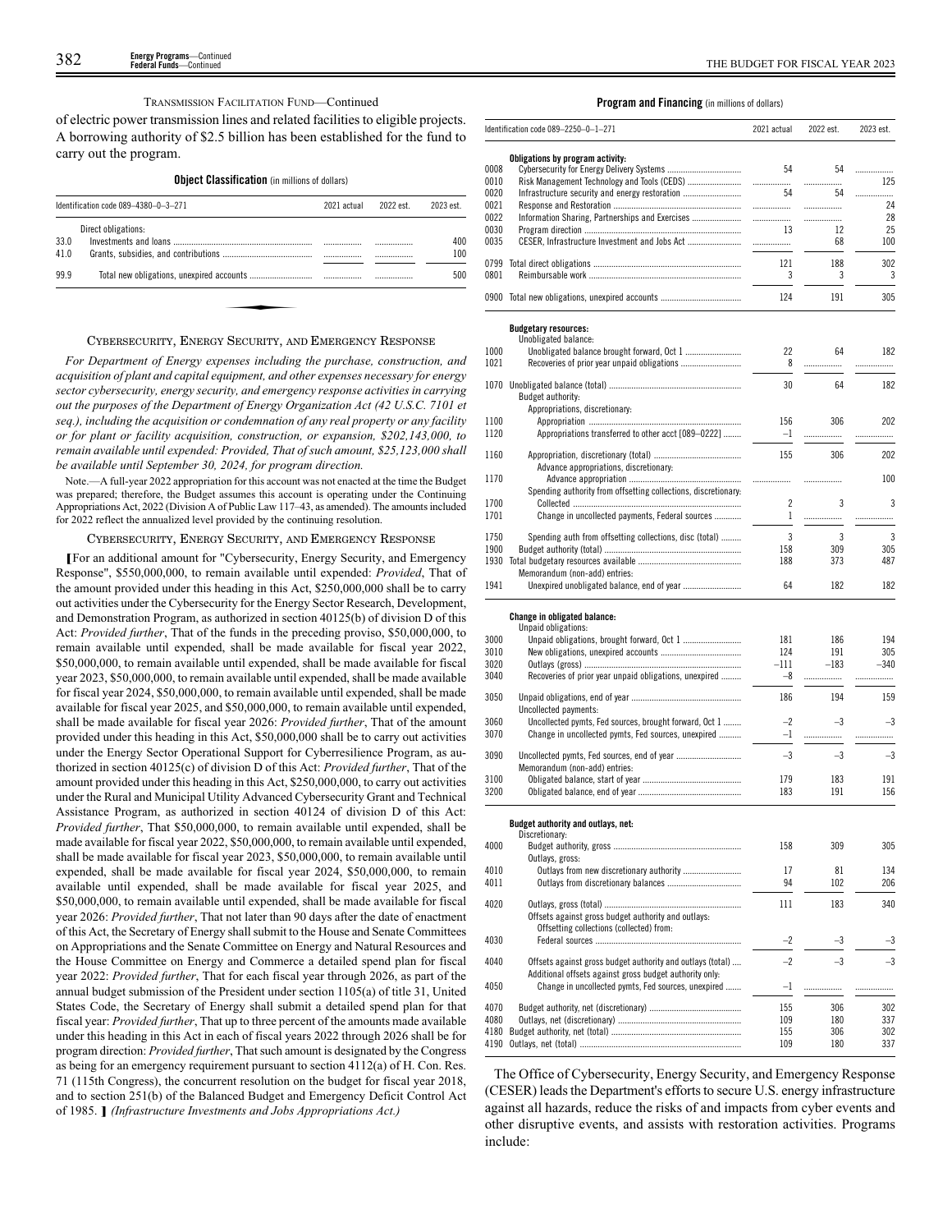TRANSMISSION FACILITATION FUND—Continued

of electric power transmission lines and related facilities to eligible projects. A borrowing authority of $2.5 billion has been established for the fund to carry out the program.

**Object Classification** (in millions of dollars)

| Identification code 089–4380–0–3–271 | | 2021 actual | 2022 est. | 2023 est. |
|---|---|---|---|---|
| | Direct obligations: | | | |
| 33.0 | Investments and loans | | | 400 |
| 41.0 | Grants, subsidies, and contributions | | | 100 |
| 99.9 | Total new obligations, unexpired accounts | | | 500 |

## CYBERSECURITY, ENERGY SECURITY, AND EMERGENCY RESPONSE

*For Department of Energy expenses including the purchase, construction, and acquisition of plant and capital equipment, and other expenses necessary for energy sector cybersecurity, energy security, and emergency response activities in carrying out the purposes of the Department of Energy Organization Act (42 U.S.C. 7101 et seq.), including the acquisition or condemnation of any real property or any facility or for plant or facility acquisition, construction, or expansion, $202,143,000, to remain available until expended: Provided, That of such amount, $25,123,000 shall be available until September 30, 2024, for program direction.*

Note.—A full-year 2022 appropriation for this account was not enacted at the time the Budget was prepared; therefore, the Budget assumes this account is operating under the Continuing Appropriations Act, 2022 (Division A of Public Law 117–43, as amended). The amounts included for 2022 reflect the annualized level provided by the continuing resolution.

CYBERSECURITY, ENERGY SECURITY, AND EMERGENCY RESPONSE

[For an additional amount for "Cybersecurity, Energy Security, and Emergency Response", $550,000,000, to remain available until expended: *Provided*, That of the amount provided under this heading in this Act, $250,000,000 shall be to carry out activities under the Cybersecurity for the Energy Sector Research, Development, and Demonstration Program, as authorized in section 40125(b) of division D of this Act: *Provided further*, That of the funds in the preceding proviso, $50,000,000, to remain available until expended, shall be made available for fiscal year 2022, $50,000,000, to remain available until expended, shall be made available for fiscal year 2023, $50,000,000, to remain available until expended, shall be made available for fiscal year 2024, $50,000,000, to remain available until expended, shall be made available for fiscal year 2025, and $50,000,000, to remain available until expended, shall be made available for fiscal year 2026: *Provided further*, That of the amount provided under this heading in this Act, $50,000,000 shall be to carry out activities under the Energy Sector Operational Support for Cyberresilience Program, as authorized in section 40125(c) of division D of this Act: *Provided further*, That of the amount provided under this heading in this Act, $250,000,000, to carry out activities under the Rural and Municipal Utility Advanced Cybersecurity Grant and Technical Assistance Program, as authorized in section 40124 of division D of this Act: *Provided further*, That $50,000,000, to remain available until expended, shall be made available for fiscal year 2022, $50,000,000, to remain available until expended, shall be made available for fiscal year 2023, $50,000,000, to remain available until expended, shall be made available for fiscal year 2024, $50,000,000, to remain available until expended, shall be made available for fiscal year 2025, and $50,000,000, to remain available until expended, shall be made available for fiscal year 2026: *Provided further*, That not later than 90 days after the date of enactment of this Act, the Secretary of Energy shall submit to the House and Senate Committees on Appropriations and the Senate Committee on Energy and Natural Resources and the House Committee on Energy and Commerce a detailed spend plan for fiscal year 2022: *Provided further*, That for each fiscal year through 2026, as part of the annual budget submission of the President under section 1105(a) of title 31, United States Code, the Secretary of Energy shall submit a detailed spend plan for that fiscal year: *Provided further*, That up to three percent of the amounts made available under this heading in this Act in each of fiscal years 2022 through 2026 shall be for program direction: *Provided further*, That such amount is designated by the Congress as being for an emergency requirement pursuant to section 4112(a) of H. Con. Res. 71 (115th Congress), the concurrent resolution on the budget for fiscal year 2018, and to section 251(b) of the Balanced Budget and Emergency Deficit Control Act of 1985. ] *(Infrastructure Investments and Jobs Appropriations Act.)*

**Program and Financing** (in millions of dollars)

| Identification code 089–2250–0–1–271 | | 2021 actual | 2022 est. | 2023 est. |
|---|---|---|---|---|
| | **Obligations by program activity:** | | | |
| 0008 | Cybersecurity for Energy Delivery Systems | 54 | 54 | |
| 0010 | Risk Management Technology and Tools (CEDS) | | | 125 |
| 0020 | Infrastructure security and energy restoration | 54 | 54 | |
| 0021 | Response and Restoration | | | 24 |
| 0022 | Information Sharing, Partnerships and Exercises | | | 28 |
| 0030 | Program direction | 13 | 12 | 25 |
| 0035 | CESER, Infrastructure Investment and Jobs Act | | 68 | 100 |
| 0799 | Total direct obligations | 121 | 188 | 302 |
| 0801 | Reimbursable work | 3 | 3 | 3 |
| 0900 | Total new obligations, unexpired accounts | 124 | 191 | 305 |
| | **Budgetary resources:** | | | |
| | Unobligated balance: | | | |
| 1000 | Unobligated balance brought forward, Oct 1 | 22 | 64 | 182 |
| 1021 | Recoveries of prior year unpaid obligations | 8 | | |
| 1070 | Unobligated balance (total) | 30 | 64 | 182 |
| | Budget authority: | | | |
| | Appropriations, discretionary: | | | |
| 1100 | Appropriation | 156 | 306 | 202 |
| 1120 | Appropriations transferred to other acct [089–0222] | –1 | | |
| 1160 | Appropriation, discretionary (total) | 155 | 306 | 202 |
| | Advance appropriations, discretionary: | | | |
| 1170 | Advance appropriation | | | 100 |
| | Spending authority from offsetting collections, discretionary: | | | |
| 1700 | Collected | 2 | 3 | 3 |
| 1701 | Change in uncollected payments, Federal sources | 1 | | |
| 1750 | Spending auth from offsetting collections, disc (total) | 3 | 3 | 3 |
| 1900 | Budget authority (total) | 158 | 309 | 305 |
| 1930 | Total budgetary resources available | 188 | 373 | 487 |
| | Memorandum (non-add) entries: | | | |
| 1941 | Unexpired unobligated balance, end of year | 64 | 182 | 182 |
| | **Change in obligated balance:** | | | |
| | Unpaid obligations: | | | |
| 3000 | Unpaid obligations, brought forward, Oct 1 | 181 | 186 | 194 |
| 3010 | New obligations, unexpired accounts | 124 | 191 | 305 |
| 3020 | Outlays (gross) | –111 | –183 | –340 |
| 3040 | Recoveries of prior year unpaid obligations, unexpired | –8 | | |
| 3050 | Unpaid obligations, end of year | 186 | 194 | 159 |
| | Uncollected payments: | | | |
| 3060 | Uncollected pymts, Fed sources, brought forward, Oct 1 | –2 | –3 | –3 |
| 3070 | Change in uncollected pymts, Fed sources, unexpired | –1 | | |
| 3090 | Uncollected pymts, Fed sources, end of year | –3 | –3 | –3 |
| | Memorandum (non-add) entries: | | | |
| 3100 | Obligated balance, start of year | 179 | 183 | 191 |
| 3200 | Obligated balance, end of year | 183 | 191 | 156 |
| | **Budget authority and outlays, net:** | | | |
| | Discretionary: | | | |
| 4000 | Budget authority, gross | 158 | 309 | 305 |
| | Outlays, gross: | | | |
| 4010 | Outlays from new discretionary authority | 17 | 81 | 134 |
| 4011 | Outlays from discretionary balances | 94 | 102 | 206 |
| 4020 | Outlays, gross (total) | 111 | 183 | 340 |
| | Offsets against gross budget authority and outlays: | | | |
| | Offsetting collections (collected) from: | | | |
| 4030 | Federal sources | –2 | –3 | –3 |
| 4040 | Offsets against gross budget authority and outlays (total) | –2 | –3 | –3 |
| | Additional offsets against gross budget authority only: | | | |
| 4050 | Change in uncollected pymts, Fed sources, unexpired | –1 | | |
| 4070 | Budget authority, net (discretionary) | 155 | 306 | 302 |
| 4080 | Outlays, net (discretionary) | 109 | 180 | 337 |
| 4180 | Budget authority, net (total) | 155 | 306 | 302 |
| 4190 | Outlays, net (total) | 109 | 180 | 337 |

The Office of Cybersecurity, Energy Security, and Emergency Response (CESER) leads the Department's efforts to secure U.S. energy infrastructure against all hazards, reduce the risks of and impacts from cyber events and other disruptive events, and assists with restoration activities. Programs include: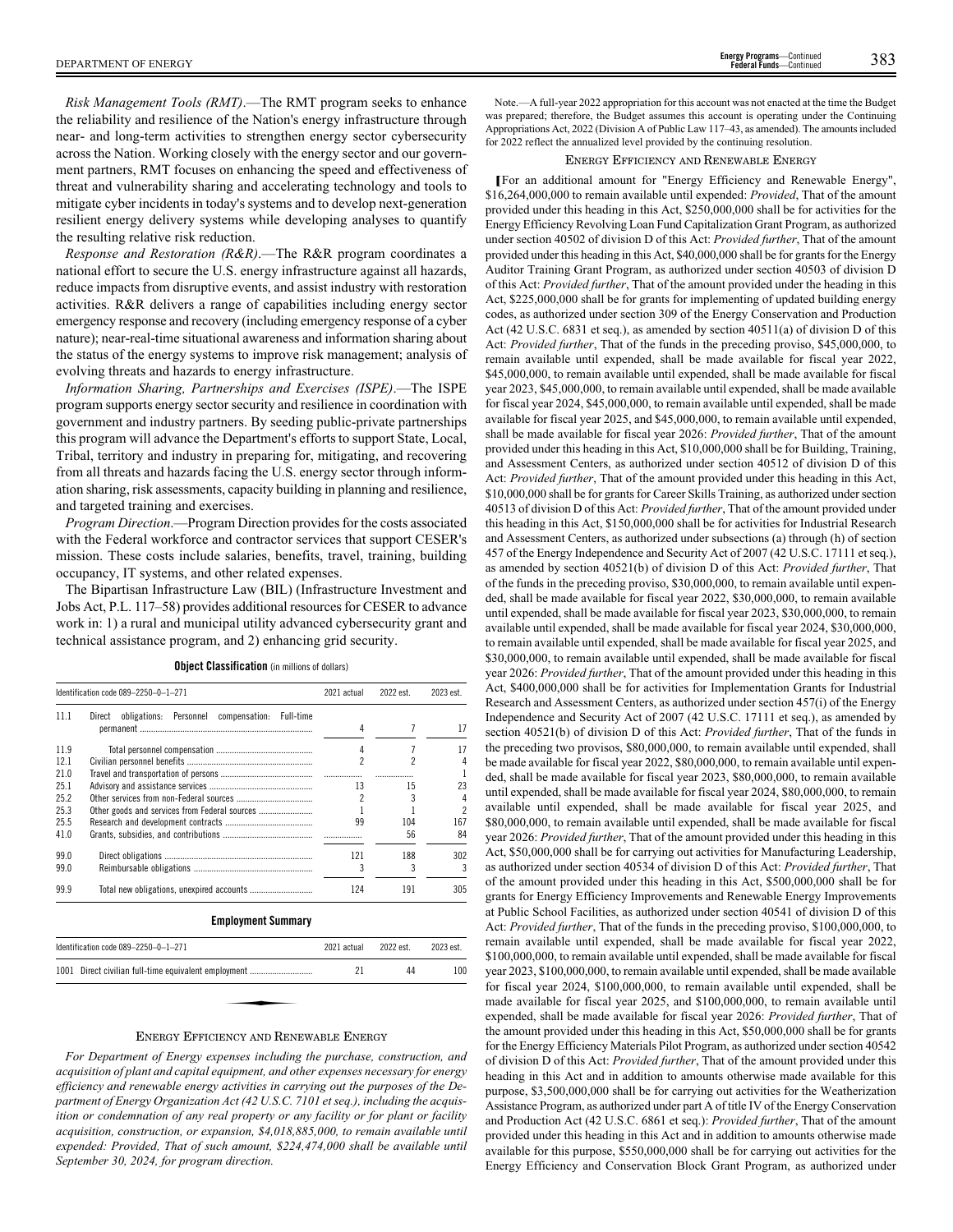*Risk Management Tools (RMT)*.—The RMT program seeks to enhance the reliability and resilience of the Nation's energy infrastructure through near- and long-term activities to strengthen energy sector cybersecurity across the Nation. Working closely with the energy sector and our government partners, RMT focuses on enhancing the speed and effectiveness of threat and vulnerability sharing and accelerating technology and tools to mitigate cyber incidents in today's systems and to develop next-generation resilient energy delivery systems while developing analyses to quantify the resulting relative risk reduction.

*Response and Restoration (R&R)*.—The R&R program coordinates a national effort to secure the U.S. energy infrastructure against all hazards, reduce impacts from disruptive events, and assist industry with restoration activities. R&R delivers a range of capabilities including energy sector emergency response and recovery (including emergency response of a cyber nature); near-real-time situational awareness and information sharing about the status of the energy systems to improve risk management; analysis of evolving threats and hazards to energy infrastructure.

*Information Sharing, Partnerships and Exercises (ISPE)*.—The ISPE program supports energy sector security and resilience in coordination with government and industry partners. By seeding public-private partnerships this program will advance the Department's efforts to support State, Local, Tribal, territory and industry in preparing for, mitigating, and recovering from all threats and hazards facing the U.S. energy sector through information sharing, risk assessments, capacity building in planning and resilience, and targeted training and exercises.

*Program Direction*.—Program Direction provides for the costs associated with the Federal workforce and contractor services that support CESER's mission. These costs include salaries, benefits, travel, training, building occupancy, IT systems, and other related expenses.

The Bipartisan Infrastructure Law (BIL) (Infrastructure Investment and Jobs Act, P.L. 117–58) provides additional resources for CESER to advance work in: 1) a rural and municipal utility advanced cybersecurity grant and technical assistance program, and 2) enhancing grid security.

**Object Classification** (in millions of dollars)

| Identification code 089–2250–0–1–271 | | 2021 actual | 2022 est. | 2023 est. |
|---|---|---|---|---|
| 11.1 | Direct obligations: Personnel compensation: Full-time permanent | 4 | 7 | 17 |
| 11.9 | Total personnel compensation | 4 | 7 | 17 |
| 12.1 | Civilian personnel benefits | 2 | 2 | 4 |
| 21.0 | Travel and transportation of persons | | | 1 |
| 25.1 | Advisory and assistance services | 13 | 15 | 23 |
| 25.2 | Other services from non-Federal sources | 2 | 3 | 4 |
| 25.3 | Other goods and services from Federal sources | 1 | 1 | 2 |
| 25.5 | Research and development contracts | 99 | 104 | 167 |
| 41.0 | Grants, subsidies, and contributions | | 56 | 84 |
| 99.0 | Direct obligations | 121 | 188 | 302 |
| 99.0 | Reimbursable obligations | 3 | 3 | 3 |
| 99.9 | Total new obligations, unexpired accounts | 124 | 191 | 305 |

**Employment Summary**

| Identification code 089–2250–0–1–271 | | 2021 actual | 2022 est. | 2023 est. |
|---|---|---|---|---|
| 1001 | Direct civilian full-time equivalent employment | 21 | 44 | 100 |

## Energy Efficiency and Renewable Energy

*For Department of Energy expenses including the purchase, construction, and acquisition of plant and capital equipment, and other expenses necessary for energy efficiency and renewable energy activities in carrying out the purposes of the Department of Energy Organization Act (42 U.S.C. 7101 et seq.), including the acquisition or condemnation of any real property or any facility or for plant or facility acquisition, construction, or expansion, $4,018,885,000, to remain available until expended: Provided, That of such amount, $224,474,000 shall be available until September 30, 2024, for program direction.*

Note.—A full-year 2022 appropriation for this account was not enacted at the time the Budget was prepared; therefore, the Budget assumes this account is operating under the Continuing Appropriations Act, 2022 (Division A of Public Law 117–43, as amended). The amounts included for 2022 reflect the annualized level provided by the continuing resolution.

## Energy Efficiency and Renewable Energy

[For an additional amount for "Energy Efficiency and Renewable Energy", $16,264,000,000 to remain available until expended: *Provided*, That of the amount provided under this heading in this Act, $250,000,000 shall be for activities for the Energy Efficiency Revolving Loan Fund Capitalization Grant Program, as authorized under section 40502 of division D of this Act: *Provided further*, That of the amount provided under this heading in this Act, $40,000,000 shall be for grants for the Energy Auditor Training Grant Program, as authorized under section 40503 of division D of this Act: *Provided further*, That of the amount provided under the heading in this Act, $225,000,000 shall be for grants for implementing of updated building energy codes, as authorized under section 309 of the Energy Conservation and Production Act (42 U.S.C. 6831 et seq.), as amended by section 40511(a) of division D of this Act: *Provided further*, That of the funds in the preceding proviso, $45,000,000, to remain available until expended, shall be made available for fiscal year 2022, $45,000,000, to remain available until expended, shall be made available for fiscal year 2023, $45,000,000, to remain available until expended, shall be made available for fiscal year 2024, $45,000,000, to remain available until expended, shall be made available for fiscal year 2025, and $45,000,000, to remain available until expended, shall be made available for fiscal year 2026: *Provided further*, That of the amount provided under this heading in this Act, $10,000,000 shall be for Building, Training, and Assessment Centers, as authorized under section 40512 of division D of this Act: *Provided further*, That of the amount provided under this heading in this Act, $10,000,000 shall be for grants for Career Skills Training, as authorized under section 40513 of division D of this Act: *Provided further*, That of the amount provided under this heading in this Act, $150,000,000 shall be for activities for Industrial Research and Assessment Centers, as authorized under subsections (a) through (h) of section 457 of the Energy Independence and Security Act of 2007 (42 U.S.C. 17111 et seq.), as amended by section 40521(b) of division D of this Act: *Provided further*, That of the funds in the preceding proviso, $30,000,000, to remain available until expended, shall be made available for fiscal year 2022, $30,000,000, to remain available until expended, shall be made available for fiscal year 2023, $30,000,000, to remain available until expended, shall be made available for fiscal year 2024, $30,000,000, to remain available until expended, shall be made available for fiscal year 2025, and $30,000,000, to remain available until expended, shall be made available for fiscal year 2026: *Provided further*, That of the amount provided under this heading in this Act, $400,000,000 shall be for activities for Implementation Grants for Industrial Research and Assessment Centers, as authorized under section 457(i) of the Energy Independence and Security Act of 2007 (42 U.S.C. 17111 et seq.), as amended by section 40521(b) of division D of this Act: *Provided further*, That of the funds in the preceding two provisos, $80,000,000, to remain available until expended, shall be made available for fiscal year 2022, $80,000,000, to remain available until expended, shall be made available for fiscal year 2023, $80,000,000, to remain available until expended, shall be made available for fiscal year 2024, $80,000,000, to remain available until expended, shall be made available for fiscal year 2025, and $80,000,000, to remain available until expended, shall be made available for fiscal year 2026: *Provided further*, That of the amount provided under this heading in this Act, $50,000,000 shall be for carrying out activities for Manufacturing Leadership, as authorized under section 40534 of division D of this Act: *Provided further*, That of the amount provided under this heading in this Act, $500,000,000 shall be for grants for Energy Efficiency Improvements and Renewable Energy Improvements at Public School Facilities, as authorized under section 40541 of division D of this Act: *Provided further*, That of the funds in the preceding proviso, $100,000,000, to remain available until expended, shall be made available for fiscal year 2022, $100,000,000, to remain available until expended, shall be made available for fiscal year 2023, $100,000,000, to remain available until expended, shall be made available for fiscal year 2024, $100,000,000, to remain available until expended, shall be made available for fiscal year 2025, and $100,000,000, to remain available until expended, shall be made available for fiscal year 2026: *Provided further*, That of the amount provided under this heading in this Act, $50,000,000 shall be for grants for the Energy Efficiency Materials Pilot Program, as authorized under section 40542 of division D of this Act: *Provided further*, That of the amount provided under this heading in this Act and in addition to amounts otherwise made available for this purpose, $3,500,000,000 shall be for carrying out activities for the Weatherization Assistance Program, as authorized under part A of title IV of the Energy Conservation and Production Act (42 U.S.C. 6861 et seq.): *Provided further*, That of the amount provided under this heading in this Act and in addition to amounts otherwise made available for this purpose, $550,000,000 shall be for carrying out activities for the Energy Efficiency and Conservation Block Grant Program, as authorized under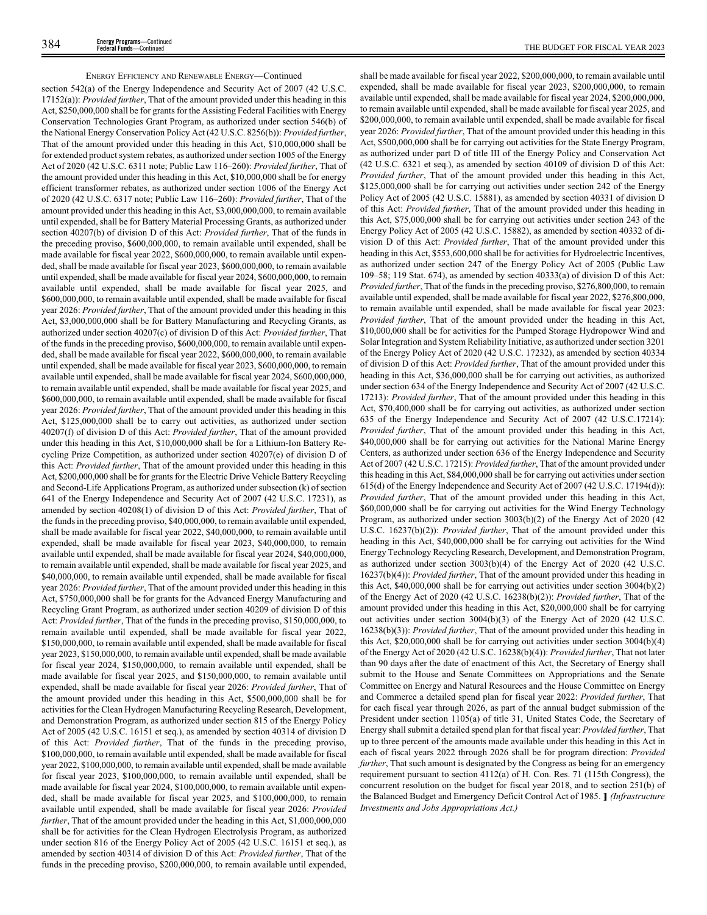ENERGY EFFICIENCY AND RENEWABLE ENERGY—Continued

section 542(a) of the Energy Independence and Security Act of 2007 (42 U.S.C. 17152(a)): *Provided further*, That of the amount provided under this heading in this Act, $250,000,000 shall be for grants for the Assisting Federal Facilities with Energy Conservation Technologies Grant Program, as authorized under section 546(b) of the National Energy Conservation Policy Act (42 U.S.C. 8256(b)): *Provided further*, That of the amount provided under this heading in this Act, $10,000,000 shall be for extended product system rebates, as authorized under section 1005 of the Energy Act of 2020 (42 U.S.C. 6311 note; Public Law 116–260): *Provided further*, That of the amount provided under this heading in this Act, $10,000,000 shall be for energy efficient transformer rebates, as authorized under section 1006 of the Energy Act of 2020 (42 U.S.C. 6317 note; Public Law 116–260): *Provided further*, That of the amount provided under this heading in this Act, $3,000,000,000, to remain available until expended, shall be for Battery Material Processing Grants, as authorized under section 40207(b) of division D of this Act: *Provided further*, That of the funds in the preceding proviso, $600,000,000, to remain available until expended, shall be made available for fiscal year 2022, $600,000,000, to remain available until expended, shall be made available for fiscal year 2023, $600,000,000, to remain available until expended, shall be made available for fiscal year 2024, $600,000,000, to remain available until expended, shall be made available for fiscal year 2025, and $600,000,000, to remain available until expended, shall be made available for fiscal year 2026: *Provided further*, That of the amount provided under this heading in this Act, $3,000,000,000 shall be for Battery Manufacturing and Recycling Grants, as authorized under section 40207(c) of division D of this Act: *Provided further*, That of the funds in the preceding proviso, $600,000,000, to remain available until expended, shall be made available for fiscal year 2022, $600,000,000, to remain available until expended, shall be made available for fiscal year 2023, $600,000,000, to remain available until expended, shall be made available for fiscal year 2024, $600,000,000, to remain available until expended, shall be made available for fiscal year 2025, and $600,000,000, to remain available until expended, shall be made available for fiscal year 2026: *Provided further*, That of the amount provided under this heading in this Act, $125,000,000 shall be to carry out activities, as authorized under section 40207(f) of division D of this Act: *Provided further*, That of the amount provided under this heading in this Act, $10,000,000 shall be for a Lithium-Ion Battery Recycling Prize Competition, as authorized under section 40207(e) of division D of this Act: *Provided further*, That of the amount provided under this heading in this Act, $200,000,000 shall be for grants for the Electric Drive Vehicle Battery Recycling and Second-Life Applications Program, as authorized under subsection (k) of section 641 of the Energy Independence and Security Act of 2007 (42 U.S.C. 17231), as amended by section 40208(1) of division D of this Act: *Provided further*, That of the funds in the preceding proviso, $40,000,000, to remain available until expended, shall be made available for fiscal year 2022, $40,000,000, to remain available until expended, shall be made available for fiscal year 2023, $40,000,000, to remain available until expended, shall be made available for fiscal year 2024, $40,000,000, to remain available until expended, shall be made available for fiscal year 2025, and $40,000,000, to remain available until expended, shall be made available for fiscal year 2026: *Provided further*, That of the amount provided under this heading in this Act, $750,000,000 shall be for grants for the Advanced Energy Manufacturing and Recycling Grant Program, as authorized under section 40209 of division D of this Act: *Provided further*, That of the funds in the preceding proviso, $150,000,000, to remain available until expended, shall be made available for fiscal year 2022, $150,000,000, to remain available until expended, shall be made available for fiscal year 2023, $150,000,000, to remain available until expended, shall be made available for fiscal year 2024, $150,000,000, to remain available until expended, shall be made available for fiscal year 2025, and $150,000,000, to remain available until expended, shall be made available for fiscal year 2026: *Provided further*, That of the amount provided under this heading in this Act, $500,000,000 shall be for activities for the Clean Hydrogen Manufacturing Recycling Research, Development, and Demonstration Program, as authorized under section 815 of the Energy Policy Act of 2005 (42 U.S.C. 16151 et seq.), as amended by section 40314 of division D of this Act: *Provided further*, That of the funds in the preceding proviso, $100,000,000, to remain available until expended, shall be made available for fiscal year 2022, $100,000,000, to remain available until expended, shall be made available for fiscal year 2023, $100,000,000, to remain available until expended, shall be made available for fiscal year 2024, $100,000,000, to remain available until expended, shall be made available for fiscal year 2025, and $100,000,000, to remain available until expended, shall be made available for fiscal year 2026: *Provided further*, That of the amount provided under the heading in this Act, $1,000,000,000 shall be for activities for the Clean Hydrogen Electrolysis Program, as authorized under section 816 of the Energy Policy Act of 2005 (42 U.S.C. 16151 et seq.), as amended by section 40314 of division D of this Act: *Provided further*, That of the funds in the preceding proviso, $200,000,000, to remain available until expended, shall be made available for fiscal year 2022, $200,000,000, to remain available until expended, shall be made available for fiscal year 2023, $200,000,000, to remain available until expended, shall be made available for fiscal year 2024, $200,000,000, to remain available until expended, shall be made available for fiscal year 2025, and $200,000,000, to remain available until expended, shall be made available for fiscal year 2026: *Provided further*, That of the amount provided under this heading in this Act, $500,000,000 shall be for carrying out activities for the State Energy Program, as authorized under part D of title III of the Energy Policy and Conservation Act (42 U.S.C. 6321 et seq.), as amended by section 40109 of division D of this Act: *Provided further*, That of the amount provided under this heading in this Act, $125,000,000 shall be for carrying out activities under section 242 of the Energy Policy Act of 2005 (42 U.S.C. 15881), as amended by section 40331 of division D of this Act: *Provided further*, That of the amount provided under this heading in this Act, $75,000,000 shall be for carrying out activities under section 243 of the Energy Policy Act of 2005 (42 U.S.C. 15882), as amended by section 40332 of division D of this Act: *Provided further*, That of the amount provided under this heading in this Act, $553,600,000 shall be for activities for Hydroelectric Incentives, as authorized under section 247 of the Energy Policy Act of 2005 (Public Law 109–58; 119 Stat. 674), as amended by section 40333(a) of division D of this Act: *Provided further*, That of the funds in the preceding proviso, $276,800,000, to remain available until expended, shall be made available for fiscal year 2022, $276,800,000, to remain available until expended, shall be made available for fiscal year 2023: *Provided further*, That of the amount provided under the heading in this Act, $10,000,000 shall be for activities for the Pumped Storage Hydropower Wind and Solar Integration and System Reliability Initiative, as authorized under section 3201 of the Energy Policy Act of 2020 (42 U.S.C. 17232), as amended by section 40334 of division D of this Act: *Provided further*, That of the amount provided under this heading in this Act, $36,000,000 shall be for carrying out activities, as authorized under section 634 of the Energy Independence and Security Act of 2007 (42 U.S.C. 17213): *Provided further*, That of the amount provided under this heading in this Act, $70,400,000 shall be for carrying out activities, as authorized under section 635 of the Energy Independence and Security Act of 2007 (42 U.S.C.17214): *Provided further*, That of the amount provided under this heading in this Act, $40,000,000 shall be for carrying out activities for the National Marine Energy Centers, as authorized under section 636 of the Energy Independence and Security Act of 2007 (42 U.S.C. 17215): *Provided further*, That of the amount provided under this heading in this Act, $84,000,000 shall be for carrying out activities under section 615(d) of the Energy Independence and Security Act of 2007 (42 U.S.C. 17194(d)): *Provided further*, That of the amount provided under this heading in this Act, $60,000,000 shall be for carrying out activities for the Wind Energy Technology Program, as authorized under section 3003(b)(2) of the Energy Act of 2020 (42 U.S.C. 16237(b)(2)): *Provided further*, That of the amount provided under this heading in this Act, $40,000,000 shall be for carrying out activities for the Wind Energy Technology Recycling Research, Development, and Demonstration Program, as authorized under section 3003(b)(4) of the Energy Act of 2020 (42 U.S.C. 16237(b)(4)): *Provided further*, That of the amount provided under this heading in this Act, $40,000,000 shall be for carrying out activities under section 3004(b)(2) of the Energy Act of 2020 (42 U.S.C. 16238(b)(2)): *Provided further*, That of the amount provided under this heading in this Act, $20,000,000 shall be for carrying out activities under section 3004(b)(3) of the Energy Act of 2020 (42 U.S.C. 16238(b)(3)): *Provided further*, That of the amount provided under this heading in this Act, $20,000,000 shall be for carrying out activities under section 3004(b)(4) of the Energy Act of 2020 (42 U.S.C. 16238(b)(4)): *Provided further*, That not later than 90 days after the date of enactment of this Act, the Secretary of Energy shall submit to the House and Senate Committees on Appropriations and the Senate Committee on Energy and Natural Resources and the House Committee on Energy and Commerce a detailed spend plan for fiscal year 2022: *Provided further*, That for each fiscal year through 2026, as part of the annual budget submission of the President under section 1105(a) of title 31, United States Code, the Secretary of Energy shall submit a detailed spend plan for that fiscal year: *Provided further*, That up to three percent of the amounts made available under this heading in this Act in each of fiscal years 2022 through 2026 shall be for program direction: *Provided further*, That such amount is designated by the Congress as being for an emergency requirement pursuant to section 4112(a) of H. Con. Res. 71 (115th Congress), the concurrent resolution on the budget for fiscal year 2018, and to section 251(b) of the Balanced Budget and Emergency Deficit Control Act of 1985. ] *(Infrastructure Investments and Jobs Appropriations Act.)*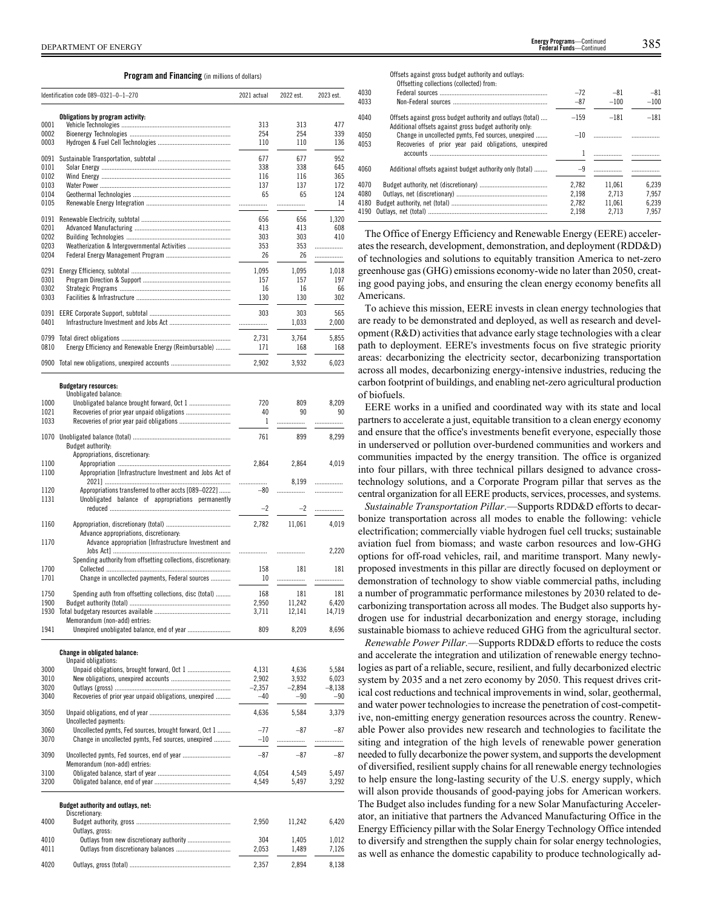**Program and Financing** (in millions of dollars)

| Identification code 089–0321–0–1–270 | | 2021 actual | 2022 est. | 2023 est. |
|---|---|---|---|---|
| | **Obligations by program activity:** | | | |
| 0001 | Vehicle Technologies | 313 | 313 | 477 |
| 0002 | Bioenergy Technologies | 254 | 254 | 339 |
| 0003 | Hydrogen & Fuel Cell Technologies | 110 | 110 | 136 |
| 0091 | Sustainable Transportation, subtotal | 677 | 677 | 952 |
| 0101 | Solar Energy | 338 | 338 | 645 |
| 0102 | Wind Energy | 116 | 116 | 365 |
| 0103 | Water Power | 137 | 137 | 172 |
| 0104 | Geothermal Technologies | 65 | 65 | 124 |
| 0105 | Renewable Energy Integration | | | 14 |
| 0191 | Renewable Electricity, subtotal | 656 | 656 | 1,320 |
| 0201 | Advanced Manufacturing | 413 | 413 | 608 |
| 0202 | Building Technologies | 303 | 303 | 410 |
| 0203 | Weatherization & Intergovernmental Activities | 353 | 353 | |
| 0204 | Federal Energy Management Program | 26 | 26 | |
| 0291 | Energy Efficiency, subtotal | 1,095 | 1,095 | 1,018 |
| 0301 | Program Direction & Support | 157 | 157 | 197 |
| 0302 | Strategic Programs | 16 | 16 | 66 |
| 0303 | Facilities & Infrastructure | 130 | 130 | 302 |
| 0391 | EERE Corporate Support, subtotal | 303 | 303 | 565 |
| 0401 | Infrastructure Investment and Jobs Act | | 1,033 | 2,000 |
| 0799 | Total direct obligations | 2,731 | 3,764 | 5,855 |
| 0810 | Energy Efficiency and Renewable Energy (Reimbursable) | 171 | 168 | 168 |
| 0900 | Total new obligations, unexpired accounts | 2,902 | 3,932 | 6,023 |
| | **Budgetary resources:** | | | |
| | Unobligated balance: | | | |
| 1000 | Unobligated balance brought forward, Oct 1 | 720 | 809 | 8,209 |
| 1021 | Recoveries of prior year unpaid obligations | 40 | 90 | 90 |
| 1033 | Recoveries of prior year paid obligations | 1 | | |
| 1070 | Unobligated balance (total) | 761 | 899 | 8,299 |
| | Budget authority: | | | |
| | Appropriations, discretionary: | | | |
| 1100 | Appropriation | 2,864 | 2,864 | 4,019 |
| 1100 | Appropriation [Infrastructure Investment and Jobs Act of 2021] | | 8,199 | |
| 1120 | Appropriations transferred to other accts [089–0222] | –80 | | |
| 1131 | Unobligated balance of appropriations permanently reduced | –2 | –2 | |
| 1160 | Appropriation, discretionary (total) | 2,782 | 11,061 | 4,019 |
| | Advance appropriations, discretionary: | | | |
| 1170 | Advance appropriation [Infrastructure Investment and Jobs Act] | | | 2,220 |
| | Spending authority from offsetting collections, discretionary: | | | |
| 1700 | Collected | 158 | 181 | 181 |
| 1701 | Change in uncollected payments, Federal sources | 10 | | |
| 1750 | Spending auth from offsetting collections, disc (total) | 168 | 181 | 181 |
| 1900 | Budget authority (total) | 2,950 | 11,242 | 6,420 |
| 1930 | Total budgetary resources available | 3,711 | 12,141 | 14,719 |
| | Memorandum (non-add) entries: | | | |
| 1941 | Unexpired unobligated balance, end of year | 809 | 8,209 | 8,696 |
| | **Change in obligated balance:** | | | |
| | Unpaid obligations: | | | |
| 3000 | Unpaid obligations, brought forward, Oct 1 | 4,131 | 4,636 | 5,584 |
| 3010 | New obligations, unexpired accounts | 2,902 | 3,932 | 6,023 |
| 3020 | Outlays (gross) | –2,357 | –2,894 | –8,138 |
| 3040 | Recoveries of prior year unpaid obligations, unexpired | –40 | –90 | –90 |
| 3050 | Unpaid obligations, end of year | 4,636 | 5,584 | 3,379 |
| | Uncollected payments: | | | |
| 3060 | Uncollected pymts, Fed sources, brought forward, Oct 1 | –77 | –87 | –87 |
| 3070 | Change in uncollected pymts, Fed sources, unexpired | –10 | | |
| 3090 | Uncollected pymts, Fed sources, end of year | –87 | –87 | –87 |
| | Memorandum (non-add) entries: | | | |
| 3100 | Obligated balance, start of year | 4,054 | 4,549 | 5,497 |
| 3200 | Obligated balance, end of year | 4,549 | 5,497 | 3,292 |
| | **Budget authority and outlays, net:** | | | |
| | Discretionary: | | | |
| 4000 | Budget authority, gross | 2,950 | 11,242 | 6,420 |
| | Outlays, gross: | | | |
| 4010 | Outlays from new discretionary authority | 304 | 1,405 | 1,012 |
| 4011 | Outlays from discretionary balances | 2,053 | 1,489 | 7,126 |
| 4020 | Outlays, gross (total) | 2,357 | 2,894 | 8,138 |
| | Offsets against gross budget authority and outlays: | | | |
| | Offsetting collections (collected) from: | | | |
| 4030 | Federal sources | –72 | –81 | –81 |
| 4033 | Non-Federal sources | –87 | –100 | –100 |
| 4040 | Offsets against gross budget authority and outlays (total) | –159 | –181 | –181 |
| | Additional offsets against gross budget authority only: | | | |
| 4050 | Change in uncollected pymts, Fed sources, unexpired | –10 | | |
| 4053 | Recoveries of prior year paid obligations, unexpired accounts | 1 | | |
| 4060 | Additional offsets against budget authority only (total) | –9 | | |
| 4070 | Budget authority, net (discretionary) | 2,782 | 11,061 | 6,239 |
| 4080 | Outlays, net (discretionary) | 2,198 | 2,713 | 7,957 |
| 4180 | Budget authority, net (total) | 2,782 | 11,061 | 6,239 |
| 4190 | Outlays, net (total) | 2,198 | 2,713 | 7,957 |

The Office of Energy Efficiency and Renewable Energy (EERE) accelerates the research, development, demonstration, and deployment (RDD&D) of technologies and solutions to equitably transition America to net-zero greenhouse gas (GHG) emissions economy-wide no later than 2050, creating good paying jobs, and ensuring the clean energy economy benefits all Americans.

To achieve this mission, EERE invests in clean energy technologies that are ready to be demonstrated and deployed, as well as research and development (R&D) activities that advance early stage technologies with a clear path to deployment. EERE's investments focus on five strategic priority areas: decarbonizing the electricity sector, decarbonizing transportation across all modes, decarbonizing energy-intensive industries, reducing the carbon footprint of buildings, and enabling net-zero agricultural production of biofuels.

EERE works in a unified and coordinated way with its state and local partners to accelerate a just, equitable transition to a clean energy economy and ensure that the office's investments benefit everyone, especially those in underserved or pollution over-burdened communities and workers and communities impacted by the energy transition. The office is organized into four pillars, with three technical pillars designed to advance cross-technology solutions, and a Corporate Program pillar that serves as the central organization for all EERE products, services, processes, and systems.

*Sustainable Transportation Pillar*.—Supports RDD&D efforts to decarbonize transportation across all modes to enable the following: vehicle electrification; commercially viable hydrogen fuel cell trucks; sustainable aviation fuel from biomass; and waste carbon resources and low-GHG options for off-road vehicles, rail, and maritime transport. Many newly-proposed investments in this pillar are directly focused on deployment or demonstration of technology to show viable commercial paths, including a number of programmatic performance milestones by 2030 related to decarbonizing transportation across all modes. The Budget also supports hydrogen use for industrial decarbonization and energy storage, including sustainable biomass to achieve reduced GHG from the agricultural sector.

*Renewable Power Pillar*.—Supports RDD&D efforts to reduce the costs and accelerate the integration and utilization of renewable energy technologies as part of a reliable, secure, resilient, and fully decarbonized electric system by 2035 and a net zero economy by 2050. This request drives critical cost reductions and technical improvements in wind, solar, geothermal, and water power technologies to increase the penetration of cost-competitive, non-emitting energy generation resources across the country. Renewable Power also provides new research and technologies to facilitate the siting and integration of the high levels of renewable power generation needed to fully decarbonize the power system, and supports the development of diversified, resilient supply chains for all renewable energy technologies to help ensure the long-lasting security of the U.S. energy supply, which will alson provide thousands of good-paying jobs for American workers. The Budget also includes funding for a new Solar Manufacturing Accelerator, an initiative that partners the Advanced Manufacturing Office in the Energy Efficiency pillar with the Solar Energy Technology Office intended to diversify and strengthen the supply chain for solar energy technologies, as well as enhance the domestic capability to produce technologically ad-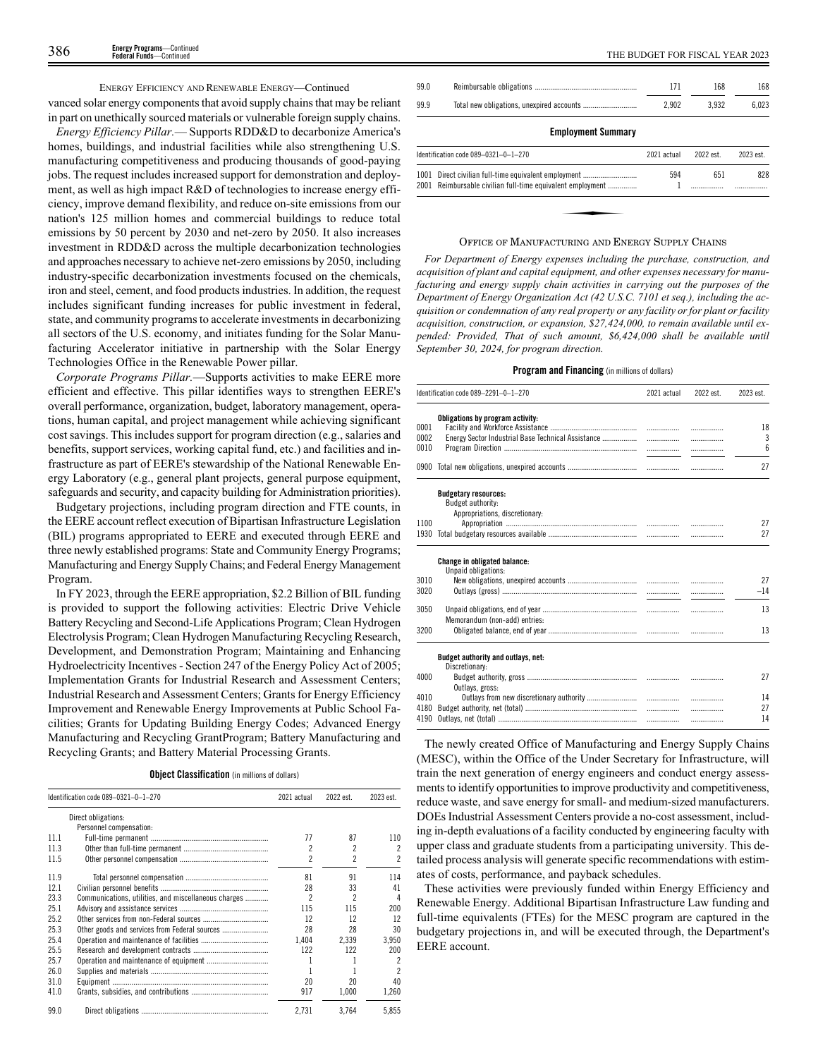ENERGY EFFICIENCY AND RENEWABLE ENERGY—Continued

vanced solar energy components that avoid supply chains that may be reliant in part on unethically sourced materials or vulnerable foreign supply chains.

*Energy Efficiency Pillar.*— Supports RDD&D to decarbonize America's homes, buildings, and industrial facilities while also strengthening U.S. manufacturing competitiveness and producing thousands of good-paying jobs. The request includes increased support for demonstration and deployment, as well as high impact R&D of technologies to increase energy efficiency, improve demand flexibility, and reduce on-site emissions from our nation's 125 million homes and commercial buildings to reduce total emissions by 50 percent by 2030 and net-zero by 2050. It also increases investment in RDD&D across the multiple decarbonization technologies and approaches necessary to achieve net-zero emissions by 2050, including industry-specific decarbonization investments focused on the chemicals, iron and steel, cement, and food products industries. In addition, the request includes significant funding increases for public investment in federal, state, and community programs to accelerate investments in decarbonizing all sectors of the U.S. economy, and initiates funding for the Solar Manufacturing Accelerator initiative in partnership with the Solar Energy Technologies Office in the Renewable Power pillar.

*Corporate Programs Pillar.*—Supports activities to make EERE more efficient and effective. This pillar identifies ways to strengthen EERE's overall performance, organization, budget, laboratory management, operations, human capital, and project management while achieving significant cost savings. This includes support for program direction (e.g., salaries and benefits, support services, working capital fund, etc.) and facilities and infrastructure as part of EERE's stewardship of the National Renewable Energy Laboratory (e.g., general plant projects, general purpose equipment, safeguards and security, and capacity building for Administration priorities).

Budgetary projections, including program direction and FTE counts, in the EERE account reflect execution of Bipartisan Infrastructure Legislation (BIL) programs appropriated to EERE and executed through EERE and three newly established programs: State and Community Energy Programs; Manufacturing and Energy Supply Chains; and Federal Energy Management Program.

In FY 2023, through the EERE appropriation, $2.2 Billion of BIL funding is provided to support the following activities: Electric Drive Vehicle Battery Recycling and Second-Life Applications Program; Clean Hydrogen Electrolysis Program; Clean Hydrogen Manufacturing Recycling Research, Development, and Demonstration Program; Maintaining and Enhancing Hydroelectricity Incentives - Section 247 of the Energy Policy Act of 2005; Implementation Grants for Industrial Research and Assessment Centers; Industrial Research and Assessment Centers; Grants for Energy Efficiency Improvement and Renewable Energy Improvements at Public School Facilities; Grants for Updating Building Energy Codes; Advanced Energy Manufacturing and Recycling GrantProgram; Battery Manufacturing and Recycling Grants; and Battery Material Processing Grants.

**Object Classification** (in millions of dollars)

| Identification code 089–0321–0–1–270 | | 2021 actual | 2022 est. | 2023 est. |
|---|---|---|---|---|
| | Direct obligations: | | | |
| | Personnel compensation: | | | |
| 11.1 | Full-time permanent | 77 | 87 | 110 |
| 11.3 | Other than full-time permanent | 2 | 2 | 2 |
| 11.5 | Other personnel compensation | 2 | 2 | 2 |
| 11.9 | Total personnel compensation | 81 | 91 | 114 |
| 12.1 | Civilian personnel benefits | 28 | 33 | 41 |
| 23.3 | Communications, utilities, and miscellaneous charges | 2 | 2 | 4 |
| 25.1 | Advisory and assistance services | 115 | 115 | 200 |
| 25.2 | Other services from non-Federal sources | 12 | 12 | 12 |
| 25.3 | Other goods and services from Federal sources | 28 | 28 | 30 |
| 25.4 | Operation and maintenance of facilities | 1,404 | 2,339 | 3,950 |
| 25.5 | Research and development contracts | 122 | 122 | 200 |
| 25.7 | Operation and maintenance of equipment | 1 | 1 | 2 |
| 26.0 | Supplies and materials | 1 | 1 | 2 |
| 31.0 | Equipment | 20 | 20 | 40 |
| 41.0 | Grants, subsidies, and contributions | 917 | 1,000 | 1,260 |
| 99.0 | Direct obligations | 2,731 | 3,764 | 5,855 |
| 99.0 | Reimbursable obligations | 171 | 168 | 168 |
| 99.9 | Total new obligations, unexpired accounts | 2,902 | 3,932 | 6,023 |

**Employment Summary**

| Identification code 089–0321–0–1–270 | | 2021 actual | 2022 est. | 2023 est. |
|---|---|---|---|---|
| 1001 | Direct civilian full-time equivalent employment | 594 | 651 | 828 |
| 2001 | Reimbursable civilian full-time equivalent employment | 1 | | |

OFFICE OF MANUFACTURING AND ENERGY SUPPLY CHAINS

*For Department of Energy expenses including the purchase, construction, and acquisition of plant and capital equipment, and other expenses necessary for manufacturing and energy supply chain activities in carrying out the purposes of the Department of Energy Organization Act (42 U.S.C. 7101 et seq.), including the acquisition or condemnation of any real property or any facility or for plant or facility acquisition, construction, or expansion, $27,424,000, to remain available until expended: Provided, That of such amount, $6,424,000 shall be available until September 30, 2024, for program direction.*

**Program and Financing** (in millions of dollars)

| Identification code 089–2291–0–1–270 | | 2021 actual | 2022 est. | 2023 est. |
|---|---|---|---|---|
| | **Obligations by program activity:** | | | |
| 0001 | Facility and Workforce Assistance | | | 18 |
| 0002 | Energy Sector Industrial Base Technical Assistance | | | 3 |
| 0010 | Program Direction | | | 6 |
| 0900 | Total new obligations, unexpired accounts | | | 27 |
| | **Budgetary resources:** | | | |
| | Budget authority: | | | |
| | Appropriations, discretionary: | | | |
| 1100 | Appropriation | | | 27 |
| 1930 | Total budgetary resources available | | | 27 |
| | **Change in obligated balance:** | | | |
| | Unpaid obligations: | | | |
| 3010 | New obligations, unexpired accounts | | | 27 |
| 3020 | Outlays (gross) | | | –14 |
| 3050 | Unpaid obligations, end of year | | | 13 |
| | Memorandum (non-add) entries: | | | |
| 3200 | Obligated balance, end of year | | | 13 |
| | **Budget authority and outlays, net:** | | | |
| | Discretionary: | | | |
| 4000 | Budget authority, gross | | | 27 |
| | Outlays, gross: | | | |
| 4010 | Outlays from new discretionary authority | | | 14 |
| 4180 | Budget authority, net (total) | | | 27 |
| 4190 | Outlays, net (total) | | | 14 |

The newly created Office of Manufacturing and Energy Supply Chains (MESC), within the Office of the Under Secretary for Infrastructure, will train the next generation of energy engineers and conduct energy assessments to identify opportunities to improve productivity and competitiveness, reduce waste, and save energy for small- and medium-sized manufacturers. DOEs Industrial Assessment Centers provide a no-cost assessment, including in-depth evaluations of a facility conducted by engineering faculty with upper class and graduate students from a participating university. This detailed process analysis will generate specific recommendations with estimates of costs, performance, and payback schedules.

These activities were previously funded within Energy Efficiency and Renewable Energy. Additional Bipartisan Infrastructure Law funding and full-time equivalents (FTEs) for the MESC program are captured in the budgetary projections in, and will be executed through, the Department's EERE account.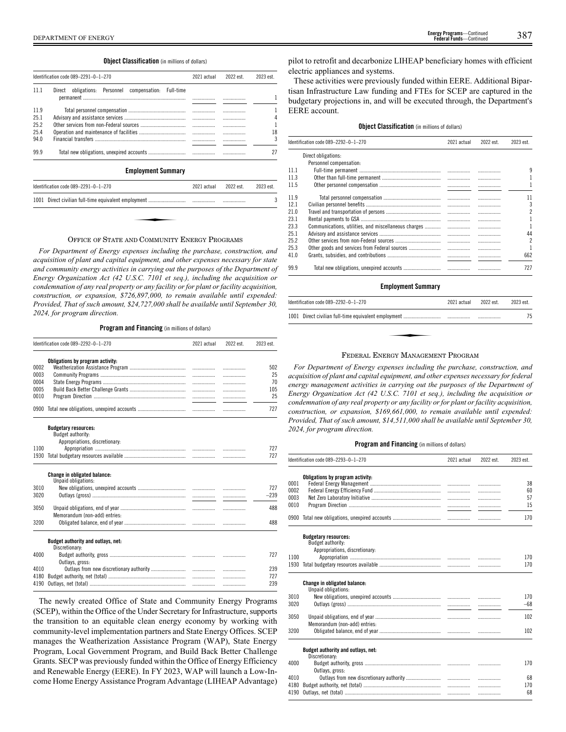**Object Classification** (in millions of dollars)

| Identification code 089–2291–0–1–270 | | 2021 actual | 2022 est. | 2023 est. |
|---|---|---|---|---|
| 11.1 | Direct obligations: Personnel compensation: Full-time permanent | .................. | .................. | 1 |
| 11.9 | Total personnel compensation | .................. | .................. | 1 |
| 25.1 | Advisory and assistance services | .................. | .................. | 4 |
| 25.2 | Other services from non-Federal sources | .................. | .................. | 1 |
| 25.4 | Operation and maintenance of facilities | .................. | .................. | 18 |
| 94.0 | Financial transfers | .................. | .................. | 3 |
| 99.9 | Total new obligations, unexpired accounts | .................. | .................. | 27 |

**Employment Summary**

| Identification code 089–2291–0–1–270 | | 2021 actual | 2022 est. | 2023 est. |
|---|---|---|---|---|
| 1001 | Direct civilian full-time equivalent employment | .................. | .................. | 3 |

## Office of State and Community Energy Programs

*For Department of Energy expenses including the purchase, construction, and acquisition of plant and capital equipment, and other expenses necessary for state and community energy activities in carrying out the purposes of the Department of Energy Organization Act (42 U.S.C. 7101 et seq.), including the acquisition or condemnation of any real property or any facility or for plant or facility acquisition, construction, or expansion, $726,897,000, to remain available until expended: Provided, That of such amount, $24,727,000 shall be available until September 30, 2024, for program direction.*

**Program and Financing** (in millions of dollars)

| Identification code 089–2292–0–1–270 | | 2021 actual | 2022 est. | 2023 est. |
|---|---|---|---|---|
| | **Obligations by program activity:** | | | |
| 0002 | Weatherization Assistance Program | .................. | .................. | 502 |
| 0003 | Community Programs | .................. | .................. | 25 |
| 0004 | State Energy Programs | .................. | .................. | 70 |
| 0005 | Build Back Better Challenge Grants | .................. | .................. | 105 |
| 0010 | Program Direction | .................. | .................. | 25 |
| 0900 | Total new obligations, unexpired accounts | .................. | .................. | 727 |
| | **Budgetary resources:** | | | |
| | Budget authority: | | | |
| | Appropriations, discretionary: | | | |
| 1100 | Appropriation | .................. | .................. | 727 |
| 1930 | Total budgetary resources available | .................. | .................. | 727 |
| | **Change in obligated balance:** | | | |
| | Unpaid obligations: | | | |
| 3010 | New obligations, unexpired accounts | .................. | .................. | 727 |
| 3020 | Outlays (gross) | .................. | .................. | –239 |
| 3050 | Unpaid obligations, end of year | .................. | .................. | 488 |
| | Memorandum (non-add) entries: | | | |
| 3200 | Obligated balance, end of year | .................. | .................. | 488 |
| | **Budget authority and outlays, net:** | | | |
| | Discretionary: | | | |
| 4000 | Budget authority, gross | .................. | .................. | 727 |
| | Outlays, gross: | | | |
| 4010 | Outlays from new discretionary authority | .................. | .................. | 239 |
| 4180 | Budget authority, net (total) | .................. | .................. | 727 |
| 4190 | Outlays, net (total) | .................. | .................. | 239 |

The newly created Office of State and Community Energy Programs (SCEP), within the Office of the Under Secretary for Infrastructure, supports the transition to an equitable clean energy economy by working with community-level implementation partners and State Energy Offices. SCEP manages the Weatherization Assistance Program (WAP), State Energy Program, Local Government Program, and Build Back Better Challenge Grants. SECP was previously funded within the Office of Energy Efficiency and Renewable Energy (EERE). In FY 2023, WAP will launch a Low-Income Home Energy Assistance Program Advantage (LIHEAP Advantage) pilot to retrofit and decarbonize LIHEAP beneficiary homes with efficient electric appliances and systems.

These activities were previously funded within EERE. Additional Bipartisan Infrastructure Law funding and FTEs for SCEP are captured in the budgetary projections in, and will be executed through, the Department's EERE account.

**Object Classification** (in millions of dollars)

| Identification code 089–2292–0–1–270 | | 2021 actual | 2022 est. | 2023 est. |
|---|---|---|---|---|
| | Direct obligations: | | | |
| | Personnel compensation: | | | |
| 11.1 | Full-time permanent | .................. | .................. | 9 |
| 11.3 | Other than full-time permanent | .................. | .................. | 1 |
| 11.5 | Other personnel compensation | .................. | .................. | 1 |
| 11.9 | Total personnel compensation | .................. | .................. | 11 |
| 12.1 | Civilian personnel benefits | .................. | .................. | 3 |
| 21.0 | Travel and transportation of persons | .................. | .................. | 2 |
| 23.1 | Rental payments to GSA | .................. | .................. | 1 |
| 23.3 | Communications, utilities, and miscellaneous charges | .................. | .................. | 1 |
| 25.1 | Advisory and assistance services | .................. | .................. | 44 |
| 25.2 | Other services from non-Federal sources | .................. | .................. | 2 |
| 25.3 | Other goods and services from Federal sources | .................. | .................. | 1 |
| 41.0 | Grants, subsidies, and contributions | .................. | .................. | 662 |
| 99.9 | Total new obligations, unexpired accounts | .................. | .................. | 727 |

**Employment Summary**

| Identification code 089–2292–0–1–270 | | 2021 actual | 2022 est. | 2023 est. |
|---|---|---|---|---|
| 1001 | Direct civilian full-time equivalent employment | .................. | .................. | 75 |

## Federal Energy Management Program

*For Department of Energy expenses including the purchase, construction, and acquisition of plant and capital equipment, and other expenses necessary for federal energy management activities in carrying out the purposes of the Department of Energy Organization Act (42 U.S.C. 7101 et seq.), including the acquisition or condemnation of any real property or any facility or for plant or facility acquisition, construction, or expansion, $169,661,000, to remain available until expended: Provided, That of such amount, $14,511,000 shall be available until September 30, 2024, for program direction.*

**Program and Financing** (in millions of dollars)

| Identification code 089–2293–0–1–270 | | 2021 actual | 2022 est. | 2023 est. |
|---|---|---|---|---|
| | **Obligations by program activity:** | | | |
| 0001 | Federal Energy Management | .................. | .................. | 38 |
| 0002 | Federal Energy Efficiency Fund | .................. | .................. | 60 |
| 0003 | Net Zero Laboratory Initiative | .................. | .................. | 57 |
| 0010 | Program Direction | .................. | .................. | 15 |
| 0900 | Total new obligations, unexpired accounts | .................. | .................. | 170 |
| | **Budgetary resources:** | | | |
| | Budget authority: | | | |
| | Appropriations, discretionary: | | | |
| 1100 | Appropriation | .................. | .................. | 170 |
| 1930 | Total budgetary resources available | .................. | .................. | 170 |
| | **Change in obligated balance:** | | | |
| | Unpaid obligations: | | | |
| 3010 | New obligations, unexpired accounts | .................. | .................. | 170 |
| 3020 | Outlays (gross) | .................. | .................. | –68 |
| 3050 | Unpaid obligations, end of year | .................. | .................. | 102 |
| | Memorandum (non-add) entries: | | | |
| 3200 | Obligated balance, end of year | .................. | .................. | 102 |
| | **Budget authority and outlays, net:** | | | |
| | Discretionary: | | | |
| 4000 | Budget authority, gross | .................. | .................. | 170 |
| | Outlays, gross: | | | |
| 4010 | Outlays from new discretionary authority | .................. | .................. | 68 |
| 4180 | Budget authority, net (total) | .................. | .................. | 170 |
| 4190 | Outlays, net (total) | .................. | .................. | 68 |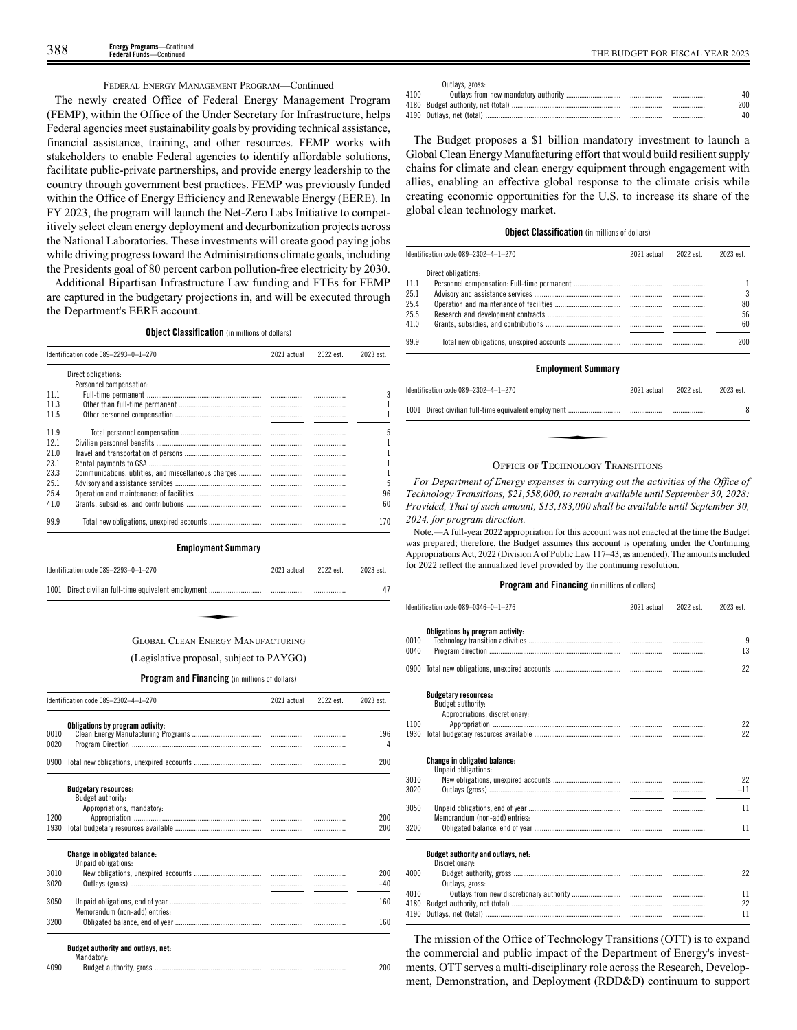FEDERAL ENERGY MANAGEMENT PROGRAM—Continued

The newly created Office of Federal Energy Management Program (FEMP), within the Office of the Under Secretary for Infrastructure, helps Federal agencies meet sustainability goals by providing technical assistance, financial assistance, training, and other resources. FEMP works with stakeholders to enable Federal agencies to identify affordable solutions, facilitate public-private partnerships, and provide energy leadership to the country through government best practices. FEMP was previously funded within the Office of Energy Efficiency and Renewable Energy (EERE). In FY 2023, the program will launch the Net-Zero Labs Initiative to competitively select clean energy deployment and decarbonization projects across the National Laboratories. These investments will create good paying jobs while driving progress toward the Administrations climate goals, including the Presidents goal of 80 percent carbon pollution-free electricity by 2030.

Additional Bipartisan Infrastructure Law funding and FTEs for FEMP are captured in the budgetary projections in, and will be executed through the Department's EERE account.

**Object Classification** (in millions of dollars)

| Identification code 089–2293–0–1–270 | | 2021 actual | 2022 est. | 2023 est. |
|---|---|---|---|---|
| | Direct obligations: | | | |
| | Personnel compensation: | | | |
| 11.1 | Full-time permanent | | | 3 |
| 11.3 | Other than full-time permanent | | | 1 |
| 11.5 | Other personnel compensation | | | 1 |
| 11.9 | Total personnel compensation | | | 5 |
| 12.1 | Civilian personnel benefits | | | 1 |
| 21.0 | Travel and transportation of persons | | | 1 |
| 23.1 | Rental payments to GSA | | | 1 |
| 23.3 | Communications, utilities, and miscellaneous charges | | | 1 |
| 25.1 | Advisory and assistance services | | | 5 |
| 25.4 | Operation and maintenance of facilities | | | 96 |
| 41.0 | Grants, subsidies, and contributions | | | 60 |
| 99.9 | Total new obligations, unexpired accounts | | | 170 |

**Employment Summary**

| Identification code 089–2293–0–1–270 | | 2021 actual | 2022 est. | 2023 est. |
|---|---|---|---|---|
| 1001 | Direct civilian full-time equivalent employment | | | 47 |

GLOBAL CLEAN ENERGY MANUFACTURING

(Legislative proposal, subject to PAYGO)

**Program and Financing** (in millions of dollars)

| Identification code 089–2302–4–1–270 | | 2021 actual | 2022 est. | 2023 est. |
|---|---|---|---|---|
| | **Obligations by program activity:** | | | |
| 0010 | Clean Energy Manufacturing Programs | | | 196 |
| 0020 | Program Direction | | | 4 |
| 0900 | Total new obligations, unexpired accounts | | | 200 |
| | **Budgetary resources:** | | | |
| | Budget authority: | | | |
| | Appropriations, mandatory: | | | |
| 1200 | Appropriation | | | 200 |
| 1930 | Total budgetary resources available | | | 200 |
| | **Change in obligated balance:** | | | |
| | Unpaid obligations: | | | |
| 3010 | New obligations, unexpired accounts | | | 200 |
| 3020 | Outlays (gross) | | | –40 |
| 3050 | Unpaid obligations, end of year | | | 160 |
| | Memorandum (non-add) entries: | | | |
| 3200 | Obligated balance, end of year | | | 160 |
| | **Budget authority and outlays, net:** | | | |
| | Mandatory: | | | |
| 4090 | Budget authority, gross | | | 200 |
| | Outlays, gross: | | | |
| 4100 | Outlays from new mandatory authority | | | 40 |
| 4180 | Budget authority, net (total) | | | 200 |
| 4190 | Outlays, net (total) | | | 40 |

The Budget proposes a $1 billion mandatory investment to launch a Global Clean Energy Manufacturing effort that would build resilient supply chains for climate and clean energy equipment through engagement with allies, enabling an effective global response to the climate crisis while creating economic opportunities for the U.S. to increase its share of the global clean technology market.

**Object Classification** (in millions of dollars)

| Identification code 089–2302–4–1–270 | | 2021 actual | 2022 est. | 2023 est. |
|---|---|---|---|---|
| | Direct obligations: | | | |
| 11.1 | Personnel compensation: Full-time permanent | | | 1 |
| 25.1 | Advisory and assistance services | | | 3 |
| 25.4 | Operation and maintenance of facilities | | | 80 |
| 25.5 | Research and development contracts | | | 56 |
| 41.0 | Grants, subsidies, and contributions | | | 60 |
| 99.9 | Total new obligations, unexpired accounts | | | 200 |

**Employment Summary**

| Identification code 089–2302–4–1–270 | | 2021 actual | 2022 est. | 2023 est. |
|---|---|---|---|---|
| 1001 | Direct civilian full-time equivalent employment | | | 8 |

OFFICE OF TECHNOLOGY TRANSITIONS

*For Department of Energy expenses in carrying out the activities of the Office of Technology Transitions, $21,558,000, to remain available until September 30, 2028: Provided, That of such amount, $13,183,000 shall be available until September 30, 2024, for program direction.*

Note.—A full-year 2022 appropriation for this account was not enacted at the time the Budget was prepared; therefore, the Budget assumes this account is operating under the Continuing Appropriations Act, 2022 (Division A of Public Law 117–43, as amended). The amounts included for 2022 reflect the annualized level provided by the continuing resolution.

**Program and Financing** (in millions of dollars)

| Identification code 089–0346–0–1–276 | | 2021 actual | 2022 est. | 2023 est. |
|---|---|---|---|---|
| | **Obligations by program activity:** | | | |
| 0010 | Technology transition activities | | | 9 |
| 0040 | Program direction | | | 13 |
| 0900 | Total new obligations, unexpired accounts | | | 22 |
| | **Budgetary resources:** | | | |
| | Budget authority: | | | |
| | Appropriations, discretionary: | | | |
| 1100 | Appropriation | | | 22 |
| 1930 | Total budgetary resources available | | | 22 |
| | **Change in obligated balance:** | | | |
| | Unpaid obligations: | | | |
| 3010 | New obligations, unexpired accounts | | | 22 |
| 3020 | Outlays (gross) | | | –11 |
| 3050 | Unpaid obligations, end of year | | | 11 |
| | Memorandum (non-add) entries: | | | |
| 3200 | Obligated balance, end of year | | | 11 |
| | **Budget authority and outlays, net:** | | | |
| | Discretionary: | | | |
| 4000 | Budget authority, gross | | | 22 |
| | Outlays, gross: | | | |
| 4010 | Outlays from new discretionary authority | | | 11 |
| 4180 | Budget authority, net (total) | | | 22 |
| 4190 | Outlays, net (total) | | | 11 |

The mission of the Office of Technology Transitions (OTT) is to expand the commercial and public impact of the Department of Energy's investments. OTT serves a multi-disciplinary role across the Research, Development, Demonstration, and Deployment (RDD&D) continuum to support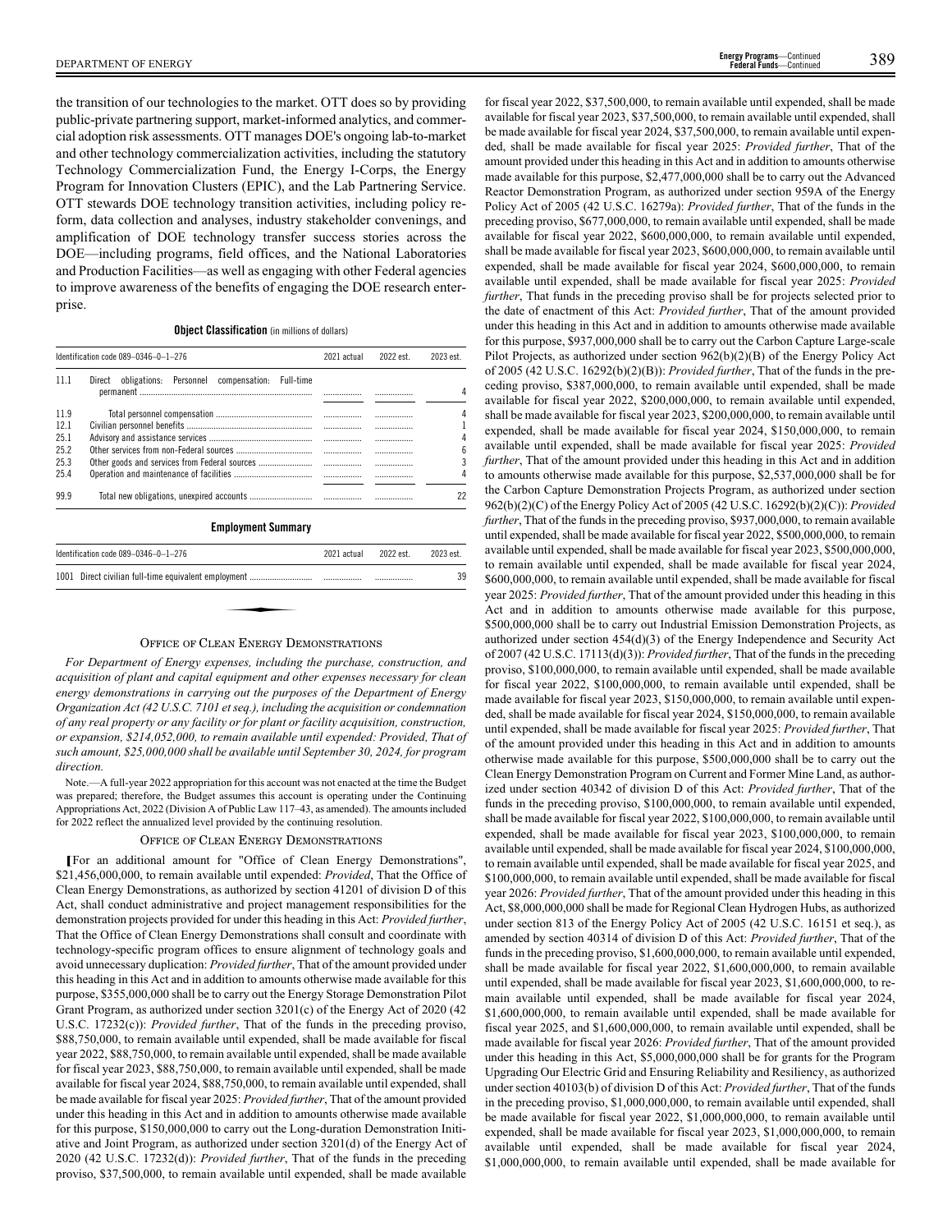the transition of our technologies to the market. OTT does so by providing public-private partnering support, market-informed analytics, and commercial adoption risk assessments. OTT manages DOE's ongoing lab-to-market and other technology commercialization activities, including the statutory Technology Commercialization Fund, the Energy I-Corps, the Energy Program for Innovation Clusters (EPIC), and the Lab Partnering Service. OTT stewards DOE technology transition activities, including policy reform, data collection and analyses, industry stakeholder convenings, and amplification of DOE technology transfer success stories across the DOE—including programs, field offices, and the National Laboratories and Production Facilities—as well as engaging with other Federal agencies to improve awareness of the benefits of engaging the DOE research enterprise.

**Object Classification** (in millions of dollars)

| Identification code 089–0346–0–1–276 | | 2021 actual | 2022 est. | 2023 est. |
|---|---|---|---|---|
| 11.1 | Direct obligations: Personnel compensation: Full-time permanent | | | 4 |
| 11.9 | Total personnel compensation | | | 4 |
| 12.1 | Civilian personnel benefits | | | 1 |
| 25.1 | Advisory and assistance services | | | 4 |
| 25.2 | Other services from non-Federal sources | | | 6 |
| 25.3 | Other goods and services from Federal sources | | | 3 |
| 25.4 | Operation and maintenance of facilities | | | 4 |
| 99.9 | Total new obligations, unexpired accounts | | | 22 |

**Employment Summary**

| Identification code 089–0346–0–1–276 | 2021 actual | 2022 est. | 2023 est. |
|---|---|---|---|
| 1001 Direct civilian full-time equivalent employment | | | 39 |

## Office of Clean Energy Demonstrations

*For Department of Energy expenses, including the purchase, construction, and acquisition of plant and capital equipment and other expenses necessary for clean energy demonstrations in carrying out the purposes of the Department of Energy Organization Act (42 U.S.C. 7101 et seq.), including the acquisition or condemnation of any real property or any facility or for plant or facility acquisition, construction, or expansion, $214,052,000, to remain available until expended: Provided, That of such amount, $25,000,000 shall be available until September 30, 2024, for program direction.*

Note.—A full-year 2022 appropriation for this account was not enacted at the time the Budget was prepared; therefore, the Budget assumes this account is operating under the Continuing Appropriations Act, 2022 (Division A of Public Law 117–43, as amended). The amounts included for 2022 reflect the annualized level provided by the continuing resolution.

## Office of Clean Energy Demonstrations

[For an additional amount for "Office of Clean Energy Demonstrations", $21,456,000,000, to remain available until expended: *Provided*, That the Office of Clean Energy Demonstrations, as authorized by section 41201 of division D of this Act, shall conduct administrative and project management responsibilities for the demonstration projects provided for under this heading in this Act: *Provided further*, That the Office of Clean Energy Demonstrations shall consult and coordinate with technology-specific program offices to ensure alignment of technology goals and avoid unnecessary duplication: *Provided further*, That of the amount provided under this heading in this Act and in addition to amounts otherwise made available for this purpose, $355,000,000 shall be to carry out the Energy Storage Demonstration Pilot Grant Program, as authorized under section 3201(c) of the Energy Act of 2020 (42 U.S.C. 17232(c)): *Provided further*, That of the funds in the preceding proviso, $88,750,000, to remain available until expended, shall be made available for fiscal year 2022, $88,750,000, to remain available until expended, shall be made available for fiscal year 2023, $88,750,000, to remain available until expended, shall be made available for fiscal year 2024, $88,750,000, to remain available until expended, shall be made available for fiscal year 2025: *Provided further*, That of the amount provided under this heading in this Act and in addition to amounts otherwise made available for this purpose, $150,000,000 to carry out the Long-duration Demonstration Initiative and Joint Program, as authorized under section 3201(d) of the Energy Act of 2020 (42 U.S.C. 17232(d)): *Provided further*, That of the funds in the preceding proviso, $37,500,000, to remain available until expended, shall be made available for fiscal year 2022, $37,500,000, to remain available until expended, shall be made available for fiscal year 2023, $37,500,000, to remain available until expended, shall be made available for fiscal year 2024, $37,500,000, to remain available until expended, shall be made available for fiscal year 2025: *Provided further*, That of the amount provided under this heading in this Act and in addition to amounts otherwise made available for this purpose, $2,477,000,000 shall be to carry out the Advanced Reactor Demonstration Program, as authorized under section 959A of the Energy Policy Act of 2005 (42 U.S.C. 16279a): *Provided further*, That of the funds in the preceding proviso, $677,000,000, to remain available until expended, shall be made available for fiscal year 2022, $600,000,000, to remain available until expended, shall be made available for fiscal year 2023, $600,000,000, to remain available until expended, shall be made available for fiscal year 2024, $600,000,000, to remain available until expended, shall be made available for fiscal year 2025: *Provided further*, That funds in the preceding proviso shall be for projects selected prior to the date of enactment of this Act: *Provided further*, That of the amount provided under this heading in this Act and in addition to amounts otherwise made available for this purpose, $937,000,000 shall be to carry out the Carbon Capture Large-scale Pilot Projects, as authorized under section 962(b)(2)(B) of the Energy Policy Act of 2005 (42 U.S.C. 16292(b)(2)(B)): *Provided further*, That of the funds in the preceding proviso, $387,000,000, to remain available until expended, shall be made available for fiscal year 2022, $200,000,000, to remain available until expended, shall be made available for fiscal year 2023, $200,000,000, to remain available until expended, shall be made available for fiscal year 2024, $150,000,000, to remain available until expended, shall be made available for fiscal year 2025: *Provided further*, That of the amount provided under this heading in this Act and in addition to amounts otherwise made available for this purpose, $2,537,000,000 shall be for the Carbon Capture Demonstration Projects Program, as authorized under section 962(b)(2)(C) of the Energy Policy Act of 2005 (42 U.S.C. 16292(b)(2)(C)): *Provided further*, That of the funds in the preceding proviso, $937,000,000, to remain available until expended, shall be made available for fiscal year 2022, $500,000,000, to remain available until expended, shall be made available for fiscal year 2023, $500,000,000, to remain available until expended, shall be made available for fiscal year 2024, $600,000,000, to remain available until expended, shall be made available for fiscal year 2025: *Provided further*, That of the amount provided under this heading in this Act and in addition to amounts otherwise made available for this purpose, $500,000,000 shall be to carry out Industrial Emission Demonstration Projects, as authorized under section 454(d)(3) of the Energy Independence and Security Act of 2007 (42 U.S.C. 17113(d)(3)): *Provided further*, That of the funds in the preceding proviso, $100,000,000, to remain available until expended, shall be made available for fiscal year 2022, $100,000,000, to remain available until expended, shall be made available for fiscal year 2023, $150,000,000, to remain available until expended, shall be made available for fiscal year 2024, $150,000,000, to remain available until expended, shall be made available for fiscal year 2025: *Provided further*, That of the amount provided under this heading in this Act and in addition to amounts otherwise made available for this purpose, $500,000,000 shall be to carry out the Clean Energy Demonstration Program on Current and Former Mine Land, as authorized under section 40342 of division D of this Act: *Provided further*, That of the funds in the preceding proviso, $100,000,000, to remain available until expended, shall be made available for fiscal year 2022, $100,000,000, to remain available until expended, shall be made available for fiscal year 2023, $100,000,000, to remain available until expended, shall be made available for fiscal year 2024, $100,000,000, to remain available until expended, shall be made available for fiscal year 2025, and $100,000,000, to remain available until expended, shall be made available for fiscal year 2026: *Provided further*, That of the amount provided under this heading in this Act, $8,000,000,000 shall be made for Regional Clean Hydrogen Hubs, as authorized under section 813 of the Energy Policy Act of 2005 (42 U.S.C. 16151 et seq.), as amended by section 40314 of division D of this Act: *Provided further*, That of the funds in the preceding proviso, $1,600,000,000, to remain available until expended, shall be made available for fiscal year 2022, $1,600,000,000, to remain available until expended, shall be made available for fiscal year 2023, $1,600,000,000, to remain available until expended, shall be made available for fiscal year 2024, $1,600,000,000, to remain available until expended, shall be made available for fiscal year 2025, and $1,600,000,000, to remain available until expended, shall be made available for fiscal year 2026: *Provided further*, That of the amount provided under this heading in this Act, $5,000,000,000 shall be for grants for the Program Upgrading Our Electric Grid and Ensuring Reliability and Resiliency, as authorized under section 40103(b) of division D of this Act: *Provided further*, That of the funds in the preceding proviso, $1,000,000,000, to remain available until expended, shall be made available for fiscal year 2022, $1,000,000,000, to remain available until expended, shall be made available for fiscal year 2023, $1,000,000,000, to remain available until expended, shall be made available for fiscal year 2024, $1,000,000,000, to remain available until expended, shall be made available for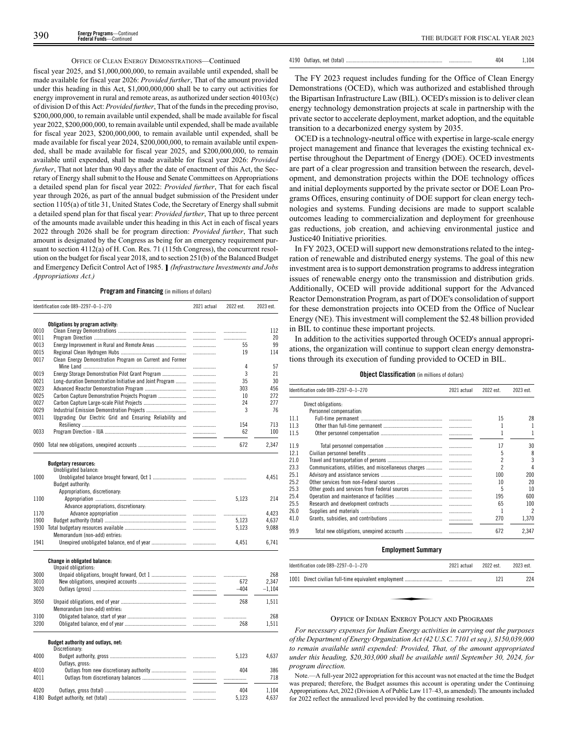OFFICE OF CLEAN ENERGY DEMONSTRATIONS—Continued

fiscal year 2025, and $1,000,000,000, to remain available until expended, shall be made available for fiscal year 2026: *Provided further*, That of the amount provided under this heading in this Act, $1,000,000,000 shall be to carry out activities for energy improvement in rural and remote areas, as authorized under section 40103(c) of division D of this Act: *Provided further*, That of the funds in the preceding proviso, $200,000,000, to remain available until expended, shall be made available for fiscal year 2022, $200,000,000, to remain available until expended, shall be made available for fiscal year 2023, $200,000,000, to remain available until expended, shall be made available for fiscal year 2024, $200,000,000, to remain available until expended, shall be made available for fiscal year 2025, and $200,000,000, to remain available until expended, shall be made available for fiscal year 2026: *Provided further*, That not later than 90 days after the date of enactment of this Act, the Secretary of Energy shall submit to the House and Senate Committees on Appropriations a detailed spend plan for fiscal year 2022: *Provided further*, That for each fiscal year through 2026, as part of the annual budget submission of the President under section 1105(a) of title 31, United States Code, the Secretary of Energy shall submit a detailed spend plan for that fiscal year: *Provided further*, That up to three percent of the amounts made available under this heading in this Act in each of fiscal years 2022 through 2026 shall be for program direction: *Provided further*, That such amount is designated by the Congress as being for an emergency requirement pursuant to section 4112(a) of H. Con. Res. 71 (115th Congress), the concurrent resolution on the budget for fiscal year 2018, and to section 251(b) of the Balanced Budget and Emergency Deficit Control Act of 1985. ] *(Infrastructure Investments and Jobs Appropriations Act.)*

**Program and Financing** (in millions of dollars)

| Identification code 089–2297–0–1–270 | | 2021 actual | 2022 est. | 2023 est. |
|---|---|---|---|---|
| | **Obligations by program activity:** | | | |
| 0010 | Clean Energy Demonstrations | | | 112 |
| 0011 | Program Direction | | | 20 |
| 0013 | Energy Improvement in Rural and Remote Areas | | 55 | 99 |
| 0015 | Regional Clean Hydrogen Hubs | | 19 | 114 |
| 0017 | Clean Energy Demonstration Program on Current and Former Mine Land | | 4 | 57 |
| 0019 | Energy Storage Demonstration Pilot Grant Program | | 3 | 21 |
| 0021 | Long-duration Demonstration Initiative and Joint Program | | 35 | 30 |
| 0023 | Advanced Reactor Demonstration Program | | 303 | 456 |
| 0025 | Carbon Capture Demonstration Projects Program | | 10 | 272 |
| 0027 | Carbon Capture Large-scale Pilot Projects | | 24 | 277 |
| 0029 | Industrial Emission Demonstration Projects | | 3 | 76 |
| 0031 | Upgrading Our Electric Grid and Ensuring Reliability and Resiliency | | 154 | 713 |
| 0033 | Program Direction - IIJA | | 62 | 100 |
| 0900 | Total new obligations, unexpired accounts | | 672 | 2,347 |
| | **Budgetary resources:** | | | |
| | Unobligated balance: | | | |
| 1000 | Unobligated balance brought forward, Oct 1 | | | 4,451 |
| | Budget authority: | | | |
| | Appropriations, discretionary: | | | |
| 1100 | Appropriation | | 5,123 | 214 |
| | Advance appropriations, discretionary: | | | |
| 1170 | Advance appropriation | | | 4,423 |
| 1900 | Budget authority (total) | | 5,123 | 4,637 |
| 1930 | Total budgetary resources available | | 5,123 | 9,088 |
| | Memorandum (non-add) entries: | | | |
| 1941 | Unexpired unobligated balance, end of year | | 4,451 | 6,741 |
| | **Change in obligated balance:** | | | |
| | Unpaid obligations: | | | |
| 3000 | Unpaid obligations, brought forward, Oct 1 | | | 268 |
| 3010 | New obligations, unexpired accounts | | 672 | 2,347 |
| 3020 | Outlays (gross) | | –404 | –1,104 |
| 3050 | Unpaid obligations, end of year | | 268 | 1,511 |
| | Memorandum (non-add) entries: | | | |
| 3100 | Obligated balance, start of year | | | 268 |
| 3200 | Obligated balance, end of year | | 268 | 1,511 |
| | **Budget authority and outlays, net:** | | | |
| | Discretionary: | | | |
| 4000 | Budget authority, gross | | 5,123 | 4,637 |
| | Outlays, gross: | | | |
| 4010 | Outlays from new discretionary authority | | 404 | 386 |
| 4011 | Outlays from discretionary balances | | | 718 |
| 4020 | Outlays, gross (total) | | 404 | 1,104 |
| 4180 | Budget authority, net (total) | | 5,123 | 4,637 |
| 4190 | Outlays, net (total) | | 404 | 1,104 |

The FY 2023 request includes funding for the Office of Clean Energy Demonstrations (OCED), which was authorized and established through the Bipartisan Infrastructure Law (BIL). OCED's mission is to deliver clean energy technology demonstration projects at scale in partnership with the private sector to accelerate deployment, market adoption, and the equitable transition to a decarbonized energy system by 2035.

OCED is a technology-neutral office with expertise in large-scale energy project management and finance that leverages the existing technical expertise throughout the Department of Energy (DOE). OCED investments are part of a clear progression and transition between the research, development, and demonstration projects within the DOE technology offices and initial deployments supported by the private sector or DOE Loan Programs Offices, ensuring continuity of DOE support for clean energy technologies and systems. Funding decisions are made to support scalable outcomes leading to commercialization and deployment for greenhouse gas reductions, job creation, and achieving environmental justice and Justice40 Initiative priorities.

In FY 2023, OCED will support new demonstrations related to the integration of renewable and distributed energy systems. The goal of this new investment area is to support demonstration programs to address integration issues of renewable energy onto the transmission and distribution grids. Additionally, OCED will provide additional support for the Advanced Reactor Demonstration Program, as part of DOE's consolidation of support for these demonstration projects into OCED from the Office of Nuclear Energy (NE). This investment will complement the $2.48 billion provided in BIL to continue these important projects.

In addition to the activities supported through OCED's annual appropriations, the organization will continue to support clean energy demonstrations through its execution of funding provided to OCED in BIL.

**Object Classification** (in millions of dollars)

| Identification code 089–2297–0–1–270 | | 2021 actual | 2022 est. | 2023 est. |
|---|---|---|---|---|
| | Direct obligations: | | | |
| | Personnel compensation: | | | |
| 11.1 | Full-time permanent | | 15 | 28 |
| 11.3 | Other than full-time permanent | | 1 | 1 |
| 11.5 | Other personnel compensation | | 1 | 1 |
| 11.9 | Total personnel compensation | | 17 | 30 |
| 12.1 | Civilian personnel benefits | | 5 | 8 |
| 21.0 | Travel and transportation of persons | | 2 | 3 |
| 23.3 | Communications, utilities, and miscellaneous charges | | 2 | 4 |
| 25.1 | Advisory and assistance services | | 100 | 200 |
| 25.2 | Other services from non-Federal sources | | 10 | 20 |
| 25.3 | Other goods and services from Federal sources | | 5 | 10 |
| 25.4 | Operation and maintenance of facilities | | 195 | 600 |
| 25.5 | Research and development contracts | | 65 | 100 |
| 26.0 | Supplies and materials | | 1 | 2 |
| 41.0 | Grants, subsidies, and contributions | | 270 | 1,370 |
| 99.9 | Total new obligations, unexpired accounts | | 672 | 2,347 |

**Employment Summary**

| Identification code 089–2297–0–1–270 | | 2021 actual | 2022 est. | 2023 est. |
|---|---|---|---|---|
| 1001 | Direct civilian full-time equivalent employment | | 121 | 224 |

OFFICE OF INDIAN ENERGY POLICY AND PROGRAMS

*For necessary expenses for Indian Energy activities in carrying out the purposes of the Department of Energy Organization Act (42 U.S.C. 7101 et seq.), $150,039,000 to remain available until expended: Provided, That, of the amount appropriated under this heading, $20,303,000 shall be available until September 30, 2024, for program direction.*

Note.—A full-year 2022 appropriation for this account was not enacted at the time the Budget was prepared; therefore, the Budget assumes this account is operating under the Continuing Appropriations Act, 2022 (Division A of Public Law 117–43, as amended). The amounts included for 2022 reflect the annualized level provided by the continuing resolution.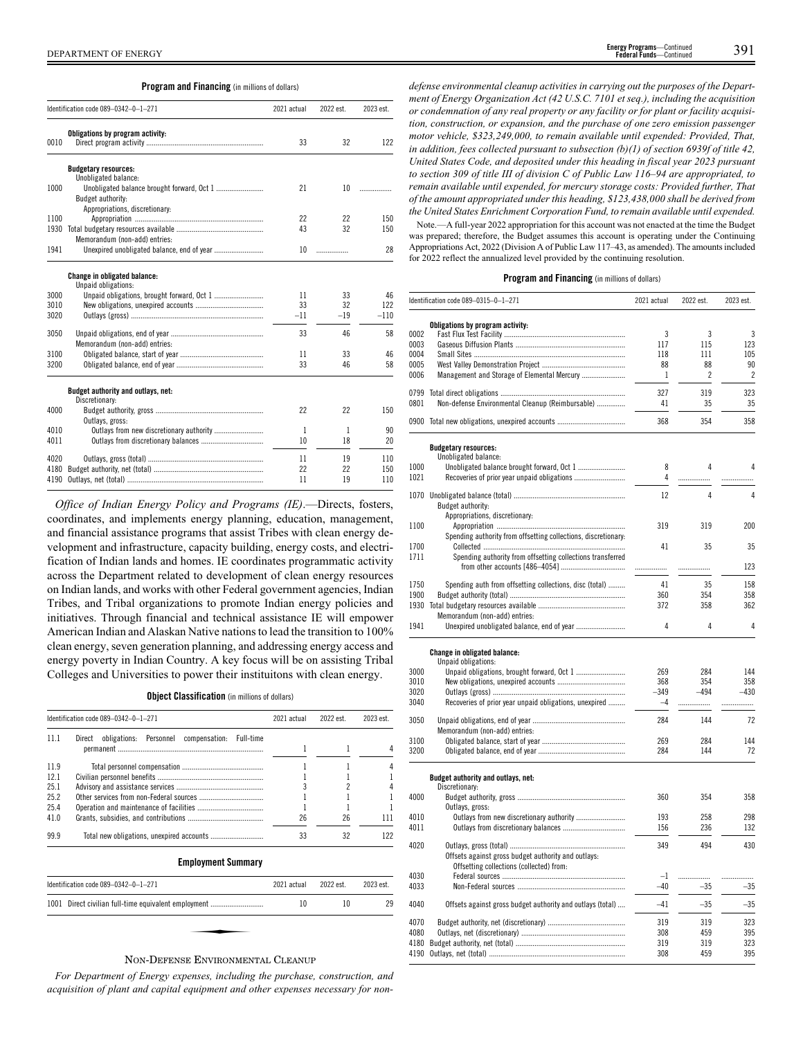**Program and Financing** (in millions of dollars)

| Identification code 089–0342–0–1–271 | | 2021 actual | 2022 est. | 2023 est. |
|---|---|---|---|---|
| | **Obligations by program activity:** | | | |
| 0010 | Direct program activity | 33 | 32 | 122 |
| | **Budgetary resources:** | | | |
| | Unobligated balance: | | | |
| 1000 | Unobligated balance brought forward, Oct 1 | 21 | 10 | |
| | Budget authority: | | | |
| | Appropriations, discretionary: | | | |
| 1100 | Appropriation | 22 | 22 | 150 |
| 1930 | Total budgetary resources available | 43 | 32 | 150 |
| | Memorandum (non-add) entries: | | | |
| 1941 | Unexpired unobligated balance, end of year | 10 | | 28 |
| | **Change in obligated balance:** | | | |
| | Unpaid obligations: | | | |
| 3000 | Unpaid obligations, brought forward, Oct 1 | 11 | 33 | 46 |
| 3010 | New obligations, unexpired accounts | 33 | 32 | 122 |
| 3020 | Outlays (gross) | –11 | –19 | –110 |
| 3050 | Unpaid obligations, end of year | 33 | 46 | 58 |
| | Memorandum (non-add) entries: | | | |
| 3100 | Obligated balance, start of year | 11 | 33 | 46 |
| 3200 | Obligated balance, end of year | 33 | 46 | 58 |
| | **Budget authority and outlays, net:** | | | |
| | Discretionary: | | | |
| 4000 | Budget authority, gross | 22 | 22 | 150 |
| | Outlays, gross: | | | |
| 4010 | Outlays from new discretionary authority | 1 | 1 | 90 |
| 4011 | Outlays from discretionary balances | 10 | 18 | 20 |
| 4020 | Outlays, gross (total) | 11 | 19 | 110 |
| 4180 | Budget authority, net (total) | 22 | 22 | 150 |
| 4190 | Outlays, net (total) | 11 | 19 | 110 |

*Office of Indian Energy Policy and Programs (IE)*.—Directs, fosters, coordinates, and implements energy planning, education, management, and financial assistance programs that assist Tribes with clean energy development and infrastructure, capacity building, energy costs, and electrification of Indian lands and homes. IE coordinates programmatic activity across the Department related to development of clean energy resources on Indian lands, and works with other Federal government agencies, Indian Tribes, and Tribal organizations to promote Indian energy policies and initiatives. Through financial and technical assistance IE will empower American Indian and Alaskan Native nations to lead the transition to 100% clean energy, seven generation planning, and addressing energy access and energy poverty in Indian Country. A key focus will be on assisting Tribal Colleges and Universities to power their instituitons with clean energy.

**Object Classification** (in millions of dollars)

| Identification code 089–0342–0–1–271 | | 2021 actual | 2022 est. | 2023 est. |
|---|---|---|---|---|
| 11.1 | Direct obligations: Personnel compensation: Full-time permanent | 1 | 1 | 4 |
| 11.9 | Total personnel compensation | 1 | 1 | 4 |
| 12.1 | Civilian personnel benefits | 1 | 1 | 1 |
| 25.1 | Advisory and assistance services | 3 | 2 | 4 |
| 25.2 | Other services from non-Federal sources | 1 | 1 | 1 |
| 25.4 | Operation and maintenance of facilities | 1 | 1 | 1 |
| 41.0 | Grants, subsidies, and contributions | 26 | 26 | 111 |
| 99.9 | Total new obligations, unexpired accounts | 33 | 32 | 122 |

**Employment Summary**

| Identification code 089–0342–0–1–271 | | 2021 actual | 2022 est. | 2023 est. |
|---|---|---|---|---|
| 1001 | Direct civilian full-time equivalent employment | 10 | 10 | 29 |

## NON-DEFENSE ENVIRONMENTAL CLEANUP

*For Department of Energy expenses, including the purchase, construction, and acquisition of plant and capital equipment and other expenses necessary for non-defense environmental cleanup activities in carrying out the purposes of the Department of Energy Organization Act (42 U.S.C. 7101 et seq.), including the acquisition or condemnation of any real property or any facility or for plant or facility acquisition, construction, or expansion, and the purchase of one zero emission passenger motor vehicle, $323,249,000, to remain available until expended: Provided, That, in addition, fees collected pursuant to subsection (b)(1) of section 6939f of title 42, United States Code, and deposited under this heading in fiscal year 2023 pursuant to section 309 of title III of division C of Public Law 116–94 are appropriated, to remain available until expended, for mercury storage costs: Provided further, That of the amount appropriated under this heading, $123,438,000 shall be derived from the United States Enrichment Corporation Fund, to remain available until expended.*

Note.—A full-year 2022 appropriation for this account was not enacted at the time the Budget was prepared; therefore, the Budget assumes this account is operating under the Continuing Appropriations Act, 2022 (Division A of Public Law 117–43, as amended). The amounts included for 2022 reflect the annualized level provided by the continuing resolution.

**Program and Financing** (in millions of dollars)

| Identification code 089–0315–0–1–271 | | 2021 actual | 2022 est. | 2023 est. |
|---|---|---|---|---|
| | **Obligations by program activity:** | | | |
| 0002 | Fast Flux Test Facility | 3 | 3 | 3 |
| 0003 | Gaseous Diffusion Plants | 117 | 115 | 123 |
| 0004 | Small Sites | 118 | 111 | 105 |
| 0005 | West Valley Demonstration Project | 88 | 88 | 90 |
| 0006 | Management and Storage of Elemental Mercury | 1 | 2 | 2 |
| 0799 | Total direct obligations | 327 | 319 | 323 |
| 0801 | Non-defense Environmental Cleanup (Reimbursable) | 41 | 35 | 35 |
| 0900 | Total new obligations, unexpired accounts | 368 | 354 | 358 |
| | **Budgetary resources:** | | | |
| | Unobligated balance: | | | |
| 1000 | Unobligated balance brought forward, Oct 1 | 8 | 4 | 4 |
| 1021 | Recoveries of prior year unpaid obligations | 4 | | |
| 1070 | Unobligated balance (total) | 12 | 4 | 4 |
| | Budget authority: | | | |
| | Appropriations, discretionary: | | | |
| 1100 | Appropriation | 319 | 319 | 200 |
| | Spending authority from offsetting collections, discretionary: | | | |
| 1700 | Collected | 41 | 35 | 35 |
| 1711 | Spending authority from offsetting collections transferred from other accounts [486–4054] | | | 123 |
| 1750 | Spending auth from offsetting collections, disc (total) | 41 | 35 | 158 |
| 1900 | Budget authority (total) | 360 | 354 | 358 |
| 1930 | Total budgetary resources available | 372 | 358 | 362 |
| | Memorandum (non-add) entries: | | | |
| 1941 | Unexpired unobligated balance, end of year | 4 | 4 | 4 |
| | **Change in obligated balance:** | | | |
| | Unpaid obligations: | | | |
| 3000 | Unpaid obligations, brought forward, Oct 1 | 269 | 284 | 144 |
| 3010 | New obligations, unexpired accounts | 368 | 354 | 358 |
| 3020 | Outlays (gross) | –349 | –494 | –430 |
| 3040 | Recoveries of prior year unpaid obligations, unexpired | –4 | | |
| 3050 | Unpaid obligations, end of year | 284 | 144 | 72 |
| | Memorandum (non-add) entries: | | | |
| 3100 | Obligated balance, start of year | 269 | 284 | 144 |
| 3200 | Obligated balance, end of year | 284 | 144 | 72 |
| | **Budget authority and outlays, net:** | | | |
| | Discretionary: | | | |
| 4000 | Budget authority, gross | 360 | 354 | 358 |
| | Outlays, gross: | | | |
| 4010 | Outlays from new discretionary authority | 193 | 258 | 298 |
| 4011 | Outlays from discretionary balances | 156 | 236 | 132 |
| 4020 | Outlays, gross (total) | 349 | 494 | 430 |
| | Offsets against gross budget authority and outlays: | | | |
| | Offsetting collections (collected) from: | | | |
| 4030 | Federal sources | –1 | | |
| 4033 | Non-Federal sources | –40 | –35 | –35 |
| 4040 | Offsets against gross budget authority and outlays (total) | –41 | –35 | –35 |
| 4070 | Budget authority, net (discretionary) | 319 | 319 | 323 |
| 4080 | Outlays, net (discretionary) | 308 | 459 | 395 |
| 4180 | Budget authority, net (total) | 319 | 319 | 323 |
| 4190 | Outlays, net (total) | 308 | 459 | 395 |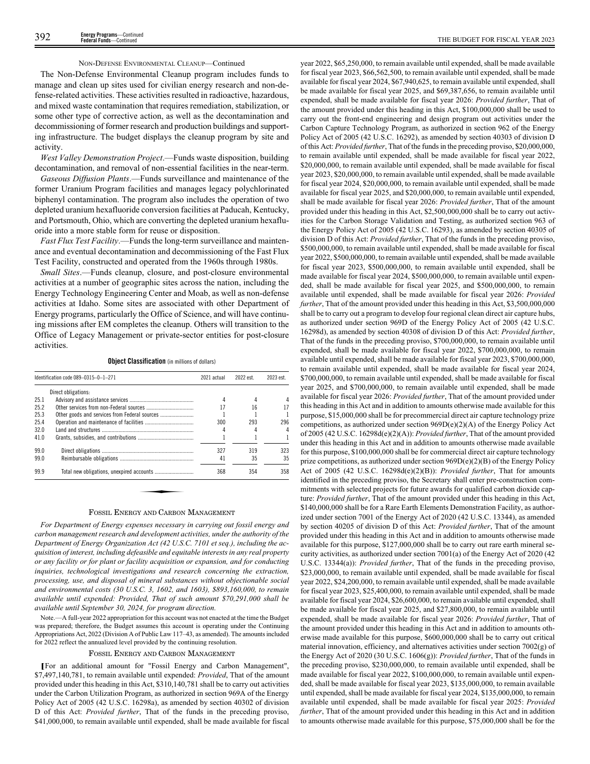NON-DEFENSE ENVIRONMENTAL CLEANUP—Continued

The Non-Defense Environmental Cleanup program includes funds to manage and clean up sites used for civilian energy research and non-defense-related activities. These activities resulted in radioactive, hazardous, and mixed waste contamination that requires remediation, stabilization, or some other type of corrective action, as well as the decontamination and decommissioning of former research and production buildings and supporting infrastructure. The budget displays the cleanup program by site and activity.

*West Valley Demonstration Project*.—Funds waste disposition, building decontamination, and removal of non-essential facilities in the near-term.

*Gaseous Diffusion Plants*.—Funds surveillance and maintenance of the former Uranium Program facilities and manages legacy polychlorinated biphenyl contamination. The program also includes the operation of two depleted uranium hexafluoride conversion facilities at Paducah, Kentucky, and Portsmouth, Ohio, which are converting the depleted uranium hexafluoride into a more stable form for reuse or disposition.

*Fast Flux Test Facility*.—Funds the long-term surveillance and maintenance and eventual decontamination and decommissioning of the Fast Flux Test Facility, constructed and operated from the 1960s through 1980s.

*Small Sites*.—Funds cleanup, closure, and post-closure environmental activities at a number of geographic sites across the nation, including the Energy Technology Engineering Center and Moab, as well as non-defense activities at Idaho. Some sites are associated with other Department of Energy programs, particularly the Office of Science, and will have continuing missions after EM completes the cleanup. Others will transition to the Office of Legacy Management or private-sector entities for post-closure activities.

**Object Classification** (in millions of dollars)

| Identification code 089–0315–0–1–271 | | 2021 actual | 2022 est. | 2023 est. |
|---|---|---|---|---|
| | Direct obligations: | | | |
| 25.1 | Advisory and assistance services | 4 | 4 | 4 |
| 25.2 | Other services from non-Federal sources | 17 | 16 | 17 |
| 25.3 | Other goods and services from Federal sources | 1 | 1 | 1 |
| 25.4 | Operation and maintenance of facilities | 300 | 293 | 296 |
| 32.0 | Land and structures | 4 | 4 | 4 |
| 41.0 | Grants, subsidies, and contributions | 1 | 1 | 1 |
| 99.0 | Direct obligations | 327 | 319 | 323 |
| 99.0 | Reimbursable obligations | 41 | 35 | 35 |
| 99.9 | Total new obligations, unexpired accounts | 368 | 354 | 358 |

FOSSIL ENERGY AND CARBON MANAGEMENT

*For Department of Energy expenses necessary in carrying out fossil energy and carbon management research and development activities, under the authority of the Department of Energy Organization Act (42 U.S.C. 7101 et seq.), including the acquisition of interest, including defeasible and equitable interests in any real property or any facility or for plant or facility acquisition or expansion, and for conducting inquiries, technological investigations and research concerning the extraction, processing, use, and disposal of mineral substances without objectionable social and environmental costs (30 U.S.C. 3, 1602, and 1603), $893,160,000, to remain available until expended: Provided, That of such amount $70,291,000 shall be available until September 30, 2024, for program direction.*

Note.—A full-year 2022 appropriation for this account was not enacted at the time the Budget was prepared; therefore, the Budget assumes this account is operating under the Continuing Appropriations Act, 2022 (Division A of Public Law 117–43, as amended). The amounts included for 2022 reflect the annualized level provided by the continuing resolution.

FOSSIL ENERGY AND CARBON MANAGEMENT

[For an additional amount for "Fossil Energy and Carbon Management", $7,497,140,781, to remain available until expended: *Provided*, That of the amount provided under this heading in this Act, $310,140,781 shall be to carry out activities under the Carbon Utilization Program, as authorized in section 969A of the Energy Policy Act of 2005 (42 U.S.C. 16298a), as amended by section 40302 of division D of this Act: *Provided further*, That of the funds in the preceding proviso, $41,000,000, to remain available until expended, shall be made available for fiscal year 2022, $65,250,000, to remain available until expended, shall be made available for fiscal year 2023, $66,562,500, to remain available until expended, shall be made available for fiscal year 2024, $67,940,625, to remain available until expended, shall be made available for fiscal year 2025, and $69,387,656, to remain available until expended, shall be made available for fiscal year 2026: *Provided further*, That of the amount provided under this heading in this Act, $100,000,000 shall be used to carry out the front-end engineering and design program out activities under the Carbon Capture Technology Program, as authorized in section 962 of the Energy Policy Act of 2005 (42 U.S.C. 16292), as amended by section 40303 of division D of this Act: *Provided further*, That of the funds in the preceding proviso, $20,000,000, to remain available until expended, shall be made available for fiscal year 2022, $20,000,000, to remain available until expended, shall be made available for fiscal year 2023, $20,000,000, to remain available until expended, shall be made available for fiscal year 2024, $20,000,000, to remain available until expended, shall be made available for fiscal year 2025, and $20,000,000, to remain available until expended, shall be made available for fiscal year 2026: *Provided further*, That of the amount provided under this heading in this Act, $2,500,000,000 shall be to carry out activities for the Carbon Storage Validation and Testing, as authorized section 963 of the Energy Policy Act of 2005 (42 U.S.C. 16293), as amended by section 40305 of division D of this Act: *Provided further*, That of the funds in the preceding proviso, $500,000,000, to remain available until expended, shall be made available for fiscal year 2022, $500,000,000, to remain available until expended, shall be made available for fiscal year 2023, $500,000,000, to remain available until expended, shall be made available for fiscal year 2024, $500,000,000, to remain available until expended, shall be made available for fiscal year 2025, and $500,000,000, to remain available until expended, shall be made available for fiscal year 2026: *Provided further*, That of the amount provided under this heading in this Act, $3,500,000,000 shall be to carry out a program to develop four regional clean direct air capture hubs, as authorized under section 969D of the Energy Policy Act of 2005 (42 U.S.C. 16298d), as amended by section 40308 of division D of this Act: *Provided further*, That of the funds in the preceding proviso, $700,000,000, to remain available until expended, shall be made available for fiscal year 2022, $700,000,000, to remain available until expended, shall be made available for fiscal year 2023, $700,000,000, to remain available until expended, shall be made available for fiscal year 2024, $700,000,000, to remain available until expended, shall be made available for fiscal year 2025, and $700,000,000, to remain available until expended, shall be made available for fiscal year 2026: *Provided further*, That of the amount provided under this heading in this Act and in addition to amounts otherwise made available for this purpose, $15,000,000 shall be for precommercial direct air capture technology prize competitions, as authorized under section 969D(e)(2)(A) of the Energy Policy Act of 2005 (42 U.S.C. 16298d(e)(2)(A)): *Provided further*, That of the amount provided under this heading in this Act and in addition to amounts otherwise made available for this purpose, $100,000,000 shall be for commercial direct air capture technology prize competitions, as authorized under section 969D(e)(2)(B) of the Energy Policy Act of 2005 (42 U.S.C. 16298d(e)(2)(B)): *Provided further*, That for amounts identified in the preceding proviso, the Secretary shall enter pre-construction commitments with selected projects for future awards for qualified carbon dioxide capture: *Provided further*, That of the amount provided under this heading in this Act, $140,000,000 shall be for a Rare Earth Elements Demonstration Facility, as authorized under section 7001 of the Energy Act of 2020 (42 U.S.C. 13344), as amended by section 40205 of division D of this Act: *Provided further*, That of the amount provided under this heading in this Act and in addition to amounts otherwise made available for this purpose, $127,000,000 shall be to carry out rare earth mineral security activities, as authorized under section 7001(a) of the Energy Act of 2020 (42 U.S.C. 13344(a)): *Provided further*, That of the funds in the preceding proviso, $23,000,000, to remain available until expended, shall be made available for fiscal year 2022, $24,200,000, to remain available until expended, shall be made available for fiscal year 2023, $25,400,000, to remain available until expended, shall be made available for fiscal year 2024, $26,600,000, to remain available until expended, shall be made available for fiscal year 2025, and $27,800,000, to remain available until expended, shall be made available for fiscal year 2026: *Provided further*, That of the amount provided under this heading in this Act and in addition to amounts otherwise made available for this purpose, $600,000,000 shall be to carry out critical material innovation, efficiency, and alternatives activities under section 7002(g) of the Energy Act of 2020 (30 U.S.C. 1606(g)): *Provided further*, That of the funds in the preceding proviso, $230,000,000, to remain available until expended, shall be made available for fiscal year 2022, $100,000,000, to remain available until expended, shall be made available for fiscal year 2023, $135,000,000, to remain available until expended, shall be made available for fiscal year 2024, $135,000,000, to remain available until expended, shall be made available for fiscal year 2025: *Provided further*, That of the amount provided under this heading in this Act and in addition to amounts otherwise made available for this purpose, $75,000,000 shall be for the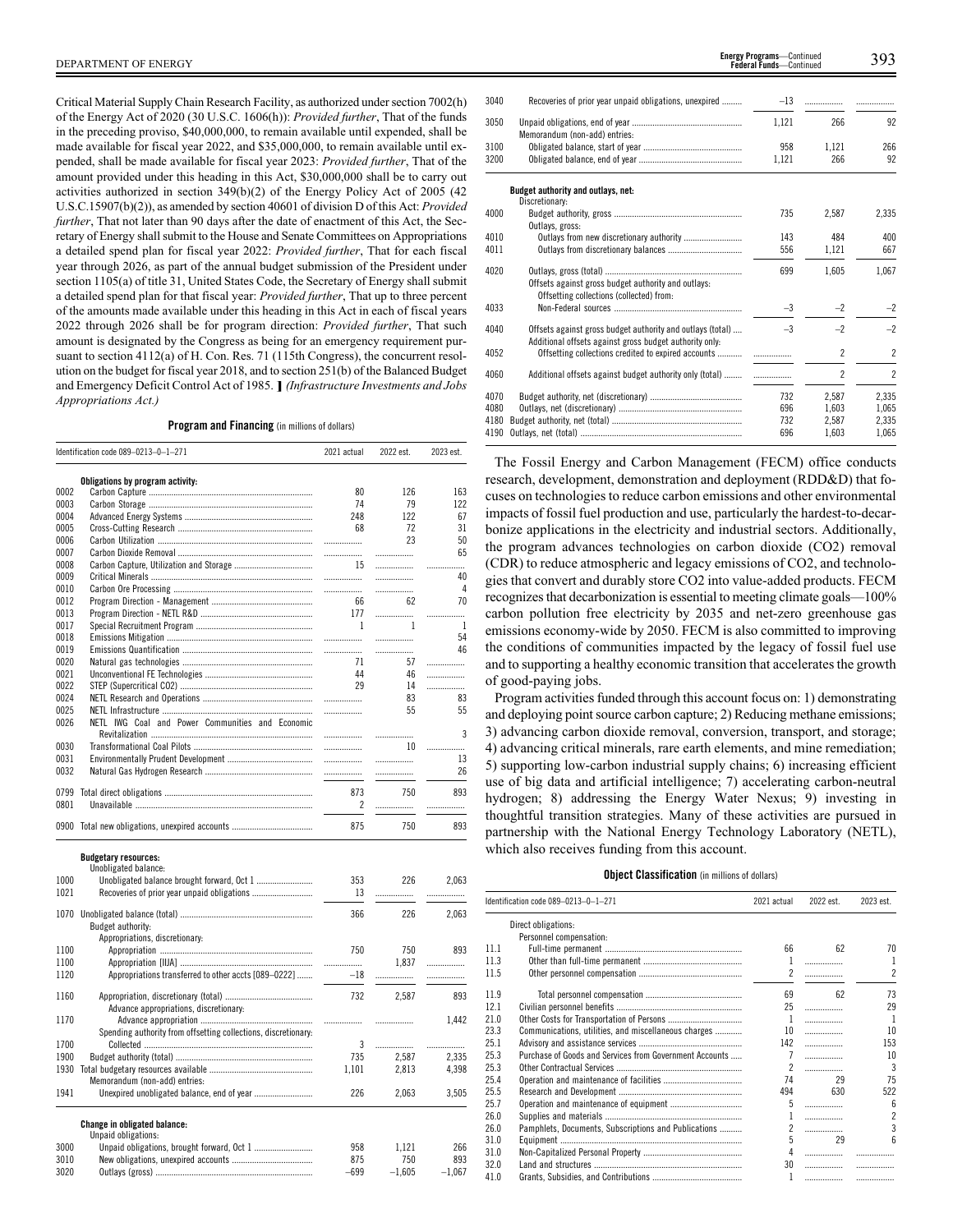Critical Material Supply Chain Research Facility, as authorized under section 7002(h) of the Energy Act of 2020 (30 U.S.C. 1606(h)): *Provided further*, That of the funds in the preceding proviso, $40,000,000, to remain available until expended, shall be made available for fiscal year 2022, and $35,000,000, to remain available until expended, shall be made available for fiscal year 2023: *Provided further*, That of the amount provided under this heading in this Act, $30,000,000 shall be to carry out activities authorized in section 349(b)(2) of the Energy Policy Act of 2005 (42 U.S.C.15907(b)(2)), as amended by section 40601 of division D of this Act: *Provided further*, That not later than 90 days after the date of enactment of this Act, the Secretary of Energy shall submit to the House and Senate Committees on Appropriations a detailed spend plan for fiscal year 2022: *Provided further*, That for each fiscal year through 2026, as part of the annual budget submission of the President under section 1105(a) of title 31, United States Code, the Secretary of Energy shall submit a detailed spend plan for that fiscal year: *Provided further*, That up to three percent of the amounts made available under this heading in this Act in each of fiscal years 2022 through 2026 shall be for program direction: *Provided further*, That such amount is designated by the Congress as being for an emergency requirement pursuant to section 4112(a) of H. Con. Res. 71 (115th Congress), the concurrent resolution on the budget for fiscal year 2018, and to section 251(b) of the Balanced Budget and Emergency Deficit Control Act of 1985. ] *(Infrastructure Investments and Jobs Appropriations Act.)*

**Program and Financing** (in millions of dollars)

| | Identification code 089–0213–0–1–271 | 2021 actual | 2022 est. | 2023 est. |
|---|---|---|---|---|
| | **Obligations by program activity:** | | | |
| 0002 | Carbon Capture | 80 | 126 | 163 |
| 0003 | Carbon Storage | 74 | 79 | 122 |
| 0004 | Advanced Energy Systems | 248 | 122 | 67 |
| 0005 | Cross-Cutting Research | 68 | 72 | 31 |
| 0006 | Carbon Utilization | | 23 | 50 |
| 0007 | Carbon Dioxide Removal | | | 65 |
| 0008 | Carbon Capture, Utilization and Storage | 15 | | |
| 0009 | Critical Minerals | | | 40 |
| 0010 | Carbon Ore Processing | | | 4 |
| 0012 | Program Direction - Management | 66 | 62 | 70 |
| 0013 | Program Direction - NETL R&D | 177 | | |
| 0017 | Special Recruitment Program | 1 | 1 | 1 |
| 0018 | Emissions Mitigation | | | 54 |
| 0019 | Emissions Quantification | | | 46 |
| 0020 | Natural gas technologies | 71 | 57 | |
| 0021 | Unconventional FE Technologies | 44 | 46 | |
| 0022 | STEP (Supercritical CO2) | 29 | 14 | |
| 0024 | NETL Research and Operations | | 83 | 83 |
| 0025 | NETL Infrastructure | | 55 | 55 |
| 0026 | NETL IWG Coal and Power Communities and Economic Revitalization | | | 3 |
| 0030 | Transformational Coal Pilots | | 10 | |
| 0031 | Environmentally Prudent Development | | | 13 |
| 0032 | Natural Gas Hydrogen Research | | | 26 |
| 0799 | Total direct obligations | 873 | 750 | 893 |
| 0801 | Unavailable | 2 | | |
| 0900 | Total new obligations, unexpired accounts | 875 | 750 | 893 |
| | **Budgetary resources:** | | | |
| | Unobligated balance: | | | |
| 1000 | Unobligated balance brought forward, Oct 1 | 353 | 226 | 2,063 |
| 1021 | Recoveries of prior year unpaid obligations | 13 | | |
| 1070 | Unobligated balance (total) | 366 | 226 | 2,063 |
| | Budget authority: | | | |
| | Appropriations, discretionary: | | | |
| 1100 | Appropriation | 750 | 750 | 893 |
| 1100 | Appropriation [IIJA] | | 1,837 | |
| 1120 | Appropriations transferred to other accts [089–0222] | –18 | | |
| 1160 | Appropriation, discretionary (total) | 732 | 2,587 | 893 |
| | Advance appropriations, discretionary: | | | |
| 1170 | Advance appropriation | | | 1,442 |
| | Spending authority from offsetting collections, discretionary: | | | |
| 1700 | Collected | 3 | | |
| 1900 | Budget authority (total) | 735 | 2,587 | 2,335 |
| 1930 | Total budgetary resources available | 1,101 | 2,813 | 4,398 |
| | Memorandum (non-add) entries: | | | |
| 1941 | Unexpired unobligated balance, end of year | 226 | 2,063 | 3,505 |
| | **Change in obligated balance:** | | | |
| | Unpaid obligations: | | | |
| 3000 | Unpaid obligations, brought forward, Oct 1 | 958 | 1,121 | 266 |
| 3010 | New obligations, unexpired accounts | 875 | 750 | 893 |
| 3020 | Outlays (gross) | –699 | –1,605 | –1,067 |
| 3040 | Recoveries of prior year unpaid obligations, unexpired | –13 | | |
| 3050 | Unpaid obligations, end of year | 1,121 | 266 | 92 |
| | Memorandum (non-add) entries: | | | |
| 3100 | Obligated balance, start of year | 958 | 1,121 | 266 |
| 3200 | Obligated balance, end of year | 1,121 | 266 | 92 |
| | **Budget authority and outlays, net:** | | | |
| | Discretionary: | | | |
| 4000 | Budget authority, gross | 735 | 2,587 | 2,335 |
| | Outlays, gross: | | | |
| 4010 | Outlays from new discretionary authority | 143 | 484 | 400 |
| 4011 | Outlays from discretionary balances | 556 | 1,121 | 667 |
| 4020 | Outlays, gross (total) | 699 | 1,605 | 1,067 |
| | Offsets against gross budget authority and outlays: | | | |
| | Offsetting collections (collected) from: | | | |
| 4033 | Non-Federal sources | –3 | –2 | –2 |
| 4040 | Offsets against gross budget authority and outlays (total) | –3 | –2 | –2 |
| | Additional offsets against gross budget authority only: | | | |
| 4052 | Offsetting collections credited to expired accounts | | 2 | 2 |
| 4060 | Additional offsets against budget authority only (total) | | 2 | 2 |
| 4070 | Budget authority, net (discretionary) | 732 | 2,587 | 2,335 |
| 4080 | Outlays, net (discretionary) | 696 | 1,603 | 1,065 |
| 4180 | Budget authority, net (total) | 732 | 2,587 | 2,335 |
| 4190 | Outlays, net (total) | 696 | 1,603 | 1,065 |

The Fossil Energy and Carbon Management (FECM) office conducts research, development, demonstration and deployment (RDD&D) that focuses on technologies to reduce carbon emissions and other environmental impacts of fossil fuel production and use, particularly the hardest-to-decarbonize applications in the electricity and industrial sectors. Additionally, the program advances technologies on carbon dioxide ($CO_2$) removal (CDR) to reduce atmospheric and legacy emissions of $CO_2$, and technologies that convert and durably store $CO_2$ into value-added products. FECM recognizes that decarbonization is essential to meeting climate goals—100% carbon pollution free electricity by 2035 and net-zero greenhouse gas emissions economy-wide by 2050. FECM is also committed to improving the conditions of communities impacted by the legacy of fossil fuel use and to supporting a healthy economic transition that accelerates the growth of good-paying jobs.

Program activities funded through this account focus on: 1) demonstrating and deploying point source carbon capture; 2) Reducing methane emissions; 3) advancing carbon dioxide removal, conversion, transport, and storage; 4) advancing critical minerals, rare earth elements, and mine remediation; 5) supporting low-carbon industrial supply chains; 6) increasing efficient use of big data and artificial intelligence; 7) accelerating carbon-neutral hydrogen; 8) addressing the Energy Water Nexus; 9) investing in thoughtful transition strategies. Many of these activities are pursued in partnership with the National Energy Technology Laboratory (NETL), which also receives funding from this account.

**Object Classification** (in millions of dollars)

| | Identification code 089–0213–0–1–271 | 2021 actual | 2022 est. | 2023 est. |
|---|---|---|---|---|
| | Direct obligations: | | | |
| | Personnel compensation: | | | |
| 11.1 | Full-time permanent | 66 | 62 | 70 |
| 11.3 | Other than full-time permanent | 1 | | 1 |
| 11.5 | Other personnel compensation | 2 | | 2 |
| 11.9 | Total personnel compensation | 69 | 62 | 73 |
| 12.1 | Civilian personnel benefits | 25 | | 29 |
| 21.0 | Other Costs for Transportation of Persons | 1 | | 1 |
| 23.3 | Communications, utilities, and miscellaneous charges | 10 | | 10 |
| 25.1 | Advisory and assistance services | 142 | | 153 |
| 25.3 | Purchase of Goods and Services from Government Accounts | 7 | | 10 |
| 25.3 | Other Contractual Services | 2 | | 3 |
| 25.4 | Operation and maintenance of facilities | 74 | 29 | 75 |
| 25.5 | Research and Development | 494 | 630 | 522 |
| 25.7 | Operation and maintenance of equipment | 5 | | 6 |
| 26.0 | Supplies and materials | 1 | | 2 |
| 26.0 | Pamphlets, Documents, Subscriptions and Publications | 2 | | 3 |
| 31.0 | Equipment | 5 | 29 | 6 |
| 31.0 | Non-Capitalized Personal Property | 4 | | |
| 32.0 | Land and structures | 30 | | |
| 41.0 | Grants, Subsidies, and Contributions | 1 | | |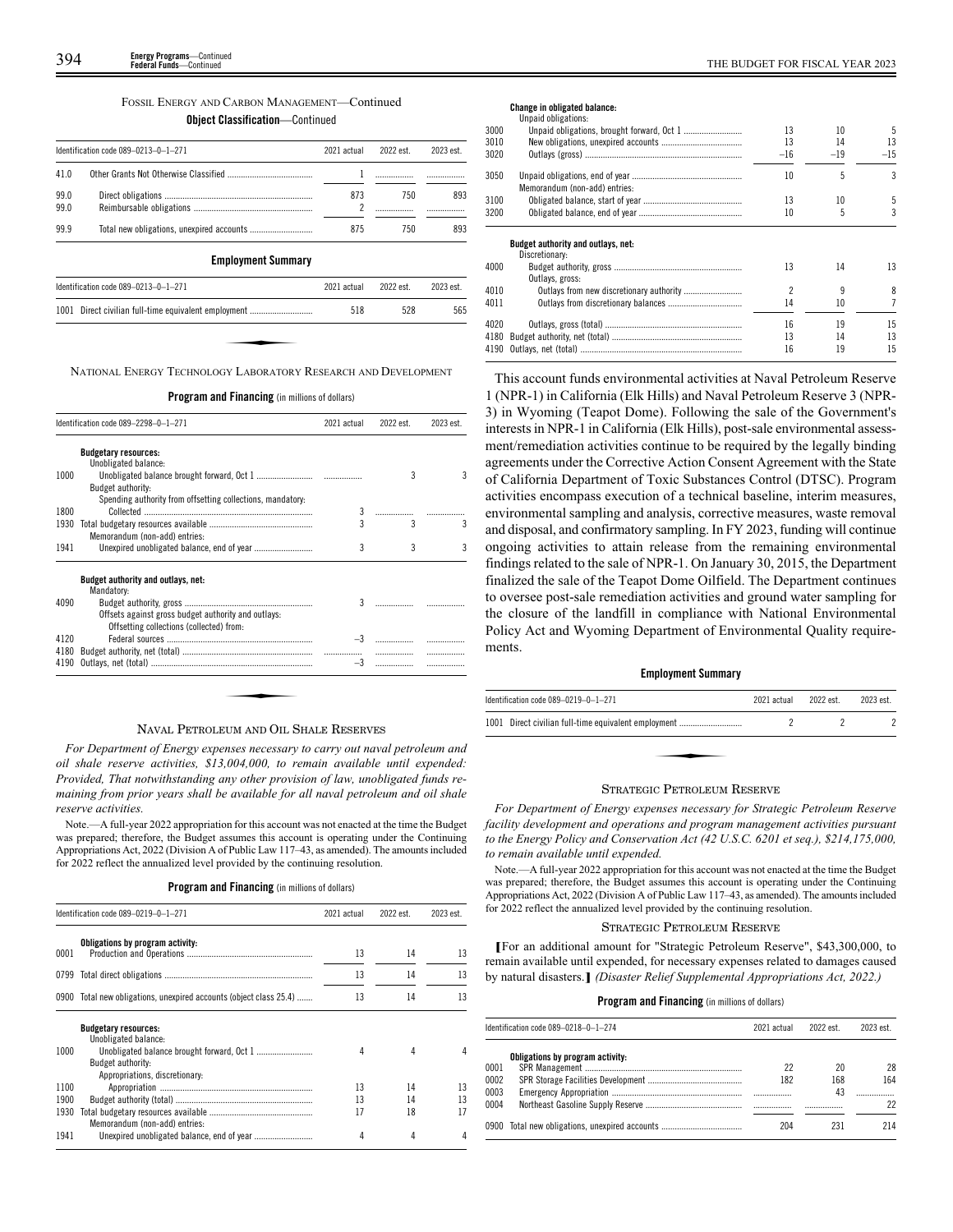FOSSIL ENERGY AND CARBON MANAGEMENT—Continued

**Object Classification**—Continued

| Identification code 089–0213–0–1–271 | | 2021 actual | 2022 est. | 2023 est. |
|---|---|---|---|---|
| 41.0 | Other Grants Not Otherwise Classified | 1 | | |
| 99.0 | Direct obligations | 873 | 750 | 893 |
| 99.0 | Reimbursable obligations | 2 | | |
| 99.9 | Total new obligations, unexpired accounts | 875 | 750 | 893 |

**Employment Summary**

| Identification code 089–0213–0–1–271 | | 2021 actual | 2022 est. | 2023 est. |
|---|---|---|---|---|
| 1001 | Direct civilian full-time equivalent employment | 518 | 528 | 565 |

NATIONAL ENERGY TECHNOLOGY LABORATORY RESEARCH AND DEVELOPMENT

**Program and Financing** (in millions of dollars)

| Identification code 089–2298–0–1–271 | | 2021 actual | 2022 est. | 2023 est. |
|---|---|---|---|---|
| | **Budgetary resources:** | | | |
| | Unobligated balance: | | | |
| 1000 | Unobligated balance brought forward, Oct 1 | | 3 | 3 |
| | Budget authority: | | | |
| | Spending authority from offsetting collections, mandatory: | | | |
| 1800 | Collected | 3 | | |
| 1930 | Total budgetary resources available | 3 | 3 | 3 |
| | Memorandum (non-add) entries: | | | |
| 1941 | Unexpired unobligated balance, end of year | 3 | 3 | 3 |
| | **Budget authority and outlays, net:** | | | |
| | Mandatory: | | | |
| 4090 | Budget authority, gross | 3 | | |
| | Offsets against gross budget authority and outlays: | | | |
| | Offsetting collections (collected) from: | | | |
| 4120 | Federal sources | –3 | | |
| 4180 | Budget authority, net (total) | | | |
| 4190 | Outlays, net (total) | –3 | | |

NAVAL PETROLEUM AND OIL SHALE RESERVES

*For Department of Energy expenses necessary to carry out naval petroleum and oil shale reserve activities, $13,004,000, to remain available until expended: Provided, That notwithstanding any other provision of law, unobligated funds remaining from prior years shall be available for all naval petroleum and oil shale reserve activities.*

Note.—A full-year 2022 appropriation for this account was not enacted at the time the Budget was prepared; therefore, the Budget assumes this account is operating under the Continuing Appropriations Act, 2022 (Division A of Public Law 117–43, as amended). The amounts included for 2022 reflect the annualized level provided by the continuing resolution.

**Program and Financing** (in millions of dollars)

| Identification code 089–0219–0–1–271 | | 2021 actual | 2022 est. | 2023 est. |
|---|---|---|---|---|
| | **Obligations by program activity:** | | | |
| 0001 | Production and Operations | 13 | 14 | 13 |
| 0799 | Total direct obligations | 13 | 14 | 13 |
| 0900 | Total new obligations, unexpired accounts (object class 25.4) | 13 | 14 | 13 |
| | **Budgetary resources:** | | | |
| | Unobligated balance: | | | |
| 1000 | Unobligated balance brought forward, Oct 1 | 4 | 4 | 4 |
| | Budget authority: | | | |
| | Appropriations, discretionary: | | | |
| 1100 | Appropriation | 13 | 14 | 13 |
| 1900 | Budget authority (total) | 13 | 14 | 13 |
| 1930 | Total budgetary resources available | 17 | 18 | 17 |
| | Memorandum (non-add) entries: | | | |
| 1941 | Unexpired unobligated balance, end of year | 4 | 4 | 4 |
| | **Change in obligated balance:** | | | |
| | Unpaid obligations: | | | |
| 3000 | Unpaid obligations, brought forward, Oct 1 | 13 | 10 | 5 |
| 3010 | New obligations, unexpired accounts | 13 | 14 | 13 |
| 3020 | Outlays (gross) | –16 | –19 | –15 |
| 3050 | Unpaid obligations, end of year | 10 | 5 | 3 |
| | Memorandum (non-add) entries: | | | |
| 3100 | Obligated balance, start of year | 13 | 10 | 5 |
| 3200 | Obligated balance, end of year | 10 | 5 | 3 |
| | **Budget authority and outlays, net:** | | | |
| | Discretionary: | | | |
| 4000 | Budget authority, gross | 13 | 14 | 13 |
| | Outlays, gross: | | | |
| 4010 | Outlays from new discretionary authority | 2 | 9 | 8 |
| 4011 | Outlays from discretionary balances | 14 | 10 | 7 |
| 4020 | Outlays, gross (total) | 16 | 19 | 15 |
| 4180 | Budget authority, net (total) | 13 | 14 | 13 |
| 4190 | Outlays, net (total) | 16 | 19 | 15 |

This account funds environmental activities at Naval Petroleum Reserve 1 (NPR-1) in California (Elk Hills) and Naval Petroleum Reserve 3 (NPR-3) in Wyoming (Teapot Dome). Following the sale of the Government's interests in NPR-1 in California (Elk Hills), post-sale environmental assessment/remediation activities continue to be required by the legally binding agreements under the Corrective Action Consent Agreement with the State of California Department of Toxic Substances Control (DTSC). Program activities encompass execution of a technical baseline, interim measures, environmental sampling and analysis, corrective measures, waste removal and disposal, and confirmatory sampling. In FY 2023, funding will continue ongoing activities to attain release from the remaining environmental findings related to the sale of NPR-1. On January 30, 2015, the Department finalized the sale of the Teapot Dome Oilfield. The Department continues to oversee post-sale remediation activities and ground water sampling for the closure of the landfill in compliance with National Environmental Policy Act and Wyoming Department of Environmental Quality requirements.

**Employment Summary**

| Identification code 089–0219–0–1–271 | | 2021 actual | 2022 est. | 2023 est. |
|---|---|---|---|---|
| 1001 | Direct civilian full-time equivalent employment | 2 | 2 | 2 |

STRATEGIC PETROLEUM RESERVE

*For Department of Energy expenses necessary for Strategic Petroleum Reserve facility development and operations and program management activities pursuant to the Energy Policy and Conservation Act (42 U.S.C. 6201 et seq.), $214,175,000, to remain available until expended.*

Note.—A full-year 2022 appropriation for this account was not enacted at the time the Budget was prepared; therefore, the Budget assumes this account is operating under the Continuing Appropriations Act, 2022 (Division A of Public Law 117–43, as amended). The amounts included for 2022 reflect the annualized level provided by the continuing resolution.

STRATEGIC PETROLEUM RESERVE

[For an additional amount for "Strategic Petroleum Reserve", $43,300,000, to remain available until expended, for necessary expenses related to damages caused by natural disasters.] *(Disaster Relief Supplemental Appropriations Act, 2022.)*

**Program and Financing** (in millions of dollars)

| Identification code 089–0218–0–1–274 | | 2021 actual | 2022 est. | 2023 est. |
|---|---|---|---|---|
| | **Obligations by program activity:** | | | |
| 0001 | SPR Management | 22 | 20 | 28 |
| 0002 | SPR Storage Facilities Development | 182 | 168 | 164 |
| 0003 | Emergency Appropriation | | 43 | |
| 0004 | Northeast Gasoline Supply Reserve | | | 22 |
| 0900 | Total new obligations, unexpired accounts | 204 | 231 | 214 |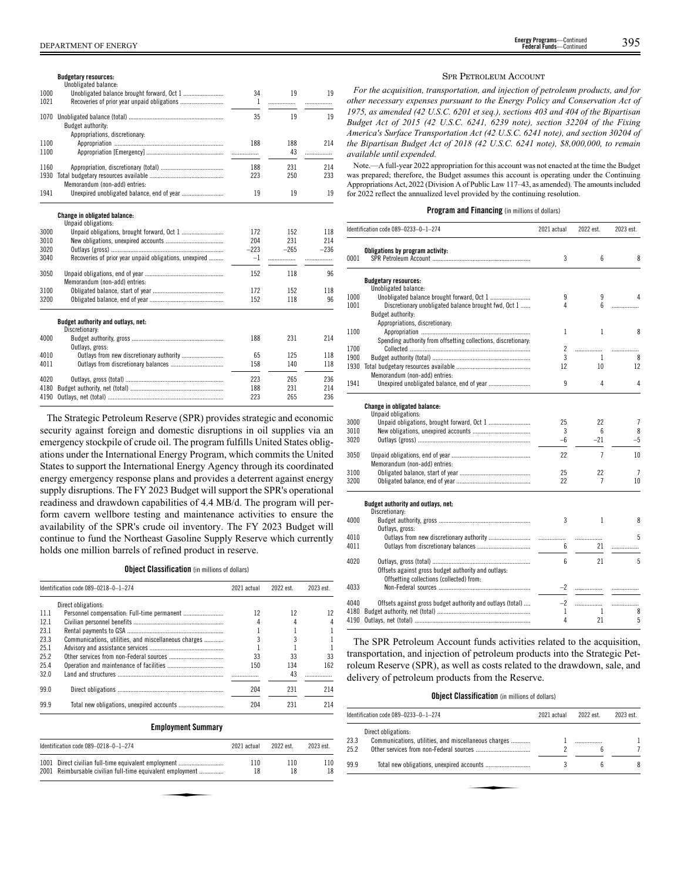| | | 2021 actual | 2022 est. | 2023 est. |
|---|---|---|---|---|
| | **Budgetary resources:** | | | |
| | Unobligated balance: | | | |
| 1000 | Unobligated balance brought forward, Oct 1 | 34 | 19 | 19 |
| 1021 | Recoveries of prior year unpaid obligations | 1 | | |
| 1070 | Unobligated balance (total) | 35 | 19 | 19 |
| | Budget authority: | | | |
| | Appropriations, discretionary: | | | |
| 1100 | Appropriation | 188 | 188 | 214 |
| 1100 | Appropriation [Emergency] | | 43 | |
| 1160 | Appropriation, discretionary (total) | 188 | 231 | 214 |
| 1930 | Total budgetary resources available | 223 | 250 | 233 |
| | Memorandum (non-add) entries: | | | |
| 1941 | Unexpired unobligated balance, end of year | 19 | 19 | 19 |
| | **Change in obligated balance:** | | | |
| | Unpaid obligations: | | | |
| 3000 | Unpaid obligations, brought forward, Oct 1 | 172 | 152 | 118 |
| 3010 | New obligations, unexpired accounts | 204 | 231 | 214 |
| 3020 | Outlays (gross) | −223 | −265 | −236 |
| 3040 | Recoveries of prior year unpaid obligations, unexpired | −1 | | |
| 3050 | Unpaid obligations, end of year | 152 | 118 | 96 |
| | Memorandum (non-add) entries: | | | |
| 3100 | Obligated balance, start of year | 172 | 152 | 118 |
| 3200 | Obligated balance, end of year | 152 | 118 | 96 |
| | **Budget authority and outlays, net:** | | | |
| | Discretionary: | | | |
| 4000 | Budget authority, gross | 188 | 231 | 214 |
| | Outlays, gross: | | | |
| 4010 | Outlays from new discretionary authority | 65 | 125 | 118 |
| 4011 | Outlays from discretionary balances | 158 | 140 | 118 |
| 4020 | Outlays, gross (total) | 223 | 265 | 236 |
| 4180 | Budget authority, net (total) | 188 | 231 | 214 |
| 4190 | Outlays, net (total) | 223 | 265 | 236 |

The Strategic Petroleum Reserve (SPR) provides strategic and economic security against foreign and domestic disruptions in oil supplies via an emergency stockpile of crude oil. The program fulfills United States obligations under the International Energy Program, which commits the United States to support the International Energy Agency through its coordinated energy emergency response plans and provides a deterrent against energy supply disruptions. The FY 2023 Budget will support the SPR's operational readiness and drawdown capabilities of 4.4 MB/d. The program will perform cavern wellbore testing and maintenance activities to ensure the availability of the SPR's crude oil inventory. The FY 2023 Budget will continue to fund the Northeast Gasoline Supply Reserve which currently holds one million barrels of refined product in reserve.

**Object Classification** (in millions of dollars)

| Identification code 089–0218–0–1–274 | | 2021 actual | 2022 est. | 2023 est. |
|---|---|---|---|---|
| | Direct obligations: | | | |
| 11.1 | Personnel compensation: Full-time permanent | 12 | 12 | 12 |
| 12.1 | Civilian personnel benefits | 4 | 4 | 4 |
| 23.1 | Rental payments to GSA | 1 | 1 | 1 |
| 23.3 | Communications, utilities, and miscellaneous charges | 3 | 3 | 1 |
| 25.1 | Advisory and assistance services | 1 | 1 | 1 |
| 25.2 | Other services from non-Federal sources | 33 | 33 | 33 |
| 25.4 | Operation and maintenance of facilities | 150 | 134 | 162 |
| 32.0 | Land and structures | | 43 | |
| 99.0 | Direct obligations | 204 | 231 | 214 |
| 99.9 | Total new obligations, unexpired accounts | 204 | 231 | 214 |

**Employment Summary**

| Identification code 089–0218–0–1–274 | | 2021 actual | 2022 est. | 2023 est. |
|---|---|---|---|---|
| 1001 | Direct civilian full-time equivalent employment | 110 | 110 | 110 |
| 2001 | Reimbursable civilian full-time equivalent employment | 18 | 18 | 18 |

## SPR Petroleum Account

*For the acquisition, transportation, and injection of petroleum products, and for other necessary expenses pursuant to the Energy Policy and Conservation Act of 1975, as amended (42 U.S.C. 6201 et seq.), sections 403 and 404 of the Bipartisan Budget Act of 2015 (42 U.S.C. 6241, 6239 note), section 32204 of the Fixing America's Surface Transportation Act (42 U.S.C. 6241 note), and section 30204 of the Bipartisan Budget Act of 2018 (42 U.S.C. 6241 note), $8,000,000, to remain available until expended.*

Note.—A full-year 2022 appropriation for this account was not enacted at the time the Budget was prepared; therefore, the Budget assumes this account is operating under the Continuing Appropriations Act, 2022 (Division A of Public Law 117–43, as amended). The amounts included for 2022 reflect the annualized level provided by the continuing resolution.

**Program and Financing** (in millions of dollars)

| Identification code 089–0233–0–1–274 | | 2021 actual | 2022 est. | 2023 est. |
|---|---|---|---|---|
| | **Obligations by program activity:** | | | |
| 0001 | SPR Petroleum Account | 3 | 6 | 8 |
| | **Budgetary resources:** | | | |
| | Unobligated balance: | | | |
| 1000 | Unobligated balance brought forward, Oct 1 | 9 | 9 | 4 |
| 1001 | Discretionary unobligated balance brought fwd, Oct 1 | 4 | 6 | |
| | Budget authority: | | | |
| | Appropriations, discretionary: | | | |
| 1100 | Appropriation | 1 | 1 | 8 |
| | Spending authority from offsetting collections, discretionary: | | | |
| 1700 | Collected | 2 | | |
| 1900 | Budget authority (total) | 3 | 1 | 8 |
| 1930 | Total budgetary resources available | 12 | 10 | 12 |
| | Memorandum (non-add) entries: | | | |
| 1941 | Unexpired unobligated balance, end of year | 9 | 4 | 4 |
| | **Change in obligated balance:** | | | |
| | Unpaid obligations: | | | |
| 3000 | Unpaid obligations, brought forward, Oct 1 | 25 | 22 | 7 |
| 3010 | New obligations, unexpired accounts | 3 | 6 | 8 |
| 3020 | Outlays (gross) | −6 | −21 | −5 |
| 3050 | Unpaid obligations, end of year | 22 | 7 | 10 |
| | Memorandum (non-add) entries: | | | |
| 3100 | Obligated balance, start of year | 25 | 22 | 7 |
| 3200 | Obligated balance, end of year | 22 | 7 | 10 |
| | **Budget authority and outlays, net:** | | | |
| | Discretionary: | | | |
| 4000 | Budget authority, gross | 3 | 1 | 8 |
| | Outlays, gross: | | | |
| 4010 | Outlays from new discretionary authority | | | 5 |
| 4011 | Outlays from discretionary balances | 6 | 21 | |
| 4020 | Outlays, gross (total) | 6 | 21 | 5 |
| | Offsets against gross budget authority and outlays: | | | |
| | Offsetting collections (collected) from: | | | |
| 4033 | Non-Federal sources | −2 | | |
| 4040 | Offsets against gross budget authority and outlays (total) | −2 | | |
| 4180 | Budget authority, net (total) | 1 | 1 | 8 |
| 4190 | Outlays, net (total) | 4 | 21 | 5 |

The SPR Petroleum Account funds activities related to the acquisition, transportation, and injection of petroleum products into the Strategic Petroleum Reserve (SPR), as well as costs related to the drawdown, sale, and delivery of petroleum products from the Reserve.

**Object Classification** (in millions of dollars)

| Identification code 089–0233–0–1–274 | | 2021 actual | 2022 est. | 2023 est. |
|---|---|---|---|---|
| | Direct obligations: | | | |
| 23.3 | Communications, utilities, and miscellaneous charges | 1 | | 1 |
| 25.2 | Other services from non-Federal sources | 2 | 6 | 7 |
| 99.9 | Total new obligations, unexpired accounts | 3 | 6 | 8 |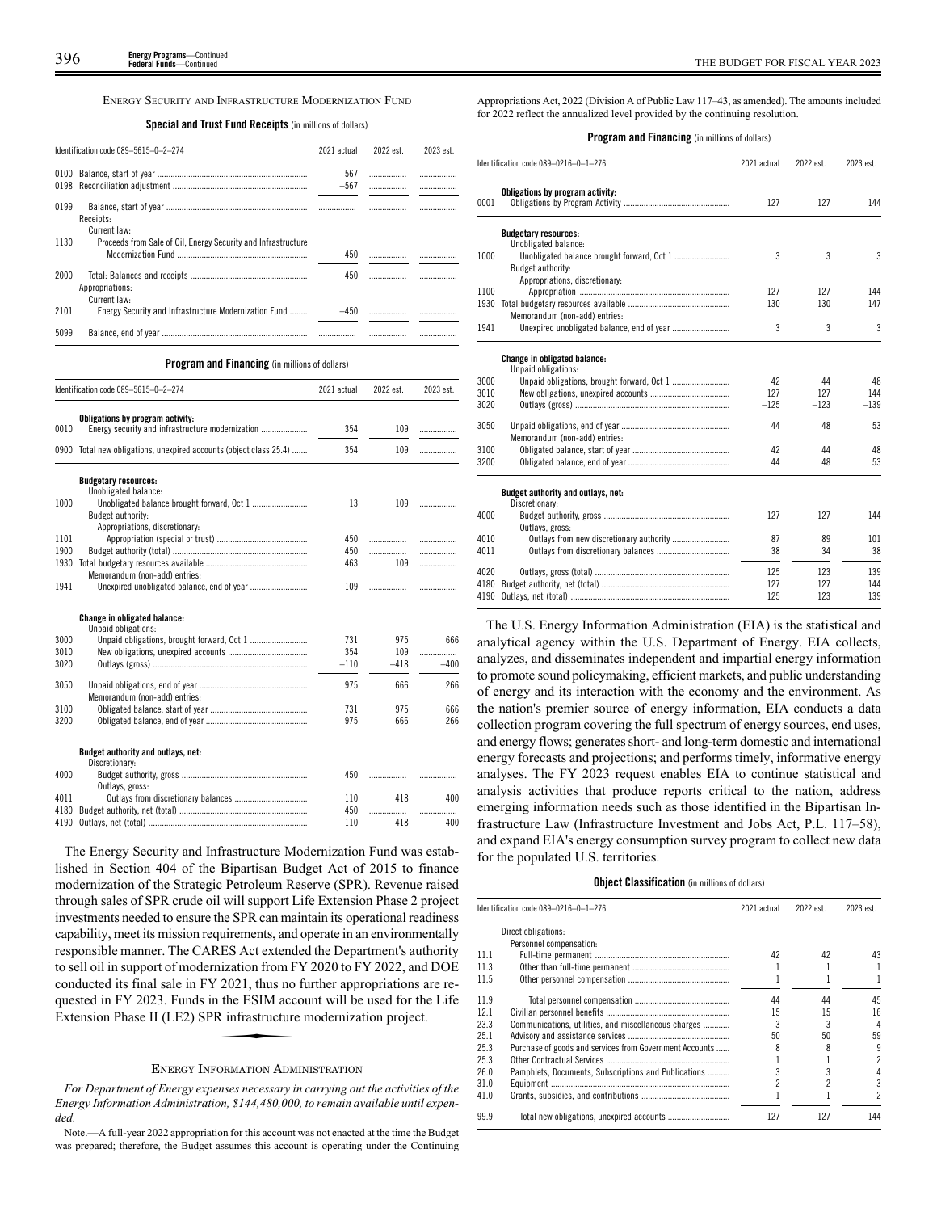## ENERGY SECURITY AND INFRASTRUCTURE MODERNIZATION FUND

**Special and Trust Fund Receipts** (in millions of dollars)

| Identification code 089–5615–0–2–274 | 2021 actual | 2022 est. | 2023 est. |
|---|---|---|---|
| 0100 Balance, start of year | 567 | | |
| 0198 Reconciliation adjustment | –567 | | |
| 0199 Balance, start of year | | | |
| Receipts: | | | |
| Current law: | | | |
| 1130 Proceeds from Sale of Oil, Energy Security and Infrastructure Modernization Fund | 450 | | |
| 2000 Total: Balances and receipts | 450 | | |
| Appropriations: | | | |
| Current law: | | | |
| 2101 Energy Security and Infrastructure Modernization Fund | –450 | | |
| 5099 Balance, end of year | | | |

**Program and Financing** (in millions of dollars)

| Identification code 089–5615–0–2–274 | 2021 actual | 2022 est. | 2023 est. |
|---|---|---|---|
| **Obligations by program activity:** | | | |
| 0010 Energy security and infrastructure modernization | 354 | 109 | |
| 0900 Total new obligations, unexpired accounts (object class 25.4) | 354 | 109 | |
| **Budgetary resources:** | | | |
| Unobligated balance: | | | |
| 1000 Unobligated balance brought forward, Oct 1 | 13 | 109 | |
| Budget authority: | | | |
| Appropriations, discretionary: | | | |
| 1101 Appropriation (special or trust) | 450 | | |
| 1900 Budget authority (total) | 450 | | |
| 1930 Total budgetary resources available | 463 | 109 | |
| Memorandum (non-add) entries: | | | |
| 1941 Unexpired unobligated balance, end of year | 109 | | |
| **Change in obligated balance:** | | | |
| Unpaid obligations: | | | |
| 3000 Unpaid obligations, brought forward, Oct 1 | 731 | 975 | 666 |
| 3010 New obligations, unexpired accounts | 354 | 109 | |
| 3020 Outlays (gross) | –110 | –418 | –400 |
| 3050 Unpaid obligations, end of year | 975 | 666 | 266 |
| Memorandum (non-add) entries: | | | |
| 3100 Obligated balance, start of year | 731 | 975 | 666 |
| 3200 Obligated balance, end of year | 975 | 666 | 266 |
| **Budget authority and outlays, net:** | | | |
| Discretionary: | | | |
| 4000 Budget authority, gross | 450 | | |
| Outlays, gross: | | | |
| 4011 Outlays from discretionary balances | 110 | 418 | 400 |
| 4180 Budget authority, net (total) | 450 | | |
| 4190 Outlays, net (total) | 110 | 418 | 400 |

The Energy Security and Infrastructure Modernization Fund was established in Section 404 of the Bipartisan Budget Act of 2015 to finance modernization of the Strategic Petroleum Reserve (SPR). Revenue raised through sales of SPR crude oil will support Life Extension Phase 2 project investments needed to ensure the SPR can maintain its operational readiness capability, meet its mission requirements, and operate in an environmentally responsible manner. The CARES Act extended the Department's authority to sell oil in support of modernization from FY 2020 to FY 2022, and DOE conducted its final sale in FY 2021, thus no further appropriations are requested in FY 2023. Funds in the ESIM account will be used for the Life Extension Phase II (LE2) SPR infrastructure modernization project.

## ENERGY INFORMATION ADMINISTRATION

*For Department of Energy expenses necessary in carrying out the activities of the Energy Information Administration, $144,480,000, to remain available until expended.*

Note.—A full-year 2022 appropriation for this account was not enacted at the time the Budget was prepared; therefore, the Budget assumes this account is operating under the Continuing Appropriations Act, 2022 (Division A of Public Law 117–43, as amended). The amounts included for 2022 reflect the annualized level provided by the continuing resolution.

**Program and Financing** (in millions of dollars)

| Identification code 089–0216–0–1–276 | 2021 actual | 2022 est. | 2023 est. |
|---|---|---|---|
| **Obligations by program activity:** | | | |
| 0001 Obligations by Program Activity | 127 | 127 | 144 |
| **Budgetary resources:** | | | |
| Unobligated balance: | | | |
| 1000 Unobligated balance brought forward, Oct 1 | 3 | 3 | 3 |
| Budget authority: | | | |
| Appropriations, discretionary: | | | |
| 1100 Appropriation | 127 | 127 | 144 |
| 1930 Total budgetary resources available | 130 | 130 | 147 |
| Memorandum (non-add) entries: | | | |
| 1941 Unexpired unobligated balance, end of year | 3 | 3 | 3 |
| **Change in obligated balance:** | | | |
| Unpaid obligations: | | | |
| 3000 Unpaid obligations, brought forward, Oct 1 | 42 | 44 | 48 |
| 3010 New obligations, unexpired accounts | 127 | 127 | 144 |
| 3020 Outlays (gross) | –125 | –123 | –139 |
| 3050 Unpaid obligations, end of year | 44 | 48 | 53 |
| Memorandum (non-add) entries: | | | |
| 3100 Obligated balance, start of year | 42 | 44 | 48 |
| 3200 Obligated balance, end of year | 44 | 48 | 53 |
| **Budget authority and outlays, net:** | | | |
| Discretionary: | | | |
| 4000 Budget authority, gross | 127 | 127 | 144 |
| Outlays, gross: | | | |
| 4010 Outlays from new discretionary authority | 87 | 89 | 101 |
| 4011 Outlays from discretionary balances | 38 | 34 | 38 |
| 4020 Outlays, gross (total) | 125 | 123 | 139 |
| 4180 Budget authority, net (total) | 127 | 127 | 144 |
| 4190 Outlays, net (total) | 125 | 123 | 139 |

The U.S. Energy Information Administration (EIA) is the statistical and analytical agency within the U.S. Department of Energy. EIA collects, analyzes, and disseminates independent and impartial energy information to promote sound policymaking, efficient markets, and public understanding of energy and its interaction with the economy and the environment. As the nation's premier source of energy information, EIA conducts a data collection program covering the full spectrum of energy sources, end uses, and energy flows; generates short- and long-term domestic and international energy forecasts and projections; and performs timely, informative energy analyses. The FY 2023 request enables EIA to continue statistical and analysis activities that produce reports critical to the nation, address emerging information needs such as those identified in the Bipartisan Infrastructure Law (Infrastructure Investment and Jobs Act, P.L. 117–58), and expand EIA's energy consumption survey program to collect new data for the populated U.S. territories.

**Object Classification** (in millions of dollars)

| Identification code 089–0216–0–1–276 | 2021 actual | 2022 est. | 2023 est. |
|---|---|---|---|
| Direct obligations: | | | |
| Personnel compensation: | | | |
| 11.1 Full-time permanent | 42 | 42 | 43 |
| 11.3 Other than full-time permanent | 1 | 1 | 1 |
| 11.5 Other personnel compensation | 1 | 1 | 1 |
| 11.9 Total personnel compensation | 44 | 44 | 45 |
| 12.1 Civilian personnel benefits | 15 | 15 | 16 |
| 23.3 Communications, utilities, and miscellaneous charges | 3 | 3 | 4 |
| 25.1 Advisory and assistance services | 50 | 50 | 59 |
| 25.3 Purchase of goods and services from Government Accounts | 8 | 8 | 9 |
| 25.3 Other Contractual Services | 1 | 1 | 2 |
| 26.0 Pamphlets, Documents, Subscriptions and Publications | 3 | 3 | 4 |
| 31.0 Equipment | 2 | 2 | 3 |
| 41.0 Grants, subsidies, and contributions | 1 | 1 | 2 |
| 99.9 Total new obligations, unexpired accounts | 127 | 127 | 144 |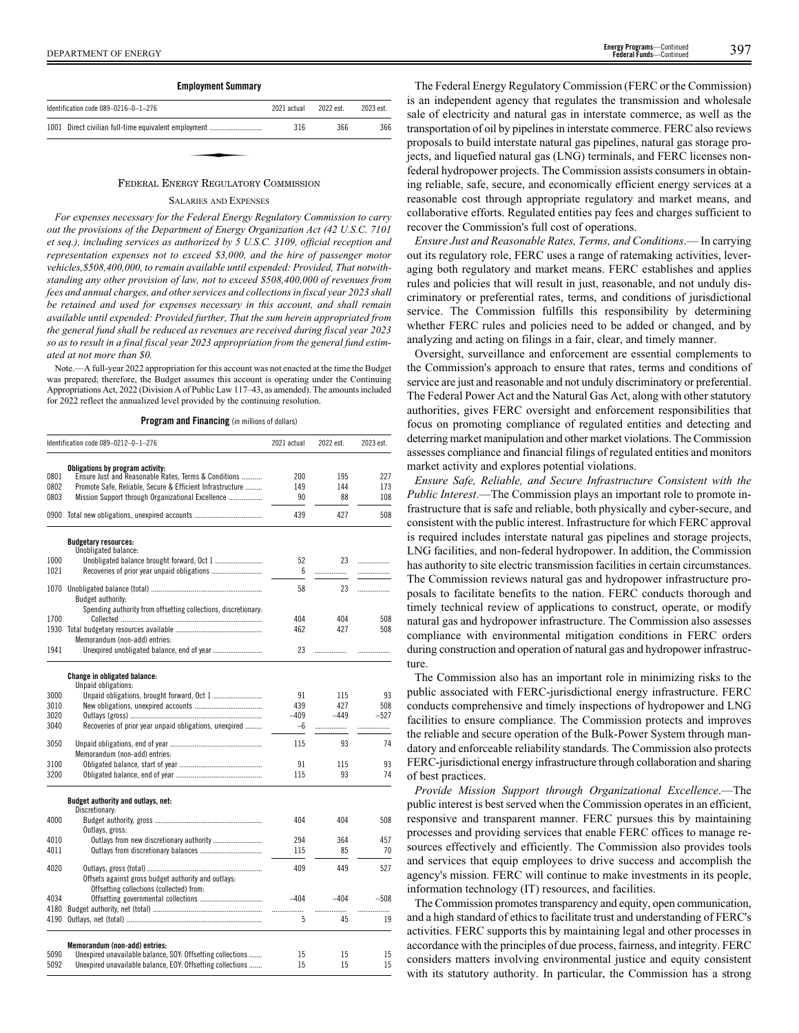**Employment Summary**

| Identification code 089–0216–0–1–276 | 2021 actual | 2022 est. | 2023 est. |
|---|---|---|---|
| 1001 Direct civilian full-time equivalent employment | 316 | 366 | 366 |

## FEDERAL ENERGY REGULATORY COMMISSION

### SALARIES AND EXPENSES

*For expenses necessary for the Federal Energy Regulatory Commission to carry out the provisions of the Department of Energy Organization Act (42 U.S.C. 7101 et seq.), including services as authorized by 5 U.S.C. 3109, official reception and representation expenses not to exceed $3,000, and the hire of passenger motor vehicles,$508,400,000, to remain available until expended: Provided, That notwithstanding any other provision of law, not to exceed $508,400,000 of revenues from fees and annual charges, and other services and collections in fiscal year 2023 shall be retained and used for expenses necessary in this account, and shall remain available until expended: Provided further, That the sum herein appropriated from the general fund shall be reduced as revenues are received during fiscal year 2023 so as to result in a final fiscal year 2023 appropriation from the general fund estimated at not more than $0.*

Note.—A full-year 2022 appropriation for this account was not enacted at the time the Budget was prepared; therefore, the Budget assumes this account is operating under the Continuing Appropriations Act, 2022 (Division A of Public Law 117–43, as amended). The amounts included for 2022 reflect the annualized level provided by the continuing resolution.

**Program and Financing** (in millions of dollars)

| Identification code 089–0212–0–1–276 | | 2021 actual | 2022 est. | 2023 est. |
|---|---|---|---|---|
| | **Obligations by program activity:** | | | |
| 0801 | Ensure Just and Reasonable Rates, Terms & Conditions | 200 | 195 | 227 |
| 0802 | Promote Safe, Reliable, Secure & Efficient Infrastructure | 149 | 144 | 173 |
| 0803 | Mission Support through Organizational Excellence | 90 | 88 | 108 |
| 0900 | Total new obligations, unexpired accounts | 439 | 427 | 508 |
| | **Budgetary resources:** | | | |
| | Unobligated balance: | | | |
| 1000 | Unobligated balance brought forward, Oct 1 | 52 | 23 | |
| 1021 | Recoveries of prior year unpaid obligations | 6 | | |
| 1070 | Unobligated balance (total) | 58 | 23 | |
| | Budget authority: | | | |
| | Spending authority from offsetting collections, discretionary: | | | |
| 1700 | Collected | 404 | 404 | 508 |
| 1930 | Total budgetary resources available | 462 | 427 | 508 |
| | Memorandum (non-add) entries: | | | |
| 1941 | Unexpired unobligated balance, end of year | 23 | | |
| | **Change in obligated balance:** | | | |
| | Unpaid obligations: | | | |
| 3000 | Unpaid obligations, brought forward, Oct 1 | 91 | 115 | 93 |
| 3010 | New obligations, unexpired accounts | 439 | 427 | 508 |
| 3020 | Outlays (gross) | –409 | –449 | –527 |
| 3040 | Recoveries of prior year unpaid obligations, unexpired | –6 | | |
| 3050 | Unpaid obligations, end of year | 115 | 93 | 74 |
| | Memorandum (non-add) entries: | | | |
| 3100 | Obligated balance, start of year | 91 | 115 | 93 |
| 3200 | Obligated balance, end of year | 115 | 93 | 74 |
| | **Budget authority and outlays, net:** | | | |
| | Discretionary: | | | |
| 4000 | Budget authority, gross | 404 | 404 | 508 |
| | Outlays, gross: | | | |
| 4010 | Outlays from new discretionary authority | 294 | 364 | 457 |
| 4011 | Outlays from discretionary balances | 115 | 85 | 70 |
| 4020 | Outlays, gross (total) | 409 | 449 | 527 |
| | Offsets against gross budget authority and outlays: | | | |
| | Offsetting collections (collected) from: | | | |
| 4034 | Offsetting governmental collections | –404 | –404 | –508 |
| 4180 | Budget authority, net (total) | | | |
| 4190 | Outlays, net (total) | 5 | 45 | 19 |
| | **Memorandum (non-add) entries:** | | | |
| 5090 | Unexpired unavailable balance, SOY: Offsetting collections | 15 | 15 | 15 |
| 5092 | Unexpired unavailable balance, EOY: Offsetting collections | 15 | 15 | 15 |

The Federal Energy Regulatory Commission (FERC or the Commission) is an independent agency that regulates the transmission and wholesale sale of electricity and natural gas in interstate commerce, as well as the transportation of oil by pipelines in interstate commerce. FERC also reviews proposals to build interstate natural gas pipelines, natural gas storage projects, and liquefied natural gas (LNG) terminals, and FERC licenses non-federal hydropower projects. The Commission assists consumers in obtaining reliable, safe, secure, and economically efficient energy services at a reasonable cost through appropriate regulatory and market means, and collaborative efforts. Regulated entities pay fees and charges sufficient to recover the Commission's full cost of operations.

*Ensure Just and Reasonable Rates, Terms, and Conditions*.— In carrying out its regulatory role, FERC uses a range of ratemaking activities, leveraging both regulatory and market means. FERC establishes and applies rules and policies that will result in just, reasonable, and not unduly discriminatory or preferential rates, terms, and conditions of jurisdictional service. The Commission fulfills this responsibility by determining whether FERC rules and policies need to be added or changed, and by analyzing and acting on filings in a fair, clear, and timely manner.

Oversight, surveillance and enforcement are essential complements to the Commission's approach to ensure that rates, terms and conditions of service are just and reasonable and not unduly discriminatory or preferential. The Federal Power Act and the Natural Gas Act, along with other statutory authorities, gives FERC oversight and enforcement responsibilities that focus on promoting compliance of regulated entities and detecting and deterring market manipulation and other market violations. The Commission assesses compliance and financial filings of regulated entities and monitors market activity and explores potential violations.

*Ensure Safe, Reliable, and Secure Infrastructure Consistent with the Public Interest*.—The Commission plays an important role to promote infrastructure that is safe and reliable, both physically and cyber-secure, and consistent with the public interest. Infrastructure for which FERC approval is required includes interstate natural gas pipelines and storage projects, LNG facilities, and non-federal hydropower. In addition, the Commission has authority to site electric transmission facilities in certain circumstances. The Commission reviews natural gas and hydropower infrastructure proposals to facilitate benefits to the nation. FERC conducts thorough and timely technical review of applications to construct, operate, or modify natural gas and hydropower infrastructure. The Commission also assesses compliance with environmental mitigation conditions in FERC orders during construction and operation of natural gas and hydropower infrastructure.

The Commission also has an important role in minimizing risks to the public associated with FERC-jurisdictional energy infrastructure. FERC conducts comprehensive and timely inspections of hydropower and LNG facilities to ensure compliance. The Commission protects and improves the reliable and secure operation of the Bulk-Power System through mandatory and enforceable reliability standards. The Commission also protects FERC-jurisdictional energy infrastructure through collaboration and sharing of best practices.

*Provide Mission Support through Organizational Excellence*.—The public interest is best served when the Commission operates in an efficient, responsive and transparent manner. FERC pursues this by maintaining processes and providing services that enable FERC offices to manage resources effectively and efficiently. The Commission also provides tools and services that equip employees to drive success and accomplish the agency's mission. FERC will continue to make investments in its people, information technology (IT) resources, and facilities.

The Commission promotes transparency and equity, open communication, and a high standard of ethics to facilitate trust and understanding of FERC's activities. FERC supports this by maintaining legal and other processes in accordance with the principles of due process, fairness, and integrity. FERC considers matters involving environmental justice and equity consistent with its statutory authority. In particular, the Commission has a strong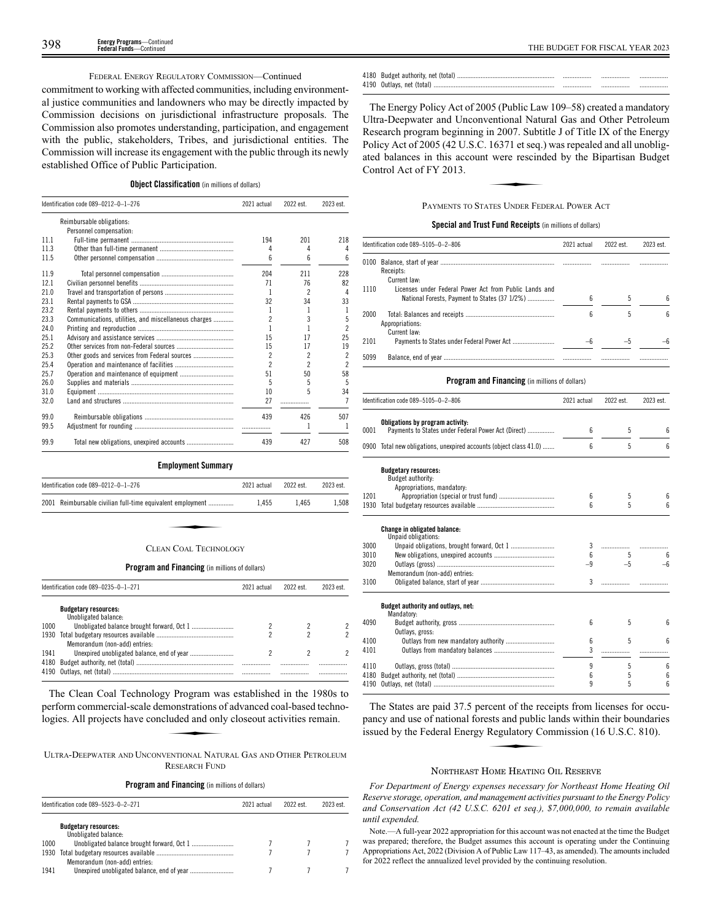FEDERAL ENERGY REGULATORY COMMISSION—Continued

commitment to working with affected communities, including environmental justice communities and landowners who may be directly impacted by Commission decisions on jurisdictional infrastructure proposals. The Commission also promotes understanding, participation, and engagement with the public, stakeholders, Tribes, and jurisdictional entities. The Commission will increase its engagement with the public through its newly established Office of Public Participation.

**Object Classification** (in millions of dollars)

| Identification code 089–0212–0–1–276 | | 2021 actual | 2022 est. | 2023 est. |
|---|---|---|---|---|
| | Reimbursable obligations: | | | |
| | Personnel compensation: | | | |
| 11.1 | Full-time permanent | 194 | 201 | 218 |
| 11.3 | Other than full-time permanent | 4 | 4 | 4 |
| 11.5 | Other personnel compensation | 6 | 6 | 6 |
| 11.9 | Total personnel compensation | 204 | 211 | 228 |
| 12.1 | Civilian personnel benefits | 71 | 76 | 82 |
| 21.0 | Travel and transportation of persons | 1 | 2 | 4 |
| 23.1 | Rental payments to GSA | 32 | 34 | 33 |
| 23.2 | Rental payments to others | 1 | 1 | 1 |
| 23.3 | Communications, utilities, and miscellaneous charges | 2 | 3 | 5 |
| 24.0 | Printing and reproduction | 1 | 1 | 2 |
| 25.1 | Advisory and assistance services | 15 | 17 | 25 |
| 25.2 | Other services from non-Federal sources | 15 | 17 | 19 |
| 25.3 | Other goods and services from Federal sources | 2 | 2 | 2 |
| 25.4 | Operation and maintenance of facilities | 2 | 2 | 2 |
| 25.7 | Operation and maintenance of equipment | 51 | 50 | 58 |
| 26.0 | Supplies and materials | 5 | 5 | 5 |
| 31.0 | Equipment | 10 | 5 | 34 |
| 32.0 | Land and structures | 27 | | 7 |
| 99.0 | Reimbursable obligations | 439 | 426 | 507 |
| 99.5 | Adjustment for rounding | | 1 | 1 |
| 99.9 | Total new obligations, unexpired accounts | 439 | 427 | 508 |

**Employment Summary**

| Identification code 089–0212–0–1–276 | | 2021 actual | 2022 est. | 2023 est. |
|---|---|---|---|---|
| 2001 | Reimbursable civilian full-time equivalent employment | 1,455 | 1,465 | 1,508 |

## CLEAN COAL TECHNOLOGY

**Program and Financing** (in millions of dollars)

| Identification code 089–0235–0–1–271 | | 2021 actual | 2022 est. | 2023 est. |
|---|---|---|---|---|
| | **Budgetary resources:** | | | |
| | Unobligated balance: | | | |
| 1000 | Unobligated balance brought forward, Oct 1 | 2 | 2 | 2 |
| 1930 | Total budgetary resources available | 2 | 2 | 2 |
| | Memorandum (non-add) entries: | | | |
| 1941 | Unexpired unobligated balance, end of year | 2 | 2 | 2 |
| 4180 | Budget authority, net (total) | | | |
| 4190 | Outlays, net (total) | | | |

The Clean Coal Technology Program was established in the 1980s to perform commercial-scale demonstrations of advanced coal-based technologies. All projects have concluded and only closeout activities remain.

## ULTRA-DEEPWATER AND UNCONVENTIONAL NATURAL GAS AND OTHER PETROLEUM RESEARCH FUND

**Program and Financing** (in millions of dollars)

| Identification code 089–5523–0–2–271 | | 2021 actual | 2022 est. | 2023 est. |
|---|---|---|---|---|
| | **Budgetary resources:** | | | |
| | Unobligated balance: | | | |
| 1000 | Unobligated balance brought forward, Oct 1 | 7 | 7 | 7 |
| 1930 | Total budgetary resources available | 7 | 7 | 7 |
| | Memorandum (non-add) entries: | | | |
| 1941 | Unexpired unobligated balance, end of year | 7 | 7 | 7 |
| 4180 | Budget authority, net (total) | | | |
| 4190 | Outlays, net (total) | | | |

The Energy Policy Act of 2005 (Public Law 109–58) created a mandatory Ultra-Deepwater and Unconventional Natural Gas and Other Petroleum Research program beginning in 2007. Subtitle J of Title IX of the Energy Policy Act of 2005 (42 U.S.C. 16371 et seq.) was repealed and all unobligated balances in this account were rescinded by the Bipartisan Budget Control Act of FY 2013.

## PAYMENTS TO STATES UNDER FEDERAL POWER ACT

**Special and Trust Fund Receipts** (in millions of dollars)

| Identification code 089–5105–0–2–806 | | 2021 actual | 2022 est. | 2023 est. |
|---|---|---|---|---|
| 0100 | Balance, start of year | | | |
| | Receipts: | | | |
| | Current law: | | | |
| 1110 | Licenses under Federal Power Act from Public Lands and National Forests, Payment to States (37 1/2%) | 6 | 5 | 6 |
| 2000 | Total: Balances and receipts | 6 | 5 | 6 |
| | Appropriations: | | | |
| | Current law: | | | |
| 2101 | Payments to States under Federal Power Act | –6 | –5 | –6 |
| 5099 | Balance, end of year | | | |

**Program and Financing** (in millions of dollars)

| Identification code 089–5105–0–2–806 | | 2021 actual | 2022 est. | 2023 est. |
|---|---|---|---|---|
| | **Obligations by program activity:** | | | |
| 0001 | Payments to States under Federal Power Act (Direct) | 6 | 5 | 6 |
| 0900 | Total new obligations, unexpired accounts (object class 41.0) | 6 | 5 | 6 |
| | **Budgetary resources:** | | | |
| | Budget authority: | | | |
| | Appropriations, mandatory: | | | |
| 1201 | Appropriation (special or trust fund) | 6 | 5 | 6 |
| 1930 | Total budgetary resources available | 6 | 5 | 6 |
| | **Change in obligated balance:** | | | |
| | Unpaid obligations: | | | |
| 3000 | Unpaid obligations, brought forward, Oct 1 | 3 | | |
| 3010 | New obligations, unexpired accounts | 6 | 5 | 6 |
| 3020 | Outlays (gross) | –9 | –5 | –6 |
| | Memorandum (non-add) entries: | | | |
| 3100 | Obligated balance, start of year | 3 | | |
| | **Budget authority and outlays, net:** | | | |
| | Mandatory: | | | |
| 4090 | Budget authority, gross | 6 | 5 | 6 |
| | Outlays, gross: | | | |
| 4100 | Outlays from new mandatory authority | 6 | 5 | 6 |
| 4101 | Outlays from mandatory balances | 3 | | |
| 4110 | Outlays, gross (total) | 9 | 5 | 6 |
| 4180 | Budget authority, net (total) | 6 | 5 | 6 |
| 4190 | Outlays, net (total) | 9 | 5 | 6 |

The States are paid 37.5 percent of the receipts from licenses for occupancy and use of national forests and public lands within their boundaries issued by the Federal Energy Regulatory Commission (16 U.S.C. 810).

## NORTHEAST HOME HEATING OIL RESERVE

*For Department of Energy expenses necessary for Northeast Home Heating Oil Reserve storage, operation, and management activities pursuant to the Energy Policy and Conservation Act (42 U.S.C. 6201 et seq.), $7,000,000, to remain available until expended.*

Note.—A full-year 2022 appropriation for this account was not enacted at the time the Budget was prepared; therefore, the Budget assumes this account is operating under the Continuing Appropriations Act, 2022 (Division A of Public Law 117–43, as amended). The amounts included for 2022 reflect the annualized level provided by the continuing resolution.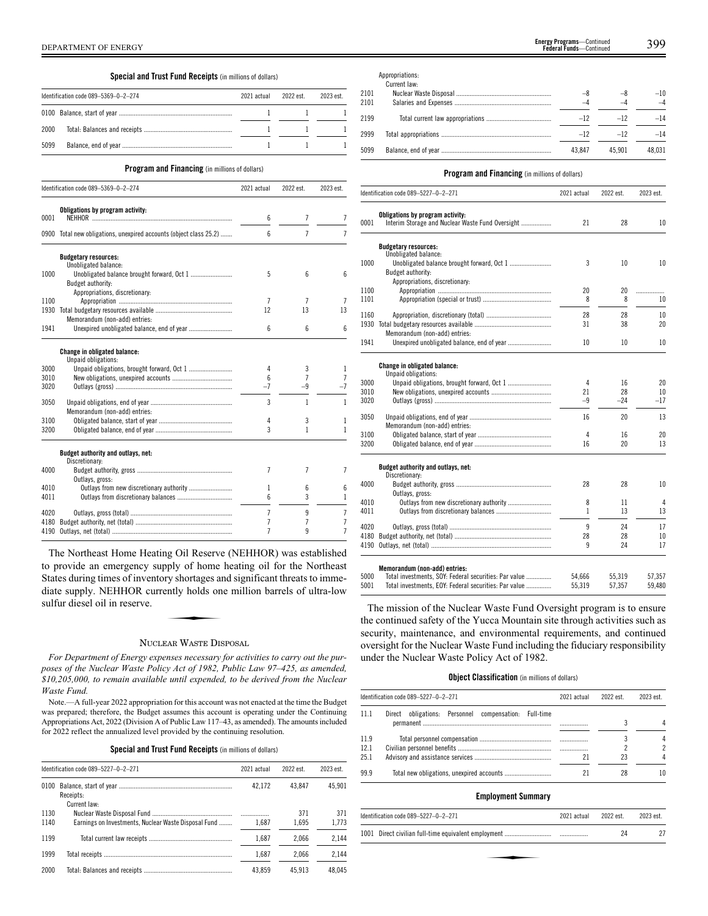**Special and Trust Fund Receipts** (in millions of dollars)

| Identification code 089–5369–0–2–274 | | 2021 actual | 2022 est. | 2023 est. |
|---|---|---|---|---|
| 0100 | Balance, start of year | 1 | 1 | 1 |
| 2000 | Total: Balances and receipts | 1 | 1 | 1 |
| 5099 | Balance, end of year | 1 | 1 | 1 |

**Program and Financing** (in millions of dollars)

| Identification code 089–5369–0–2–274 | | 2021 actual | 2022 est. | 2023 est. |
|---|---|---|---|---|
| | **Obligations by program activity:** | | | |
| 0001 | NEHHOR | 6 | 7 | 7 |
| 0900 | Total new obligations, unexpired accounts (object class 25.2) | 6 | 7 | 7 |
| | **Budgetary resources:** | | | |
| | Unobligated balance: | | | |
| 1000 | Unobligated balance brought forward, Oct 1 | 5 | 6 | 6 |
| | Budget authority: | | | |
| | Appropriations, discretionary: | | | |
| 1100 | Appropriation | 7 | 7 | 7 |
| 1930 | Total budgetary resources available | 12 | 13 | 13 |
| | Memorandum (non-add) entries: | | | |
| 1941 | Unexpired unobligated balance, end of year | 6 | 6 | 6 |
| | **Change in obligated balance:** | | | |
| | Unpaid obligations: | | | |
| 3000 | Unpaid obligations, brought forward, Oct 1 | 4 | 3 | 1 |
| 3010 | New obligations, unexpired accounts | 6 | 7 | 7 |
| 3020 | Outlays (gross) | –7 | –9 | –7 |
| 3050 | Unpaid obligations, end of year | 3 | 1 | 1 |
| | Memorandum (non-add) entries: | | | |
| 3100 | Obligated balance, start of year | 4 | 3 | 1 |
| 3200 | Obligated balance, end of year | 3 | 1 | 1 |
| | **Budget authority and outlays, net:** | | | |
| | Discretionary: | | | |
| 4000 | Budget authority, gross | 7 | 7 | 7 |
| | Outlays, gross: | | | |
| 4010 | Outlays from new discretionary authority | 1 | 6 | 6 |
| 4011 | Outlays from discretionary balances | 6 | 3 | 1 |
| 4020 | Outlays, gross (total) | 7 | 9 | 7 |
| 4180 | Budget authority, net (total) | 7 | 7 | 7 |
| 4190 | Outlays, net (total) | 7 | 9 | 7 |

The Northeast Home Heating Oil Reserve (NEHHOR) was established to provide an emergency supply of home heating oil for the Northeast States during times of inventory shortages and significant threats to immediate supply. NEHHOR currently holds one million barrels of ultra-low sulfur diesel oil in reserve.

## Nuclear Waste Disposal

*For Department of Energy expenses necessary for activities to carry out the purposes of the Nuclear Waste Policy Act of 1982, Public Law 97–425, as amended, $10,205,000, to remain available until expended, to be derived from the Nuclear Waste Fund.*

Note.—A full-year 2022 appropriation for this account was not enacted at the time the Budget was prepared; therefore, the Budget assumes this account is operating under the Continuing Appropriations Act, 2022 (Division A of Public Law 117–43, as amended). The amounts included for 2022 reflect the annualized level provided by the continuing resolution.

**Special and Trust Fund Receipts** (in millions of dollars)

| Identification code 089–5227–0–2–271 | | 2021 actual | 2022 est. | 2023 est. |
|---|---|---|---|---|
| 0100 | Balance, start of year | 42,172 | 43,847 | 45,901 |
| | Receipts: | | | |
| | Current law: | | | |
| 1130 | Nuclear Waste Disposal Fund | | 371 | 371 |
| 1140 | Earnings on Investments, Nuclear Waste Disposal Fund | 1,687 | 1,695 | 1,773 |
| 1199 | Total current law receipts | 1,687 | 2,066 | 2,144 |
| 1999 | Total receipts | 1,687 | 2,066 | 2,144 |
| 2000 | Total: Balances and receipts | 43,859 | 45,913 | 48,045 |
| | Appropriations: | | | |
| | Current law: | | | |
| 2101 | Nuclear Waste Disposal | –8 | –8 | –10 |
| 2101 | Salaries and Expenses | –4 | –4 | –4 |
| 2199 | Total current law appropriations | –12 | –12 | –14 |
| 2999 | Total appropriations | –12 | –12 | –14 |
| 5099 | Balance, end of year | 43,847 | 45,901 | 48,031 |

**Program and Financing** (in millions of dollars)

| Identification code 089–5227–0–2–271 | | 2021 actual | 2022 est. | 2023 est. |
|---|---|---|---|---|
| | **Obligations by program activity:** | | | |
| 0001 | Interim Storage and Nuclear Waste Fund Oversight | 21 | 28 | 10 |
| | **Budgetary resources:** | | | |
| | Unobligated balance: | | | |
| 1000 | Unobligated balance brought forward, Oct 1 | 3 | 10 | 10 |
| | Budget authority: | | | |
| | Appropriations, discretionary: | | | |
| 1100 | Appropriation | 20 | 20 | |
| 1101 | Appropriation (special or trust) | 8 | 8 | 10 |
| 1160 | Appropriation, discretionary (total) | 28 | 28 | 10 |
| 1930 | Total budgetary resources available | 31 | 38 | 20 |
| | Memorandum (non-add) entries: | | | |
| 1941 | Unexpired unobligated balance, end of year | 10 | 10 | 10 |
| | **Change in obligated balance:** | | | |
| | Unpaid obligations: | | | |
| 3000 | Unpaid obligations, brought forward, Oct 1 | 4 | 16 | 20 |
| 3010 | New obligations, unexpired accounts | 21 | 28 | 10 |
| 3020 | Outlays (gross) | –9 | –24 | –17 |
| 3050 | Unpaid obligations, end of year | 16 | 20 | 13 |
| | Memorandum (non-add) entries: | | | |
| 3100 | Obligated balance, start of year | 4 | 16 | 20 |
| 3200 | Obligated balance, end of year | 16 | 20 | 13 |
| | **Budget authority and outlays, net:** | | | |
| | Discretionary: | | | |
| 4000 | Budget authority, gross | 28 | 28 | 10 |
| | Outlays, gross: | | | |
| 4010 | Outlays from new discretionary authority | 8 | 11 | 4 |
| 4011 | Outlays from discretionary balances | 1 | 13 | 13 |
| 4020 | Outlays, gross (total) | 9 | 24 | 17 |
| 4180 | Budget authority, net (total) | 28 | 28 | 10 |
| 4190 | Outlays, net (total) | 9 | 24 | 17 |
| | **Memorandum (non-add) entries:** | | | |
| 5000 | Total investments, SOY: Federal securities: Par value | 54,666 | 55,319 | 57,357 |
| 5001 | Total investments, EOY: Federal securities: Par value | 55,319 | 57,357 | 59,480 |

The mission of the Nuclear Waste Fund Oversight program is to ensure the continued safety of the Yucca Mountain site through activities such as security, maintenance, and environmental requirements, and continued oversight for the Nuclear Waste Fund including the fiduciary responsibility under the Nuclear Waste Policy Act of 1982.

**Object Classification** (in millions of dollars)

| Identification code 089–5227–0–2–271 | | 2021 actual | 2022 est. | 2023 est. |
|---|---|---|---|---|
| 11.1 | Direct obligations: Personnel compensation: Full-time permanent | | 3 | 4 |
| 11.9 | Total personnel compensation | | 3 | 4 |
| 12.1 | Civilian personnel benefits | | 2 | 2 |
| 25.1 | Advisory and assistance services | 21 | 23 | 4 |
| 99.9 | Total new obligations, unexpired accounts | 21 | 28 | 10 |

**Employment Summary**

| Identification code 089–5227–0–2–271 | | 2021 actual | 2022 est. | 2023 est. |
|---|---|---|---|---|
| 1001 | Direct civilian full-time equivalent employment | | 24 | 27 |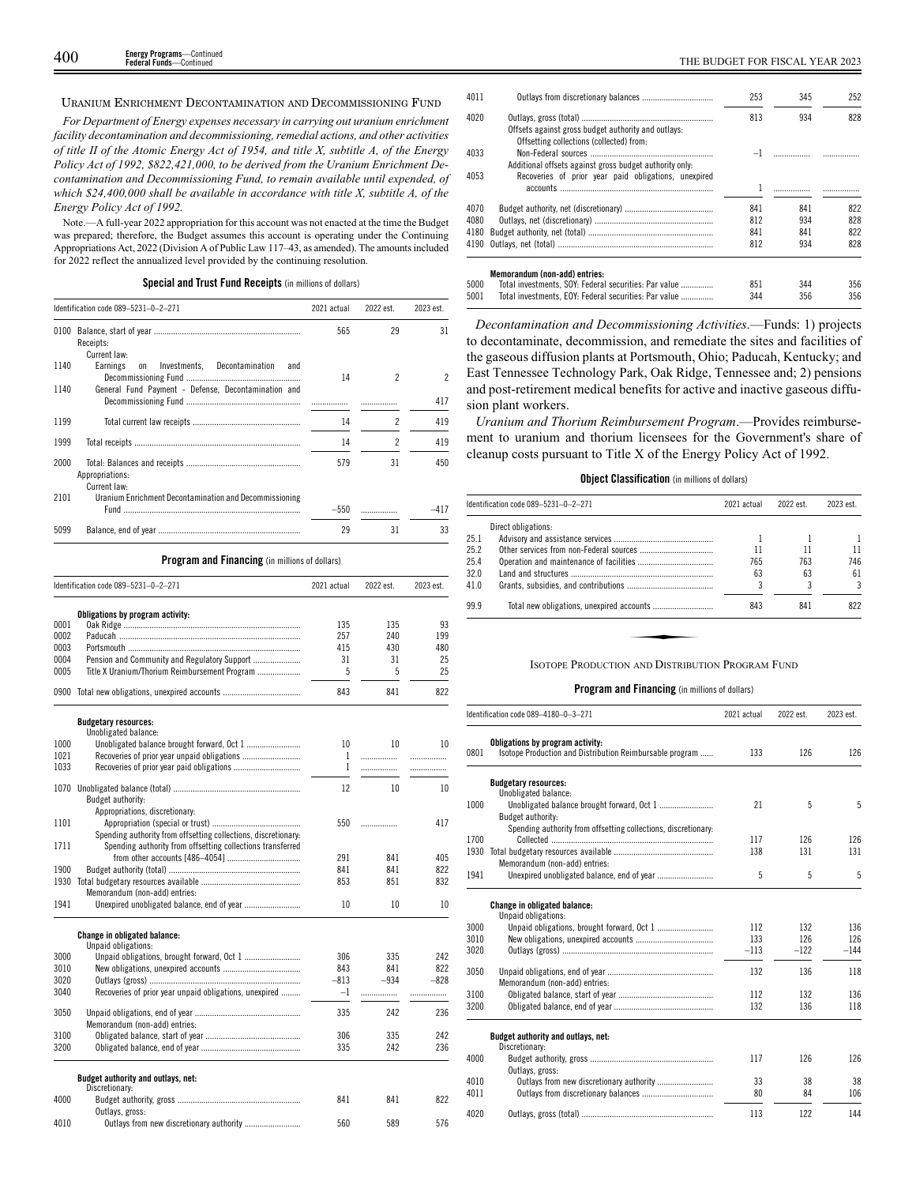## Uranium Enrichment Decontamination and Decommissioning Fund

*For Department of Energy expenses necessary in carrying out uranium enrichment facility decontamination and decommissioning, remedial actions, and other activities of title II of the Atomic Energy Act of 1954, and title X, subtitle A, of the Energy Policy Act of 1992, $822,421,000, to be derived from the Uranium Enrichment Decontamination and Decommissioning Fund, to remain available until expended, of which $24,400,000 shall be available in accordance with title X, subtitle A, of the Energy Policy Act of 1992.*

Note.—A full-year 2022 appropriation for this account was not enacted at the time the Budget was prepared; therefore, the Budget assumes this account is operating under the Continuing Appropriations Act, 2022 (Division A of Public Law 117–43, as amended). The amounts included for 2022 reflect the annualized level provided by the continuing resolution.

**Special and Trust Fund Receipts** (in millions of dollars)

| Identification code 089–5231–0–2–271 | | 2021 actual | 2022 est. | 2023 est. |
|---|---|---|---|---|
| 0100 | Balance, start of year | 565 | 29 | 31 |
| | Receipts: | | | |
| | Current law: | | | |
| 1140 | Earnings on Investments, Decontamination and Decommissioning Fund | 14 | 2 | 2 |
| 1140 | General Fund Payment - Defense, Decontamination and Decommissioning Fund | | | 417 |
| 1199 | Total current law receipts | 14 | 2 | 419 |
| 1999 | Total receipts | 14 | 2 | 419 |
| 2000 | Total: Balances and receipts | 579 | 31 | 450 |
| | Appropriations: | | | |
| | Current law: | | | |
| 2101 | Uranium Enrichment Decontamination and Decommissioning Fund | –550 | | –417 |
| 5099 | Balance, end of year | 29 | 31 | 33 |

**Program and Financing** (in millions of dollars)

| Identification code 089–5231–0–2–271 | | 2021 actual | 2022 est. | 2023 est. |
|---|---|---|---|---|
| | **Obligations by program activity:** | | | |
| 0001 | Oak Ridge | 135 | 135 | 93 |
| 0002 | Paducah | 257 | 240 | 199 |
| 0003 | Portsmouth | 415 | 430 | 480 |
| 0004 | Pension and Community and Regulatory Support | 31 | 31 | 25 |
| 0005 | Title X Uranium/Thorium Reimbursement Program | 5 | 5 | 25 |
| 0900 | Total new obligations, unexpired accounts | 843 | 841 | 822 |
| | **Budgetary resources:** | | | |
| | Unobligated balance: | | | |
| 1000 | Unobligated balance brought forward, Oct 1 | 10 | 10 | 10 |
| 1021 | Recoveries of prior year unpaid obligations | 1 | | |
| 1033 | Recoveries of prior year paid obligations | 1 | | |
| 1070 | Unobligated balance (total) | 12 | 10 | 10 |
| | Budget authority: | | | |
| | Appropriations, discretionary: | | | |
| 1101 | Appropriation (special or trust) | 550 | | 417 |
| | Spending authority from offsetting collections, discretionary: | | | |
| 1711 | Spending authority from offsetting collections transferred from other accounts [486–4054] | 291 | 841 | 405 |
| 1900 | Budget authority (total) | 841 | 841 | 822 |
| 1930 | Total budgetary resources available | 853 | 851 | 832 |
| | Memorandum (non-add) entries: | | | |
| 1941 | Unexpired unobligated balance, end of year | 10 | 10 | 10 |
| | **Change in obligated balance:** | | | |
| | Unpaid obligations: | | | |
| 3000 | Unpaid obligations, brought forward, Oct 1 | 306 | 335 | 242 |
| 3010 | New obligations, unexpired accounts | 843 | 841 | 822 |
| 3020 | Outlays (gross) | –813 | –934 | –828 |
| 3040 | Recoveries of prior year unpaid obligations, unexpired | –1 | | |
| 3050 | Unpaid obligations, end of year | 335 | 242 | 236 |
| | Memorandum (non-add) entries: | | | |
| 3100 | Obligated balance, start of year | 306 | 335 | 242 |
| 3200 | Obligated balance, end of year | 335 | 242 | 236 |
| | **Budget authority and outlays, net:** | | | |
| | Discretionary: | | | |
| 4000 | Budget authority, gross | 841 | 841 | 822 |
| | Outlays, gross: | | | |
| 4010 | Outlays from new discretionary authority | 560 | 589 | 576 |
| 4011 | Outlays from discretionary balances | 253 | 345 | 252 |
| 4020 | Outlays, gross (total) | 813 | 934 | 828 |
| | Offsets against gross budget authority and outlays: | | | |
| | Offsetting collections (collected) from: | | | |
| 4033 | Non-Federal sources | –1 | | |
| | Additional offsets against gross budget authority only: | | | |
| 4053 | Recoveries of prior year paid obligations, unexpired accounts | 1 | | |
| 4070 | Budget authority, net (discretionary) | 841 | 841 | 822 |
| 4080 | Outlays, net (discretionary) | 812 | 934 | 828 |
| 4180 | Budget authority, net (total) | 841 | 841 | 822 |
| 4190 | Outlays, net (total) | 812 | 934 | 828 |
| | **Memorandum (non-add) entries:** | | | |
| 5000 | Total investments, SOY: Federal securities: Par value | 851 | 344 | 356 |
| 5001 | Total investments, EOY: Federal securities: Par value | 344 | 356 | 356 |

*Decontamination and Decommissioning Activities*.—Funds: 1) projects to decontaminate, decommission, and remediate the sites and facilities of the gaseous diffusion plants at Portsmouth, Ohio; Paducah, Kentucky; and East Tennessee Technology Park, Oak Ridge, Tennessee and; 2) pensions and post-retirement medical benefits for active and inactive gaseous diffusion plant workers.

*Uranium and Thorium Reimbursement Program*.—Provides reimbursement to uranium and thorium licensees for the Government's share of cleanup costs pursuant to Title X of the Energy Policy Act of 1992.

**Object Classification** (in millions of dollars)

| Identification code 089–5231–0–2–271 | | 2021 actual | 2022 est. | 2023 est. |
|---|---|---|---|---|
| | Direct obligations: | | | |
| 25.1 | Advisory and assistance services | 1 | 1 | 1 |
| 25.2 | Other services from non-Federal sources | 11 | 11 | 11 |
| 25.4 | Operation and maintenance of facilities | 765 | 763 | 746 |
| 32.0 | Land and structures | 63 | 63 | 61 |
| 41.0 | Grants, subsidies, and contributions | 3 | 3 | 3 |
| 99.9 | Total new obligations, unexpired accounts | 843 | 841 | 822 |

## Isotope Production and Distribution Program Fund

**Program and Financing** (in millions of dollars)

| Identification code 089–4180–0–3–271 | | 2021 actual | 2022 est. | 2023 est. |
|---|---|---|---|---|
| | **Obligations by program activity:** | | | |
| 0801 | Isotope Production and Distribution Reimbursable program | 133 | 126 | 126 |
| | **Budgetary resources:** | | | |
| | Unobligated balance: | | | |
| 1000 | Unobligated balance brought forward, Oct 1 | 21 | 5 | 5 |
| | Budget authority: | | | |
| | Spending authority from offsetting collections, discretionary: | | | |
| 1700 | Collected | 117 | 126 | 126 |
| 1930 | Total budgetary resources available | 138 | 131 | 131 |
| | Memorandum (non-add) entries: | | | |
| 1941 | Unexpired unobligated balance, end of year | 5 | 5 | 5 |
| | **Change in obligated balance:** | | | |
| | Unpaid obligations: | | | |
| 3000 | Unpaid obligations, brought forward, Oct 1 | 112 | 132 | 136 |
| 3010 | New obligations, unexpired accounts | 133 | 126 | 126 |
| 3020 | Outlays (gross) | –113 | –122 | –144 |
| 3050 | Unpaid obligations, end of year | 132 | 136 | 118 |
| | Memorandum (non-add) entries: | | | |
| 3100 | Obligated balance, start of year | 112 | 132 | 136 |
| 3200 | Obligated balance, end of year | 132 | 136 | 118 |
| | **Budget authority and outlays, net:** | | | |
| | Discretionary: | | | |
| 4000 | Budget authority, gross | 117 | 126 | 126 |
| | Outlays, gross: | | | |
| 4010 | Outlays from new discretionary authority | 33 | 38 | 38 |
| 4011 | Outlays from discretionary balances | 80 | 84 | 106 |
| 4020 | Outlays, gross (total) | 113 | 122 | 144 |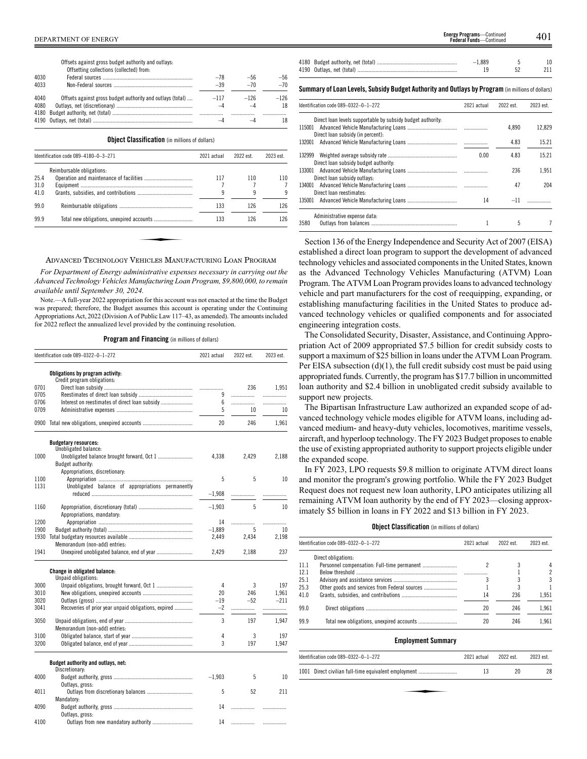| | | | | |
|---|---|---|---|---|
| | Offsets against gross budget authority and outlays: | | | |
| | Offsetting collections (collected) from: | | | |
| 4030 | Federal sources | −78 | −56 | −56 |
| 4033 | Non-Federal sources | −39 | −70 | −70 |
| 4040 | Offsets against gross budget authority and outlays (total) | −117 | −126 | −126 |
| 4080 | Outlays, net (discretionary) | −4 | −4 | 18 |
| 4180 | Budget authority, net (total) | | | |
| 4190 | Outlays, net (total) | −4 | −4 | 18 |

**Object Classification** (in millions of dollars)

| Identification code 089–4180–0–3–271 | | 2021 actual | 2022 est. | 2023 est. |
|---|---|---|---|---|
| | Reimbursable obligations: | | | |
| 25.4 | Operation and maintenance of facilities | 117 | 110 | 110 |
| 31.0 | Equipment | 7 | 7 | 7 |
| 41.0 | Grants, subsidies, and contributions | 9 | 9 | 9 |
| 99.0 | Reimbursable obligations | 133 | 126 | 126 |
| 99.9 | Total new obligations, unexpired accounts | 133 | 126 | 126 |

## ADVANCED TECHNOLOGY VEHICLES MANUFACTURING LOAN PROGRAM

*For Department of Energy administrative expenses necessary in carrying out the Advanced Technology Vehicles Manufacturing Loan Program, $9,800,000, to remain available until September 30, 2024.*

Note.—A full-year 2022 appropriation for this account was not enacted at the time the Budget was prepared; therefore, the Budget assumes this account is operating under the Continuing Appropriations Act, 2022 (Division A of Public Law 117–43, as amended). The amounts included for 2022 reflect the annualized level provided by the continuing resolution.

**Program and Financing** (in millions of dollars)

| Identification code 089–0322–0–1–272 | | 2021 actual | 2022 est. | 2023 est. |
|---|---|---|---|---|
| | **Obligations by program activity:** | | | |
| | Credit program obligations: | | | |
| 0701 | Direct loan subsidy | | 236 | 1,951 |
| 0705 | Reestimates of direct loan subsidy | 9 | | |
| 0706 | Interest on reestimates of direct loan subsidy | 6 | | |
| 0709 | Administrative expenses | 5 | 10 | 10 |
| 0900 | Total new obligations, unexpired accounts | 20 | 246 | 1,961 |
| | **Budgetary resources:** | | | |
| | Unobligated balance: | | | |
| 1000 | Unobligated balance brought forward, Oct 1 | 4,338 | 2,429 | 2,188 |
| | Budget authority: | | | |
| | Appropriations, discretionary: | | | |
| 1100 | Appropriation | 5 | 5 | 10 |
| 1131 | Unobligated balance of appropriations permanently reduced | −1,908 | | |
| 1160 | Appropriation, discretionary (total) | −1,903 | 5 | 10 |
| | Appropriations, mandatory: | | | |
| 1200 | Appropriation | 14 | | |
| 1900 | Budget authority (total) | −1,889 | 5 | 10 |
| 1930 | Total budgetary resources available | 2,449 | 2,434 | 2,198 |
| | Memorandum (non-add) entries: | | | |
| 1941 | Unexpired unobligated balance, end of year | 2,429 | 2,188 | 237 |
| | **Change in obligated balance:** | | | |
| | Unpaid obligations: | | | |
| 3000 | Unpaid obligations, brought forward, Oct 1 | 4 | 3 | 197 |
| 3010 | New obligations, unexpired accounts | 20 | 246 | 1,961 |
| 3020 | Outlays (gross) | −19 | −52 | −211 |
| 3041 | Recoveries of prior year unpaid obligations, expired | −2 | | |
| 3050 | Unpaid obligations, end of year | 3 | 197 | 1,947 |
| | Memorandum (non-add) entries: | | | |
| 3100 | Obligated balance, start of year | 4 | 3 | 197 |
| 3200 | Obligated balance, end of year | 3 | 197 | 1,947 |
| | **Budget authority and outlays, net:** | | | |
| | Discretionary: | | | |
| 4000 | Budget authority, gross | −1,903 | 5 | 10 |
| | Outlays, gross: | | | |
| 4011 | Outlays from discretionary balances | 5 | 52 | 211 |
| | Mandatory: | | | |
| 4090 | Budget authority, gross | 14 | | |
| | Outlays, gross: | | | |
| 4100 | Outlays from new mandatory authority | 14 | | |
| 4180 | Budget authority, net (total) | −1,889 | 5 | 10 |
| 4190 | Outlays, net (total) | 19 | 52 | 211 |

**Summary of Loan Levels, Subsidy Budget Authority and Outlays by Program** (in millions of dollars)

| Identification code 089–0322–0–1–272 | | 2021 actual | 2022 est. | 2023 est. |
|---|---|---|---|---|
| | Direct loan levels supportable by subsidy budget authority: | | | |
| 115001 | Advanced Vehicle Manufacturing Loans | | 4,890 | 12,829 |
| | Direct loan subsidy (in percent): | | | |
| 132001 | Advanced Vehicle Manufacturing Loans | | 4.83 | 15.21 |
| 132999 | Weighted average subsidy rate | 0.00 | 4.83 | 15.21 |
| | Direct loan subsidy budget authority: | | | |
| 133001 | Advanced Vehicle Manufacturing Loans | | 236 | 1,951 |
| | Direct loan subsidy outlays: | | | |
| 134001 | Advanced Vehicle Manufacturing Loans | | 47 | 204 |
| | Direct loan reestimates: | | | |
| 135001 | Advanced Vehicle Manufacturing Loans | 14 | −11 | |
| | Administrative expense data: | | | |
| 3580 | Outlays from balances | 1 | 5 | 7 |

Section 136 of the Energy Independence and Security Act of 2007 (EISA) established a direct loan program to support the development of advanced technology vehicles and associated components in the United States, known as the Advanced Technology Vehicles Manufacturing (ATVM) Loan Program. The ATVM Loan Program provides loans to advanced technology vehicle and part manufacturers for the cost of reequipping, expanding, or establishing manufacturing facilities in the United States to produce advanced technology vehicles or qualified components and for associated engineering integration costs.

The Consolidated Security, Disaster, Assistance, and Continuing Appropriation Act of 2009 appropriated $7.5 billion for credit subsidy costs to support a maximum of $25 billion in loans under the ATVM Loan Program. Per EISA subsection (d)(1), the full credit subsidy cost must be paid using appropriated funds. Currently, the program has $17.7 billion in uncommitted loan authority and $2.4 billion in unobligated credit subsidy available to support new projects.

The Bipartisan Infrastructure Law authorized an expanded scope of advanced technology vehicle modes eligible for ATVM loans, including advanced medium- and heavy-duty vehicles, locomotives, maritime vessels, aircraft, and hyperloop technology. The FY 2023 Budget proposes to enable the use of existing appropriated authority to support projects eligible under the expanded scope.

In FY 2023, LPO requests $9.8 million to originate ATVM direct loans and monitor the program's growing portfolio. While the FY 2023 Budget Request does not request new loan authority, LPO anticipates utilizing all remaining ATVM loan authority by the end of FY 2023—closing approximately $5 billion in loans in FY 2022 and $13 billion in FY 2023.

**Object Classification** (in millions of dollars)

| Identification code 089–0322–0–1–272 | | 2021 actual | 2022 est. | 2023 est. |
|---|---|---|---|---|
| | Direct obligations: | | | |
| 11.1 | Personnel compensation: Full-time permanent | 2 | 3 | 4 |
| 12.1 | Below threshold | | 1 | 2 |
| 25.1 | Advisory and assistance services | 3 | 3 | 3 |
| 25.3 | Other goods and services from Federal sources | 1 | 3 | 1 |
| 41.0 | Grants, subsidies, and contributions | 14 | 236 | 1,951 |
| 99.0 | Direct obligations | 20 | 246 | 1,961 |
| 99.9 | Total new obligations, unexpired accounts | 20 | 246 | 1,961 |

**Employment Summary**

| Identification code 089–0322–0–1–272 | | 2021 actual | 2022 est. | 2023 est. |
|---|---|---|---|---|
| 1001 | Direct civilian full-time equivalent employment | 13 | 20 | 28 |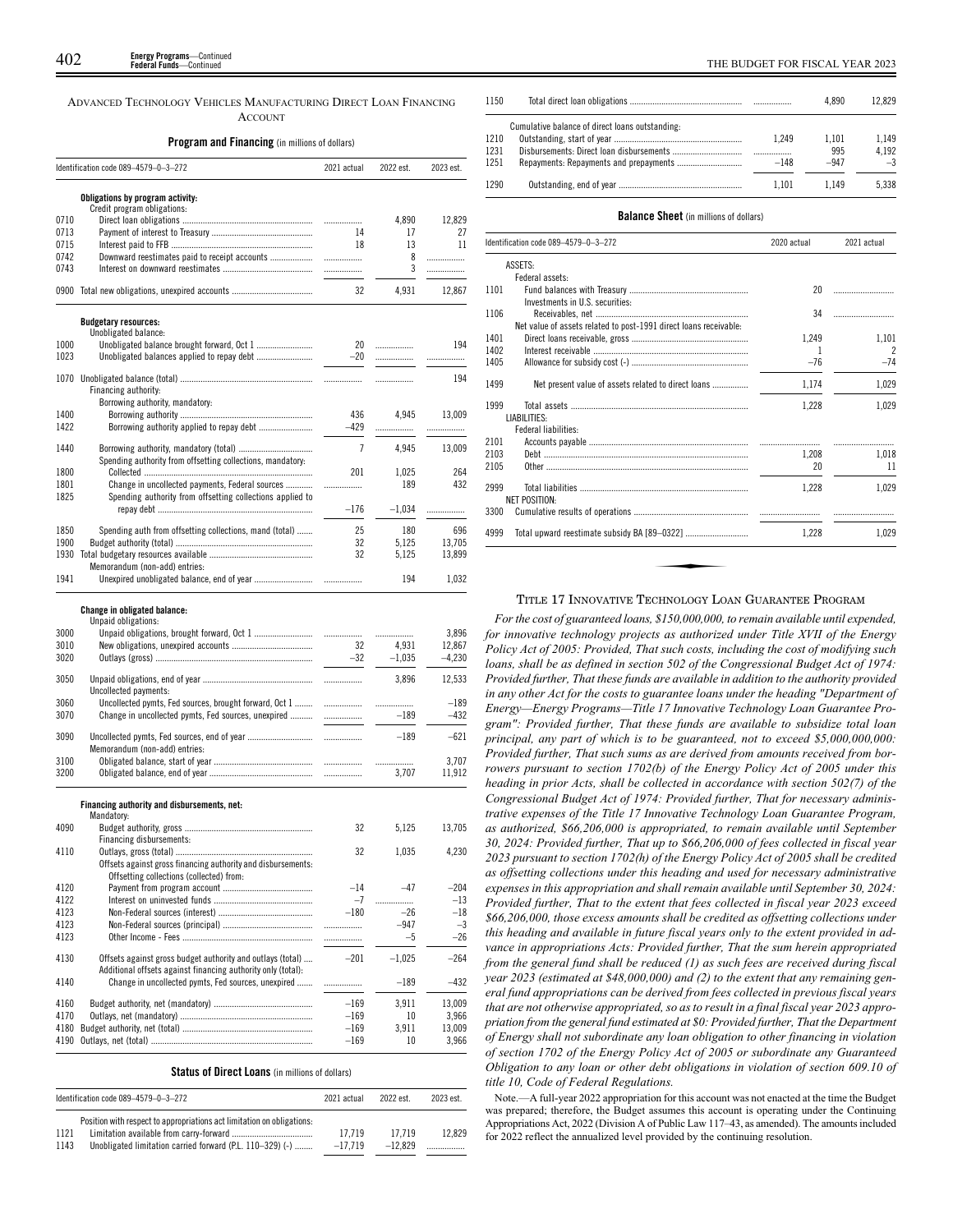## Advanced Technology Vehicles Manufacturing Direct Loan Financing Account

**Program and Financing** (in millions of dollars)

| Identification code 089–4579–0–3–272 | | 2021 actual | 2022 est. | 2023 est. |
|---|---|---|---|---|
| | **Obligations by program activity:** | | | |
| | Credit program obligations: | | | |
| 0710 | Direct loan obligations | | 4,890 | 12,829 |
| 0713 | Payment of interest to Treasury | 14 | 17 | 27 |
| 0715 | Interest paid to FFB | 18 | 13 | 11 |
| 0742 | Downward reestimates paid to receipt accounts | | 8 | |
| 0743 | Interest on downward reestimates | | 3 | |
| 0900 | Total new obligations, unexpired accounts | 32 | 4,931 | 12,867 |
| | **Budgetary resources:** | | | |
| | Unobligated balance: | | | |
| 1000 | Unobligated balance brought forward, Oct 1 | 20 | | 194 |
| 1023 | Unobligated balances applied to repay debt | –20 | | |
| 1070 | Unobligated balance (total) | | | 194 |
| | Financing authority: | | | |
| | Borrowing authority, mandatory: | | | |
| 1400 | Borrowing authority | 436 | 4,945 | 13,009 |
| 1422 | Borrowing authority applied to repay debt | –429 | | |
| 1440 | Borrowing authority, mandatory (total) | 7 | 4,945 | 13,009 |
| | Spending authority from offsetting collections, mandatory: | | | |
| 1800 | Collected | 201 | 1,025 | 264 |
| 1801 | Change in uncollected payments, Federal sources | | 189 | 432 |
| 1825 | Spending authority from offsetting collections applied to repay debt | –176 | –1,034 | |
| 1850 | Spending auth from offsetting collections, mand (total) | 25 | 180 | 696 |
| 1900 | Budget authority (total) | 32 | 5,125 | 13,705 |
| 1930 | Total budgetary resources available | 32 | 5,125 | 13,899 |
| | Memorandum (non-add) entries: | | | |
| 1941 | Unexpired unobligated balance, end of year | | 194 | 1,032 |
| | **Change in obligated balance:** | | | |
| | Unpaid obligations: | | | |
| 3000 | Unpaid obligations, brought forward, Oct 1 | | | 3,896 |
| 3010 | New obligations, unexpired accounts | 32 | 4,931 | 12,867 |
| 3020 | Outlays (gross) | –32 | –1,035 | –4,230 |
| 3050 | Unpaid obligations, end of year | | 3,896 | 12,533 |
| | Uncollected payments: | | | |
| 3060 | Uncollected pymts, Fed sources, brought forward, Oct 1 | | | –189 |
| 3070 | Change in uncollected pymts, Fed sources, unexpired | | –189 | –432 |
| 3090 | Uncollected pymts, Fed sources, end of year | | –189 | –621 |
| | Memorandum (non-add) entries: | | | |
| 3100 | Obligated balance, start of year | | | 3,707 |
| 3200 | Obligated balance, end of year | | 3,707 | 11,912 |
| | **Financing authority and disbursements, net:** | | | |
| | Mandatory: | | | |
| 4090 | Budget authority, gross | 32 | 5,125 | 13,705 |
| | Financing disbursements: | | | |
| 4110 | Outlays, gross (total) | 32 | 1,035 | 4,230 |
| | Offsets against gross financing authority and disbursements: | | | |
| | Offsetting collections (collected) from: | | | |
| 4120 | Payment from program account | –14 | –47 | –204 |
| 4122 | Interest on uninvested funds | –7 | | –13 |
| 4123 | Non-Federal sources (interest) | –180 | –26 | –18 |
| 4123 | Non-Federal sources (principal) | | –947 | –3 |
| 4123 | Other Income - Fees | | –5 | –26 |
| 4130 | Offsets against gross budget authority and outlays (total) | –201 | –1,025 | –264 |
| | Additional offsets against financing authority only (total): | | | |
| 4140 | Change in uncollected pymts, Fed sources, unexpired | | –189 | –432 |
| 4160 | Budget authority, net (mandatory) | –169 | 3,911 | 13,009 |
| 4170 | Outlays, net (mandatory) | –169 | 10 | 3,966 |
| 4180 | Budget authority, net (total) | –169 | 3,911 | 13,009 |
| 4190 | Outlays, net (total) | –169 | 10 | 3,966 |

**Status of Direct Loans** (in millions of dollars)

| Identification code 089–4579–0–3–272 | | 2021 actual | 2022 est. | 2023 est. |
|---|---|---|---|---|
| | Position with respect to appropriations act limitation on obligations: | | | |
| 1121 | Limitation available from carry-forward | 17,719 | 17,719 | 12,829 |
| 1143 | Unobligated limitation carried forward (P.L. 110–329) (-) | –17,719 | –12,829 | |
| 1150 | Total direct loan obligations | | 4,890 | 12,829 |
| | Cumulative balance of direct loans outstanding: | | | |
| 1210 | Outstanding, start of year | 1,249 | 1,101 | 1,149 |
| 1231 | Disbursements: Direct loan disbursements | | 995 | 4,192 |
| 1251 | Repayments: Repayments and prepayments | –148 | –947 | –3 |
| 1290 | Outstanding, end of year | 1,101 | 1,149 | 5,338 |

**Balance Sheet** (in millions of dollars)

| Identification code 089–4579–0–3–272 | | 2020 actual | 2021 actual |
|---|---|---|---|
| | ASSETS: | | |
| | Federal assets: | | |
| 1101 | Fund balances with Treasury | 20 | |
| | Investments in U.S. securities: | | |
| 1106 | Receivables, net | 34 | |
| | Net value of assets related to post-1991 direct loans receivable: | | |
| 1401 | Direct loans receivable, gross | 1,249 | 1,101 |
| 1402 | Interest receivable | 1 | 2 |
| 1405 | Allowance for subsidy cost (-) | –76 | –74 |
| 1499 | Net present value of assets related to direct loans | 1,174 | 1,029 |
| 1999 | Total assets | 1,228 | 1,029 |
| | LIABILITIES: | | |
| | Federal liabilities: | | |
| 2101 | Accounts payable | | |
| 2103 | Debt | 1,208 | 1,018 |
| 2105 | Other | 20 | 11 |
| 2999 | Total liabilities | 1,228 | 1,029 |
| | NET POSITION: | | |
| 3300 | Cumulative results of operations | | |
| 4999 | Total upward reestimate subsidy BA [89–0322] | 1,228 | 1,029 |

## Title 17 Innovative Technology Loan Guarantee Program

*For the cost of guaranteed loans, $150,000,000, to remain available until expended, for innovative technology projects as authorized under Title XVII of the Energy Policy Act of 2005: Provided, That such costs, including the cost of modifying such loans, shall be as defined in section 502 of the Congressional Budget Act of 1974: Provided further, That these funds are available in addition to the authority provided in any other Act for the costs to guarantee loans under the heading "Department of Energy—Energy Programs—Title 17 Innovative Technology Loan Guarantee Program": Provided further, That these funds are available to subsidize total loan principal, any part of which is to be guaranteed, not to exceed $5,000,000,000: Provided further, That such sums as are derived from amounts received from borrowers pursuant to section 1702(b) of the Energy Policy Act of 2005 under this heading in prior Acts, shall be collected in accordance with section 502(7) of the Congressional Budget Act of 1974: Provided further, That for necessary administrative expenses of the Title 17 Innovative Technology Loan Guarantee Program, as authorized, $66,206,000 is appropriated, to remain available until September 30, 2024: Provided further, That up to $66,206,000 of fees collected in fiscal year 2023 pursuant to section 1702(h) of the Energy Policy Act of 2005 shall be credited as offsetting collections under this heading and used for necessary administrative expenses in this appropriation and shall remain available until September 30, 2024: Provided further, That to the extent that fees collected in fiscal year 2023 exceed $66,206,000, those excess amounts shall be credited as offsetting collections under this heading and available in future fiscal years only to the extent provided in advance in appropriations Acts: Provided further, That the sum herein appropriated from the general fund shall be reduced (1) as such fees are received during fiscal year 2023 (estimated at $48,000,000) and (2) to the extent that any remaining general fund appropriations can be derived from fees collected in previous fiscal years that are not otherwise appropriated, so as to result in a final fiscal year 2023 appropriation from the general fund estimated at $0: Provided further, That the Department of Energy shall not subordinate any loan obligation to other financing in violation of section 1702 of the Energy Policy Act of 2005 or subordinate any Guaranteed Obligation to any loan or other debt obligations in violation of section 609.10 of title 10, Code of Federal Regulations.*

Note.—A full-year 2022 appropriation for this account was not enacted at the time the Budget was prepared; therefore, the Budget assumes this account is operating under the Continuing Appropriations Act, 2022 (Division A of Public Law 117–43, as amended). The amounts included for 2022 reflect the annualized level provided by the continuing resolution.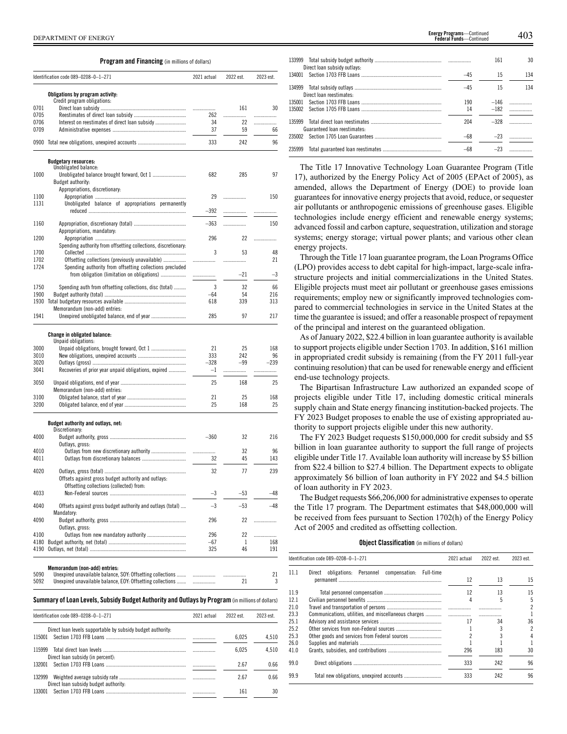**Program and Financing** (in millions of dollars)

| Identification code 089–0208–0–1–271 | | 2021 actual | 2022 est. | 2023 est. |
|---|---|---|---|---|
| | **Obligations by program activity:** | | | |
| | Credit program obligations: | | | |
| 0701 | Direct loan subsidy | | 161 | 30 |
| 0705 | Reestimates of direct loan subsidy | 262 | | |
| 0706 | Interest on reestimates of direct loan subsidy | 34 | 22 | |
| 0709 | Administrative expenses | 37 | 59 | 66 |
| 0900 | Total new obligations, unexpired accounts | 333 | 242 | 96 |
| | **Budgetary resources:** | | | |
| | Unobligated balance: | | | |
| 1000 | Unobligated balance brought forward, Oct 1 | 682 | 285 | 97 |
| | Budget authority: | | | |
| | Appropriations, discretionary: | | | |
| 1100 | Appropriation | 29 | | 150 |
| 1131 | Unobligated balance of appropriations permanently reduced | –392 | | |
| 1160 | Appropriation, discretionary (total) | –363 | | 150 |
| | Appropriations, mandatory: | | | |
| 1200 | Appropriation | 296 | 22 | |
| | Spending authority from offsetting collections, discretionary: | | | |
| 1700 | Collected | 3 | 53 | 48 |
| 1702 | Offsetting collections (previously unavailable) | | | 21 |
| 1724 | Spending authority from offsetting collections precluded from obligation (limitation on obligations) | | –21 | –3 |
| 1750 | Spending auth from offsetting collections, disc (total) | 3 | 32 | 66 |
| 1900 | Budget authority (total) | –64 | 54 | 216 |
| 1930 | Total budgetary resources available | 618 | 339 | 313 |
| | Memorandum (non-add) entries: | | | |
| 1941 | Unexpired unobligated balance, end of year | 285 | 97 | 217 |
| | **Change in obligated balance:** | | | |
| | Unpaid obligations: | | | |
| 3000 | Unpaid obligations, brought forward, Oct 1 | 21 | 25 | 168 |
| 3010 | New obligations, unexpired accounts | 333 | 242 | 96 |
| 3020 | Outlays (gross) | –328 | –99 | –239 |
| 3041 | Recoveries of prior year unpaid obligations, expired | –1 | | |
| 3050 | Unpaid obligations, end of year | 25 | 168 | 25 |
| | Memorandum (non-add) entries: | | | |
| 3100 | Obligated balance, start of year | 21 | 25 | 168 |
| 3200 | Obligated balance, end of year | 25 | 168 | 25 |
| | **Budget authority and outlays, net:** | | | |
| | Discretionary: | | | |
| 4000 | Budget authority, gross | –360 | 32 | 216 |
| | Outlays, gross: | | | |
| 4010 | Outlays from new discretionary authority | | 32 | 96 |
| 4011 | Outlays from discretionary balances | 32 | 45 | 143 |
| 4020 | Outlays, gross (total) | 32 | 77 | 239 |
| | Offsets against gross budget authority and outlays: | | | |
| | Offsetting collections (collected) from: | | | |
| 4033 | Non-Federal sources | –3 | –53 | –48 |
| 4040 | Offsets against gross budget authority and outlays (total) | –3 | –53 | –48 |
| | Mandatory: | | | |
| 4090 | Budget authority, gross | 296 | 22 | |
| | Outlays, gross: | | | |
| 4100 | Outlays from new mandatory authority | 296 | 22 | |
| 4180 | Budget authority, net (total) | –67 | 1 | 168 |
| 4190 | Outlays, net (total) | 325 | 46 | 191 |
| | **Memorandum (non-add) entries:** | | | |
| 5090 | Unexpired unavailable balance, SOY: Offsetting collections | | | 21 |
| 5092 | Unexpired unavailable balance, EOY: Offsetting collections | | 21 | 3 |

**Summary of Loan Levels, Subsidy Budget Authority and Outlays by Program** (in millions of dollars)

| Identification code 089–0208–0–1–271 | | 2021 actual | 2022 est. | 2023 est. |
|---|---|---|---|---|
| | Direct loan levels supportable by subsidy budget authority: | | | |
| 115001 | Section 1703 FFB Loans | | 6,025 | 4,510 |
| 115999 | Total direct loan levels | | 6,025 | 4,510 |
| | Direct loan subsidy (in percent): | | | |
| 132001 | Section 1703 FFB Loans | | 2.67 | 0.66 |
| 132999 | Weighted average subsidy rate | | 2.67 | 0.66 |
| | Direct loan subsidy budget authority: | | | |
| 133001 | Section 1703 FFB Loans | | 161 | 30 |
| 133999 | Total subsidy budget authority | | 161 | 30 |
| | Direct loan subsidy outlays: | | | |
| 134001 | Section 1703 FFB Loans | –45 | 15 | 134 |
| 134999 | Total subsidy outlays | –45 | 15 | 134 |
| | Direct loan reestimates: | | | |
| 135001 | Section 1703 FFB Loans | 190 | –146 | |
| 135002 | Section 1705 FFB Loans | 14 | –182 | |
| 135999 | Total direct loan reestimates | 204 | –328 | |
| | Guaranteed loan reestimates: | | | |
| 235002 | Section 1705 Loan Guarantees | –68 | –23 | |
| 235999 | Total guaranteed loan reestimates | –68 | –23 | |

The Title 17 Innovative Technology Loan Guarantee Program (Title 17), authorized by the Energy Policy Act of 2005 (EPAct of 2005), as amended, allows the Department of Energy (DOE) to provide loan guarantees for innovative energy projects that avoid, reduce, or sequester air pollutants or anthropogenic emissions of greenhouse gases. Eligible technologies include energy efficient and renewable energy systems; advanced fossil and carbon capture, sequestration, utilization and storage systems; energy storage; virtual power plants; and various other clean energy projects.

Through the Title 17 loan guarantee program, the Loan Programs Office (LPO) provides access to debt capital for high-impact, large-scale infrastructure projects and initial commercializations in the United States. Eligible projects must meet air pollutant or greenhouse gases emissions requirements; employ new or significantly improved technologies compared to commercial technologies in service in the United States at the time the guarantee is issued; and offer a reasonable prospect of repayment of the principal and interest on the guaranteed obligation.

As of January 2022, $22.4 billion in loan guarantee authority is available to support projects eligible under Section 1703. In addition, $161 million in appropriated credit subsidy is remaining (from the FY 2011 full-year continuing resolution) that can be used for renewable energy and efficient end-use technology projects.

The Bipartisan Infrastructure Law authorized an expanded scope of projects eligible under Title 17, including domestic critical minerals supply chain and State energy financing institution-backed projects. The FY 2023 Budget proposes to enable the use of existing appropriated authority to support projects eligible under this new authority.

The FY 2023 Budget requests $150,000,000 for credit subsidy and $5 billion in loan guarantee authority to support the full range of projects eligible under Title 17. Available loan authority will increase by $5 billion from $22.4 billion to $27.4 billion. The Department expects to obligate approximately $6 billion of loan authority in FY 2022 and $4.5 billion of loan authority in FY 2023.

The Budget requests $66,206,000 for administrative expenses to operate the Title 17 program. The Department estimates that $48,000,000 will be received from fees pursuant to Section 1702(h) of the Energy Policy Act of 2005 and credited as offsetting collection.

**Object Classification** (in millions of dollars)

| Identification code 089–0208–0–1–271 | | 2021 actual | 2022 est. | 2023 est. |
|---|---|---|---|---|
| 11.1 | Direct obligations: Personnel compensation: Full-time permanent | 12 | 13 | 15 |
| 11.9 | Total personnel compensation | 12 | 13 | 15 |
| 12.1 | Civilian personnel benefits | 4 | 5 | 5 |
| 21.0 | Travel and transportation of persons | | | 2 |
| 23.3 | Communications, utilities, and miscellaneous charges | | | 1 |
| 25.1 | Advisory and assistance services | 17 | 34 | 36 |
| 25.2 | Other services from non-Federal sources | 1 | 3 | 2 |
| 25.3 | Other goods and services from Federal sources | 2 | 3 | 4 |
| 26.0 | Supplies and materials | 1 | 1 | 1 |
| 41.0 | Grants, subsidies, and contributions | 296 | 183 | 30 |
| 99.0 | Direct obligations | 333 | 242 | 96 |
| 99.9 | Total new obligations, unexpired accounts | 333 | 242 | 96 |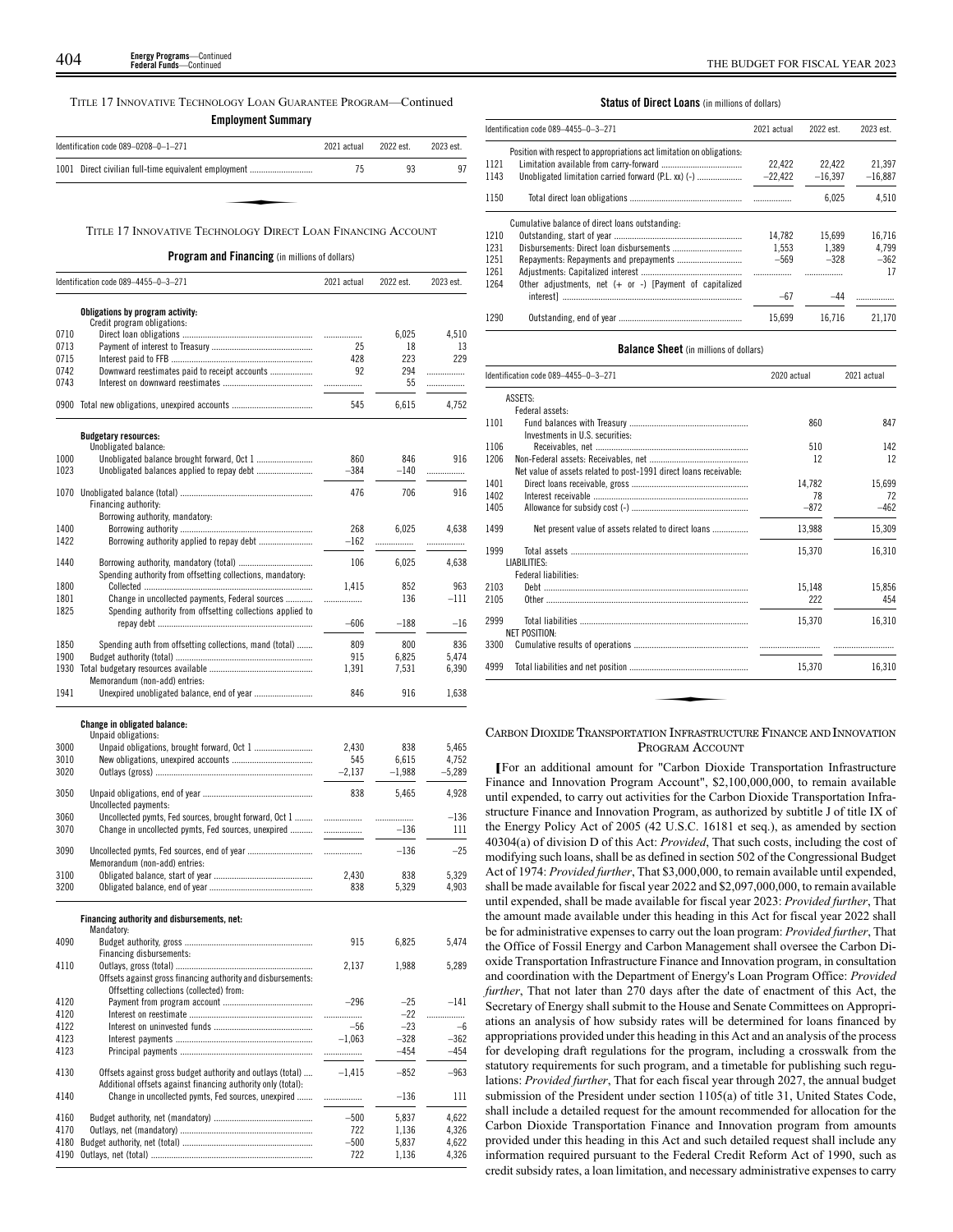TITLE 17 INNOVATIVE TECHNOLOGY LOAN GUARANTEE PROGRAM—Continued

**Employment Summary**

| Identification code 089–0208–0–1–271 | 2021 actual | 2022 est. | 2023 est. |
|---|---|---|---|
| 1001 Direct civilian full-time equivalent employment | 75 | 93 | 97 |

TITLE 17 INNOVATIVE TECHNOLOGY DIRECT LOAN FINANCING ACCOUNT

**Program and Financing** (in millions of dollars)

| Identification code 089–4455–0–3–271 | | 2021 actual | 2022 est. | 2023 est. |
|---|---|---|---|---|
| | **Obligations by program activity:** | | | |
| | Credit program obligations: | | | |
| 0710 | Direct loan obligations | | 6,025 | 4,510 |
| 0713 | Payment of interest to Treasury | 25 | 18 | 13 |
| 0715 | Interest paid to FFB | 428 | 223 | 229 |
| 0742 | Downward reestimates paid to receipt accounts | 92 | 294 | |
| 0743 | Interest on downward reestimates | | 55 | |
| 0900 | Total new obligations, unexpired accounts | 545 | 6,615 | 4,752 |
| | **Budgetary resources:** | | | |
| | Unobligated balance: | | | |
| 1000 | Unobligated balance brought forward, Oct 1 | 860 | 846 | 916 |
| 1023 | Unobligated balances applied to repay debt | –384 | –140 | |
| 1070 | Unobligated balance (total) | 476 | 706 | 916 |
| | Financing authority: | | | |
| | Borrowing authority, mandatory: | | | |
| 1400 | Borrowing authority | 268 | 6,025 | 4,638 |
| 1422 | Borrowing authority applied to repay debt | –162 | | |
| 1440 | Borrowing authority, mandatory (total) | 106 | 6,025 | 4,638 |
| | Spending authority from offsetting collections, mandatory: | | | |
| 1800 | Collected | 1,415 | 852 | 963 |
| 1801 | Change in uncollected payments, Federal sources | | 136 | –111 |
| 1825 | Spending authority from offsetting collections applied to repay debt | –606 | –188 | –16 |
| 1850 | Spending auth from offsetting collections, mand (total) | 809 | 800 | 836 |
| 1900 | Budget authority (total) | 915 | 6,825 | 5,474 |
| 1930 | Total budgetary resources available | 1,391 | 7,531 | 6,390 |
| | Memorandum (non-add) entries: | | | |
| 1941 | Unexpired unobligated balance, end of year | 846 | 916 | 1,638 |
| | **Change in obligated balance:** | | | |
| | Unpaid obligations: | | | |
| 3000 | Unpaid obligations, brought forward, Oct 1 | 2,430 | 838 | 5,465 |
| 3010 | New obligations, unexpired accounts | 545 | 6,615 | 4,752 |
| 3020 | Outlays (gross) | –2,137 | –1,988 | –5,289 |
| 3050 | Unpaid obligations, end of year | 838 | 5,465 | 4,928 |
| | Uncollected payments: | | | |
| 3060 | Uncollected pymts, Fed sources, brought forward, Oct 1 | | | –136 |
| 3070 | Change in uncollected pymts, Fed sources, unexpired | | –136 | 111 |
| 3090 | Uncollected pymts, Fed sources, end of year | | –136 | –25 |
| | Memorandum (non-add) entries: | | | |
| 3100 | Obligated balance, start of year | 2,430 | 838 | 5,329 |
| 3200 | Obligated balance, end of year | 838 | 5,329 | 4,903 |
| | **Financing authority and disbursements, net:** | | | |
| | Mandatory: | | | |
| 4090 | Budget authority, gross | 915 | 6,825 | 5,474 |
| | Financing disbursements: | | | |
| 4110 | Outlays, gross (total) | 2,137 | 1,988 | 5,289 |
| | Offsets against gross financing authority and disbursements: | | | |
| | Offsetting collections (collected) from: | | | |
| 4120 | Payment from program account | –296 | –25 | –141 |
| 4120 | Interest on reestimate | | –22 | |
| 4122 | Interest on uninvested funds | –56 | –23 | –6 |
| 4123 | Interest payments | –1,063 | –328 | –362 |
| 4123 | Principal payments | | –454 | –454 |
| 4130 | Offsets against gross budget authority and outlays (total) | –1,415 | –852 | –963 |
| | Additional offsets against financing authority only (total): | | | |
| 4140 | Change in uncollected pymts, Fed sources, unexpired | | –136 | 111 |
| 4160 | Budget authority, net (mandatory) | –500 | 5,837 | 4,622 |
| 4170 | Outlays, net (mandatory) | 722 | 1,136 | 4,326 |
| 4180 | Budget authority, net (total) | –500 | 5,837 | 4,622 |
| 4190 | Outlays, net (total) | 722 | 1,136 | 4,326 |

**Status of Direct Loans** (in millions of dollars)

| Identification code 089–4455–0–3–271 | | 2021 actual | 2022 est. | 2023 est. |
|---|---|---|---|---|
| | Position with respect to appropriations act limitation on obligations: | | | |
| 1121 | Limitation available from carry-forward | 22,422 | 22,422 | 21,397 |
| 1143 | Unobligated limitation carried forward (P.L. xx) (-) | –22,422 | –16,397 | –16,887 |
| 1150 | Total direct loan obligations | | 6,025 | 4,510 |
| | Cumulative balance of direct loans outstanding: | | | |
| 1210 | Outstanding, start of year | 14,782 | 15,699 | 16,716 |
| 1231 | Disbursements: Direct loan disbursements | 1,553 | 1,389 | 4,799 |
| 1251 | Repayments: Repayments and prepayments | –569 | –328 | –362 |
| 1261 | Adjustments: Capitalized interest | | | 17 |
| 1264 | Other adjustments, net (+ or -) [Payment of capitalized interest] | –67 | –44 | |
| 1290 | Outstanding, end of year | 15,699 | 16,716 | 21,170 |

**Balance Sheet** (in millions of dollars)

| Identification code 089–4455–0–3–271 | | 2020 actual | 2021 actual |
|---|---|---|---|
| | ASSETS: | | |
| | Federal assets: | | |
| 1101 | Fund balances with Treasury | 860 | 847 |
| | Investments in U.S. securities: | | |
| 1106 | Receivables, net | 510 | 142 |
| 1206 | Non-Federal assets: Receivables, net | 12 | 12 |
| | Net value of assets related to post-1991 direct loans receivable: | | |
| 1401 | Direct loans receivable, gross | 14,782 | 15,699 |
| 1402 | Interest receivable | 78 | 72 |
| 1405 | Allowance for subsidy cost (-) | –872 | –462 |
| 1499 | Net present value of assets related to direct loans | 13,988 | 15,309 |
| 1999 | Total assets | 15,370 | 16,310 |
| | LIABILITIES: | | |
| | Federal liabilities: | | |
| 2103 | Debt | 15,148 | 15,856 |
| 2105 | Other | 222 | 454 |
| 2999 | Total liabilities | 15,370 | 16,310 |
| | NET POSITION: | | |
| 3300 | Cumulative results of operations | | |
| 4999 | Total liabilities and net position | 15,370 | 16,310 |

CARBON DIOXIDE TRANSPORTATION INFRASTRUCTURE FINANCE AND INNOVATION PROGRAM ACCOUNT

[For an additional amount for "Carbon Dioxide Transportation Infrastructure Finance and Innovation Program Account", $2,100,000,000, to remain available until expended, to carry out activities for the Carbon Dioxide Transportation Infrastructure Finance and Innovation Program, as authorized by subtitle J of title IX of the Energy Policy Act of 2005 (42 U.S.C. 16181 et seq.), as amended by section 40304(a) of division D of this Act: *Provided*, That such costs, including the cost of modifying such loans, shall be as defined in section 502 of the Congressional Budget Act of 1974: *Provided further*, That $3,000,000, to remain available until expended, shall be made available for fiscal year 2022 and $2,097,000,000, to remain available until expended, shall be made available for fiscal year 2023: *Provided further*, That the amount made available under this heading in this Act for fiscal year 2022 shall be for administrative expenses to carry out the loan program: *Provided further*, That the Office of Fossil Energy and Carbon Management shall oversee the Carbon Dioxide Transportation Infrastructure Finance and Innovation program, in consultation and coordination with the Department of Energy's Loan Program Office: *Provided further*, That not later than 270 days after the date of enactment of this Act, the Secretary of Energy shall submit to the House and Senate Committees on Appropriations an analysis of how subsidy rates will be determined for loans financed by appropriations provided under this heading in this Act and an analysis of the process for developing draft regulations for the program, including a crosswalk from the statutory requirements for such program, and a timetable for publishing such regulations: *Provided further*, That for each fiscal year through 2027, the annual budget submission of the President under section 1105(a) of title 31, United States Code, shall include a detailed request for the amount recommended for allocation for the Carbon Dioxide Transportation Finance and Innovation program from amounts provided under this heading in this Act and such detailed request shall include any information required pursuant to the Federal Credit Reform Act of 1990, such as credit subsidy rates, a loan limitation, and necessary administrative expenses to carry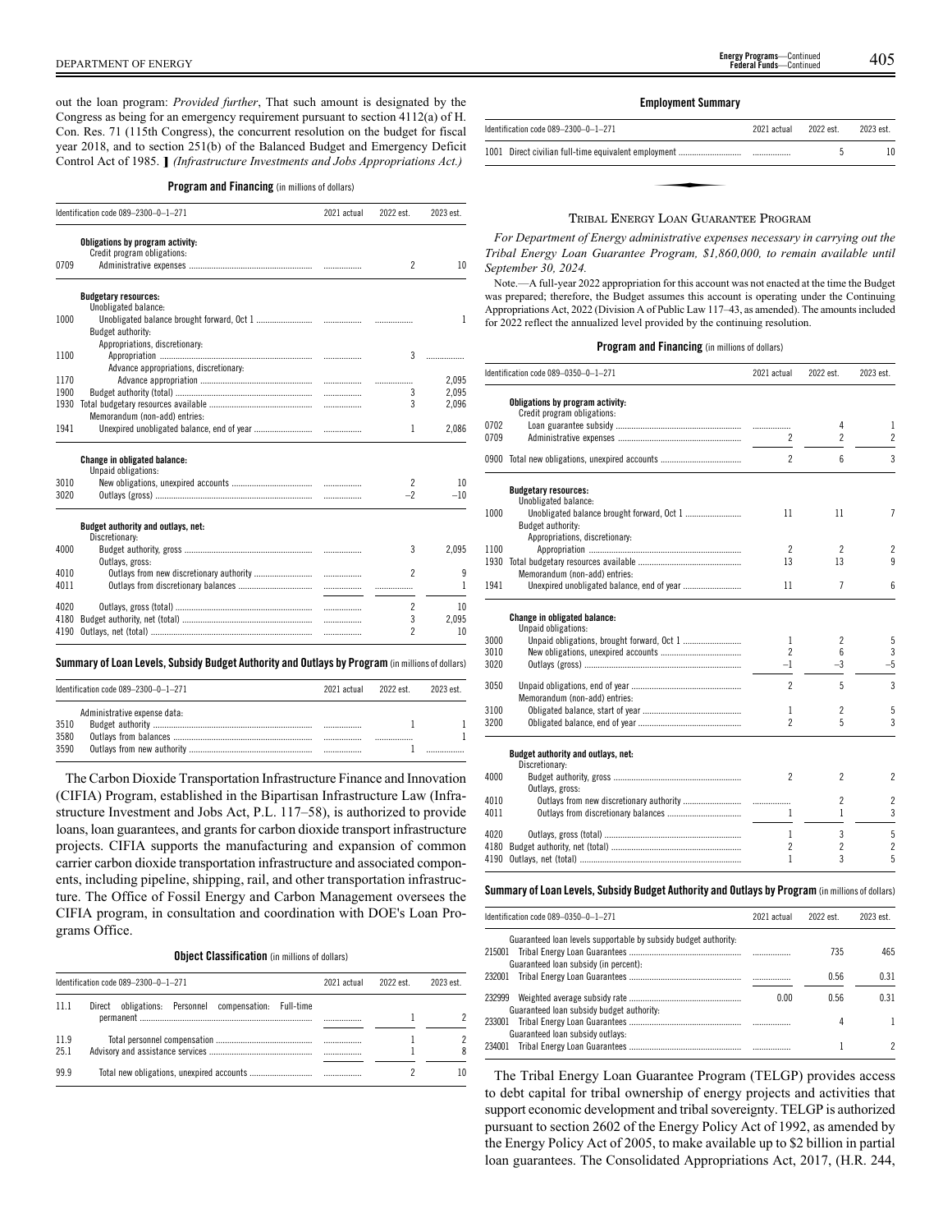out the loan program: *Provided further*, That such amount is designated by the Congress as being for an emergency requirement pursuant to section 4112(a) of H. Con. Res. 71 (115th Congress), the concurrent resolution on the budget for fiscal year 2018, and to section 251(b) of the Balanced Budget and Emergency Deficit Control Act of 1985. ❚ *(Infrastructure Investments and Jobs Appropriations Act.)*

**Program and Financing** (in millions of dollars)

| Identification code 089–2300–0–1–271 | | 2021 actual | 2022 est. | 2023 est. |
|---|---|---|---|---|
| | **Obligations by program activity:** | | | |
| | Credit program obligations: | | | |
| 0709 | Administrative expenses | ............... | 2 | 10 |
| | **Budgetary resources:** | | | |
| | Unobligated balance: | | | |
| 1000 | Unobligated balance brought forward, Oct 1 | ............... | ............... | 1 |
| | Budget authority: | | | |
| | Appropriations, discretionary: | | | |
| 1100 | Appropriation | ............... | 3 | ............... |
| | Advance appropriations, discretionary: | | | |
| 1170 | Advance appropriation | ............... | ............... | 2,095 |
| 1900 | Budget authority (total) | ............... | 3 | 2,095 |
| 1930 | Total budgetary resources available | ............... | 3 | 2,096 |
| | Memorandum (non-add) entries: | | | |
| 1941 | Unexpired unobligated balance, end of year | ............... | 1 | 2,086 |
| | **Change in obligated balance:** | | | |
| | Unpaid obligations: | | | |
| 3010 | New obligations, unexpired accounts | ............... | 2 | 10 |
| 3020 | Outlays (gross) | ............... | –2 | –10 |
| | **Budget authority and outlays, net:** | | | |
| | Discretionary: | | | |
| 4000 | Budget authority, gross | ............... | 3 | 2,095 |
| | Outlays, gross: | | | |
| 4010 | Outlays from new discretionary authority | ............... | 2 | 9 |
| 4011 | Outlays from discretionary balances | ............... | ............... | 1 |
| 4020 | Outlays, gross (total) | ............... | 2 | 10 |
| 4180 | Budget authority, net (total) | ............... | 3 | 2,095 |
| 4190 | Outlays, net (total) | ............... | 2 | 10 |

**Summary of Loan Levels, Subsidy Budget Authority and Outlays by Program** (in millions of dollars)

| Identification code 089–2300–0–1–271 | | 2021 actual | 2022 est. | 2023 est. |
|---|---|---|---|---|
| | Administrative expense data: | | | |
| 3510 | Budget authority | ............... | 1 | 1 |
| 3580 | Outlays from balances | ............... | ............... | 1 |
| 3590 | Outlays from new authority | ............... | 1 | ............... |

The Carbon Dioxide Transportation Infrastructure Finance and Innovation (CIFIA) Program, established in the Bipartisan Infrastructure Law (Infrastructure Investment and Jobs Act, P.L. 117–58), is authorized to provide loans, loan guarantees, and grants for carbon dioxide transport infrastructure projects. CIFIA supports the manufacturing and expansion of common carrier carbon dioxide transportation infrastructure and associated components, including pipeline, shipping, rail, and other transportation infrastructure. The Office of Fossil Energy and Carbon Management oversees the CIFIA program, in consultation and coordination with DOE's Loan Programs Office.

**Object Classification** (in millions of dollars)

| Identification code 089–2300–0–1–271 | | 2021 actual | 2022 est. | 2023 est. |
|---|---|---|---|---|
| 11.1 | Direct obligations: Personnel compensation: Full-time permanent | ............... | 1 | 2 |
| 11.9 | Total personnel compensation | ............... | 1 | 2 |
| 25.1 | Advisory and assistance services | ............... | 1 | 8 |
| 99.9 | Total new obligations, unexpired accounts | ............... | 2 | 10 |

**Employment Summary**

| Identification code 089–2300–0–1–271 | | 2021 actual | 2022 est. | 2023 est. |
|---|---|---|---|---|
| 1001 | Direct civilian full-time equivalent employment | ............... | 5 | 10 |

## Tribal Energy Loan Guarantee Program

*For Department of Energy administrative expenses necessary in carrying out the Tribal Energy Loan Guarantee Program, $1,860,000, to remain available until September 30, 2024.*

Note.—A full-year 2022 appropriation for this account was not enacted at the time the Budget was prepared; therefore, the Budget assumes this account is operating under the Continuing Appropriations Act, 2022 (Division A of Public Law 117–43, as amended). The amounts included for 2022 reflect the annualized level provided by the continuing resolution.

**Program and Financing** (in millions of dollars)

| Identification code 089–0350–0–1–271 | | 2021 actual | 2022 est. | 2023 est. |
|---|---|---|---|---|
| | **Obligations by program activity:** | | | |
| | Credit program obligations: | | | |
| 0702 | Loan guarantee subsidy | ............... | 4 | 1 |
| 0709 | Administrative expenses | 2 | 2 | 2 |
| 0900 | Total new obligations, unexpired accounts | 2 | 6 | 3 |
| | **Budgetary resources:** | | | |
| | Unobligated balance: | | | |
| 1000 | Unobligated balance brought forward, Oct 1 | 11 | 11 | 7 |
| | Budget authority: | | | |
| | Appropriations, discretionary: | | | |
| 1100 | Appropriation | 2 | 2 | 2 |
| 1930 | Total budgetary resources available | 13 | 13 | 9 |
| | Memorandum (non-add) entries: | | | |
| 1941 | Unexpired unobligated balance, end of year | 11 | 7 | 6 |
| | **Change in obligated balance:** | | | |
| | Unpaid obligations: | | | |
| 3000 | Unpaid obligations, brought forward, Oct 1 | 1 | 2 | 5 |
| 3010 | New obligations, unexpired accounts | 2 | 6 | 3 |
| 3020 | Outlays (gross) | –1 | –3 | –5 |
| 3050 | Unpaid obligations, end of year | 2 | 5 | 3 |
| | Memorandum (non-add) entries: | | | |
| 3100 | Obligated balance, start of year | 1 | 2 | 5 |
| 3200 | Obligated balance, end of year | 2 | 5 | 3 |
| | **Budget authority and outlays, net:** | | | |
| | Discretionary: | | | |
| 4000 | Budget authority, gross | 2 | 2 | 2 |
| | Outlays, gross: | | | |
| 4010 | Outlays from new discretionary authority | ............... | 2 | 2 |
| 4011 | Outlays from discretionary balances | 1 | 1 | 3 |
| 4020 | Outlays, gross (total) | 1 | 3 | 5 |
| 4180 | Budget authority, net (total) | 2 | 2 | 2 |
| 4190 | Outlays, net (total) | 1 | 3 | 5 |

**Summary of Loan Levels, Subsidy Budget Authority and Outlays by Program** (in millions of dollars)

| Identification code 089–0350–0–1–271 | | 2021 actual | 2022 est. | 2023 est. |
|---|---|---|---|---|
| | Guaranteed loan levels supportable by subsidy budget authority: | | | |
| 215001 | Tribal Energy Loan Guarantees | ............... | 735 | 465 |
| | Guaranteed loan subsidy (in percent): | | | |
| 232001 | Tribal Energy Loan Guarantees | ............... | 0.56 | 0.31 |
| 232999 | Weighted average subsidy rate | 0.00 | 0.56 | 0.31 |
| | Guaranteed loan subsidy budget authority: | | | |
| 233001 | Tribal Energy Loan Guarantees | ............... | 4 | 1 |
| | Guaranteed loan subsidy outlays: | | | |
| 234001 | Tribal Energy Loan Guarantees | ............... | 1 | 2 |

The Tribal Energy Loan Guarantee Program (TELGP) provides access to debt capital for tribal ownership of energy projects and activities that support economic development and tribal sovereignty. TELGP is authorized pursuant to section 2602 of the Energy Policy Act of 1992, as amended by the Energy Policy Act of 2005, to make available up to $2 billion in partial loan guarantees. The Consolidated Appropriations Act, 2017, (H.R. 244,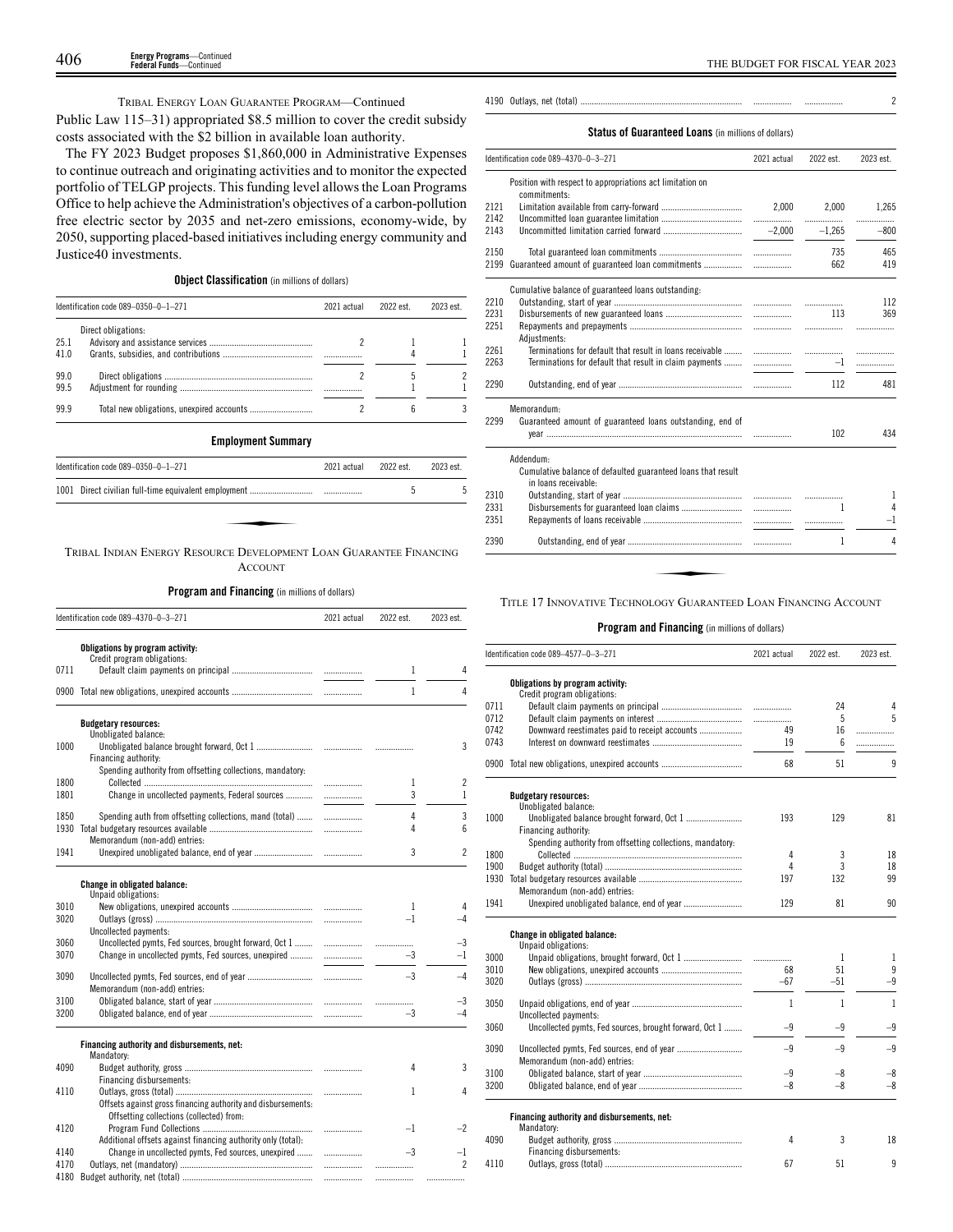TRIBAL ENERGY LOAN GUARANTEE PROGRAM—Continued

Public Law 115–31) appropriated $8.5 million to cover the credit subsidy costs associated with the $2 billion in available loan authority.

The FY 2023 Budget proposes $1,860,000 in Administrative Expenses to continue outreach and originating activities and to monitor the expected portfolio of TELGP projects. This funding level allows the Loan Programs Office to help achieve the Administration's objectives of a carbon-pollution free electric sector by 2035 and net-zero emissions, economy-wide, by 2050, supporting placed-based initiatives including energy community and Justice40 investments.

**Object Classification** (in millions of dollars)

| Identification code 089–0350–0–1–271 | | 2021 actual | 2022 est. | 2023 est. |
|---|---|---|---|---|
| | Direct obligations: | | | |
| 25.1 | Advisory and assistance services | 2 | 1 | 1 |
| 41.0 | Grants, subsidies, and contributions | | 4 | 1 |
| 99.0 | Direct obligations | 2 | 5 | 2 |
| 99.5 | Adjustment for rounding | | 1 | 1 |
| 99.9 | Total new obligations, unexpired accounts | 2 | 6 | 3 |

**Employment Summary**

| Identification code 089–0350–0–1–271 | | 2021 actual | 2022 est. | 2023 est. |
|---|---|---|---|---|
| 1001 | Direct civilian full-time equivalent employment | | 5 | 5 |

## TRIBAL INDIAN ENERGY RESOURCE DEVELOPMENT LOAN GUARANTEE FINANCING ACCOUNT

**Program and Financing** (in millions of dollars)

| Identification code 089–4370–0–3–271 | | 2021 actual | 2022 est. | 2023 est. |
|---|---|---|---|---|
| | **Obligations by program activity:** | | | |
| | Credit program obligations: | | | |
| 0711 | Default claim payments on principal | | 1 | 4 |
| 0900 | Total new obligations, unexpired accounts | | 1 | 4 |
| | **Budgetary resources:** | | | |
| | Unobligated balance: | | | |
| 1000 | Unobligated balance brought forward, Oct 1 | | | 3 |
| | Financing authority: | | | |
| | Spending authority from offsetting collections, mandatory: | | | |
| 1800 | Collected | | 1 | 2 |
| 1801 | Change in uncollected payments, Federal sources | | 3 | 1 |
| 1850 | Spending auth from offsetting collections, mand (total) | | 4 | 3 |
| 1930 | Total budgetary resources available | | 4 | 6 |
| | Memorandum (non-add) entries: | | | |
| 1941 | Unexpired unobligated balance, end of year | | 3 | 2 |
| | **Change in obligated balance:** | | | |
| | Unpaid obligations: | | | |
| 3010 | New obligations, unexpired accounts | | 1 | 4 |
| 3020 | Outlays (gross) | | –1 | –4 |
| | Uncollected payments: | | | |
| 3060 | Uncollected pymts, Fed sources, brought forward, Oct 1 | | | –3 |
| 3070 | Change in uncollected pymts, Fed sources, unexpired | | –3 | –1 |
| 3090 | Uncollected pymts, Fed sources, end of year | | –3 | –4 |
| | Memorandum (non-add) entries: | | | |
| 3100 | Obligated balance, start of year | | | –3 |
| 3200 | Obligated balance, end of year | | –3 | –4 |
| | **Financing authority and disbursements, net:** | | | |
| | Mandatory: | | | |
| 4090 | Budget authority, gross | | 4 | 3 |
| | Financing disbursements: | | | |
| 4110 | Outlays, gross (total) | | 1 | 4 |
| | Offsets against gross financing authority and disbursements: | | | |
| | Offsetting collections (collected) from: | | | |
| 4120 | Program Fund Collections | | –1 | –2 |
| | Additional offsets against financing authority only (total): | | | |
| 4140 | Change in uncollected pymts, Fed sources, unexpired | | –3 | –1 |
| 4170 | Outlays, net (mandatory) | | | 2 |
| 4180 | Budget authority, net (total) | | | |
| 4190 | Outlays, net (total) | | | 2 |

**Status of Guaranteed Loans** (in millions of dollars)

| Identification code 089–4370–0–3–271 | | 2021 actual | 2022 est. | 2023 est. |
|---|---|---|---|---|
| | Position with respect to appropriations act limitation on commitments: | | | |
| 2121 | Limitation available from carry-forward | 2,000 | 2,000 | 1,265 |
| 2142 | Uncommitted loan guarantee limitation | | | |
| 2143 | Uncommitted limitation carried forward | –2,000 | –1,265 | –800 |
| 2150 | Total guaranteed loan commitments | | 735 | 465 |
| 2199 | Guaranteed amount of guaranteed loan commitments | | 662 | 419 |
| | Cumulative balance of guaranteed loans outstanding: | | | |
| 2210 | Outstanding, start of year | | | 112 |
| 2231 | Disbursements of new guaranteed loans | | 113 | 369 |
| 2251 | Repayments and prepayments | | | |
| | Adjustments: | | | |
| 2261 | Terminations for default that result in loans receivable | | | |
| 2263 | Terminations for default that result in claim payments | | –1 | |
| 2290 | Outstanding, end of year | | 112 | 481 |
| | Memorandum: | | | |
| 2299 | Guaranteed amount of guaranteed loans outstanding, end of year | | 102 | 434 |
| | Addendum: | | | |
| | Cumulative balance of defaulted guaranteed loans that result in loans receivable: | | | |
| 2310 | Outstanding, start of year | | | 1 |
| 2331 | Disbursements for guaranteed loan claims | | 1 | 4 |
| 2351 | Repayments of loans receivable | | | –1 |
| 2390 | Outstanding, end of year | | 1 | 4 |

## TITLE 17 INNOVATIVE TECHNOLOGY GUARANTEED LOAN FINANCING ACCOUNT

**Program and Financing** (in millions of dollars)

| Identification code 089–4577–0–3–271 | | 2021 actual | 2022 est. | 2023 est. |
|---|---|---|---|---|
| | **Obligations by program activity:** | | | |
| | Credit program obligations: | | | |
| 0711 | Default claim payments on principal | | 24 | 4 |
| 0712 | Default claim payments on interest | | 5 | 5 |
| 0742 | Downward reestimates paid to receipt accounts | 49 | 16 | |
| 0743 | Interest on downward reestimates | 19 | 6 | |
| 0900 | Total new obligations, unexpired accounts | 68 | 51 | 9 |
| | **Budgetary resources:** | | | |
| | Unobligated balance: | | | |
| 1000 | Unobligated balance brought forward, Oct 1 | 193 | 129 | 81 |
| | Financing authority: | | | |
| | Spending authority from offsetting collections, mandatory: | | | |
| 1800 | Collected | 4 | 3 | 18 |
| 1900 | Budget authority (total) | 4 | 3 | 18 |
| 1930 | Total budgetary resources available | 197 | 132 | 99 |
| | Memorandum (non-add) entries: | | | |
| 1941 | Unexpired unobligated balance, end of year | 129 | 81 | 90 |
| | **Change in obligated balance:** | | | |
| | Unpaid obligations: | | | |
| 3000 | Unpaid obligations, brought forward, Oct 1 | | 1 | 1 |
| 3010 | New obligations, unexpired accounts | 68 | 51 | 9 |
| 3020 | Outlays (gross) | –67 | –51 | –9 |
| 3050 | Unpaid obligations, end of year | 1 | 1 | 1 |
| | Uncollected payments: | | | |
| 3060 | Uncollected pymts, Fed sources, brought forward, Oct 1 | –9 | –9 | –9 |
| 3090 | Uncollected pymts, Fed sources, end of year | –9 | –9 | –9 |
| | Memorandum (non-add) entries: | | | |
| 3100 | Obligated balance, start of year | –9 | –8 | –8 |
| 3200 | Obligated balance, end of year | –8 | –8 | –8 |
| | **Financing authority and disbursements, net:** | | | |
| | Mandatory: | | | |
| 4090 | Budget authority, gross | 4 | 3 | 18 |
| | Financing disbursements: | | | |
| 4110 | Outlays, gross (total) | 67 | 51 | 9 |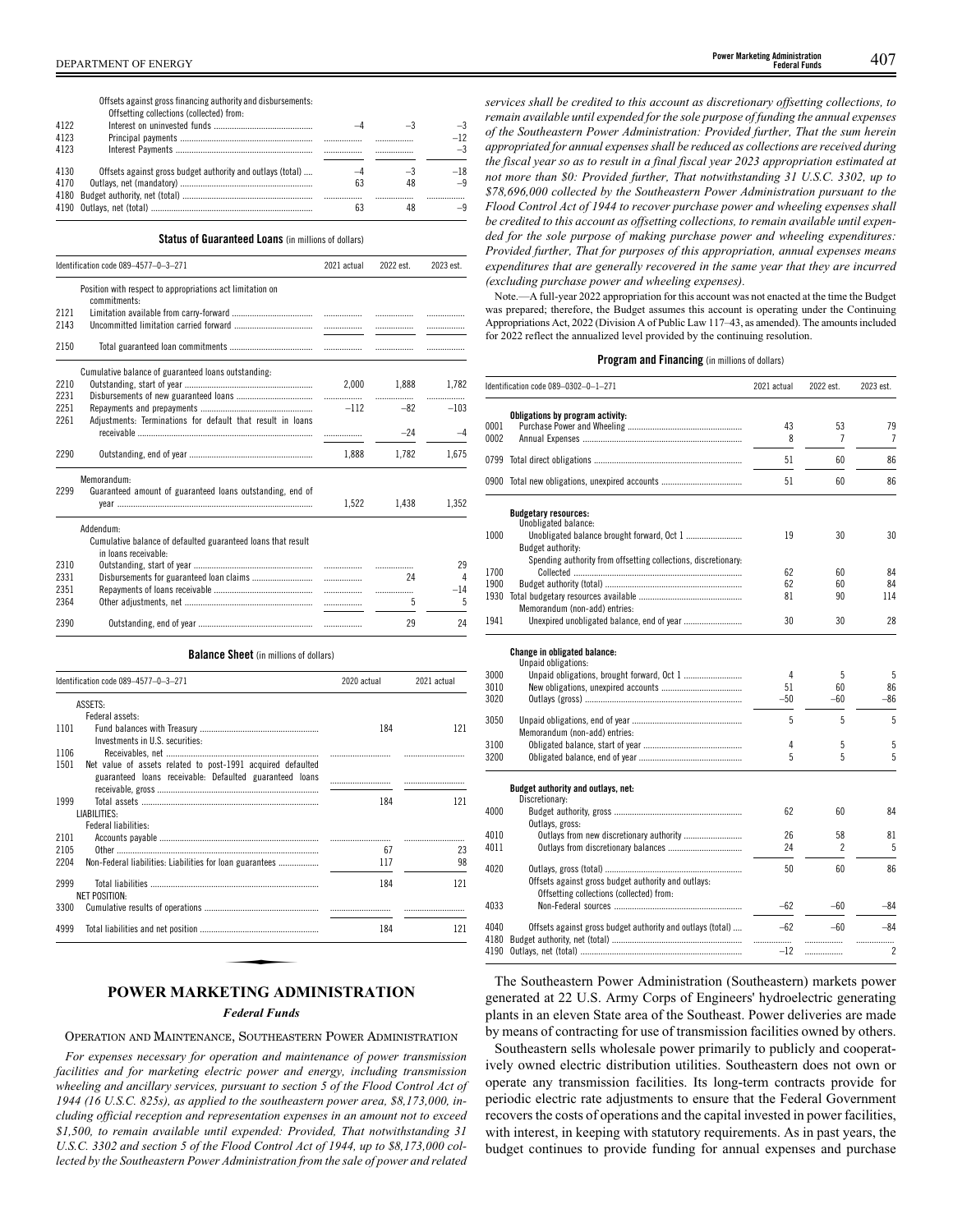| | | | | |
|---|---|---|---|---|
| | Offsets against gross financing authority and disbursements: | | | |
| | Offsetting collections (collected) from: | | | |
| 4122 | Interest on uninvested funds | –4 | –3 | –3 |
| 4123 | Principal payments | | | –12 |
| 4123 | Interest Payments | | | –3 |
| 4130 | Offsets against gross budget authority and outlays (total) | –4 | –3 | –18 |
| 4170 | Outlays, net (mandatory) | 63 | 48 | –9 |
| 4180 | Budget authority, net (total) | | | |
| 4190 | Outlays, net (total) | 63 | 48 | –9 |

**Status of Guaranteed Loans** (in millions of dollars)

| Identification code 089–4577–0–3–271 | | 2021 actual | 2022 est. | 2023 est. |
|---|---|---|---|---|
| | Position with respect to appropriations act limitation on commitments: | | | |
| 2121 | Limitation available from carry-forward | | | |
| 2143 | Uncommitted limitation carried forward | | | |
| 2150 | Total guaranteed loan commitments | | | |
| | Cumulative balance of guaranteed loans outstanding: | | | |
| 2210 | Outstanding, start of year | 2,000 | 1,888 | 1,782 |
| 2231 | Disbursements of new guaranteed loans | | | |
| 2251 | Repayments and prepayments | –112 | –82 | –103 |
| 2261 | Adjustments: Terminations for default that result in loans receivable | | –24 | –4 |
| 2290 | Outstanding, end of year | 1,888 | 1,782 | 1,675 |
| | Memorandum: | | | |
| 2299 | Guaranteed amount of guaranteed loans outstanding, end of year | 1,522 | 1,438 | 1,352 |
| | Addendum: | | | |
| | Cumulative balance of defaulted guaranteed loans that result in loans receivable: | | | |
| 2310 | Outstanding, start of year | | | 29 |
| 2331 | Disbursements for guaranteed loan claims | | 24 | 4 |
| 2351 | Repayments of loans receivable | | | –14 |
| 2364 | Other adjustments, net | | 5 | 5 |
| 2390 | Outstanding, end of year | | 29 | 24 |

**Balance Sheet** (in millions of dollars)

| Identification code 089–4577–0–3–271 | | 2020 actual | 2021 actual |
|---|---|---|---|
| | ASSETS: | | |
| | Federal assets: | | |
| 1101 | Fund balances with Treasury | 184 | 121 |
| | Investments in U.S. securities: | | |
| 1106 | Receivables, net | | |
| 1501 | Net value of assets related to post-1991 acquired defaulted guaranteed loans receivable: Defaulted guaranteed loans receivable, gross | | |
| 1999 | Total assets | 184 | 121 |
| | LIABILITIES: | | |
| | Federal liabilities: | | |
| 2101 | Accounts payable | | |
| 2105 | Other | 67 | 23 |
| 2204 | Non-Federal liabilities: Liabilities for loan guarantees | 117 | 98 |
| 2999 | Total liabilities | 184 | 121 |
| | NET POSITION: | | |
| 3300 | Cumulative results of operations | | |
| 4999 | Total liabilities and net position | 184 | 121 |

## POWER MARKETING ADMINISTRATION

### *Federal Funds*

OPERATION AND MAINTENANCE, SOUTHEASTERN POWER ADMINISTRATION

*For expenses necessary for operation and maintenance of power transmission facilities and for marketing electric power and energy, including transmission wheeling and ancillary services, pursuant to section 5 of the Flood Control Act of 1944 (16 U.S.C. 825s), as applied to the southeastern power area, $8,173,000, including official reception and representation expenses in an amount not to exceed $1,500, to remain available until expended: Provided, That notwithstanding 31 U.S.C. 3302 and section 5 of the Flood Control Act of 1944, up to $8,173,000 collected by the Southeastern Power Administration from the sale of power and related services shall be credited to this account as discretionary offsetting collections, to remain available until expended for the sole purpose of funding the annual expenses of the Southeastern Power Administration: Provided further, That the sum herein appropriated for annual expenses shall be reduced as collections are received during the fiscal year so as to result in a final fiscal year 2023 appropriation estimated at not more than $0: Provided further, That notwithstanding 31 U.S.C. 3302, up to $78,696,000 collected by the Southeastern Power Administration pursuant to the Flood Control Act of 1944 to recover purchase power and wheeling expenses shall be credited to this account as offsetting collections, to remain available until expended for the sole purpose of making purchase power and wheeling expenditures: Provided further, That for purposes of this appropriation, annual expenses means expenditures that are generally recovered in the same year that they are incurred (excluding purchase power and wheeling expenses).*

Note.—A full-year 2022 appropriation for this account was not enacted at the time the Budget was prepared; therefore, the Budget assumes this account is operating under the Continuing Appropriations Act, 2022 (Division A of Public Law 117–43, as amended). The amounts included for 2022 reflect the annualized level provided by the continuing resolution.

**Program and Financing** (in millions of dollars)

| Identification code 089–0302–0–1–271 | | 2021 actual | 2022 est. | 2023 est. |
|---|---|---|---|---|
| | **Obligations by program activity:** | | | |
| 0001 | Purchase Power and Wheeling | 43 | 53 | 79 |
| 0002 | Annual Expenses | 8 | 7 | 7 |
| 0799 | Total direct obligations | 51 | 60 | 86 |
| 0900 | Total new obligations, unexpired accounts | 51 | 60 | 86 |
| | **Budgetary resources:** | | | |
| | Unobligated balance: | | | |
| 1000 | Unobligated balance brought forward, Oct 1 | 19 | 30 | 30 |
| | Budget authority: | | | |
| | Spending authority from offsetting collections, discretionary: | | | |
| 1700 | Collected | 62 | 60 | 84 |
| 1900 | Budget authority (total) | 62 | 60 | 84 |
| 1930 | Total budgetary resources available | 81 | 90 | 114 |
| | Memorandum (non-add) entries: | | | |
| 1941 | Unexpired unobligated balance, end of year | 30 | 30 | 28 |
| | **Change in obligated balance:** | | | |
| | Unpaid obligations: | | | |
| 3000 | Unpaid obligations, brought forward, Oct 1 | 4 | 5 | 5 |
| 3010 | New obligations, unexpired accounts | 51 | 60 | 86 |
| 3020 | Outlays (gross) | –50 | –60 | –86 |
| 3050 | Unpaid obligations, end of year | 5 | 5 | 5 |
| | Memorandum (non-add) entries: | | | |
| 3100 | Obligated balance, start of year | 4 | 5 | 5 |
| 3200 | Obligated balance, end of year | 5 | 5 | 5 |
| | **Budget authority and outlays, net:** | | | |
| | Discretionary: | | | |
| 4000 | Budget authority, gross | 62 | 60 | 84 |
| | Outlays, gross: | | | |
| 4010 | Outlays from new discretionary authority | 26 | 58 | 81 |
| 4011 | Outlays from discretionary balances | 24 | 2 | 5 |
| 4020 | Outlays, gross (total) | 50 | 60 | 86 |
| | Offsets against gross budget authority and outlays: | | | |
| | Offsetting collections (collected) from: | | | |
| 4033 | Non-Federal sources | –62 | –60 | –84 |
| 4040 | Offsets against gross budget authority and outlays (total) | –62 | –60 | –84 |
| 4180 | Budget authority, net (total) | | | |
| 4190 | Outlays, net (total) | –12 | | 2 |

The Southeastern Power Administration (Southeastern) markets power generated at 22 U.S. Army Corps of Engineers' hydroelectric generating plants in an eleven State area of the Southeast. Power deliveries are made by means of contracting for use of transmission facilities owned by others.

Southeastern sells wholesale power primarily to publicly and cooperatively owned electric distribution utilities. Southeastern does not own or operate any transmission facilities. Its long-term contracts provide for periodic electric rate adjustments to ensure that the Federal Government recovers the costs of operations and the capital invested in power facilities, with interest, in keeping with statutory requirements. As in past years, the budget continues to provide funding for annual expenses and purchase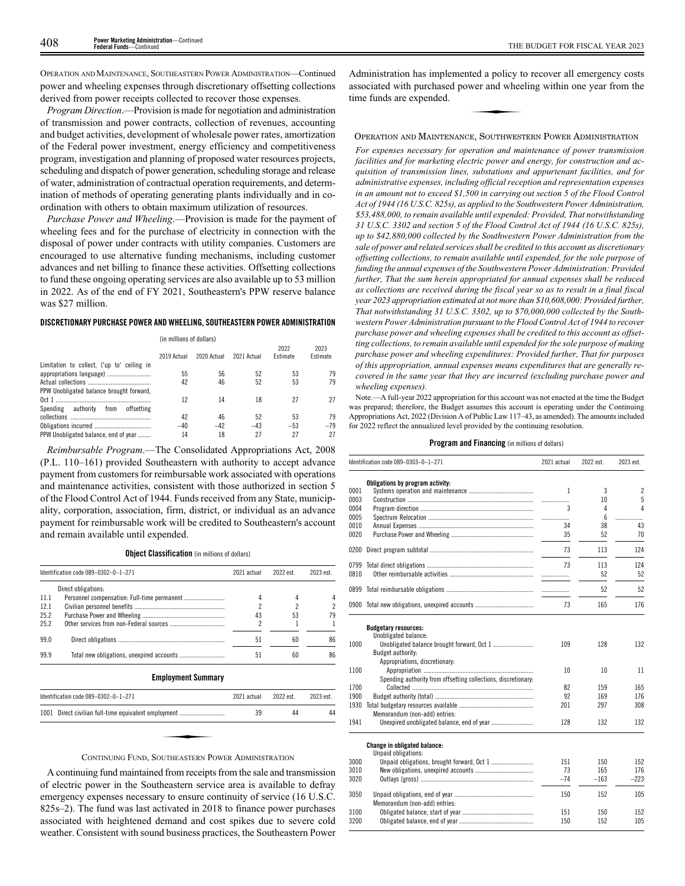OPERATION AND MAINTENANCE, SOUTHEASTERN POWER ADMINISTRATION—Continued

power and wheeling expenses through discretionary offsetting collections derived from power receipts collected to recover those expenses.

*Program Direction*.—Provision is made for negotiation and administration of transmission and power contracts, collection of revenues, accounting and budget activities, development of wholesale power rates, amortization of the Federal power investment, energy efficiency and competitiveness program, investigation and planning of proposed water resources projects, scheduling and dispatch of power generation, scheduling storage and release of water, administration of contractual operation requirements, and determination of methods of operating generating plants individually and in coordination with others to obtain maximum utilization of resources.

*Purchase Power and Wheeling*.—Provision is made for the payment of wheeling fees and for the purchase of electricity in connection with the disposal of power under contracts with utility companies. Customers are encouraged to use alternative funding mechanisms, including customer advances and net billing to finance these activities. Offsetting collections to fund these ongoing operating services are also available up to 53 million in 2022. As of the end of FY 2021, Southeastern's PPW reserve balance was $27 million.

**DISCRETIONARY PURCHASE POWER AND WHEELING, SOUTHEASTERN POWER ADMINISTRATION**

(in millions of dollars)

| | 2019 Actual | 2020 Actual | 2021 Actual | 2022 Estimate | 2023 Estimate |
|---|---|---|---|---|---|
| Limitation to collect, ('up to' ceiling in appropriations language) | 55 | 56 | 52 | 53 | 79 |
| Actual collections | 42 | 46 | 52 | 53 | 79 |
| PPW Unobligated balance brought forward, Oct 1 | 12 | 14 | 18 | 27 | 27 |
| Spending authority from offsetting collections | 42 | 46 | 52 | 53 | 79 |
| Obligations incurred | –40 | –42 | –43 | –53 | –79 |
| PPW Unobligated balance, end of year | 14 | 18 | 27 | 27 | 27 |

*Reimbursable Program*.—The Consolidated Appropriations Act, 2008 (P.L. 110–161) provided Southeastern with authority to accept advance payment from customers for reimbursable work associated with operations and maintenance activities, consistent with those authorized in section 5 of the Flood Control Act of 1944. Funds received from any State, municipality, corporation, association, firm, district, or individual as an advance payment for reimbursable work will be credited to Southeastern's account and remain available until expended.

**Object Classification** (in millions of dollars)

| Identification code 089–0302–0–1–271 | | 2021 actual | 2022 est. | 2023 est. |
|---|---|---|---|---|
| | Direct obligations: | | | |
| 11.1 | Personnel compensation: Full-time permanent | 4 | 4 | 4 |
| 12.1 | Civilian personnel benefits | 2 | 2 | 2 |
| 25.2 | Purchase Power and Wheeling | 43 | 53 | 79 |
| 25.2 | Other services from non-Federal sources | 2 | 1 | 1 |
| 99.0 | Direct obligations | 51 | 60 | 86 |
| 99.9 | Total new obligations, unexpired accounts | 51 | 60 | 86 |

**Employment Summary**

| Identification code 089–0302–0–1–271 | | 2021 actual | 2022 est. | 2023 est. |
|---|---|---|---|---|
| 1001 | Direct civilian full-time equivalent employment | 39 | 44 | 44 |

CONTINUING FUND, SOUTHEASTERN POWER ADMINISTRATION

A continuing fund maintained from receipts from the sale and transmission of electric power in the Southeastern service area is available to defray emergency expenses necessary to ensure continuity of service (16 U.S.C. 825s–2). The fund was last activated in 2018 to finance power purchases associated with heightened demand and cost spikes due to severe cold weather. Consistent with sound business practices, the Southeastern Power Administration has implemented a policy to recover all emergency costs associated with purchased power and wheeling within one year from the time funds are expended.

OPERATION AND MAINTENANCE, SOUTHWESTERN POWER ADMINISTRATION

*For expenses necessary for operation and maintenance of power transmission facilities and for marketing electric power and energy, for construction and acquisition of transmission lines, substations and appurtenant facilities, and for administrative expenses, including official reception and representation expenses in an amount not to exceed $1,500 in carrying out section 5 of the Flood Control Act of 1944 (16 U.S.C. 825s), as applied to the Southwestern Power Administration, $53,488,000, to remain available until expended: Provided, That notwithstanding 31 U.S.C. 3302 and section 5 of the Flood Control Act of 1944 (16 U.S.C. 825s), up to $42,880,000 collected by the Southwestern Power Administration from the sale of power and related services shall be credited to this account as discretionary offsetting collections, to remain available until expended, for the sole purpose of funding the annual expenses of the Southwestern Power Administration: Provided further, That the sum herein appropriated for annual expenses shall be reduced as collections are received during the fiscal year so as to result in a final fiscal year 2023 appropriation estimated at not more than $10,608,000: Provided further, That notwithstanding 31 U.S.C. 3302, up to $70,000,000 collected by the Southwestern Power Administration pursuant to the Flood Control Act of 1944 to recover purchase power and wheeling expenses shall be credited to this account as offsetting collections, to remain available until expended for the sole purpose of making purchase power and wheeling expenditures: Provided further, That for purposes of this appropriation, annual expenses means expenditures that are generally recovered in the same year that they are incurred (excluding purchase power and wheeling expenses).*

Note.—A full-year 2022 appropriation for this account was not enacted at the time the Budget was prepared; therefore, the Budget assumes this account is operating under the Continuing Appropriations Act, 2022 (Division A of Public Law 117–43, as amended). The amounts included for 2022 reflect the annualized level provided by the continuing resolution.

**Program and Financing** (in millions of dollars)

| Identification code 089–0303–0–1–271 | | 2021 actual | 2022 est. | 2023 est. |
|---|---|---|---|---|
| | Obligations by program activity: | | | |
| 0001 | Systems operation and maintenance | 1 | 3 | 2 |
| 0003 | Construction | | 10 | 5 |
| 0004 | Program direction | 3 | 4 | 4 |
| 0005 | Spectrum Relocation | | 6 | |
| 0010 | Annual Expenses | 34 | 38 | 43 |
| 0020 | Purchase Power and Wheeling | 35 | 52 | 70 |
| 0200 | Direct program subtotal | 73 | 113 | 124 |
| 0799 | Total direct obligations | 73 | 113 | 124 |
| 0810 | Other reimbursable activities | | 52 | 52 |
| 0899 | Total reimbursable obligations | | 52 | 52 |
| 0900 | Total new obligations, unexpired accounts | 73 | 165 | 176 |
| | **Budgetary resources:** | | | |
| | Unobligated balance: | | | |
| 1000 | Unobligated balance brought forward, Oct 1 | 109 | 128 | 132 |
| | Budget authority: | | | |
| | Appropriations, discretionary: | | | |
| 1100 | Appropriation | 10 | 10 | 11 |
| | Spending authority from offsetting collections, discretionary: | | | |
| 1700 | Collected | 82 | 159 | 165 |
| 1900 | Budget authority (total) | 92 | 169 | 176 |
| 1930 | Total budgetary resources available | 201 | 297 | 308 |
| | Memorandum (non-add) entries: | | | |
| 1941 | Unexpired unobligated balance, end of year | 128 | 132 | 132 |
| | **Change in obligated balance:** | | | |
| | Unpaid obligations: | | | |
| 3000 | Unpaid obligations, brought forward, Oct 1 | 151 | 150 | 152 |
| 3010 | New obligations, unexpired accounts | 73 | 165 | 176 |
| 3020 | Outlays (gross) | –74 | –163 | –223 |
| 3050 | Unpaid obligations, end of year | 150 | 152 | 105 |
| | Memorandum (non-add) entries: | | | |
| 3100 | Obligated balance, start of year | 151 | 150 | 152 |
| 3200 | Obligated balance, end of year | 150 | 152 | 105 |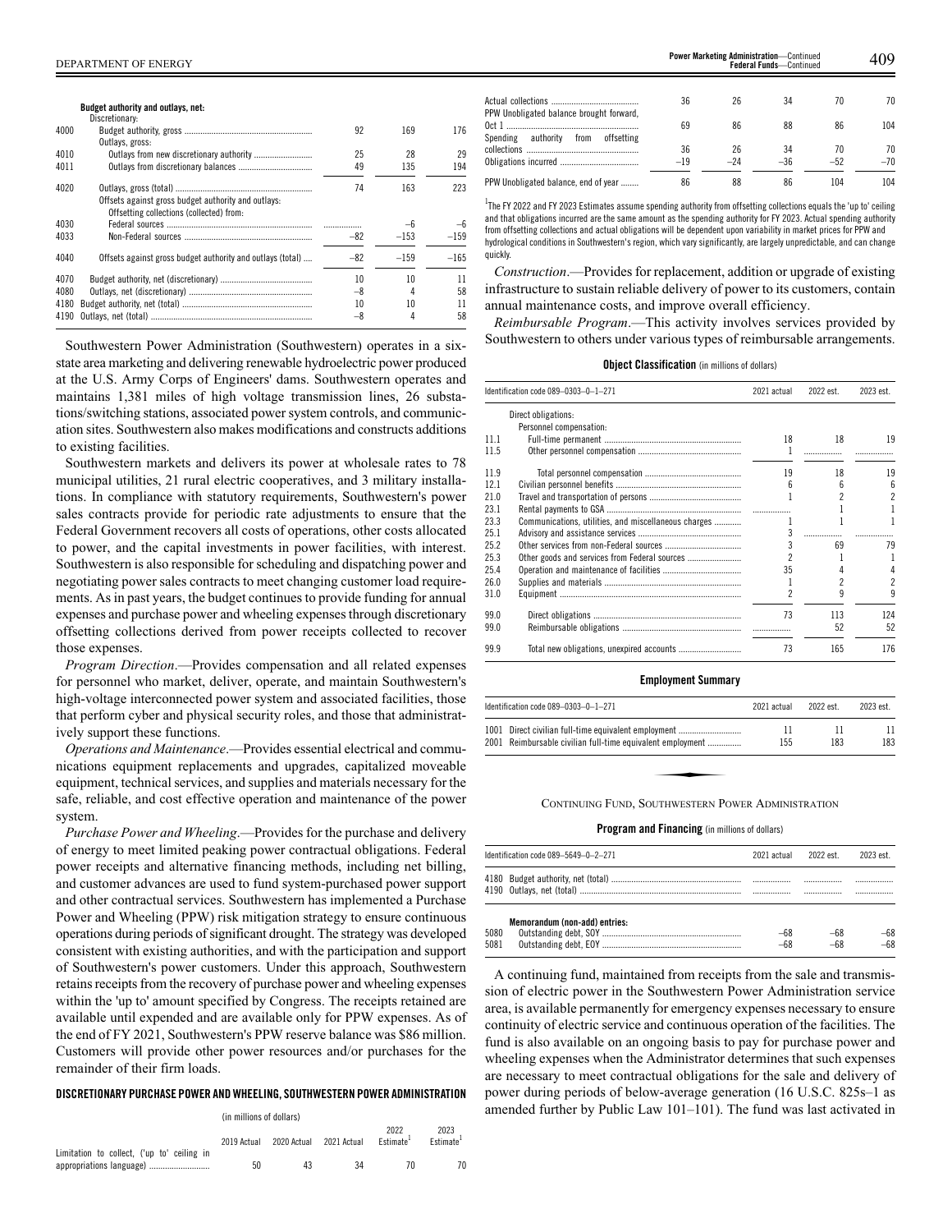| | Budget authority and outlays, net: | | | |
|---|---|---|---|---|
| | Discretionary: | | | |
| 4000 | Budget authority, gross | 92 | 169 | 176 |
| | Outlays, gross: | | | |
| 4010 | Outlays from new discretionary authority | 25 | 28 | 29 |
| 4011 | Outlays from discretionary balances | 49 | 135 | 194 |
| 4020 | Outlays, gross (total) | 74 | 163 | 223 |
| | Offsets against gross budget authority and outlays: | | | |
| | Offsetting collections (collected) from: | | | |
| 4030 | Federal sources | | –6 | –6 |
| 4033 | Non-Federal sources | –82 | –153 | –159 |
| 4040 | Offsets against gross budget authority and outlays (total) | –82 | –159 | –165 |
| 4070 | Budget authority, net (discretionary) | 10 | 10 | 11 |
| 4080 | Outlays, net (discretionary) | –8 | 4 | 58 |
| 4180 | Budget authority, net (total) | 10 | 10 | 11 |
| 4190 | Outlays, net (total) | –8 | 4 | 58 |

Southwestern Power Administration (Southwestern) operates in a six-state area marketing and delivering renewable hydroelectric power produced at the U.S. Army Corps of Engineers' dams. Southwestern operates and maintains 1,381 miles of high voltage transmission lines, 26 substations/switching stations, associated power system controls, and communication sites. Southwestern also makes modifications and constructs additions to existing facilities.

Southwestern markets and delivers its power at wholesale rates to 78 municipal utilities, 21 rural electric cooperatives, and 3 military installations. In compliance with statutory requirements, Southwestern's power sales contracts provide for periodic rate adjustments to ensure that the Federal Government recovers all costs of operations, other costs allocated to power, and the capital investments in power facilities, with interest. Southwestern is also responsible for scheduling and dispatching power and negotiating power sales contracts to meet changing customer load requirements. As in past years, the budget continues to provide funding for annual expenses and purchase power and wheeling expenses through discretionary offsetting collections derived from power receipts collected to recover those expenses.

*Program Direction*.—Provides compensation and all related expenses for personnel who market, deliver, operate, and maintain Southwestern's high-voltage interconnected power system and associated facilities, those that perform cyber and physical security roles, and those that administratively support these functions.

*Operations and Maintenance*.—Provides essential electrical and communications equipment replacements and upgrades, capitalized moveable equipment, technical services, and supplies and materials necessary for the safe, reliable, and cost effective operation and maintenance of the power system.

*Purchase Power and Wheeling*.—Provides for the purchase and delivery of energy to meet limited peaking power contractual obligations. Federal power receipts and alternative financing methods, including net billing, and customer advances are used to fund system-purchased power support and other contractual services. Southwestern has implemented a Purchase Power and Wheeling (PPW) risk mitigation strategy to ensure continuous operations during periods of significant drought. The strategy was developed consistent with existing authorities, and with the participation and support of Southwestern's power customers. Under this approach, Southwestern retains receipts from the recovery of purchase power and wheeling expenses within the 'up to' amount specified by Congress. The receipts retained are available until expended and are available only for PPW expenses. As of the end of FY 2021, Southwestern's PPW reserve balance was $86 million. Customers will provide other power resources and/or purchases for the remainder of their firm loads.

**DISCRETIONARY PURCHASE POWER AND WHEELING, SOUTHWESTERN POWER ADMINISTRATION**

(in millions of dollars)

| | 2019 Actual | 2020 Actual | 2021 Actual | 2022 Estimate[1] | 2023 Estimate[1] |
|---|---|---|---|---|---|
| Limitation to collect, ('up to' ceiling in appropriations language) | 50 | 43 | 34 | 70 | 70 |
| Actual collections | 36 | 26 | 34 | 70 | 70 |
| PPW Unobligated balance brought forward, Oct 1 | 69 | 86 | 88 | 86 | 104 |
| Spending authority from offsetting collections | 36 | 26 | 34 | 70 | 70 |
| Obligations incurred | –19 | –24 | –36 | –52 | –70 |
| PPW Unobligated balance, end of year | 86 | 88 | 86 | 104 | 104 |

[1]The FY 2022 and FY 2023 Estimates assume spending authority from offsetting collections equals the 'up to' ceiling and that obligations incurred are the same amount as the spending authority for FY 2023. Actual spending authority from offsetting collections and actual obligations will be dependent upon variability in market prices for PPW and hydrological conditions in Southwestern's region, which vary significantly, are largely unpredictable, and can change quickly.

*Construction*.—Provides for replacement, addition or upgrade of existing infrastructure to sustain reliable delivery of power to its customers, contain annual maintenance costs, and improve overall efficiency.

*Reimbursable Program*.—This activity involves services provided by Southwestern to others under various types of reimbursable arrangements.

**Object Classification** (in millions of dollars)

| Identification code 089–0303–0–1–271 | | 2021 actual | 2022 est. | 2023 est. |
|---|---|---|---|---|
| | Direct obligations: | | | |
| | Personnel compensation: | | | |
| 11.1 | Full-time permanent | 18 | 18 | 19 |
| 11.5 | Other personnel compensation | 1 | | |
| 11.9 | Total personnel compensation | 19 | 18 | 19 |
| 12.1 | Civilian personnel benefits | 6 | 6 | 6 |
| 21.0 | Travel and transportation of persons | 1 | 2 | 2 |
| 23.1 | Rental payments to GSA | | 1 | 1 |
| 23.3 | Communications, utilities, and miscellaneous charges | 1 | 1 | 1 |
| 25.1 | Advisory and assistance services | 3 | | |
| 25.2 | Other services from non-Federal sources | 3 | 69 | 79 |
| 25.3 | Other goods and services from Federal sources | 2 | 1 | 1 |
| 25.4 | Operation and maintenance of facilities | 35 | 4 | 4 |
| 26.0 | Supplies and materials | 1 | 2 | 2 |
| 31.0 | Equipment | 2 | 9 | 9 |
| 99.0 | Direct obligations | 73 | 113 | 124 |
| 99.0 | Reimbursable obligations | | 52 | 52 |
| 99.9 | Total new obligations, unexpired accounts | 73 | 165 | 176 |

**Employment Summary**

| Identification code 089–0303–0–1–271 | 2021 actual | 2022 est. | 2023 est. |
|---|---|---|---|
| 1001 Direct civilian full-time equivalent employment | 11 | 11 | 11 |
| 2001 Reimbursable civilian full-time equivalent employment | 155 | 183 | 183 |

CONTINUING FUND, SOUTHWESTERN POWER ADMINISTRATION

**Program and Financing** (in millions of dollars)

| Identification code 089–5649–0–2–271 | | 2021 actual | 2022 est. | 2023 est. |
|---|---|---|---|---|
| 4180 | Budget authority, net (total) | | | |
| 4190 | Outlays, net (total) | | | |
| | Memorandum (non-add) entries: | | | |
| 5080 | Outstanding debt, SOY | –68 | –68 | –68 |
| 5081 | Outstanding debt, EOY | –68 | –68 | –68 |

A continuing fund, maintained from receipts from the sale and transmission of electric power in the Southwestern Power Administration service area, is available permanently for emergency expenses necessary to ensure continuity of electric service and continuous operation of the facilities. The fund is also available on an ongoing basis to pay for purchase power and wheeling expenses when the Administrator determines that such expenses are necessary to meet contractual obligations for the sale and delivery of power during periods of below-average generation (16 U.S.C. 825s–1 as amended further by Public Law 101–101). The fund was last activated in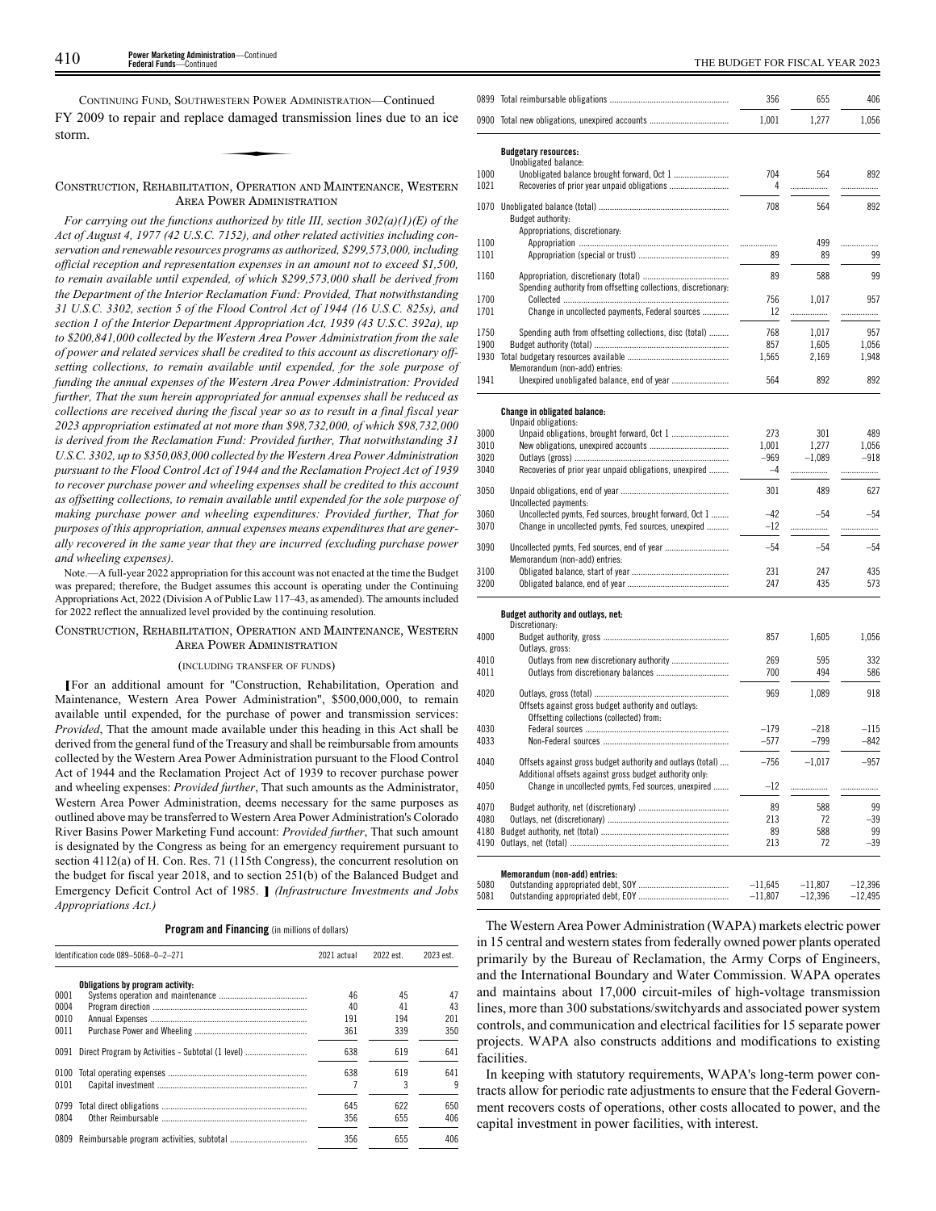CONTINUING FUND, SOUTHWESTERN POWER ADMINISTRATION—Continued

FY 2009 to repair and replace damaged transmission lines due to an ice storm.

## CONSTRUCTION, REHABILITATION, OPERATION AND MAINTENANCE, WESTERN AREA POWER ADMINISTRATION

*For carrying out the functions authorized by title III, section 302(a)(1)(E) of the Act of August 4, 1977 (42 U.S.C. 7152), and other related activities including conservation and renewable resources programs as authorized, $299,573,000, including official reception and representation expenses in an amount not to exceed $1,500, to remain available until expended, of which $299,573,000 shall be derived from the Department of the Interior Reclamation Fund: Provided, That notwithstanding 31 U.S.C. 3302, section 5 of the Flood Control Act of 1944 (16 U.S.C. 825s), and section 1 of the Interior Department Appropriation Act, 1939 (43 U.S.C. 392a), up to $200,841,000 collected by the Western Area Power Administration from the sale of power and related services shall be credited to this account as discretionary offsetting collections, to remain available until expended, for the sole purpose of funding the annual expenses of the Western Area Power Administration: Provided further, That the sum herein appropriated for annual expenses shall be reduced as collections are received during the fiscal year so as to result in a final fiscal year 2023 appropriation estimated at not more than $98,732,000, of which $98,732,000 is derived from the Reclamation Fund: Provided further, That notwithstanding 31 U.S.C. 3302, up to $350,083,000 collected by the Western Area Power Administration pursuant to the Flood Control Act of 1944 and the Reclamation Project Act of 1939 to recover purchase power and wheeling expenses shall be credited to this account as offsetting collections, to remain available until expended for the sole purpose of making purchase power and wheeling expenditures: Provided further, That for purposes of this appropriation, annual expenses means expenditures that are generally recovered in the same year that they are incurred (excluding purchase power and wheeling expenses).*

Note.—A full-year 2022 appropriation for this account was not enacted at the time the Budget was prepared; therefore, the Budget assumes this account is operating under the Continuing Appropriations Act, 2022 (Division A of Public Law 117–43, as amended). The amounts included for 2022 reflect the annualized level provided by the continuing resolution.

## CONSTRUCTION, REHABILITATION, OPERATION AND MAINTENANCE, WESTERN AREA POWER ADMINISTRATION

(INCLUDING TRANSFER OF FUNDS)

[For an additional amount for "Construction, Rehabilitation, Operation and Maintenance, Western Area Power Administration", $500,000,000, to remain available until expended, for the purchase of power and transmission services: *Provided*, That the amount made available under this heading in this Act shall be derived from the general fund of the Treasury and shall be reimbursable from amounts collected by the Western Area Power Administration pursuant to the Flood Control Act of 1944 and the Reclamation Project Act of 1939 to recover purchase power and wheeling expenses: *Provided further*, That such amounts as the Administrator, Western Area Power Administration, deems necessary for the same purposes as outlined above may be transferred to Western Area Power Administration's Colorado River Basins Power Marketing Fund account: *Provided further*, That such amount is designated by the Congress as being for an emergency requirement pursuant to section 4112(a) of H. Con. Res. 71 (115th Congress), the concurrent resolution on the budget for fiscal year 2018, and to section 251(b) of the Balanced Budget and Emergency Deficit Control Act of 1985. ] *(Infrastructure Investments and Jobs Appropriations Act.)*

**Program and Financing** (in millions of dollars)

| Identification code 089–5068–0–2–271 | | 2021 actual | 2022 est. | 2023 est. |
|---|---|---|---|---|
| | **Obligations by program activity:** | | | |
| 0001 | Systems operation and maintenance | 46 | 45 | 47 |
| 0004 | Program direction | 40 | 41 | 43 |
| 0010 | Annual Expenses | 191 | 194 | 201 |
| 0011 | Purchase Power and Wheeling | 361 | 339 | 350 |
| 0091 | Direct Program by Activities - Subtotal (1 level) | 638 | 619 | 641 |
| 0100 | Total operating expenses | 638 | 619 | 641 |
| 0101 | Capital investment | 7 | 3 | 9 |
| 0799 | Total direct obligations | 645 | 622 | 650 |
| 0804 | Other Reimbursable | 356 | 655 | 406 |
| 0809 | Reimbursable program activities, subtotal | 356 | 655 | 406 |
| 0899 | Total reimbursable obligations | 356 | 655 | 406 |
| 0900 | Total new obligations, unexpired accounts | 1,001 | 1,277 | 1,056 |
| | **Budgetary resources:** | | | |
| | Unobligated balance: | | | |
| 1000 | Unobligated balance brought forward, Oct 1 | 704 | 564 | 892 |
| 1021 | Recoveries of prior year unpaid obligations | 4 | | |
| 1070 | Unobligated balance (total) | 708 | 564 | 892 |
| | Budget authority: | | | |
| | Appropriations, discretionary: | | | |
| 1100 | Appropriation | | 499 | |
| 1101 | Appropriation (special or trust) | 89 | 89 | 99 |
| 1160 | Appropriation, discretionary (total) | 89 | 588 | 99 |
| | Spending authority from offsetting collections, discretionary: | | | |
| 1700 | Collected | 756 | 1,017 | 957 |
| 1701 | Change in uncollected payments, Federal sources | 12 | | |
| 1750 | Spending auth from offsetting collections, disc (total) | 768 | 1,017 | 957 |
| 1900 | Budget authority (total) | 857 | 1,605 | 1,056 |
| 1930 | Total budgetary resources available | 1,565 | 2,169 | 1,948 |
| | Memorandum (non-add) entries: | | | |
| 1941 | Unexpired unobligated balance, end of year | 564 | 892 | 892 |
| | **Change in obligated balance:** | | | |
| | Unpaid obligations: | | | |
| 3000 | Unpaid obligations, brought forward, Oct 1 | 273 | 301 | 489 |
| 3010 | New obligations, unexpired accounts | 1,001 | 1,277 | 1,056 |
| 3020 | Outlays (gross) | –969 | –1,089 | –918 |
| 3040 | Recoveries of prior year unpaid obligations, unexpired | –4 | | |
| 3050 | Unpaid obligations, end of year | 301 | 489 | 627 |
| | Uncollected payments: | | | |
| 3060 | Uncollected pymts, Fed sources, brought forward, Oct 1 | –42 | –54 | –54 |
| 3070 | Change in uncollected pymts, Fed sources, unexpired | –12 | | |
| 3090 | Uncollected pymts, Fed sources, end of year | –54 | –54 | –54 |
| | Memorandum (non-add) entries: | | | |
| 3100 | Obligated balance, start of year | 231 | 247 | 435 |
| 3200 | Obligated balance, end of year | 247 | 435 | 573 |
| | **Budget authority and outlays, net:** | | | |
| | Discretionary: | | | |
| 4000 | Budget authority, gross | 857 | 1,605 | 1,056 |
| | Outlays, gross: | | | |
| 4010 | Outlays from new discretionary authority | 269 | 595 | 332 |
| 4011 | Outlays from discretionary balances | 700 | 494 | 586 |
| 4020 | Outlays, gross (total) | 969 | 1,089 | 918 |
| | Offsets against gross budget authority and outlays: | | | |
| | Offsetting collections (collected) from: | | | |
| 4030 | Federal sources | –179 | –218 | –115 |
| 4033 | Non-Federal sources | –577 | –799 | –842 |
| 4040 | Offsets against gross budget authority and outlays (total) | –756 | –1,017 | –957 |
| | Additional offsets against gross budget authority only: | | | |
| 4050 | Change in uncollected pymts, Fed sources, unexpired | –12 | | |
| 4070 | Budget authority, net (discretionary) | 89 | 588 | 99 |
| 4080 | Outlays, net (discretionary) | 213 | 72 | –39 |
| 4180 | Budget authority, net (total) | 89 | 588 | 99 |
| 4190 | Outlays, net (total) | 213 | 72 | –39 |
| | **Memorandum (non-add) entries:** | | | |
| 5080 | Outstanding appropriated debt, SOY | –11,645 | –11,807 | –12,396 |
| 5081 | Outstanding appropriated debt, EOY | –11,807 | –12,396 | –12,495 |

The Western Area Power Administration (WAPA) markets electric power in 15 central and western states from federally owned power plants operated primarily by the Bureau of Reclamation, the Army Corps of Engineers, and the International Boundary and Water Commission. WAPA operates and maintains about 17,000 circuit-miles of high-voltage transmission lines, more than 300 substations/switchyards and associated power system controls, and communication and electrical facilities for 15 separate power projects. WAPA also constructs additions and modifications to existing facilities.

In keeping with statutory requirements, WAPA's long-term power contracts allow for periodic rate adjustments to ensure that the Federal Government recovers costs of operations, other costs allocated to power, and the capital investment in power facilities, with interest.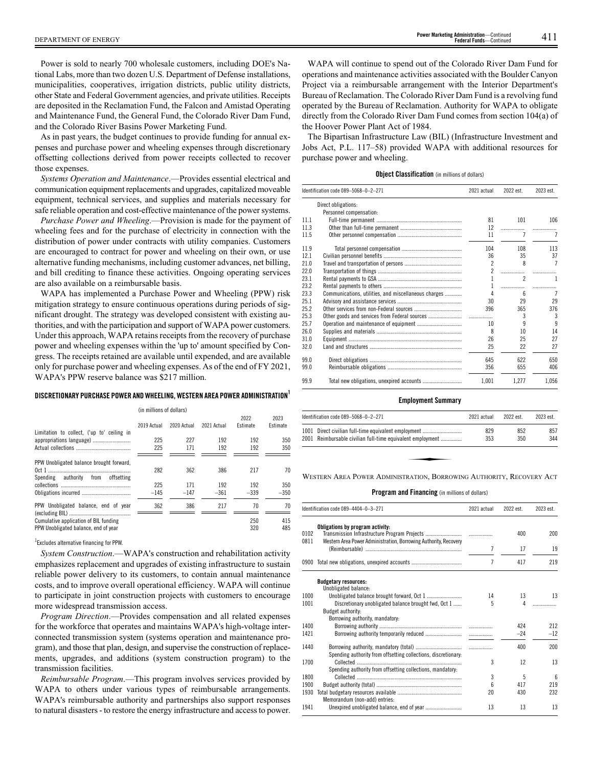Power is sold to nearly 700 wholesale customers, including DOE's National Labs, more than two dozen U.S. Department of Defense installations, municipalities, cooperatives, irrigation districts, public utility districts, other State and Federal Government agencies, and private utilities. Receipts are deposited in the Reclamation Fund, the Falcon and Amistad Operating and Maintenance Fund, the General Fund, the Colorado River Dam Fund, and the Colorado River Basins Power Marketing Fund.

As in past years, the budget continues to provide funding for annual expenses and purchase power and wheeling expenses through discretionary offsetting collections derived from power receipts collected to recover those expenses.

*Systems Operation and Maintenance*.—Provides essential electrical and communication equipment replacements and upgrades, capitalized moveable equipment, technical services, and supplies and materials necessary for safe reliable operation and cost-effective maintenance of the power systems.

*Purchase Power and Wheeling*.—Provision is made for the payment of wheeling fees and for the purchase of electricity in connection with the distribution of power under contracts with utility companies. Customers are encouraged to contract for power and wheeling on their own, or use alternative funding mechanisms, including customer advances, net billing, and bill crediting to finance these activities. Ongoing operating services are also available on a reimbursable basis.

WAPA has implemented a Purchase Power and Wheeling (PPW) risk mitigation strategy to ensure continuous operations during periods of significant drought. The strategy was developed consistent with existing authorities, and with the participation and support of WAPA power customers. Under this approach, WAPA retains receipts from the recovery of purchase power and wheeling expenses within the 'up to' amount specified by Congress. The receipts retained are available until expended, and are available only for purchase power and wheeling expenses. As of the end of FY 2021, WAPA's PPW reserve balance was $217 million.

**DISCRETIONARY PURCHASE POWER AND WHEELING, WESTERN AREA POWER ADMINISTRATION**[1]

(in millions of dollars)

| | 2019 Actual | 2020 Actual | 2021 Actual | 2022 Estimate | 2023 Estimate |
|---|---|---|---|---|---|
| Limitation to collect, ('up to' ceiling in appropriations language) | 225 | 227 | 192 | 192 | 350 |
| Actual collections | 225 | 171 | 192 | 192 | 350 |
| PPW Unobligated balance brought forward, Oct 1 | 282 | 362 | 386 | 217 | 70 |
| Spending authority from offsetting collections | 225 | 171 | 192 | 192 | 350 |
| Obligations incurred | −145 | −147 | −361 | −339 | −350 |
| PPW Unobligated balance, end of year (excluding BIL) | 362 | 386 | 217 | 70 | 70 |
| Cumulative application of BIL funding | | | | 250 | 415 |
| PPW Unobligated balance, end of year | | | | 320 | 485 |

[1]Excludes alternative financing for PPW.

*System Construction*.—WAPA's construction and rehabilitation activity emphasizes replacement and upgrades of existing infrastructure to sustain reliable power delivery to its customers, to contain annual maintenance costs, and to improve overall operational efficiency. WAPA will continue to participate in joint construction projects with customers to encourage more widespread transmission access.

*Program Direction*.—Provides compensation and all related expenses for the workforce that operates and maintains WAPA's high-voltage interconnected transmission system (systems operation and maintenance program), and those that plan, design, and supervise the construction of replacements, upgrades, and additions (system construction program) to the transmission facilities.

*Reimbursable Program*.—This program involves services provided by WAPA to others under various types of reimbursable arrangements. WAPA's reimbursable authority and partnerships also support responses to natural disasters - to restore the energy infrastructure and access to power.

WAPA will continue to spend out of the Colorado River Dam Fund for operations and maintenance activities associated with the Boulder Canyon Project via a reimbursable arrangement with the Interior Department's Bureau of Reclamation. The Colorado River Dam Fund is a revolving fund operated by the Bureau of Reclamation. Authority for WAPA to obligate directly from the Colorado River Dam Fund comes from section 104(a) of the Hoover Power Plant Act of 1984.

The Bipartisan Infrastructure Law (BIL) (Infrastructure Investment and Jobs Act, P.L. 117–58) provided WAPA with additional resources for purchase power and wheeling.

**Object Classification** (in millions of dollars)

| Identification code 089–5068–0–2–271 | | 2021 actual | 2022 est. | 2023 est. |
|---|---|---|---|---|
| | Direct obligations: | | | |
| | Personnel compensation: | | | |
| 11.1 | Full-time permanent | 81 | 101 | 106 |
| 11.3 | Other than full-time permanent | 12 | | |
| 11.5 | Other personnel compensation | 11 | 7 | 7 |
| 11.9 | Total personnel compensation | 104 | 108 | 113 |
| 12.1 | Civilian personnel benefits | 36 | 35 | 37 |
| 21.0 | Travel and transportation of persons | 2 | 8 | 7 |
| 22.0 | Transportation of things | 2 | | |
| 23.1 | Rental payments to GSA | 1 | 2 | 1 |
| 23.2 | Rental payments to others | 1 | | |
| 23.3 | Communications, utilities, and miscellaneous charges | 4 | 6 | 7 |
| 25.1 | Advisory and assistance services | 30 | 29 | 29 |
| 25.2 | Other services from non-Federal sources | 396 | 365 | 376 |
| 25.3 | Other goods and services from Federal sources | | 3 | 3 |
| 25.7 | Operation and maintenance of equipment | 10 | 9 | 9 |
| 26.0 | Supplies and materials | 8 | 10 | 14 |
| 31.0 | Equipment | 26 | 25 | 27 |
| 32.0 | Land and structures | 25 | 22 | 27 |
| 99.0 | Direct obligations | 645 | 622 | 650 |
| 99.0 | Reimbursable obligations | 356 | 655 | 406 |
| 99.9 | Total new obligations, unexpired accounts | 1,001 | 1,277 | 1,056 |

**Employment Summary**

| Identification code 089–5068–0–2–271 | 2021 actual | 2022 est. | 2023 est. |
|---|---|---|---|
| 1001 Direct civilian full-time equivalent employment | 829 | 852 | 857 |
| 2001 Reimbursable civilian full-time equivalent employment | 353 | 350 | 344 |

WESTERN AREA POWER ADMINISTRATION, BORROWING AUTHORITY, RECOVERY ACT

**Program and Financing** (in millions of dollars)

| Identification code 089–4404–0–3–271 | | 2021 actual | 2022 est. | 2023 est. |
|---|---|---|---|---|
| | **Obligations by program activity:** | | | |
| 0102 | Transmission Infrastructure Program Projects | | 400 | 200 |
| 0811 | Western Area Power Administration, Borrowing Authority, Recovery (Reimbursable) | 7 | 17 | 19 |
| 0900 | Total new obligations, unexpired accounts | 7 | 417 | 219 |
| | **Budgetary resources:** | | | |
| | Unobligated balance: | | | |
| 1000 | Unobligated balance brought forward, Oct 1 | 14 | 13 | 13 |
| 1001 | Discretionary unobligated balance brought fwd, Oct 1 | 5 | 4 | |
| | Budget authority: | | | |
| | Borrowing authority, mandatory: | | | |
| 1400 | Borrowing authority | | 424 | 212 |
| 1421 | Borrowing authority temporarily reduced | | −24 | −12 |
| 1440 | Borrowing authority, mandatory (total) | | 400 | 200 |
| | Spending authority from offsetting collections, discretionary: | | | |
| 1700 | Collected | 3 | 12 | 13 |
| | Spending authority from offsetting collections, mandatory: | | | |
| 1800 | Collected | 3 | 5 | 6 |
| 1900 | Budget authority (total) | 6 | 417 | 219 |
| 1930 | Total budgetary resources available | 20 | 430 | 232 |
| | Memorandum (non-add) entries: | | | |
| 1941 | Unexpired unobligated balance, end of year | 13 | 13 | 13 |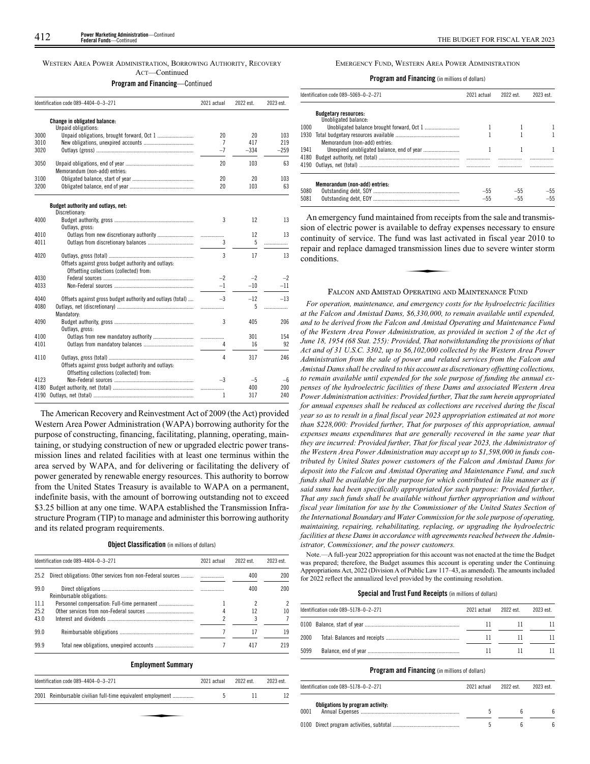WESTERN AREA POWER ADMINISTRATION, BORROWING AUTHORITY, RECOVERY ACT—Continued

**Program and Financing**—Continued

| Identification code 089–4404–0–3–271 | | 2021 actual | 2022 est. | 2023 est. |
|---|---|---|---|---|
| | **Change in obligated balance:** | | | |
| | Unpaid obligations: | | | |
| 3000 | Unpaid obligations, brought forward, Oct 1 | 20 | 20 | 103 |
| 3010 | New obligations, unexpired accounts | 7 | 417 | 219 |
| 3020 | Outlays (gross) | –7 | –334 | –259 |
| 3050 | Unpaid obligations, end of year | 20 | 103 | 63 |
| | Memorandum (non-add) entries: | | | |
| 3100 | Obligated balance, start of year | 20 | 20 | 103 |
| 3200 | Obligated balance, end of year | 20 | 103 | 63 |
| | **Budget authority and outlays, net:** | | | |
| | Discretionary: | | | |
| 4000 | Budget authority, gross | 3 | 12 | 13 |
| | Outlays, gross: | | | |
| 4010 | Outlays from new discretionary authority | | 12 | 13 |
| 4011 | Outlays from discretionary balances | 3 | 5 | |
| 4020 | Outlays, gross (total) | 3 | 17 | 13 |
| | Offsets against gross budget authority and outlays: | | | |
| | Offsetting collections (collected) from: | | | |
| 4030 | Federal sources | –2 | –2 | –2 |
| 4033 | Non-Federal sources | –1 | –10 | –11 |
| 4040 | Offsets against gross budget authority and outlays (total) | –3 | –12 | –13 |
| 4080 | Outlays, net (discretionary) | | 5 | |
| | Mandatory: | | | |
| 4090 | Budget authority, gross | 3 | 405 | 206 |
| | Outlays, gross: | | | |
| 4100 | Outlays from new mandatory authority | | 301 | 154 |
| 4101 | Outlays from mandatory balances | 4 | 16 | 92 |
| 4110 | Outlays, gross (total) | 4 | 317 | 246 |
| | Offsets against gross budget authority and outlays: | | | |
| | Offsetting collections (collected) from: | | | |
| 4123 | Non-Federal sources | –3 | –5 | –6 |
| 4180 | Budget authority, net (total) | | 400 | 200 |
| 4190 | Outlays, net (total) | 1 | 317 | 240 |

The American Recovery and Reinvestment Act of 2009 (the Act) provided Western Area Power Administration (WAPA) borrowing authority for the purpose of constructing, financing, facilitating, planning, operating, maintaining, or studying construction of new or upgraded electric power transmission lines and related facilities with at least one terminus within the area served by WAPA, and for delivering or facilitating the delivery of power generated by renewable energy resources. This authority to borrow from the United States Treasury is available to WAPA on a permanent, indefinite basis, with the amount of borrowing outstanding not to exceed $3.25 billion at any one time. WAPA established the Transmission Infrastructure Program (TIP) to manage and administer this borrowing authority and its related program requirements.

**Object Classification** (in millions of dollars)

| Identification code 089–4404–0–3–271 | | 2021 actual | 2022 est. | 2023 est. |
|---|---|---|---|---|
| 25.2 | Direct obligations: Other services from non-Federal sources | | 400 | 200 |
| 99.0 | Direct obligations | | 400 | 200 |
| | Reimbursable obligations: | | | |
| 11.1 | Personnel compensation: Full-time permanent | 1 | 2 | 2 |
| 25.2 | Other services from non-Federal sources | 4 | 12 | 10 |
| 43.0 | Interest and dividends | 2 | 3 | 7 |
| 99.0 | Reimbursable obligations | 7 | 17 | 19 |
| 99.9 | Total new obligations, unexpired accounts | 7 | 417 | 219 |

**Employment Summary**

| Identification code 089–4404–0–3–271 | | 2021 actual | 2022 est. | 2023 est. |
|---|---|---|---|---|
| 2001 | Reimbursable civilian full-time equivalent employment | 5 | 11 | 12 |

EMERGENCY FUND, WESTERN AREA POWER ADMINISTRATION

**Program and Financing** (in millions of dollars)

| Identification code 089–5069–0–2–271 | | 2021 actual | 2022 est. | 2023 est. |
|---|---|---|---|---|
| | **Budgetary resources:** | | | |
| | Unobligated balance: | | | |
| 1000 | Unobligated balance brought forward, Oct 1 | 1 | 1 | 1 |
| 1930 | Total budgetary resources available | 1 | 1 | 1 |
| | Memorandum (non-add) entries: | | | |
| 1941 | Unexpired unobligated balance, end of year | 1 | 1 | 1 |
| 4180 | Budget authority, net (total) | | | |
| 4190 | Outlays, net (total) | | | |
| | **Memorandum (non-add) entries:** | | | |
| 5080 | Outstanding debt, SOY | –55 | –55 | –55 |
| 5081 | Outstanding debt, EOY | –55 | –55 | –55 |

An emergency fund maintained from receipts from the sale and transmission of electric power is available to defray expenses necessary to ensure continuity of service. The fund was last activated in fiscal year 2010 to repair and replace damaged transmission lines due to severe winter storm conditions.

FALCON AND AMISTAD OPERATING AND MAINTENANCE FUND

*For operation, maintenance, and emergency costs for the hydroelectric facilities at the Falcon and Amistad Dams, $6,330,000, to remain available until expended, and to be derived from the Falcon and Amistad Operating and Maintenance Fund of the Western Area Power Administration, as provided in section 2 of the Act of June 18, 1954 (68 Stat. 255): Provided, That notwithstanding the provisions of that Act and of 31 U.S.C. 3302, up to $6,102,000 collected by the Western Area Power Administration from the sale of power and related services from the Falcon and Amistad Dams shall be credited to this account as discretionary offsetting collections, to remain available until expended for the sole purpose of funding the annual expenses of the hydroelectric facilities of these Dams and associated Western Area Power Administration activities: Provided further, That the sum herein appropriated for annual expenses shall be reduced as collections are received during the fiscal year so as to result in a final fiscal year 2023 appropriation estimated at not more than $228,000: Provided further, That for purposes of this appropriation, annual expenses means expenditures that are generally recovered in the same year that they are incurred: Provided further, That for fiscal year 2023, the Administrator of the Western Area Power Administration may accept up to $1,598,000 in funds contributed by United States power customers of the Falcon and Amistad Dams for deposit into the Falcon and Amistad Operating and Maintenance Fund, and such funds shall be available for the purpose for which contributed in like manner as if said sums had been specifically appropriated for such purpose: Provided further, That any such funds shall be available without further appropriation and without fiscal year limitation for use by the Commissioner of the United States Section of the International Boundary and Water Commission for the sole purpose of operating, maintaining, repairing, rehabilitating, replacing, or upgrading the hydroelectric facilities at these Dams in accordance with agreements reached between the Administrator, Commissioner, and the power customers.*

Note.—A full-year 2022 appropriation for this account was not enacted at the time the Budget was prepared; therefore, the Budget assumes this account is operating under the Continuing Appropriations Act, 2022 (Division A of Public Law 117–43, as amended). The amounts included for 2022 reflect the annualized level provided by the continuing resolution.

**Special and Trust Fund Receipts** (in millions of dollars)

| Identification code 089–5178–0–2–271 | | 2021 actual | 2022 est. | 2023 est. |
|---|---|---|---|---|
| 0100 | Balance, start of year | 11 | 11 | 11 |
| 2000 | Total: Balances and receipts | 11 | 11 | 11 |
| 5099 | Balance, end of year | 11 | 11 | 11 |

**Program and Financing** (in millions of dollars)

| Identification code 089–5178–0–2–271 | | 2021 actual | 2022 est. | 2023 est. |
|---|---|---|---|---|
| | **Obligations by program activity:** | | | |
| 0001 | Annual Expenses | 5 | 6 | 6 |
| 0100 | Direct program activities, subtotal | 5 | 6 | 6 |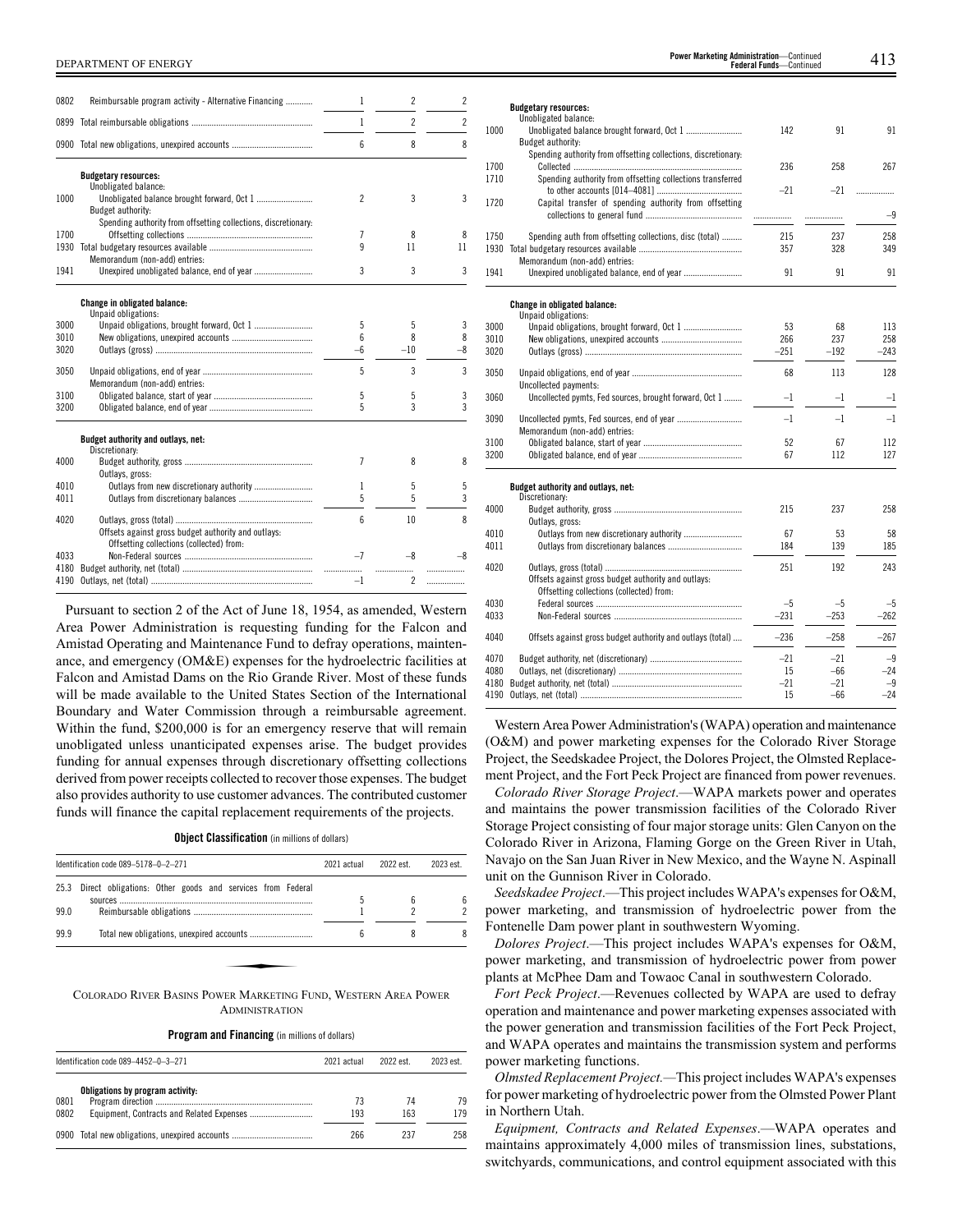| | | 2021 actual | 2022 est. | 2023 est. |
|---|---|---|---|---|
| 0802 | Reimbursable program activity - Alternative Financing | 1 | 2 | 2 |
| 0899 | Total reimbursable obligations | 1 | 2 | 2 |
| 0900 | Total new obligations, unexpired accounts | 6 | 8 | 8 |
| | **Budgetary resources:** | | | |
| | Unobligated balance: | | | |
| 1000 | Unobligated balance brought forward, Oct 1 | 2 | 3 | 3 |
| | Budget authority: | | | |
| | Spending authority from offsetting collections, discretionary: | | | |
| 1700 | Offsetting collections | 7 | 8 | 8 |
| 1930 | Total budgetary resources available | 9 | 11 | 11 |
| | Memorandum (non-add) entries: | | | |
| 1941 | Unexpired unobligated balance, end of year | 3 | 3 | 3 |
| | **Change in obligated balance:** | | | |
| | Unpaid obligations: | | | |
| 3000 | Unpaid obligations, brought forward, Oct 1 | 5 | 5 | 3 |
| 3010 | New obligations, unexpired accounts | 6 | 8 | 8 |
| 3020 | Outlays (gross) | –6 | –10 | –8 |
| 3050 | Unpaid obligations, end of year | 5 | 3 | 3 |
| | Memorandum (non-add) entries: | | | |
| 3100 | Obligated balance, start of year | 5 | 5 | 3 |
| 3200 | Obligated balance, end of year | 5 | 3 | 3 |
| | **Budget authority and outlays, net:** | | | |
| | Discretionary: | | | |
| 4000 | Budget authority, gross | 7 | 8 | 8 |
| | Outlays, gross: | | | |
| 4010 | Outlays from new discretionary authority | 1 | 5 | 5 |
| 4011 | Outlays from discretionary balances | 5 | 5 | 3 |
| 4020 | Outlays, gross (total) | 6 | 10 | 8 |
| | Offsets against gross budget authority and outlays: | | | |
| | Offsetting collections (collected) from: | | | |
| 4033 | Non-Federal sources | –7 | –8 | –8 |
| 4180 | Budget authority, net (total) | | | |
| 4190 | Outlays, net (total) | –1 | 2 | |

Pursuant to section 2 of the Act of June 18, 1954, as amended, Western Area Power Administration is requesting funding for the Falcon and Amistad Operating and Maintenance Fund to defray operations, maintenance, and emergency (OM&E) expenses for the hydroelectric facilities at Falcon and Amistad Dams on the Rio Grande River. Most of these funds will be made available to the United States Section of the International Boundary and Water Commission through a reimbursable agreement. Within the fund, $200,000 is for an emergency reserve that will remain unobligated unless unanticipated expenses arise. The budget provides funding for annual expenses through discretionary offsetting collections derived from power receipts collected to recover those expenses. The budget also provides authority to use customer advances. The contributed customer funds will finance the capital replacement requirements of the projects.

**Object Classification** (in millions of dollars)

| Identification code 089–5178–0–2–271 | | 2021 actual | 2022 est. | 2023 est. |
|---|---|---|---|---|
| 25.3 | Direct obligations: Other goods and services from Federal sources | 5 | 6 | 6 |
| 99.0 | Reimbursable obligations | 1 | 2 | 2 |
| 99.9 | Total new obligations, unexpired accounts | 6 | 8 | 8 |

## Colorado River Basins Power Marketing Fund, Western Area Power Administration

**Program and Financing** (in millions of dollars)

| Identification code 089–4452–0–3–271 | | 2021 actual | 2022 est. | 2023 est. |
|---|---|---|---|---|
| | **Obligations by program activity:** | | | |
| 0801 | Program direction | 73 | 74 | 79 |
| 0802 | Equipment, Contracts and Related Expenses | 193 | 163 | 179 |
| 0900 | Total new obligations, unexpired accounts | 266 | 237 | 258 |
| | **Budgetary resources:** | | | |
| | Unobligated balance: | | | |
| 1000 | Unobligated balance brought forward, Oct 1 | 142 | 91 | 91 |
| | Budget authority: | | | |
| | Spending authority from offsetting collections, discretionary: | | | |
| 1700 | Collected | 236 | 258 | 267 |
| 1710 | Spending authority from offsetting collections transferred to other accounts [014–4081] | –21 | –21 | |
| 1720 | Capital transfer of spending authority from offsetting collections to general fund | | | –9 |
| 1750 | Spending auth from offsetting collections, disc (total) | 215 | 237 | 258 |
| 1930 | Total budgetary resources available | 357 | 328 | 349 |
| | Memorandum (non-add) entries: | | | |
| 1941 | Unexpired unobligated balance, end of year | 91 | 91 | 91 |
| | **Change in obligated balance:** | | | |
| | Unpaid obligations: | | | |
| 3000 | Unpaid obligations, brought forward, Oct 1 | 53 | 68 | 113 |
| 3010 | New obligations, unexpired accounts | 266 | 237 | 258 |
| 3020 | Outlays (gross) | –251 | –192 | –243 |
| 3050 | Unpaid obligations, end of year | 68 | 113 | 128 |
| | Uncollected payments: | | | |
| 3060 | Uncollected pymts, Fed sources, brought forward, Oct 1 | –1 | –1 | –1 |
| 3090 | Uncollected pymts, Fed sources, end of year | –1 | –1 | –1 |
| | Memorandum (non-add) entries: | | | |
| 3100 | Obligated balance, start of year | 52 | 67 | 112 |
| 3200 | Obligated balance, end of year | 67 | 112 | 127 |
| | **Budget authority and outlays, net:** | | | |
| | Discretionary: | | | |
| 4000 | Budget authority, gross | 215 | 237 | 258 |
| | Outlays, gross: | | | |
| 4010 | Outlays from new discretionary authority | 67 | 53 | 58 |
| 4011 | Outlays from discretionary balances | 184 | 139 | 185 |
| 4020 | Outlays, gross (total) | 251 | 192 | 243 |
| | Offsets against gross budget authority and outlays: | | | |
| | Offsetting collections (collected) from: | | | |
| 4030 | Federal sources | –5 | –5 | –5 |
| 4033 | Non-Federal sources | –231 | –253 | –262 |
| 4040 | Offsets against gross budget authority and outlays (total) | –236 | –258 | –267 |
| 4070 | Budget authority, net (discretionary) | –21 | –21 | –9 |
| 4080 | Outlays, net (discretionary) | 15 | –66 | –24 |
| 4180 | Budget authority, net (total) | –21 | –21 | –9 |
| 4190 | Outlays, net (total) | 15 | –66 | –24 |

Western Area Power Administration's (WAPA) operation and maintenance (O&M) and power marketing expenses for the Colorado River Storage Project, the Seedskadee Project, the Dolores Project, the Olmsted Replacement Project, and the Fort Peck Project are financed from power revenues.

*Colorado River Storage Project*.—WAPA markets power and operates and maintains the power transmission facilities of the Colorado River Storage Project consisting of four major storage units: Glen Canyon on the Colorado River in Arizona, Flaming Gorge on the Green River in Utah, Navajo on the San Juan River in New Mexico, and the Wayne N. Aspinall unit on the Gunnison River in Colorado.

*Seedskadee Project*.—This project includes WAPA's expenses for O&M, power marketing, and transmission of hydroelectric power from the Fontenelle Dam power plant in southwestern Wyoming.

*Dolores Project*.—This project includes WAPA's expenses for O&M, power marketing, and transmission of hydroelectric power from power plants at McPhee Dam and Towaoc Canal in southwestern Colorado.

*Fort Peck Project*.—Revenues collected by WAPA are used to defray operation and maintenance and power marketing expenses associated with the power generation and transmission facilities of the Fort Peck Project, and WAPA operates and maintains the transmission system and performs power marketing functions.

*Olmsted Replacement Project.*—This project includes WAPA's expenses for power marketing of hydroelectric power from the Olmsted Power Plant in Northern Utah.

*Equipment, Contracts and Related Expenses*.—WAPA operates and maintains approximately 4,000 miles of transmission lines, substations, switchyards, communications, and control equipment associated with this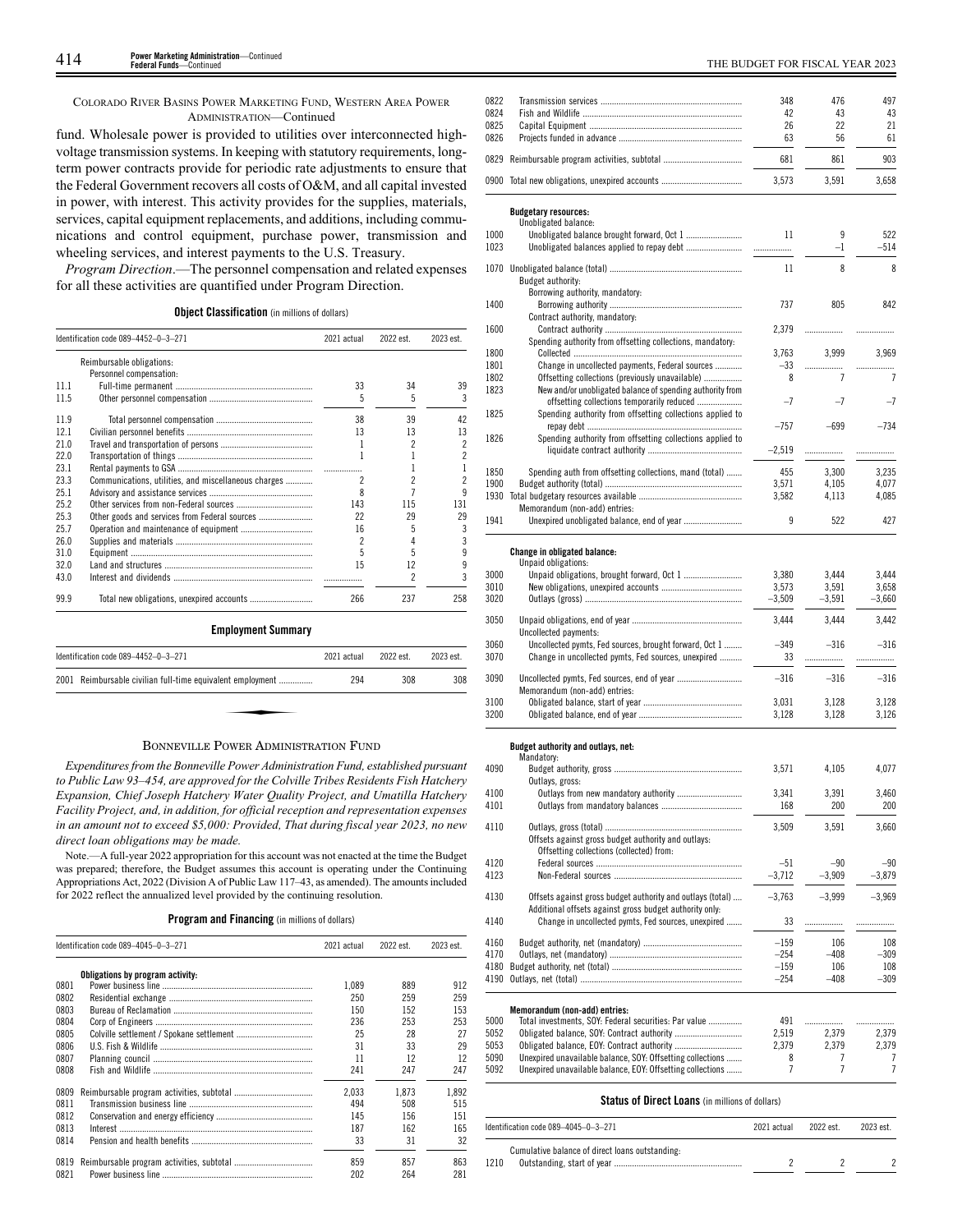COLORADO RIVER BASINS POWER MARKETING FUND, WESTERN AREA POWER ADMINISTRATION—Continued

fund. Wholesale power is provided to utilities over interconnected high-voltage transmission systems. In keeping with statutory requirements, long-term power contracts provide for periodic rate adjustments to ensure that the Federal Government recovers all costs of O&M, and all capital invested in power, with interest. This activity provides for the supplies, materials, services, capital equipment replacements, and additions, including communications and control equipment, purchase power, transmission and wheeling services, and interest payments to the U.S. Treasury.

*Program Direction*.—The personnel compensation and related expenses for all these activities are quantified under Program Direction.

**Object Classification** (in millions of dollars)

| Identification code 089–4452–0–3–271 | | 2021 actual | 2022 est. | 2023 est. |
|---|---|---|---|---|
| | Reimbursable obligations: | | | |
| | Personnel compensation: | | | |
| 11.1 | Full-time permanent | 33 | 34 | 39 |
| 11.5 | Other personnel compensation | 5 | 5 | 3 |
| 11.9 | Total personnel compensation | 38 | 39 | 42 |
| 12.1 | Civilian personnel benefits | 13 | 13 | 13 |
| 21.0 | Travel and transportation of persons | 1 | 2 | 2 |
| 22.0 | Transportation of things | 1 | 1 | 2 |
| 23.1 | Rental payments to GSA | | 1 | 1 |
| 23.3 | Communications, utilities, and miscellaneous charges | 2 | 2 | 2 |
| 25.1 | Advisory and assistance services | 8 | 7 | 9 |
| 25.2 | Other services from non-Federal sources | 143 | 115 | 131 |
| 25.3 | Other goods and services from Federal sources | 22 | 29 | 29 |
| 25.7 | Operation and maintenance of equipment | 16 | 5 | 3 |
| 26.0 | Supplies and materials | 2 | 4 | 3 |
| 31.0 | Equipment | 5 | 5 | 9 |
| 32.0 | Land and structures | 15 | 12 | 9 |
| 43.0 | Interest and dividends | | 2 | 3 |
| 99.9 | Total new obligations, unexpired accounts | 266 | 237 | 258 |

**Employment Summary**

| Identification code 089–4452–0–3–271 | | 2021 actual | 2022 est. | 2023 est. |
|---|---|---|---|---|
| 2001 | Reimbursable civilian full-time equivalent employment | 294 | 308 | 308 |

## BONNEVILLE POWER ADMINISTRATION FUND

*Expenditures from the Bonneville Power Administration Fund, established pursuant to Public Law 93–454, are approved for the Colville Tribes Residents Fish Hatchery Expansion, Chief Joseph Hatchery Water Quality Project, and Umatilla Hatchery Facility Project, and, in addition, for official reception and representation expenses in an amount not to exceed $5,000: Provided, That during fiscal year 2023, no new direct loan obligations may be made.*

Note.—A full-year 2022 appropriation for this account was not enacted at the time the Budget was prepared; therefore, the Budget assumes this account is operating under the Continuing Appropriations Act, 2022 (Division A of Public Law 117–43, as amended). The amounts included for 2022 reflect the annualized level provided by the continuing resolution.

**Program and Financing** (in millions of dollars)

| Identification code 089–4045–0–3–271 | | 2021 actual | 2022 est. | 2023 est. |
|---|---|---|---|---|
| | **Obligations by program activity:** | | | |
| 0801 | Power business line | 1,089 | 889 | 912 |
| 0802 | Residential exchange | 250 | 259 | 259 |
| 0803 | Bureau of Reclamation | 150 | 152 | 153 |
| 0804 | Corp of Engineers | 236 | 253 | 253 |
| 0805 | Colville settlement / Spokane settlement | 25 | 28 | 27 |
| 0806 | U.S. Fish & Wildlife | 31 | 33 | 29 |
| 0807 | Planning council | 11 | 12 | 12 |
| 0808 | Fish and Wildlife | 241 | 247 | 247 |
| 0809 | Reimbursable program activities, subtotal | 2,033 | 1,873 | 1,892 |
| 0811 | Transmission business line | 494 | 508 | 515 |
| 0812 | Conservation and energy efficiency | 145 | 156 | 151 |
| 0813 | Interest | 187 | 162 | 165 |
| 0814 | Pension and health benefits | 33 | 31 | 32 |
| 0819 | Reimbursable program activities, subtotal | 859 | 857 | 863 |
| 0821 | Power business line | 202 | 264 | 281 |
| 0822 | Transmission services | 348 | 476 | 497 |
| 0824 | Fish and Wildlife | 42 | 43 | 43 |
| 0825 | Capital Equipment | 26 | 22 | 21 |
| 0826 | Projects funded in advance | 63 | 56 | 61 |
| 0829 | Reimbursable program activities, subtotal | 681 | 861 | 903 |
| 0900 | Total new obligations, unexpired accounts | 3,573 | 3,591 | 3,658 |
| | **Budgetary resources:** | | | |
| | Unobligated balance: | | | |
| 1000 | Unobligated balance brought forward, Oct 1 | 11 | 9 | 522 |
| 1023 | Unobligated balances applied to repay debt | | –1 | –514 |
| 1070 | Unobligated balance (total) | 11 | 8 | 8 |
| | Budget authority: | | | |
| | Borrowing authority, mandatory: | | | |
| 1400 | Borrowing authority | 737 | 805 | 842 |
| | Contract authority, mandatory: | | | |
| 1600 | Contract authority | 2,379 | | |
| | Spending authority from offsetting collections, mandatory: | | | |
| 1800 | Collected | 3,763 | 3,999 | 3,969 |
| 1801 | Change in uncollected payments, Federal sources | –33 | | |
| 1802 | Offsetting collections (previously unavailable) | 8 | 7 | 7 |
| 1823 | New and/or unobligated balance of spending authority from offsetting collections temporarily reduced | –7 | –7 | –7 |
| 1825 | Spending authority from offsetting collections applied to repay debt | –757 | –699 | –734 |
| 1826 | Spending authority from offsetting collections applied to liquidate contract authority | –2,519 | | |
| 1850 | Spending auth from offsetting collections, mand (total) | 455 | 3,300 | 3,235 |
| 1900 | Budget authority (total) | 3,571 | 4,105 | 4,077 |
| 1930 | Total budgetary resources available | 3,582 | 4,113 | 4,085 |
| | Memorandum (non-add) entries: | | | |
| 1941 | Unexpired unobligated balance, end of year | 9 | 522 | 427 |
| | **Change in obligated balance:** | | | |
| | Unpaid obligations: | | | |
| 3000 | Unpaid obligations, brought forward, Oct 1 | 3,380 | 3,444 | 3,444 |
| 3010 | New obligations, unexpired accounts | 3,573 | 3,591 | 3,658 |
| 3020 | Outlays (gross) | –3,509 | –3,591 | –3,660 |
| 3050 | Unpaid obligations, end of year | 3,444 | 3,444 | 3,442 |
| | Uncollected payments: | | | |
| 3060 | Uncollected pymts, Fed sources, brought forward, Oct 1 | –349 | –316 | –316 |
| 3070 | Change in uncollected pymts, Fed sources, unexpired | 33 | | |
| 3090 | Uncollected pymts, Fed sources, end of year | –316 | –316 | –316 |
| | Memorandum (non-add) entries: | | | |
| 3100 | Obligated balance, start of year | 3,031 | 3,128 | 3,128 |
| 3200 | Obligated balance, end of year | 3,128 | 3,128 | 3,126 |
| | **Budget authority and outlays, net:** | | | |
| | Mandatory: | | | |
| 4090 | Budget authority, gross | 3,571 | 4,105 | 4,077 |
| | Outlays, gross: | | | |
| 4100 | Outlays from new mandatory authority | 3,341 | 3,391 | 3,460 |
| 4101 | Outlays from mandatory balances | 168 | 200 | 200 |
| 4110 | Outlays, gross (total) | 3,509 | 3,591 | 3,660 |
| | Offsets against gross budget authority and outlays: | | | |
| | Offsetting collections (collected) from: | | | |
| 4120 | Federal sources | –51 | –90 | –90 |
| 4123 | Non-Federal sources | –3,712 | –3,909 | –3,879 |
| 4130 | Offsets against gross budget authority and outlays (total) | –3,763 | –3,999 | –3,969 |
| | Additional offsets against gross budget authority only: | | | |
| 4140 | Change in uncollected pymts, Fed sources, unexpired | 33 | | |
| 4160 | Budget authority, net (mandatory) | –159 | 106 | 108 |
| 4170 | Outlays, net (mandatory) | –254 | –408 | –309 |
| 4180 | Budget authority, net (total) | –159 | 106 | 108 |
| 4190 | Outlays, net (total) | –254 | –408 | –309 |
| | **Memorandum (non-add) entries:** | | | |
| 5000 | Total investments, SOY: Federal securities: Par value | 491 | | |
| 5052 | Obligated balance, SOY: Contract authority | 2,519 | 2,379 | 2,379 |
| 5053 | Obligated balance, EOY: Contract authority | 2,379 | 2,379 | 2,379 |
| 5090 | Unexpired unavailable balance, SOY: Offsetting collections | 8 | 7 | 7 |
| 5092 | Unexpired unavailable balance, EOY: Offsetting collections | 7 | 7 | 7 |

**Status of Direct Loans** (in millions of dollars)

| Identification code 089–4045–0–3–271 | | 2021 actual | 2022 est. | 2023 est. |
|---|---|---|---|---|
| | Cumulative balance of direct loans outstanding: | | | |
| 1210 | Outstanding, start of year | 2 | 2 | 2 |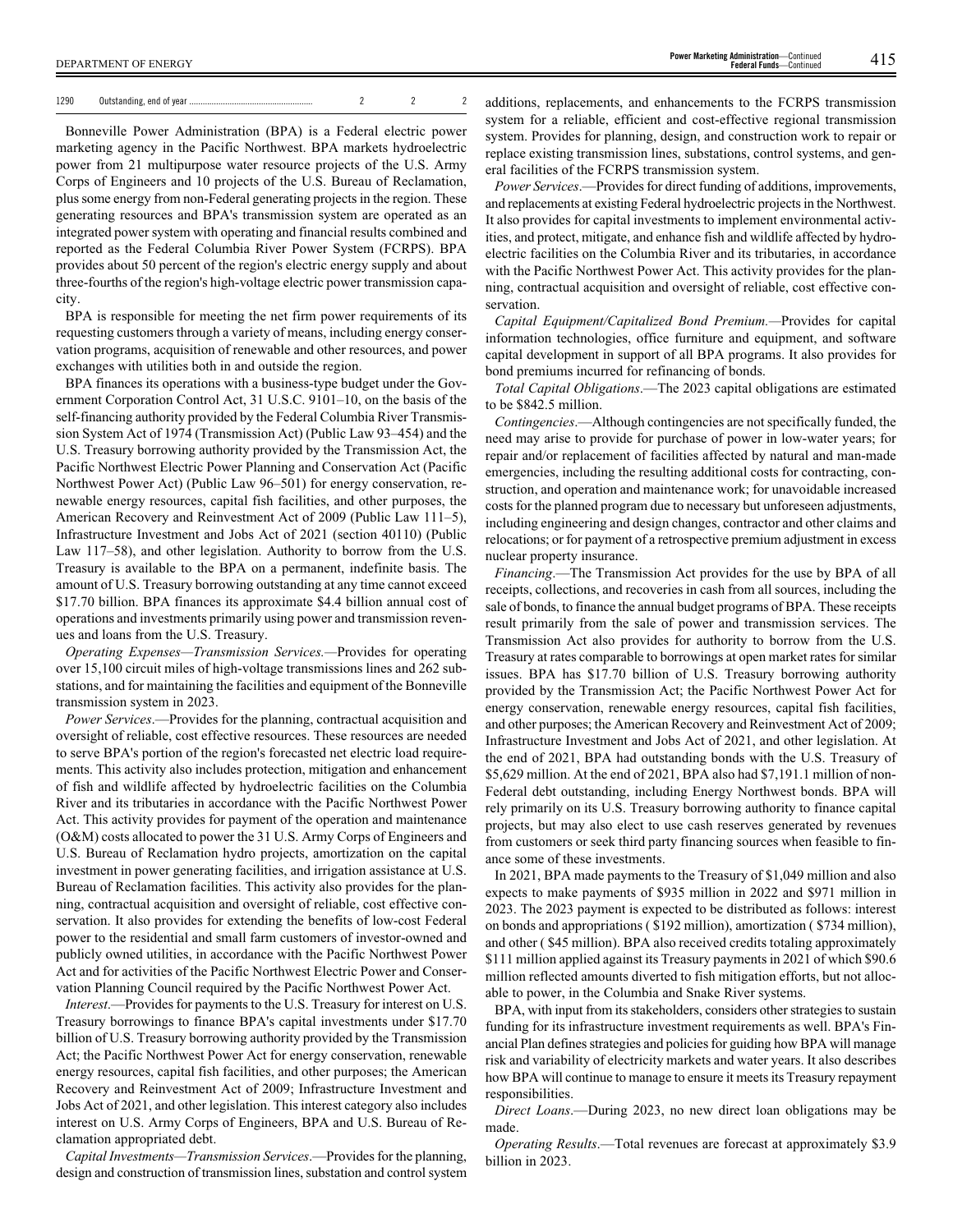| 1290 | Outstanding, end of year | 2 | 2 | 2 |
|---|---|---|---|---|

Bonneville Power Administration (BPA) is a Federal electric power marketing agency in the Pacific Northwest. BPA markets hydroelectric power from 21 multipurpose water resource projects of the U.S. Army Corps of Engineers and 10 projects of the U.S. Bureau of Reclamation, plus some energy from non-Federal generating projects in the region. These generating resources and BPA's transmission system are operated as an integrated power system with operating and financial results combined and reported as the Federal Columbia River Power System (FCRPS). BPA provides about 50 percent of the region's electric energy supply and about three-fourths of the region's high-voltage electric power transmission capacity.

BPA is responsible for meeting the net firm power requirements of its requesting customers through a variety of means, including energy conservation programs, acquisition of renewable and other resources, and power exchanges with utilities both in and outside the region.

BPA finances its operations with a business-type budget under the Government Corporation Control Act, 31 U.S.C. 9101–10, on the basis of the self-financing authority provided by the Federal Columbia River Transmission System Act of 1974 (Transmission Act) (Public Law 93–454) and the U.S. Treasury borrowing authority provided by the Transmission Act, the Pacific Northwest Electric Power Planning and Conservation Act (Pacific Northwest Power Act) (Public Law 96–501) for energy conservation, renewable energy resources, capital fish facilities, and other purposes, the American Recovery and Reinvestment Act of 2009 (Public Law 111–5), Infrastructure Investment and Jobs Act of 2021 (section 40110) (Public Law 117–58), and other legislation. Authority to borrow from the U.S. Treasury is available to the BPA on a permanent, indefinite basis. The amount of U.S. Treasury borrowing outstanding at any time cannot exceed $17.70 billion. BPA finances its approximate $4.4 billion annual cost of operations and investments primarily using power and transmission revenues and loans from the U.S. Treasury.

*Operating Expenses—Transmission Services.*—Provides for operating over 15,100 circuit miles of high-voltage transmissions lines and 262 substations, and for maintaining the facilities and equipment of the Bonneville transmission system in 2023.

*Power Services*.—Provides for the planning, contractual acquisition and oversight of reliable, cost effective resources. These resources are needed to serve BPA's portion of the region's forecasted net electric load requirements. This activity also includes protection, mitigation and enhancement of fish and wildlife affected by hydroelectric facilities on the Columbia River and its tributaries in accordance with the Pacific Northwest Power Act. This activity provides for payment of the operation and maintenance (O&M) costs allocated to power the 31 U.S. Army Corps of Engineers and U.S. Bureau of Reclamation hydro projects, amortization on the capital investment in power generating facilities, and irrigation assistance at U.S. Bureau of Reclamation facilities. This activity also provides for the planning, contractual acquisition and oversight of reliable, cost effective conservation. It also provides for extending the benefits of low-cost Federal power to the residential and small farm customers of investor-owned and publicly owned utilities, in accordance with the Pacific Northwest Power Act and for activities of the Pacific Northwest Electric Power and Conservation Planning Council required by the Pacific Northwest Power Act.

*Interest*.—Provides for payments to the U.S. Treasury for interest on U.S. Treasury borrowings to finance BPA's capital investments under $17.70 billion of U.S. Treasury borrowing authority provided by the Transmission Act; the Pacific Northwest Power Act for energy conservation, renewable energy resources, capital fish facilities, and other purposes; the American Recovery and Reinvestment Act of 2009; Infrastructure Investment and Jobs Act of 2021, and other legislation. This interest category also includes interest on U.S. Army Corps of Engineers, BPA and U.S. Bureau of Reclamation appropriated debt.

*Capital Investments—Transmission Services*.—Provides for the planning, design and construction of transmission lines, substation and control system additions, replacements, and enhancements to the FCRPS transmission system for a reliable, efficient and cost-effective regional transmission system. Provides for planning, design, and construction work to repair or replace existing transmission lines, substations, control systems, and general facilities of the FCRPS transmission system.

*Power Services*.—Provides for direct funding of additions, improvements, and replacements at existing Federal hydroelectric projects in the Northwest. It also provides for capital investments to implement environmental activities, and protect, mitigate, and enhance fish and wildlife affected by hydroelectric facilities on the Columbia River and its tributaries, in accordance with the Pacific Northwest Power Act. This activity provides for the planning, contractual acquisition and oversight of reliable, cost effective conservation.

*Capital Equipment/Capitalized Bond Premium.*—Provides for capital information technologies, office furniture and equipment, and software capital development in support of all BPA programs. It also provides for bond premiums incurred for refinancing of bonds.

*Total Capital Obligations*.—The 2023 capital obligations are estimated to be $842.5 million.

*Contingencies*.—Although contingencies are not specifically funded, the need may arise to provide for purchase of power in low-water years; for repair and/or replacement of facilities affected by natural and man-made emergencies, including the resulting additional costs for contracting, construction, and operation and maintenance work; for unavoidable increased costs for the planned program due to necessary but unforeseen adjustments, including engineering and design changes, contractor and other claims and relocations; or for payment of a retrospective premium adjustment in excess nuclear property insurance.

*Financing*.—The Transmission Act provides for the use by BPA of all receipts, collections, and recoveries in cash from all sources, including the sale of bonds, to finance the annual budget programs of BPA. These receipts result primarily from the sale of power and transmission services. The Transmission Act also provides for authority to borrow from the U.S. Treasury at rates comparable to borrowings at open market rates for similar issues. BPA has $17.70 billion of U.S. Treasury borrowing authority provided by the Transmission Act; the Pacific Northwest Power Act for energy conservation, renewable energy resources, capital fish facilities, and other purposes; the American Recovery and Reinvestment Act of 2009; Infrastructure Investment and Jobs Act of 2021, and other legislation. At the end of 2021, BPA had outstanding bonds with the U.S. Treasury of $5,629 million. At the end of 2021, BPA also had $7,191.1 million of non-Federal debt outstanding, including Energy Northwest bonds. BPA will rely primarily on its U.S. Treasury borrowing authority to finance capital projects, but may also elect to use cash reserves generated by revenues from customers or seek third party financing sources when feasible to finance some of these investments.

In 2021, BPA made payments to the Treasury of $1,049 million and also expects to make payments of $935 million in 2022 and $971 million in 2023. The 2023 payment is expected to be distributed as follows: interest on bonds and appropriations ( $192 million), amortization ( $734 million), and other ( $45 million). BPA also received credits totaling approximately $111 million applied against its Treasury payments in 2021 of which $90.6 million reflected amounts diverted to fish mitigation efforts, but not allocable to power, in the Columbia and Snake River systems.

BPA, with input from its stakeholders, considers other strategies to sustain funding for its infrastructure investment requirements as well. BPA's Financial Plan defines strategies and policies for guiding how BPA will manage risk and variability of electricity markets and water years. It also describes how BPA will continue to manage to ensure it meets its Treasury repayment responsibilities.

*Direct Loans*.—During 2023, no new direct loan obligations may be made.

*Operating Results*.—Total revenues are forecast at approximately $3.9 billion in 2023.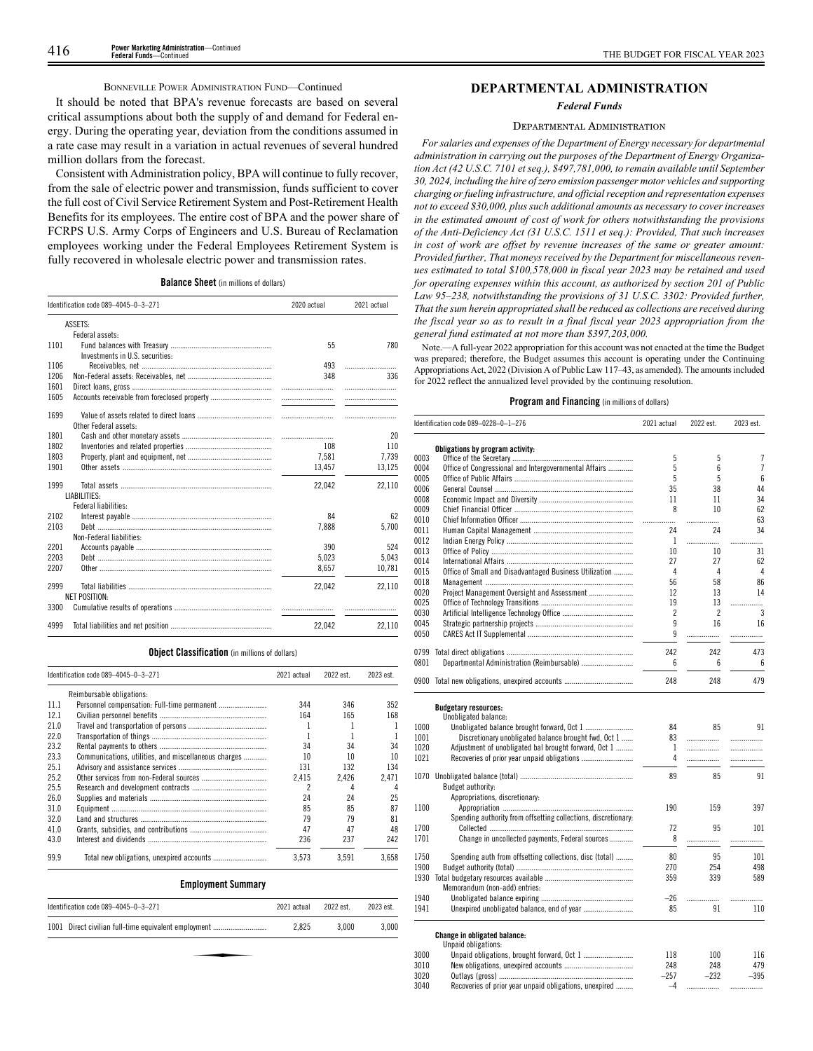BONNEVILLE POWER ADMINISTRATION FUND—Continued

It should be noted that BPA's revenue forecasts are based on several critical assumptions about both the supply of and demand for Federal energy. During the operating year, deviation from the conditions assumed in a rate case may result in a variation in actual revenues of several hundred million dollars from the forecast.

Consistent with Administration policy, BPA will continue to fully recover, from the sale of electric power and transmission, funds sufficient to cover the full cost of Civil Service Retirement System and Post-Retirement Health Benefits for its employees. The entire cost of BPA and the power share of FCRPS U.S. Army Corps of Engineers and U.S. Bureau of Reclamation employees working under the Federal Employees Retirement System is fully recovered in wholesale electric power and transmission rates.

**Balance Sheet** (in millions of dollars)

| Identification code 089–4045–0–3–271 | | 2020 actual | 2021 actual |
|---|---|---|---|
| | ASSETS: | | |
| | Federal assets: | | |
| 1101 | Fund balances with Treasury | 55 | 780 |
| | Investments in U.S. securities: | | |
| 1106 | Receivables, net | 493 | |
| 1206 | Non-Federal assets: Receivables, net | 348 | 336 |
| 1601 | Direct loans, gross | | |
| 1605 | Accounts receivable from foreclosed property | | |
| 1699 | Value of assets related to direct loans | | |
| | Other Federal assets: | | |
| 1801 | Cash and other monetary assets | | 20 |
| 1802 | Inventories and related properties | 108 | 110 |
| 1803 | Property, plant and equipment, net | 7,581 | 7,739 |
| 1901 | Other assets | 13,457 | 13,125 |
| 1999 | Total assets | 22,042 | 22,110 |
| | LIABILITIES: | | |
| | Federal liabilities: | | |
| 2102 | Interest payable | 84 | 62 |
| 2103 | Debt | 7,888 | 5,700 |
| | Non-Federal liabilities: | | |
| 2201 | Accounts payable | 390 | 524 |
| 2203 | Debt | 5,023 | 5,043 |
| 2207 | Other | 8,657 | 10,781 |
| 2999 | Total liabilities | 22,042 | 22,110 |
| | NET POSITION: | | |
| 3300 | Cumulative results of operations | | |
| 4999 | Total liabilities and net position | 22,042 | 22,110 |

**Object Classification** (in millions of dollars)

| Identification code 089–4045–0–3–271 | | 2021 actual | 2022 est. | 2023 est. |
|---|---|---|---|---|
| | Reimbursable obligations: | | | |
| 11.1 | Personnel compensation: Full-time permanent | 344 | 346 | 352 |
| 12.1 | Civilian personnel benefits | 164 | 165 | 168 |
| 21.0 | Travel and transportation of persons | 1 | 1 | 1 |
| 22.0 | Transportation of things | 1 | 1 | 1 |
| 23.2 | Rental payments to others | 34 | 34 | 34 |
| 23.3 | Communications, utilities, and miscellaneous charges | 10 | 10 | 10 |
| 25.1 | Advisory and assistance services | 131 | 132 | 134 |
| 25.2 | Other services from non-Federal sources | 2,415 | 2,426 | 2,471 |
| 25.5 | Research and development contracts | 2 | 4 | 4 |
| 26.0 | Supplies and materials | 24 | 24 | 25 |
| 31.0 | Equipment | 85 | 85 | 87 |
| 32.0 | Land and structures | 79 | 79 | 81 |
| 41.0 | Grants, subsidies, and contributions | 47 | 47 | 48 |
| 43.0 | Interest and dividends | 236 | 237 | 242 |
| 99.9 | Total new obligations, unexpired accounts | 3,573 | 3,591 | 3,658 |

**Employment Summary**

| Identification code 089–4045–0–3–271 | | 2021 actual | 2022 est. | 2023 est. |
|---|---|---|---|---|
| 1001 | Direct civilian full-time equivalent employment | 2,825 | 3,000 | 3,000 |

## DEPARTMENTAL ADMINISTRATION

### *Federal Funds*

DEPARTMENTAL ADMINISTRATION

*For salaries and expenses of the Department of Energy necessary for departmental administration in carrying out the purposes of the Department of Energy Organization Act (42 U.S.C. 7101 et seq.), $497,781,000, to remain available until September 30, 2024, including the hire of zero emission passenger motor vehicles and supporting charging or fueling infrastructure, and official reception and representation expenses not to exceed $30,000, plus such additional amounts as necessary to cover increases in the estimated amount of cost of work for others notwithstanding the provisions of the Anti-Deficiency Act (31 U.S.C. 1511 et seq.): Provided, That such increases in cost of work are offset by revenue increases of the same or greater amount: Provided further, That moneys received by the Department for miscellaneous revenues estimated to total $100,578,000 in fiscal year 2023 may be retained and used for operating expenses within this account, as authorized by section 201 of Public Law 95–238, notwithstanding the provisions of 31 U.S.C. 3302: Provided further, That the sum herein appropriated shall be reduced as collections are received during the fiscal year so as to result in a final fiscal year 2023 appropriation from the general fund estimated at not more than $397,203,000.*

Note.—A full-year 2022 appropriation for this account was not enacted at the time the Budget was prepared; therefore, the Budget assumes this account is operating under the Continuing Appropriations Act, 2022 (Division A of Public Law 117–43, as amended). The amounts included for 2022 reflect the annualized level provided by the continuing resolution.

**Program and Financing** (in millions of dollars)

| Identification code 089–0228–0–1–276 | | 2021 actual | 2022 est. | 2023 est. |
|---|---|---|---|---|
| | **Obligations by program activity:** | | | |
| 0003 | Office of the Secretary | 5 | 5 | 7 |
| 0004 | Office of Congressional and Intergovernmental Affairs | 5 | 6 | 7 |
| 0005 | Office of Public Affairs | 5 | 5 | 6 |
| 0006 | General Counsel | 35 | 38 | 44 |
| 0008 | Economic Impact and Diversity | 11 | 11 | 34 |
| 0009 | Chief Financial Officer | 8 | 10 | 62 |
| 0010 | Chief Information Officer | | | 63 |
| 0011 | Human Capital Management | 24 | 24 | 34 |
| 0012 | Indian Energy Policy | 1 | | |
| 0013 | Office of Policy | 10 | 10 | 31 |
| 0014 | International Affairs | 27 | 27 | 62 |
| 0015 | Office of Small and Disadvantaged Business Utilization | 4 | 4 | 4 |
| 0018 | Management | 56 | 58 | 86 |
| 0020 | Project Management Oversight and Assessment | 12 | 13 | 14 |
| 0025 | Office of Technology Transitions | 19 | 13 | |
| 0030 | Artificial Intelligence Technology Office | 2 | 2 | 3 |
| 0045 | Strategic partnership projects | 9 | 16 | 16 |
| 0050 | CARES Act IT Supplemental | 9 | | |
| 0799 | Total direct obligations | 242 | 242 | 473 |
| 0801 | Departmental Administration (Reimbursable) | 6 | 6 | 6 |
| 0900 | Total new obligations, unexpired accounts | 248 | 248 | 479 |
| | **Budgetary resources:** | | | |
| | Unobligated balance: | | | |
| 1000 | Unobligated balance brought forward, Oct 1 | 84 | 85 | 91 |
| 1001 | Discretionary unobligated balance brought fwd, Oct 1 | 83 | | |
| 1020 | Adjustment of unobligated bal brought forward, Oct 1 | 1 | | |
| 1021 | Recoveries of prior year unpaid obligations | 4 | | |
| 1070 | Unobligated balance (total) | 89 | 85 | 91 |
| | Budget authority: | | | |
| | Appropriations, discretionary: | | | |
| 1100 | Appropriation | 190 | 159 | 397 |
| | Spending authority from offsetting collections, discretionary: | | | |
| 1700 | Collected | 72 | 95 | 101 |
| 1701 | Change in uncollected payments, Federal sources | 8 | | |
| 1750 | Spending auth from offsetting collections, disc (total) | 80 | 95 | 101 |
| 1900 | Budget authority (total) | 270 | 254 | 498 |
| 1930 | Total budgetary resources available | 359 | 339 | 589 |
| | Memorandum (non-add) entries: | | | |
| 1940 | Unobligated balance expiring | –26 | | |
| 1941 | Unexpired unobligated balance, end of year | 85 | 91 | 110 |
| | **Change in obligated balance:** | | | |
| | Unpaid obligations: | | | |
| 3000 | Unpaid obligations, brought forward, Oct 1 | 118 | 100 | 116 |
| 3010 | New obligations, unexpired accounts | 248 | 248 | 479 |
| 3020 | Outlays (gross) | –257 | –232 | –395 |
| 3040 | Recoveries of prior year unpaid obligations, unexpired | –4 | | |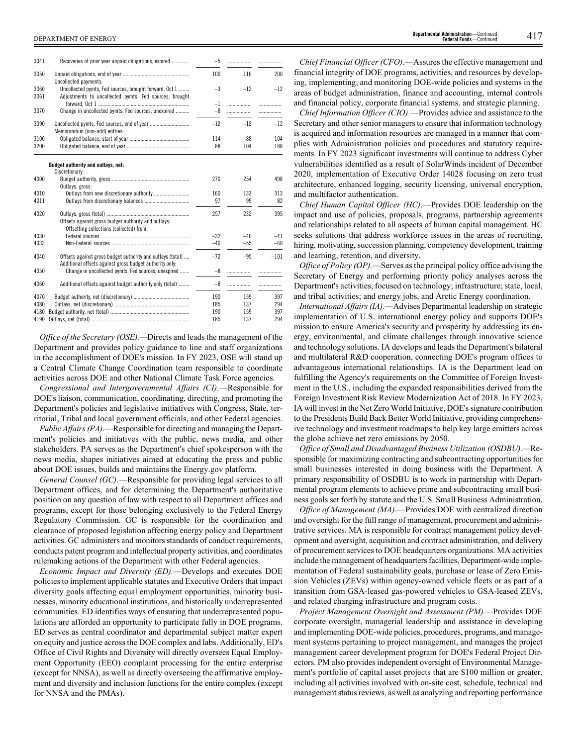| | | | | |
|---|---|---|---|---|
| 3041 | Recoveries of prior year unpaid obligations, expired | –5 | | |
| 3050 | Unpaid obligations, end of year | 100 | 116 | 200 |
| | Uncollected payments: | | | |
| 3060 | Uncollected pymts, Fed sources, brought forward, Oct 1 | –3 | –12 | –12 |
| 3061 | Adjustments to uncollected pymts, Fed sources, brought forward, Oct 1 | –1 | | |
| 3070 | Change in uncollected pymts, Fed sources, unexpired | –8 | | |
| 3090 | Uncollected pymts, Fed sources, end of year | –12 | –12 | –12 |
| | Memorandum (non-add) entries: | | | |
| 3100 | Obligated balance, start of year | 114 | 88 | 104 |
| 3200 | Obligated balance, end of year | 88 | 104 | 188 |
| | **Budget authority and outlays, net:** | | | |
| | Discretionary: | | | |
| 4000 | Budget authority, gross | 270 | 254 | 498 |
| | Outlays, gross: | | | |
| 4010 | Outlays from new discretionary authority | 160 | 133 | 313 |
| 4011 | Outlays from discretionary balances | 97 | 99 | 82 |
| 4020 | Outlays, gross (total) | 257 | 232 | 395 |
| | Offsets against gross budget authority and outlays: | | | |
| | Offsetting collections (collected) from: | | | |
| 4030 | Federal sources | –32 | –40 | –41 |
| 4033 | Non-Federal sources | –40 | –55 | –60 |
| 4040 | Offsets against gross budget authority and outlays (total) | –72 | –95 | –101 |
| | Additional offsets against gross budget authority only: | | | |
| 4050 | Change in uncollected pymts, Fed sources, unexpired | –8 | | |
| 4060 | Additional offsets against budget authority only (total) | –8 | | |
| 4070 | Budget authority, net (discretionary) | 190 | 159 | 397 |
| 4080 | Outlays, net (discretionary) | 185 | 137 | 294 |
| 4180 | Budget authority, net (total) | 190 | 159 | 397 |
| 4190 | Outlays, net (total) | 185 | 137 | 294 |

*Office of the Secretary (OSE).*—Directs and leads the management of the Department and provides policy guidance to line and staff organizations in the accomplishment of DOE's mission. In FY 2023, OSE will stand up a Central Climate Change Coordination team responsible to coordinate activities across DOE and other National Climate Task Force agencies.

*Congressional and Intergovernmental Affairs (CI).*—Responsible for DOE's liaison, communication, coordinating, directing, and promoting the Department's policies and legislative initiatives with Congress, State, territorial, Tribal and local government officials, and other Federal agencies.

*Public Affairs (PA)*.—Responsible for directing and managing the Department's policies and initiatives with the public, news media, and other stakeholders. PA serves as the Department's chief spokesperson with the news media, shapes initiatives aimed at educating the press and public about DOE issues, builds and maintains the Energy.gov platform.

*General Counsel (GC)*.—Responsible for providing legal services to all Department offices, and for determining the Department's authoritative position on any question of law with respect to all Department offices and programs, except for those belonging exclusively to the Federal Energy Regulatory Commission. GC is responsible for the coordination and clearance of proposed legislation affecting energy policy and Department activities. GC administers and monitors standards of conduct requirements, conducts patent program and intellectual property activities, and coordinates rulemaking actions of the Department with other Federal agencies.

*Economic Impact and Diversity (ED).*—Develops and executes DOE policies to implement applicable statutes and Executive Orders that impact diversity goals affecting equal employment opportunities, minority businesses, minority educational institutions, and historically underrepresented communities. ED identifies ways of ensuring that underrepresented populations are afforded an opportunity to participate fully in DOE programs. ED serves as central coordinator and departmental subject matter expert on equity and justice across the DOE complex and labs. Additionally, ED's Office of Civil Rights and Diversity will directly oversees Equal Employment Opportunity (EEO) complaint processing for the entire enterprise (except for NNSA), as well as directly overseeing the affirmative employment and diversity and inclusion functions for the entire complex (except for NNSA and the PMAs).

*Chief Financial Officer (CFO)*.—Assures the effective management and financial integrity of DOE programs, activities, and resources by developing, implementing, and monitoring DOE-wide policies and systems in the areas of budget administration, finance and accounting, internal controls and financial policy, corporate financial systems, and strategic planning.

*Chief Information Officer (CIO)*.—Provides advice and assistance to the Secretary and other senior managers to ensure that information technology is acquired and information resources are managed in a manner that complies with Administration policies and procedures and statutory requirements. In FY 2023 significant investments will continue to address Cyber vulnerabilities identified as a result of SolarWinds incident of December 2020, implementation of Executive Order 14028 focusing on zero trust architecture, enhanced logging, security licensing, universal encryption, and multifactor authentication.

*Chief Human Capital Officer (HC)*.—Provides DOE leadership on the impact and use of policies, proposals, programs, partnership agreements and relationships related to all aspects of human capital management. HC seeks solutions that address workforce issues in the areas of recruiting, hiring, motivating, succession planning, competency development, training and learning, retention, and diversity.

*Office of Policy (OP)*.—Serves as the principal policy office advising the Secretary of Energy and performing priority policy analyses across the Department's activities, focused on technology; infrastructure; state, local, and tribal activities; and energy jobs, and Arctic Energy coordination.

*International Affairs (IA)*.—Advises Departmental leadership on strategic implementation of U.S. international energy policy and supports DOE's mission to ensure America's security and prosperity by addressing its energy, environmental, and climate challenges through innovative science and technology solutions. IA develops and leads the Department's bilateral and multilateral R&D cooperation, connecting DOE's program offices to advantageous international relationships. IA is the Department lead on fulfilling the Agency's requirements on the Committee of Foreign Investment in the U.S., including the expanded responsibilities derived from the Foreign Investment Risk Review Modernization Act of 2018. In FY 2023, IA will invest in the Net Zero World Initiative, DOE's signature contribution to the Presidents Build Back Better World Initiative, providing comprehensive technology and investment roadmaps to help key large emitters across the globe achieve net zero emissions by 2050.

*Office of Small and Disadvantaged Business Utilization (OSDBU).*—Responsible for maximizing contracting and subcontracting opportunities for small businesses interested in doing business with the Department. A primary responsibility of OSDBU is to work in partnership with Departmental program elements to achieve prime and subcontracting small business goals set forth by statute and the U.S. Small Business Administration.

*Office of Management (MA)*.—Provides DOE with centralized direction and oversight for the full range of management, procurement and administrative services. MA is responsible for contract management policy development and oversight, acquisition and contract administration, and delivery of procurement services to DOE headquarters organizations. MA activities include the management of headquarters facilities, Department-wide implementation of Federal sustainability goals, purchase or lease of Zero Emission Vehicles (ZEVs) within agency-owned vehicle fleets or as part of a transition from GSA-leased gas-powered vehicles to GSA-leased ZEVs, and related charging infrastructure and program costs.

*Project Management Oversight and Assessment (PM).*—Provides DOE corporate oversight, managerial leadership and assistance in developing and implementing DOE-wide policies, procedures, programs, and management systems pertaining to project management, and manages the project management career development program for DOE's Federal Project Directors. PM also provides independent oversight of Environmental Management's portfolio of capital asset projects that are $100 million or greater, including all activities involved with on-site cost, schedule, technical and management status reviews, as well as analyzing and reporting performance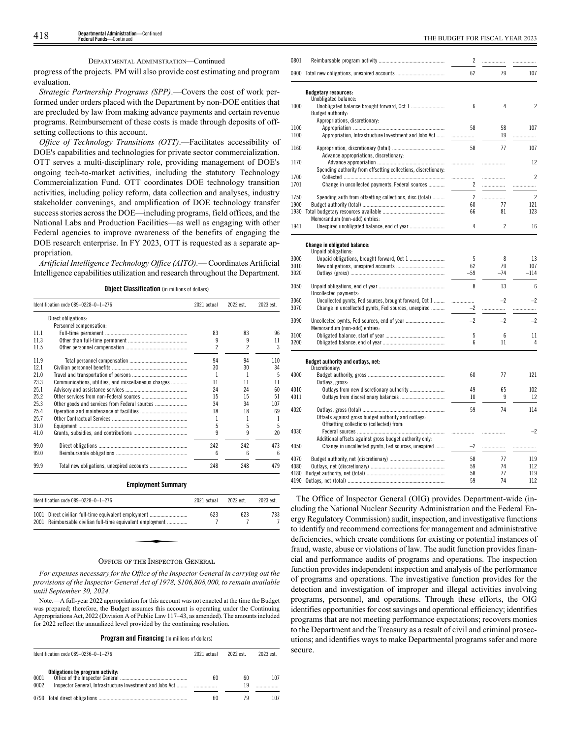DEPARTMENTAL ADMINISTRATION—Continued

progress of the projects. PM will also provide cost estimating and program evaluation.

*Strategic Partnership Programs (SPP)*.—Covers the cost of work performed under orders placed with the Department by non-DOE entities that are precluded by law from making advance payments and certain revenue programs. Reimbursement of these costs is made through deposits of offsetting collections to this account.

*Office of Technology Transitions (OTT)*.—Facilitates accessibility of DOE's capabilities and technologies for private sector commercialization. OTT serves a multi-disciplinary role, providing management of DOE's ongoing tech-to-market activities, including the statutory Technology Commercialization Fund. OTT coordinates DOE technology transition activities, including policy reform, data collection and analyses, industry stakeholder convenings, and amplification of DOE technology transfer success stories across the DOE—including programs, field offices, and the National Labs and Production Facilities—as well as engaging with other Federal agencies to improve awareness of the benefits of engaging the DOE research enterprise. In FY 2023, OTT is requested as a separate appropriation.

*Artificial Intelligence Technology Office (AITO)*.— Coordinates Artificial Intelligence capabilities utilization and research throughout the Department.

**Object Classification** (in millions of dollars)

| Identification code 089–0228–0–1–276 | | 2021 actual | 2022 est. | 2023 est. |
|---|---|---|---|---|
| | Direct obligations: | | | |
| | Personnel compensation: | | | |
| 11.1 | Full-time permanent | 83 | 83 | 96 |
| 11.3 | Other than full-time permanent | 9 | 9 | 11 |
| 11.5 | Other personnel compensation | 2 | 2 | 3 |
| 11.9 | Total personnel compensation | 94 | 94 | 110 |
| 12.1 | Civilian personnel benefits | 30 | 30 | 34 |
| 21.0 | Travel and transportation of persons | 1 | 1 | 5 |
| 23.3 | Communications, utilities, and miscellaneous charges | 11 | 11 | 11 |
| 25.1 | Advisory and assistance services | 24 | 24 | 60 |
| 25.2 | Other services from non-Federal sources | 15 | 15 | 51 |
| 25.3 | Other goods and services from Federal sources | 34 | 34 | 107 |
| 25.4 | Operation and maintenance of facilities | 18 | 18 | 69 |
| 25.7 | Other Contractual Services | 1 | 1 | 1 |
| 31.0 | Equipment | 5 | 5 | 5 |
| 41.0 | Grants, subsidies, and contributions | 9 | 9 | 20 |
| 99.0 | Direct obligations | 242 | 242 | 473 |
| 99.0 | Reimbursable obligations | 6 | 6 | 6 |
| 99.9 | Total new obligations, unexpired accounts | 248 | 248 | 479 |

**Employment Summary**

| Identification code 089–0228–0–1–276 | | 2021 actual | 2022 est. | 2023 est. |
|---|---|---|---|---|
| 1001 | Direct civilian full-time equivalent employment | 623 | 623 | 733 |
| 2001 | Reimbursable civilian full-time equivalent employment | 7 | 7 | 7 |

## OFFICE OF THE INSPECTOR GENERAL

*For expenses necessary for the Office of the Inspector General in carrying out the provisions of the Inspector General Act of 1978, $106,808,000, to remain available until September 30, 2024.*

Note.—A full-year 2022 appropriation for this account was not enacted at the time the Budget was prepared; therefore, the Budget assumes this account is operating under the Continuing Appropriations Act, 2022 (Division A of Public Law 117–43, as amended). The amounts included for 2022 reflect the annualized level provided by the continuing resolution.

**Program and Financing** (in millions of dollars)

| Identification code 089–0236–0–1–276 | | 2021 actual | 2022 est. | 2023 est. |
|---|---|---|---|---|
| | **Obligations by program activity:** | | | |
| 0001 | Office of the Inspector General | 60 | 60 | 107 |
| 0002 | Inspector General, Infrastructure Investment and Jobs Act | | 19 | |
| 0799 | Total direct obligations | 60 | 79 | 107 |
| 0801 | Reimbursable program activity | 2 | | |
| 0900 | Total new obligations, unexpired accounts | 62 | 79 | 107 |
| | **Budgetary resources:** | | | |
| | Unobligated balance: | | | |
| 1000 | Unobligated balance brought forward, Oct 1 | 6 | 4 | 2 |
| | Budget authority: | | | |
| | Appropriations, discretionary: | | | |
| 1100 | Appropriation | 58 | 58 | 107 |
| 1100 | Appropriation, Infrastructure Investment and Jobs Act | | 19 | |
| 1160 | Appropriation, discretionary (total) | 58 | 77 | 107 |
| | Advance appropriations, discretionary: | | | |
| 1170 | Advance appropriation | | | 12 |
| | Spending authority from offsetting collections, discretionary: | | | |
| 1700 | Collected | | | 2 |
| 1701 | Change in uncollected payments, Federal sources | 2 | | |
| 1750 | Spending auth from offsetting collections, disc (total) | 2 | | 2 |
| 1900 | Budget authority (total) | 60 | 77 | 121 |
| 1930 | Total budgetary resources available | 66 | 81 | 123 |
| | Memorandum (non-add) entries: | | | |
| 1941 | Unexpired unobligated balance, end of year | 4 | 2 | 16 |
| | **Change in obligated balance:** | | | |
| | Unpaid obligations: | | | |
| 3000 | Unpaid obligations, brought forward, Oct 1 | 5 | 8 | 13 |
| 3010 | New obligations, unexpired accounts | 62 | 79 | 107 |
| 3020 | Outlays (gross) | −59 | −74 | −114 |
| 3050 | Unpaid obligations, end of year | 8 | 13 | 6 |
| | Uncollected payments: | | | |
| 3060 | Uncollected pymts, Fed sources, brought forward, Oct 1 | | −2 | −2 |
| 3070 | Change in uncollected pymts, Fed sources, unexpired | −2 | | |
| 3090 | Uncollected pymts, Fed sources, end of year | −2 | −2 | −2 |
| | Memorandum (non-add) entries: | | | |
| 3100 | Obligated balance, start of year | 5 | 6 | 11 |
| 3200 | Obligated balance, end of year | 6 | 11 | 4 |
| | **Budget authority and outlays, net:** | | | |
| | Discretionary: | | | |
| 4000 | Budget authority, gross | 60 | 77 | 121 |
| | Outlays, gross: | | | |
| 4010 | Outlays from new discretionary authority | 49 | 65 | 102 |
| 4011 | Outlays from discretionary balances | 10 | 9 | 12 |
| 4020 | Outlays, gross (total) | 59 | 74 | 114 |
| | Offsets against gross budget authority and outlays: | | | |
| | Offsetting collections (collected) from: | | | |
| 4030 | Federal sources | | | −2 |
| | Additional offsets against gross budget authority only: | | | |
| 4050 | Change in uncollected pymts, Fed sources, unexpired | −2 | | |
| 4070 | Budget authority, net (discretionary) | 58 | 77 | 119 |
| 4080 | Outlays, net (discretionary) | 59 | 74 | 112 |
| 4180 | Budget authority, net (total) | 58 | 77 | 119 |
| 4190 | Outlays, net (total) | 59 | 74 | 112 |

The Office of Inspector General (OIG) provides Department-wide (including the National Nuclear Security Administration and the Federal Energy Regulatory Commission) audit, inspection, and investigative functions to identify and recommend corrections for management and administrative deficiencies, which create conditions for existing or potential instances of fraud, waste, abuse or violations of law. The audit function provides financial and performance audits of programs and operations. The inspection function provides independent inspection and analysis of the performance of programs and operations. The investigative function provides for the detection and investigation of improper and illegal activities involving programs, personnel, and operations. Through these efforts, the OIG identifies opportunities for cost savings and operational efficiency; identifies programs that are not meeting performance expectations; recovers monies to the Department and the Treasury as a result of civil and criminal prosecutions; and identifies ways to make Departmental programs safer and more secure.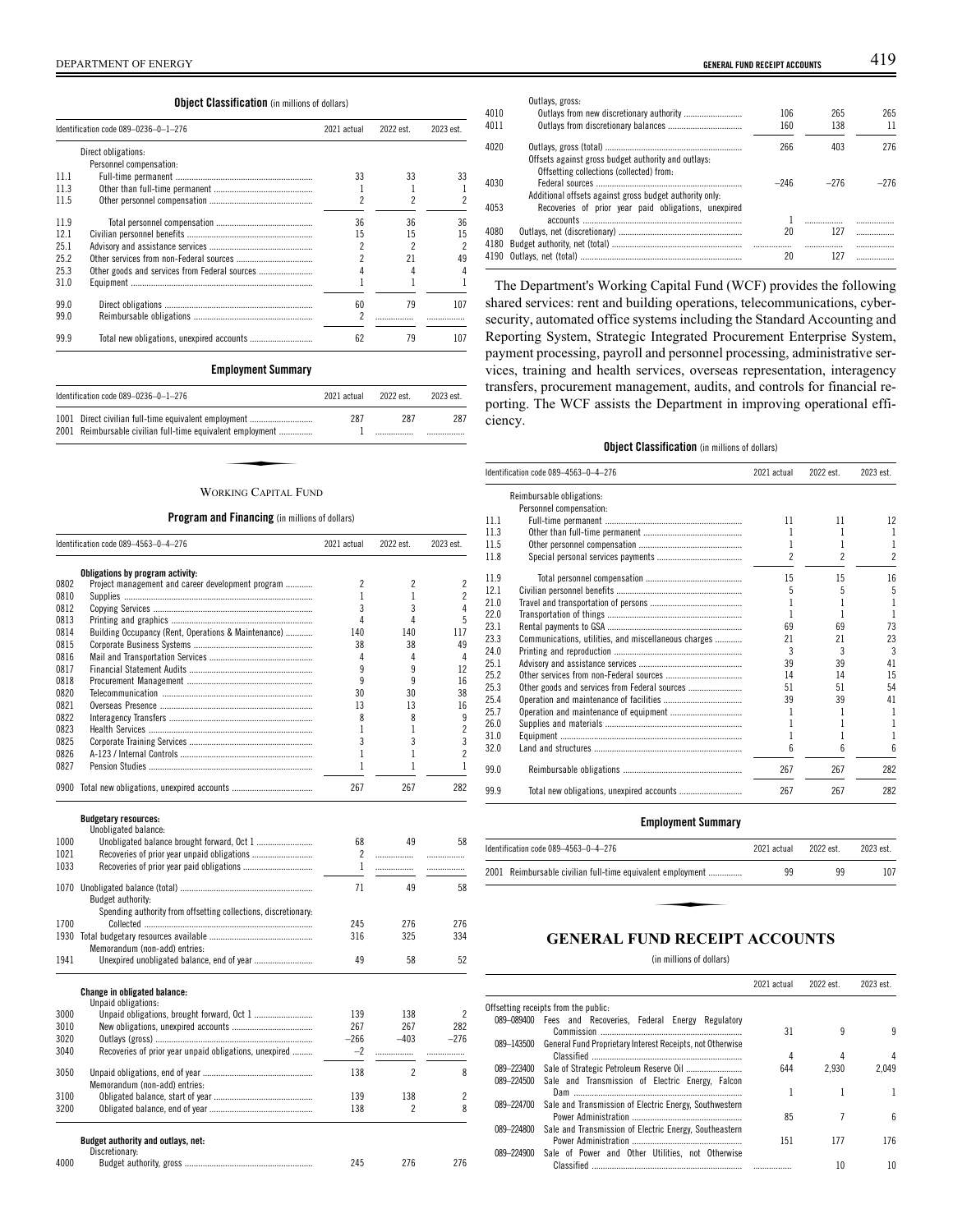**Object Classification** (in millions of dollars)

| Identification code 089–0236–0–1–276 | | 2021 actual | 2022 est. | 2023 est. |
|---|---|---|---|---|
| | Direct obligations: | | | |
| | Personnel compensation: | | | |
| 11.1 | Full-time permanent | 33 | 33 | 33 |
| 11.3 | Other than full-time permanent | 1 | 1 | 1 |
| 11.5 | Other personnel compensation | 2 | 2 | 2 |
| 11.9 | Total personnel compensation | 36 | 36 | 36 |
| 12.1 | Civilian personnel benefits | 15 | 15 | 15 |
| 25.1 | Advisory and assistance services | 2 | 2 | 2 |
| 25.2 | Other services from non-Federal sources | 2 | 21 | 49 |
| 25.3 | Other goods and services from Federal sources | 4 | 4 | 4 |
| 31.0 | Equipment | 1 | 1 | 1 |
| 99.0 | Direct obligations | 60 | 79 | 107 |
| 99.0 | Reimbursable obligations | 2 | | |
| 99.9 | Total new obligations, unexpired accounts | 62 | 79 | 107 |

**Employment Summary**

| Identification code 089–0236–0–1–276 | | 2021 actual | 2022 est. | 2023 est. |
|---|---|---|---|---|
| 1001 | Direct civilian full-time equivalent employment | 287 | 287 | 287 |
| 2001 | Reimbursable civilian full-time equivalent employment | 1 | | |

## WORKING CAPITAL FUND

**Program and Financing** (in millions of dollars)

| Identification code 089–4563–0–4–276 | | 2021 actual | 2022 est. | 2023 est. |
|---|---|---|---|---|
| | **Obligations by program activity:** | | | |
| 0802 | Project management and career development program | 2 | 2 | 2 |
| 0810 | Supplies | 1 | 1 | 2 |
| 0812 | Copying Services | 3 | 3 | 4 |
| 0813 | Printing and graphics | 4 | 4 | 5 |
| 0814 | Building Occupancy (Rent, Operations & Maintenance) | 140 | 140 | 117 |
| 0815 | Corporate Business Systems | 38 | 38 | 49 |
| 0816 | Mail and Transportation Services | 4 | 4 | 4 |
| 0817 | Financial Statement Audits | 9 | 9 | 12 |
| 0818 | Procurement Management | 9 | 9 | 16 |
| 0820 | Telecommunication | 30 | 30 | 38 |
| 0821 | Overseas Presence | 13 | 13 | 16 |
| 0822 | Interagency Transfers | 8 | 8 | 9 |
| 0823 | Health Services | 1 | 1 | 2 |
| 0825 | Corporate Training Services | 3 | 3 | 3 |
| 0826 | A-123 / Internal Controls | 1 | 1 | 2 |
| 0827 | Pension Studies | 1 | 1 | 1 |
| 0900 | Total new obligations, unexpired accounts | 267 | 267 | 282 |
| | **Budgetary resources:** | | | |
| | Unobligated balance: | | | |
| 1000 | Unobligated balance brought forward, Oct 1 | 68 | 49 | 58 |
| 1021 | Recoveries of prior year unpaid obligations | 2 | | |
| 1033 | Recoveries of prior year paid obligations | 1 | | |
| 1070 | Unobligated balance (total) | 71 | 49 | 58 |
| | Budget authority: | | | |
| | Spending authority from offsetting collections, discretionary: | | | |
| 1700 | Collected | 245 | 276 | 276 |
| 1930 | Total budgetary resources available | 316 | 325 | 334 |
| | Memorandum (non-add) entries: | | | |
| 1941 | Unexpired unobligated balance, end of year | 49 | 58 | 52 |
| | **Change in obligated balance:** | | | |
| | Unpaid obligations: | | | |
| 3000 | Unpaid obligations, brought forward, Oct 1 | 139 | 138 | 2 |
| 3010 | New obligations, unexpired accounts | 267 | 267 | 282 |
| 3020 | Outlays (gross) | –266 | –403 | –276 |
| 3040 | Recoveries of prior year unpaid obligations, unexpired | –2 | | |
| 3050 | Unpaid obligations, end of year | 138 | 2 | 8 |
| | Memorandum (non-add) entries: | | | |
| 3100 | Obligated balance, start of year | 139 | 138 | 2 |
| 3200 | Obligated balance, end of year | 138 | 2 | 8 |
| | **Budget authority and outlays, net:** | | | |
| | Discretionary: | | | |
| 4000 | Budget authority, gross | 245 | 276 | 276 |
| | Outlays, gross: | | | |
| 4010 | Outlays from new discretionary authority | 106 | 265 | 265 |
| 4011 | Outlays from discretionary balances | 160 | 138 | 11 |
| 4020 | Outlays, gross (total) | 266 | 403 | 276 |
| | Offsets against gross budget authority and outlays: | | | |
| | Offsetting collections (collected) from: | | | |
| 4030 | Federal sources | –246 | –276 | –276 |
| | Additional offsets against gross budget authority only: | | | |
| 4053 | Recoveries of prior year paid obligations, unexpired accounts | 1 | | |
| 4080 | Outlays, net (discretionary) | 20 | 127 | |
| 4180 | Budget authority, net (total) | | | |
| 4190 | Outlays, net (total) | 20 | 127 | |

The Department's Working Capital Fund (WCF) provides the following shared services: rent and building operations, telecommunications, cybersecurity, automated office systems including the Standard Accounting and Reporting System, Strategic Integrated Procurement Enterprise System, payment processing, payroll and personnel processing, administrative services, training and health services, overseas representation, interagency transfers, procurement management, audits, and controls for financial reporting. The WCF assists the Department in improving operational efficiency.

**Object Classification** (in millions of dollars)

| Identification code 089–4563–0–4–276 | | 2021 actual | 2022 est. | 2023 est. |
|---|---|---|---|---|
| | Reimbursable obligations: | | | |
| | Personnel compensation: | | | |
| 11.1 | Full-time permanent | 11 | 11 | 12 |
| 11.3 | Other than full-time permanent | 1 | 1 | 1 |
| 11.5 | Other personnel compensation | 1 | 1 | 1 |
| 11.8 | Special personal services payments | 2 | 2 | 2 |
| 11.9 | Total personnel compensation | 15 | 15 | 16 |
| 12.1 | Civilian personnel benefits | 5 | 5 | 5 |
| 21.0 | Travel and transportation of persons | 1 | 1 | 1 |
| 22.0 | Transportation of things | 1 | 1 | 1 |
| 23.1 | Rental payments to GSA | 69 | 69 | 73 |
| 23.3 | Communications, utilities, and miscellaneous charges | 21 | 21 | 23 |
| 24.0 | Printing and reproduction | 3 | 3 | 3 |
| 25.1 | Advisory and assistance services | 39 | 39 | 41 |
| 25.2 | Other services from non-Federal sources | 14 | 14 | 15 |
| 25.3 | Other goods and services from Federal sources | 51 | 51 | 54 |
| 25.4 | Operation and maintenance of facilities | 39 | 39 | 41 |
| 25.7 | Operation and maintenance of equipment | 1 | 1 | 1 |
| 26.0 | Supplies and materials | 1 | 1 | 1 |
| 31.0 | Equipment | 1 | 1 | 1 |
| 32.0 | Land and structures | 6 | 6 | 6 |
| 99.0 | Reimbursable obligations | 267 | 267 | 282 |
| 99.9 | Total new obligations, unexpired accounts | 267 | 267 | 282 |

**Employment Summary**

| Identification code 089–4563–0–4–276 | | 2021 actual | 2022 est. | 2023 est. |
|---|---|---|---|---|
| 2001 | Reimbursable civilian full-time equivalent employment | 99 | 99 | 107 |

# GENERAL FUND RECEIPT ACCOUNTS

(in millions of dollars)

| | | 2021 actual | 2022 est. | 2023 est. |
|---|---|---|---|---|
| | Offsetting receipts from the public: | | | |
| 089–089400 | Fees and Recoveries, Federal Energy Regulatory Commission | 31 | 9 | 9 |
| 089–143500 | General Fund Proprietary Interest Receipts, not Otherwise Classified | 4 | 4 | 4 |
| 089–223400 | Sale of Strategic Petroleum Reserve Oil | 644 | 2,930 | 2,049 |
| 089–224500 | Sale and Transmission of Electric Energy, Falcon Dam | 1 | 1 | 1 |
| 089–224700 | Sale and Transmission of Electric Energy, Southwestern Power Administration | 85 | 7 | 6 |
| 089–224800 | Sale and Transmission of Electric Energy, Southeastern Power Administration | 151 | 177 | 176 |
| 089–224900 | Sale of Power and Other Utilities, not Otherwise Classified | | 10 | 10 |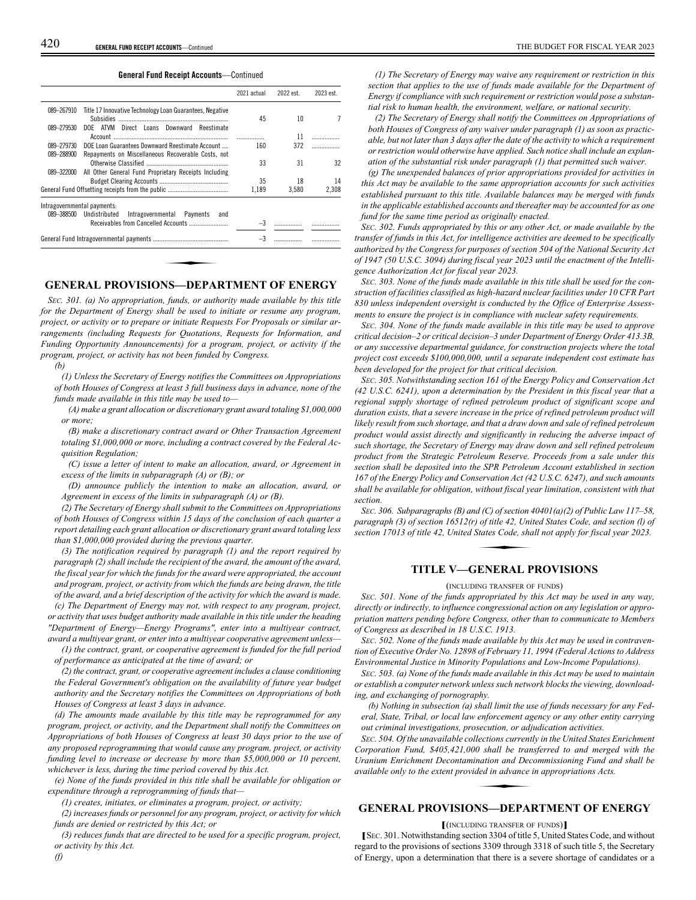**General Fund Receipt Accounts**—Continued

| | 2021 actual | 2022 est. | 2023 est. |
|---|---|---|---|
| 089–267910 Title 17 Innovative Technology Loan Guarantees, Negative Subsidies | 45 | 10 | 7 |
| 089–279530 DOE ATVM Direct Loans Downward Reestimate Account | | 11 | |
| 089–279730 DOE Loan Guarantees Downward Reestimate Account | 160 | 372 | |
| 089–288900 Repayments on Miscellaneous Recoverable Costs, not Otherwise Classified | 33 | 31 | 32 |
| 089–322000 All Other General Fund Proprietary Receipts Including Budget Clearing Accounts | 35 | 18 | 14 |
| General Fund Offsetting receipts from the public | 1,189 | 3,580 | 2,308 |
| Intragovernmental payments: | | | |
| 089–388500 Undistributed Intragovernmental Payments and Receivables from Cancelled Accounts | –3 | | |
| General Fund Intragovernmental payments | –3 | | |

## GENERAL PROVISIONS—DEPARTMENT OF ENERGY

*SEC. 301. (a) No appropriation, funds, or authority made available by this title for the Department of Energy shall be used to initiate or resume any program, project, or activity or to prepare or initiate Requests For Proposals or similar arrangements (including Requests for Quotations, Requests for Information, and Funding Opportunity Announcements) for a program, project, or activity if the program, project, or activity has not been funded by Congress.*

*(b)*

*(1) Unless the Secretary of Energy notifies the Committees on Appropriations of both Houses of Congress at least 3 full business days in advance, none of the funds made available in this title may be used to—*

*(A) make a grant allocation or discretionary grant award totaling $1,000,000 or more;*

*(B) make a discretionary contract award or Other Transaction Agreement totaling $1,000,000 or more, including a contract covered by the Federal Acquisition Regulation;*

*(C) issue a letter of intent to make an allocation, award, or Agreement in excess of the limits in subparagraph (A) or (B); or*

*(D) announce publicly the intention to make an allocation, award, or Agreement in excess of the limits in subparagraph (A) or (B).*

*(2) The Secretary of Energy shall submit to the Committees on Appropriations of both Houses of Congress within 15 days of the conclusion of each quarter a report detailing each grant allocation or discretionary grant award totaling less than $1,000,000 provided during the previous quarter.*

*(3) The notification required by paragraph (1) and the report required by paragraph (2) shall include the recipient of the award, the amount of the award, the fiscal year for which the funds for the award were appropriated, the account and program, project, or activity from which the funds are being drawn, the title of the award, and a brief description of the activity for which the award is made.*

*(c) The Department of Energy may not, with respect to any program, project, or activity that uses budget authority made available in this title under the heading "Department of Energy—Energy Programs", enter into a multiyear contract, award a multiyear grant, or enter into a multiyear cooperative agreement unless—*

*(1) the contract, grant, or cooperative agreement is funded for the full period of performance as anticipated at the time of award; or*

*(2) the contract, grant, or cooperative agreement includes a clause conditioning the Federal Government's obligation on the availability of future year budget authority and the Secretary notifies the Committees on Appropriations of both Houses of Congress at least 3 days in advance.*

*(d) The amounts made available by this title may be reprogrammed for any program, project, or activity, and the Department shall notify the Committees on Appropriations of both Houses of Congress at least 30 days prior to the use of any proposed reprogramming that would cause any program, project, or activity funding level to increase or decrease by more than $5,000,000 or 10 percent, whichever is less, during the time period covered by this Act.*

*(e) None of the funds provided in this title shall be available for obligation or expenditure through a reprogramming of funds that—*

*(1) creates, initiates, or eliminates a program, project, or activity;*

*(2) increases funds or personnel for any program, project, or activity for which funds are denied or restricted by this Act; or*

*(3) reduces funds that are directed to be used for a specific program, project, or activity by this Act.*

*(f)*

*(1) The Secretary of Energy may waive any requirement or restriction in this section that applies to the use of funds made available for the Department of Energy if compliance with such requirement or restriction would pose a substantial risk to human health, the environment, welfare, or national security.*

*(2) The Secretary of Energy shall notify the Committees on Appropriations of both Houses of Congress of any waiver under paragraph (1) as soon as practicable, but not later than 3 days after the date of the activity to which a requirement or restriction would otherwise have applied. Such notice shall include an explanation of the substantial risk under paragraph (1) that permitted such waiver.*

*(g) The unexpended balances of prior appropriations provided for activities in this Act may be available to the same appropriation accounts for such activities established pursuant to this title. Available balances may be merged with funds in the applicable established accounts and thereafter may be accounted for as one fund for the same time period as originally enacted.*

*SEC. 302. Funds appropriated by this or any other Act, or made available by the transfer of funds in this Act, for intelligence activities are deemed to be specifically authorized by the Congress for purposes of section 504 of the National Security Act of 1947 (50 U.S.C. 3094) during fiscal year 2023 until the enactment of the Intelligence Authorization Act for fiscal year 2023.*

*SEC. 303. None of the funds made available in this title shall be used for the construction of facilities classified as high-hazard nuclear facilities under 10 CFR Part 830 unless independent oversight is conducted by the Office of Enterprise Assessments to ensure the project is in compliance with nuclear safety requirements.*

*SEC. 304. None of the funds made available in this title may be used to approve critical decision–2 or critical decision–3 under Department of Energy Order 413.3B, or any successive departmental guidance, for construction projects where the total project cost exceeds $100,000,000, until a separate independent cost estimate has been developed for the project for that critical decision.*

*SEC. 305. Notwithstanding section 161 of the Energy Policy and Conservation Act (42 U.S.C. 6241), upon a determination by the President in this fiscal year that a regional supply shortage of refined petroleum product of significant scope and duration exists, that a severe increase in the price of refined petroleum product will likely result from such shortage, and that a draw down and sale of refined petroleum product would assist directly and significantly in reducing the adverse impact of such shortage, the Secretary of Energy may draw down and sell refined petroleum product from the Strategic Petroleum Reserve. Proceeds from a sale under this section shall be deposited into the SPR Petroleum Account established in section 167 of the Energy Policy and Conservation Act (42 U.S.C. 6247), and such amounts shall be available for obligation, without fiscal year limitation, consistent with that section.*

*SEC. 306. Subparagraphs (B) and (C) of section 40401(a)(2) of Public Law 117–58, paragraph (3) of section 16512(r) of title 42, United States Code, and section (l) of section 17013 of title 42, United States Code, shall not apply for fiscal year 2023.*

## TITLE V—GENERAL PROVISIONS

(INCLUDING TRANSFER OF FUNDS)

*SEC. 501. None of the funds appropriated by this Act may be used in any way, directly or indirectly, to influence congressional action on any legislation or appropriation matters pending before Congress, other than to communicate to Members of Congress as described in 18 U.S.C. 1913.*

*SEC. 502. None of the funds made available by this Act may be used in contravention of Executive Order No. 12898 of February 11, 1994 (Federal Actions to Address Environmental Justice in Minority Populations and Low-Income Populations).*

*SEC. 503. (a) None of the funds made available in this Act may be used to maintain or establish a computer network unless such network blocks the viewing, downloading, and exchanging of pornography.*

*(b) Nothing in subsection (a) shall limit the use of funds necessary for any Federal, State, Tribal, or local law enforcement agency or any other entity carrying out criminal investigations, prosecution, or adjudication activities.*

*SEC. 504. Of the unavailable collections currently in the United States Enrichment Corporation Fund, $405,421,000 shall be transferred to and merged with the Uranium Enrichment Decontamination and Decommissioning Fund and shall be available only to the extent provided in advance in appropriations Acts.*

## GENERAL PROVISIONS—DEPARTMENT OF ENERGY

[(INCLUDING TRANSFER OF FUNDS)]

[SEC. 301. Notwithstanding section 3304 of title 5, United States Code, and without regard to the provisions of sections 3309 through 3318 of such title 5, the Secretary of Energy, upon a determination that there is a severe shortage of candidates or a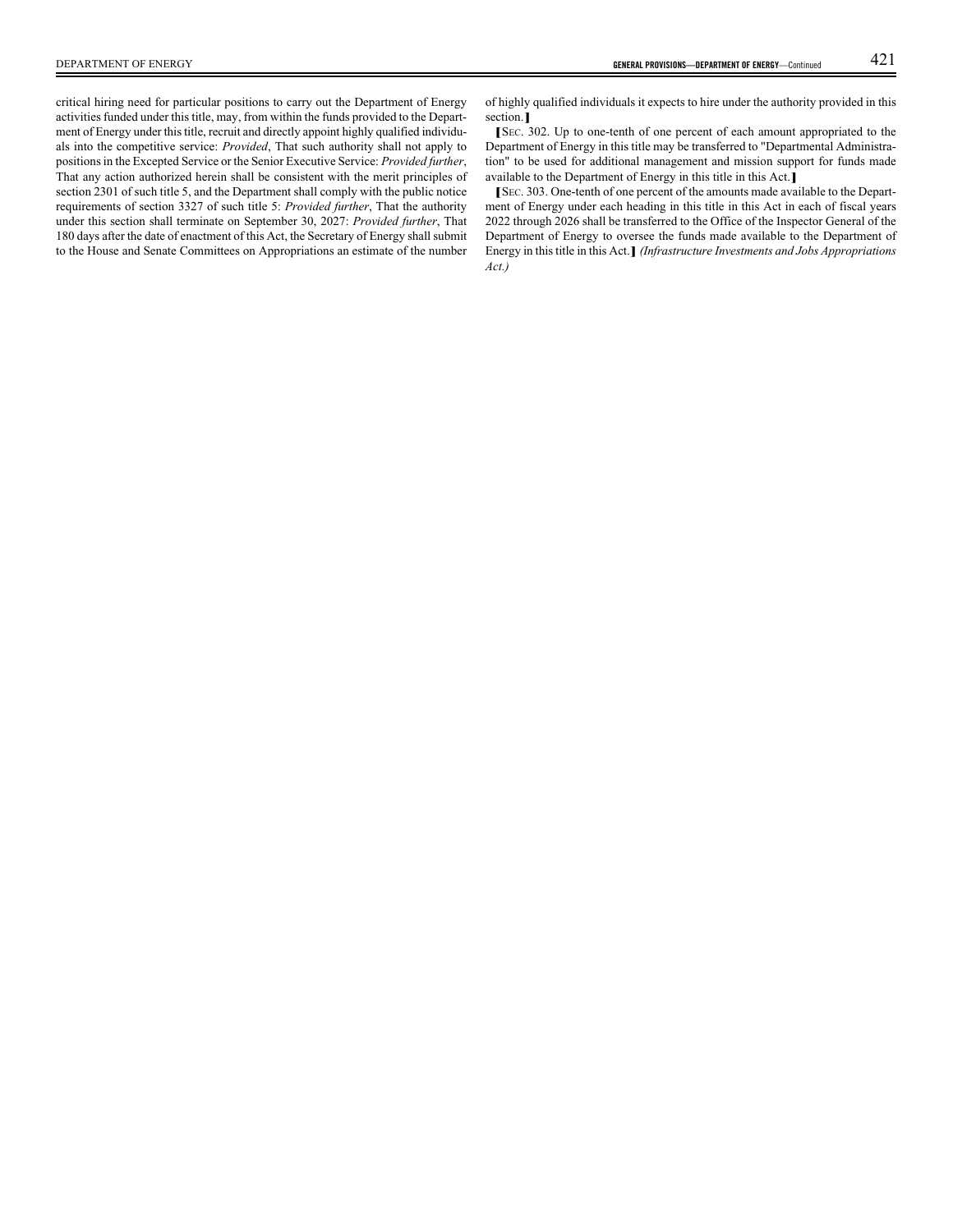critical hiring need for particular positions to carry out the Department of Energy activities funded under this title, may, from within the funds provided to the Department of Energy under this title, recruit and directly appoint highly qualified individuals into the competitive service: *Provided*, That such authority shall not apply to positions in the Excepted Service or the Senior Executive Service: *Provided further*, That any action authorized herein shall be consistent with the merit principles of section 2301 of such title 5, and the Department shall comply with the public notice requirements of section 3327 of such title 5: *Provided further*, That the authority under this section shall terminate on September 30, 2027: *Provided further*, That 180 days after the date of enactment of this Act, the Secretary of Energy shall submit to the House and Senate Committees on Appropriations an estimate of the number of highly qualified individuals it expects to hire under the authority provided in this section.❚

❚SEC. 302. Up to one-tenth of one percent of each amount appropriated to the Department of Energy in this title may be transferred to "Departmental Administration" to be used for additional management and mission support for funds made available to the Department of Energy in this title in this Act.❚

❚SEC. 303. One-tenth of one percent of the amounts made available to the Department of Energy under each heading in this title in this Act in each of fiscal years 2022 through 2026 shall be transferred to the Office of the Inspector General of the Department of Energy to oversee the funds made available to the Department of Energy in this title in this Act.❚ *(Infrastructure Investments and Jobs Appropriations Act.)*